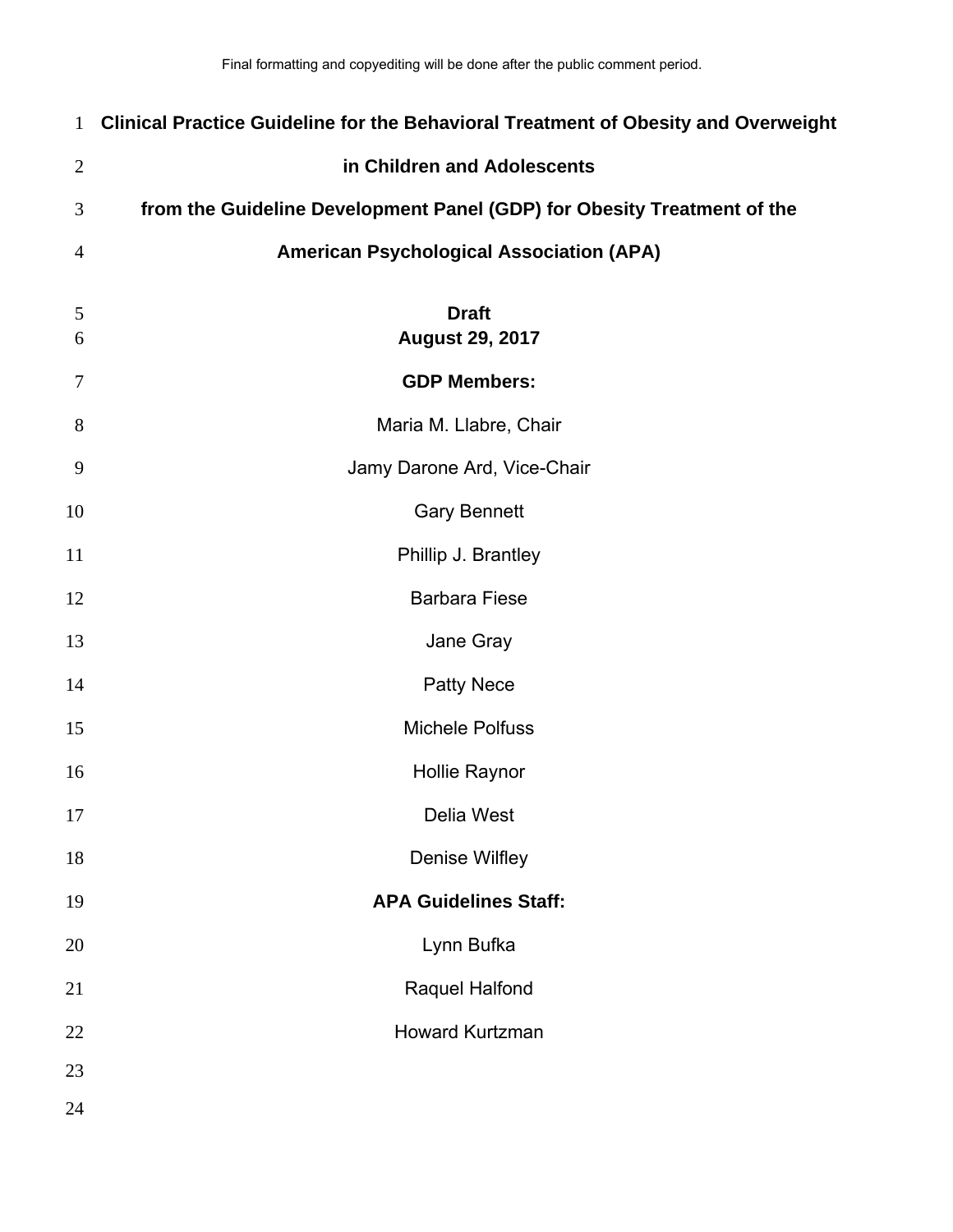Final formatting and copyediting will be done after the public comment period.

# Clinical Practice Guideline for the Behavioral Treatment of Obesity and Overweight in Children and Adolescents

## from the Guideline Development Panel (GDP) for Obesity Treatment of the American Psychological Association (APA)

**Draft**

**August 29, 2017**

**GDP Members:**

Maria M. Llabre, Chair

Jamy Darone Ard, Vice-Chair

Gary Bennett

Phillip J. Brantley

Barbara Fiese

Jane Gray

Patty Nece

Michele Polfuss

Hollie Raynor

Delia West

Denise Wilfley

**APA Guidelines Staff:**

Lynn Bufka

Raquel Halfond

Howard Kurtzman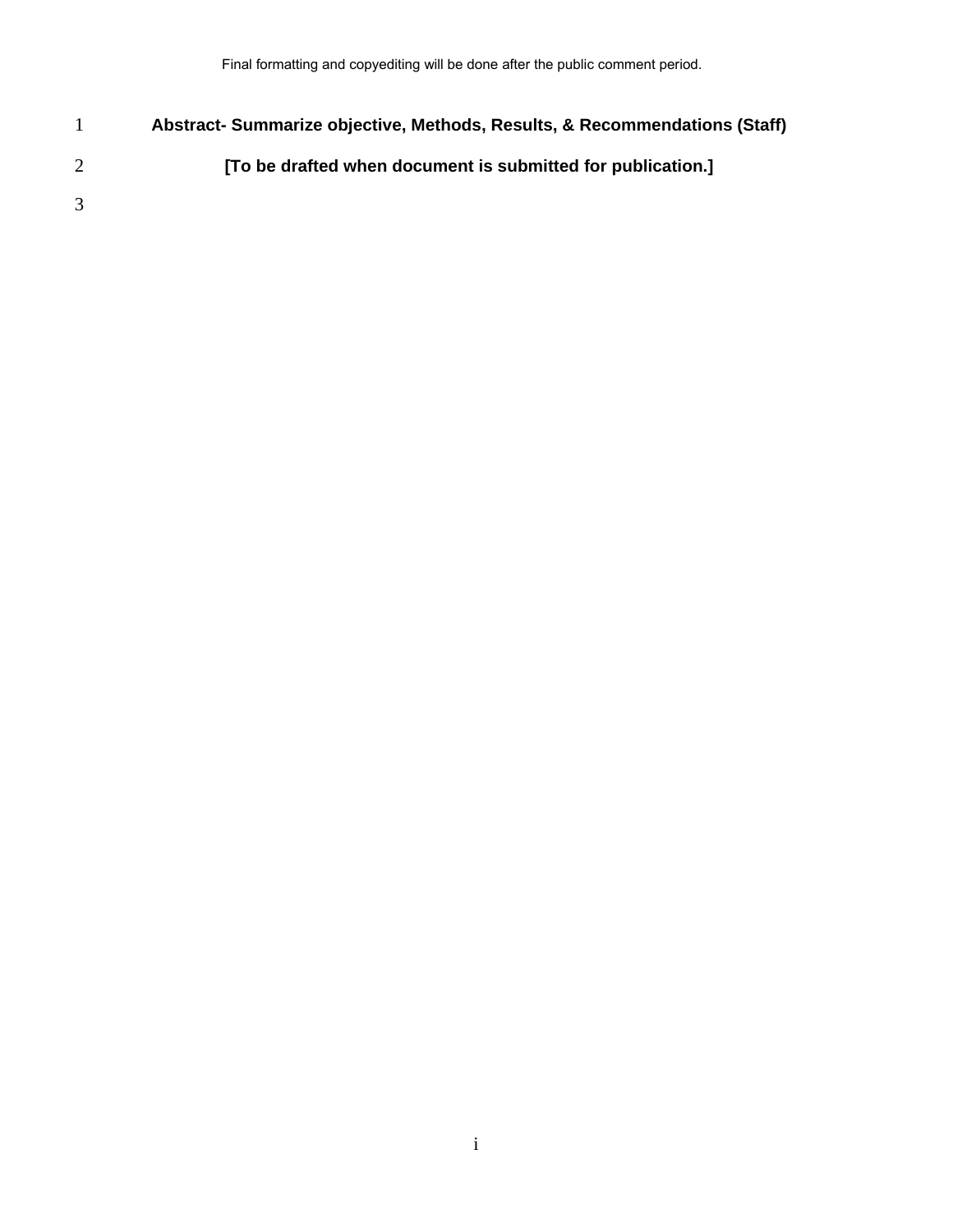Final formatting and copyediting will be done after the public comment period.

**Abstract- Summarize objective, Methods, Results, & Recommendations (Staff)**

**[To be drafted when document is submitted for publication.]**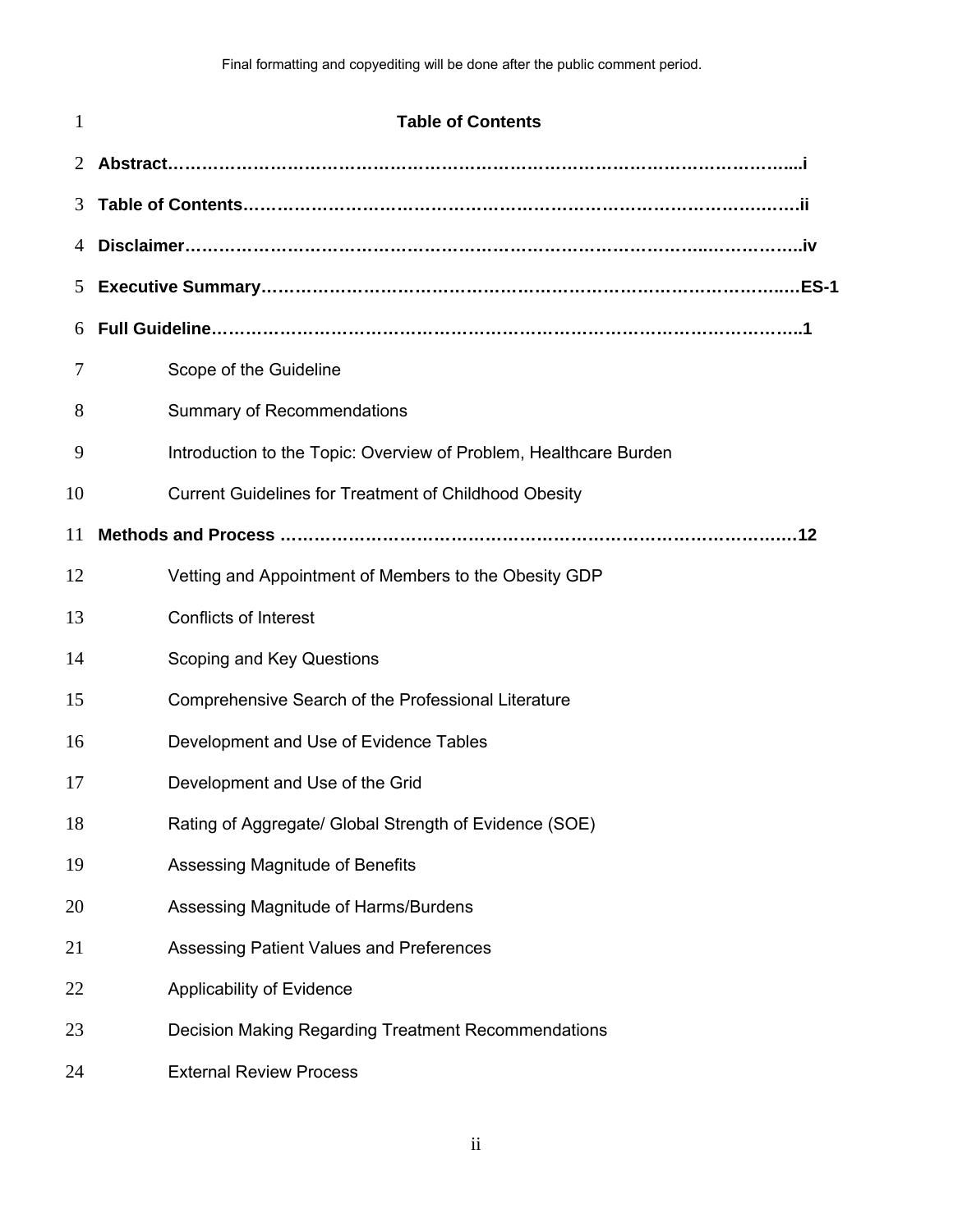# Table of Contents

**Abstract……………………………………………………………………………………………...i**

**Table of Contents…………………………………………………………………………….……ii**

**Disclaimer……………………………………………………………………………..……………..iv**

**Executive Summary…………………………………………………………………………….…ES-1**

**Full Guideline…………………………………………………………………………………………..1**

- Scope of the Guideline
- Summary of Recommendations
- Introduction to the Topic: Overview of Problem, Healthcare Burden
- Current Guidelines for Treatment of Childhood Obesity

**Methods and Process ………………………………………………………………………….……12**

- Vetting and Appointment of Members to the Obesity GDP
- Conflicts of Interest
- Scoping and Key Questions
- Comprehensive Search of the Professional Literature
- Development and Use of Evidence Tables
- Development and Use of the Grid
- Rating of Aggregate/ Global Strength of Evidence (SOE)
- Assessing Magnitude of Benefits
- Assessing Magnitude of Harms/Burdens
- Assessing Patient Values and Preferences
- Applicability of Evidence
- Decision Making Regarding Treatment Recommendations
- External Review Process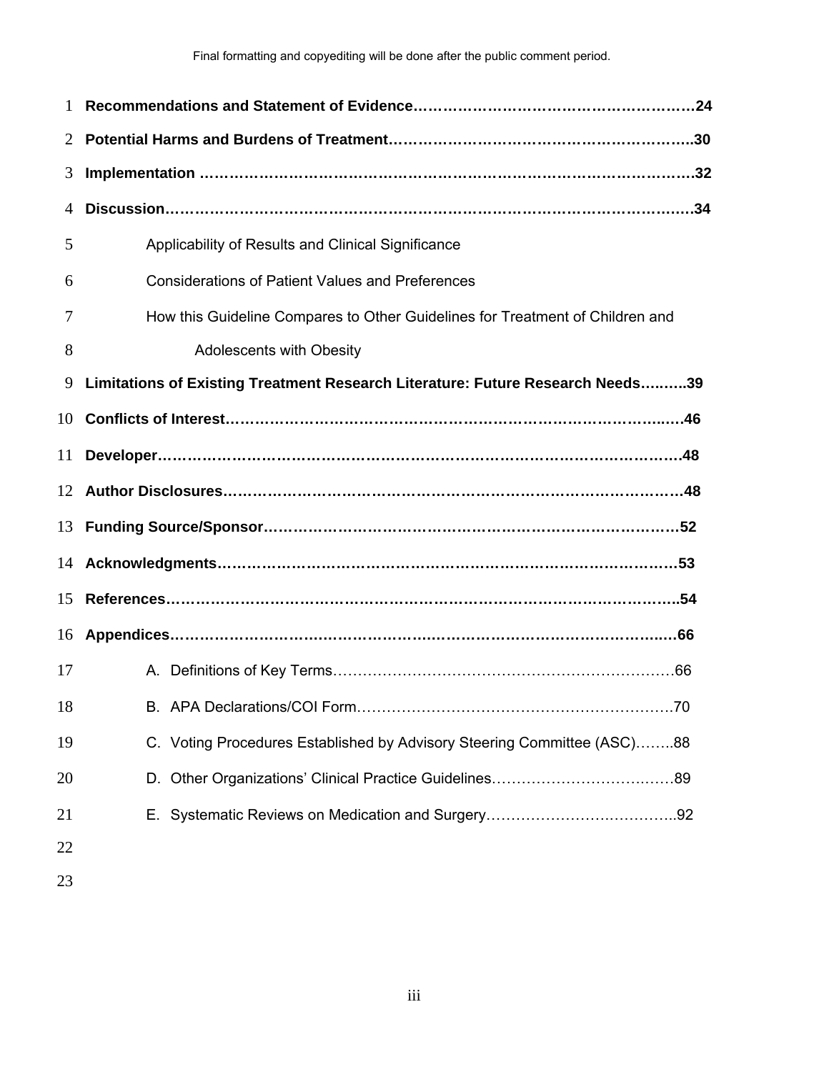**Recommendations and Statement of Evidence……………………………………………………24**

**Potential Harms and Burdens of Treatment……………………………………………………..30**

**Implementation ………………………………………………………………………………….32**

**Discussion……………………………………………………………………………………….34**

- Applicability of Results and Clinical Significance
- Considerations of Patient Values and Preferences
- How this Guideline Compares to Other Guidelines for Treatment of Children and Adolescents with Obesity

**Limitations of Existing Treatment Research Literature: Future Research Needs……....39**

**Conflicts of Interest……………………………………………………………………………..46**

**Developer…………………………………………………………………………………………48**

**Author Disclosures………………………………………………………………………………48**

**Funding Source/Sponsor……………………………………………………………………….52**

**Acknowledgments………………………………………………………………………………53**

**References………………………………………………………………………………………..54**

**Appendices……………………………………………………………………………………..66**

- A. Definitions of Key Terms……………………………………………………………66
- B. APA Declarations/COI Form………………………………………………………70
- C. Voting Procedures Established by Advisory Steering Committee (ASC)……..88
- D. Other Organizations' Clinical Practice Guidelines………………………………89
- E. Systematic Reviews on Medication and Surgery………………………………..92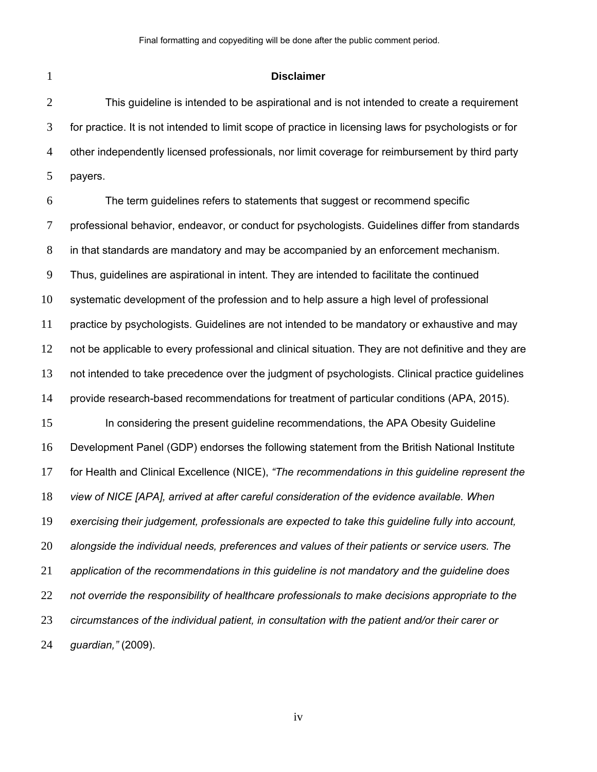## Disclaimer

This guideline is intended to be aspirational and is not intended to create a requirement for practice. It is not intended to limit scope of practice in licensing laws for psychologists or for other independently licensed professionals, nor limit coverage for reimbursement by third party payers.

The term guidelines refers to statements that suggest or recommend specific professional behavior, endeavor, or conduct for psychologists. Guidelines differ from standards in that standards are mandatory and may be accompanied by an enforcement mechanism. Thus, guidelines are aspirational in intent. They are intended to facilitate the continued systematic development of the profession and to help assure a high level of professional practice by psychologists. Guidelines are not intended to be mandatory or exhaustive and may not be applicable to every professional and clinical situation. They are not definitive and they are not intended to take precedence over the judgment of psychologists. Clinical practice guidelines provide research-based recommendations for treatment of particular conditions (APA, 2015).

In considering the present guideline recommendations, the APA Obesity Guideline Development Panel (GDP) endorses the following statement from the British National Institute for Health and Clinical Excellence (NICE), *"The recommendations in this guideline represent the view of NICE [APA], arrived at after careful consideration of the evidence available. When exercising their judgement, professionals are expected to take this guideline fully into account, alongside the individual needs, preferences and values of their patients or service users. The application of the recommendations in this guideline is not mandatory and the guideline does not override the responsibility of healthcare professionals to make decisions appropriate to the circumstances of the individual patient, in consultation with the patient and/or their carer or guardian,"* (2009).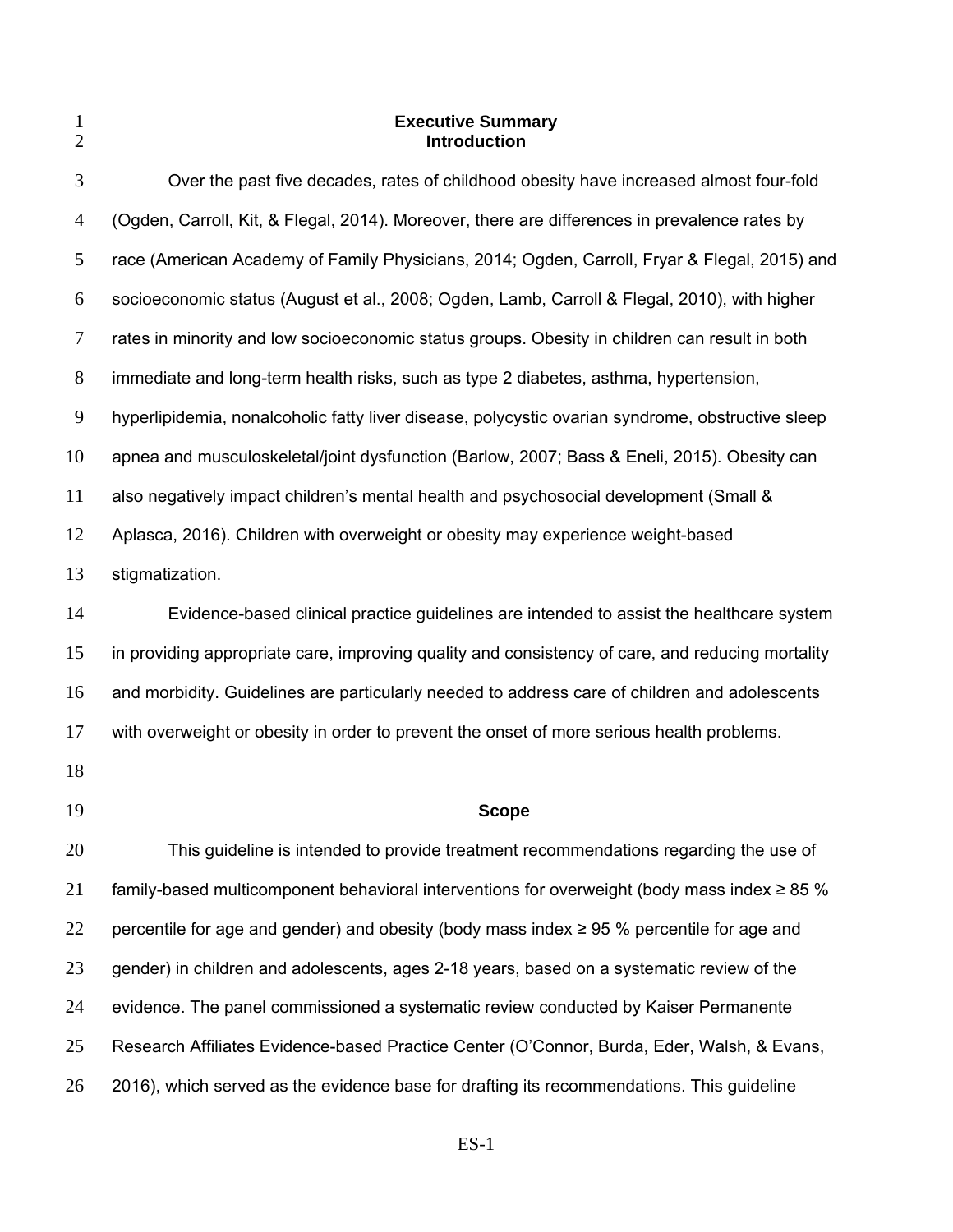# Executive Summary

## Introduction

Over the past five decades, rates of childhood obesity have increased almost four-fold (Ogden, Carroll, Kit, & Flegal, 2014). Moreover, there are differences in prevalence rates by race (American Academy of Family Physicians, 2014; Ogden, Carroll, Fryar & Flegal, 2015) and socioeconomic status (August et al., 2008; Ogden, Lamb, Carroll & Flegal, 2010), with higher rates in minority and low socioeconomic status groups. Obesity in children can result in both immediate and long-term health risks, such as type 2 diabetes, asthma, hypertension, hyperlipidemia, nonalcoholic fatty liver disease, polycystic ovarian syndrome, obstructive sleep apnea and musculoskeletal/joint dysfunction (Barlow, 2007; Bass & Eneli, 2015). Obesity can also negatively impact children's mental health and psychosocial development (Small & Aplasca, 2016). Children with overweight or obesity may experience weight-based stigmatization.

Evidence-based clinical practice guidelines are intended to assist the healthcare system in providing appropriate care, improving quality and consistency of care, and reducing mortality and morbidity. Guidelines are particularly needed to address care of children and adolescents with overweight or obesity in order to prevent the onset of more serious health problems.

## Scope

This guideline is intended to provide treatment recommendations regarding the use of family-based multicomponent behavioral interventions for overweight (body mass index ≥ 85 % percentile for age and gender) and obesity (body mass index ≥ 95 % percentile for age and gender) in children and adolescents, ages 2-18 years, based on a systematic review of the evidence. The panel commissioned a systematic review conducted by Kaiser Permanente Research Affiliates Evidence-based Practice Center (O'Connor, Burda, Eder, Walsh, & Evans, 2016), which served as the evidence base for drafting its recommendations. This guideline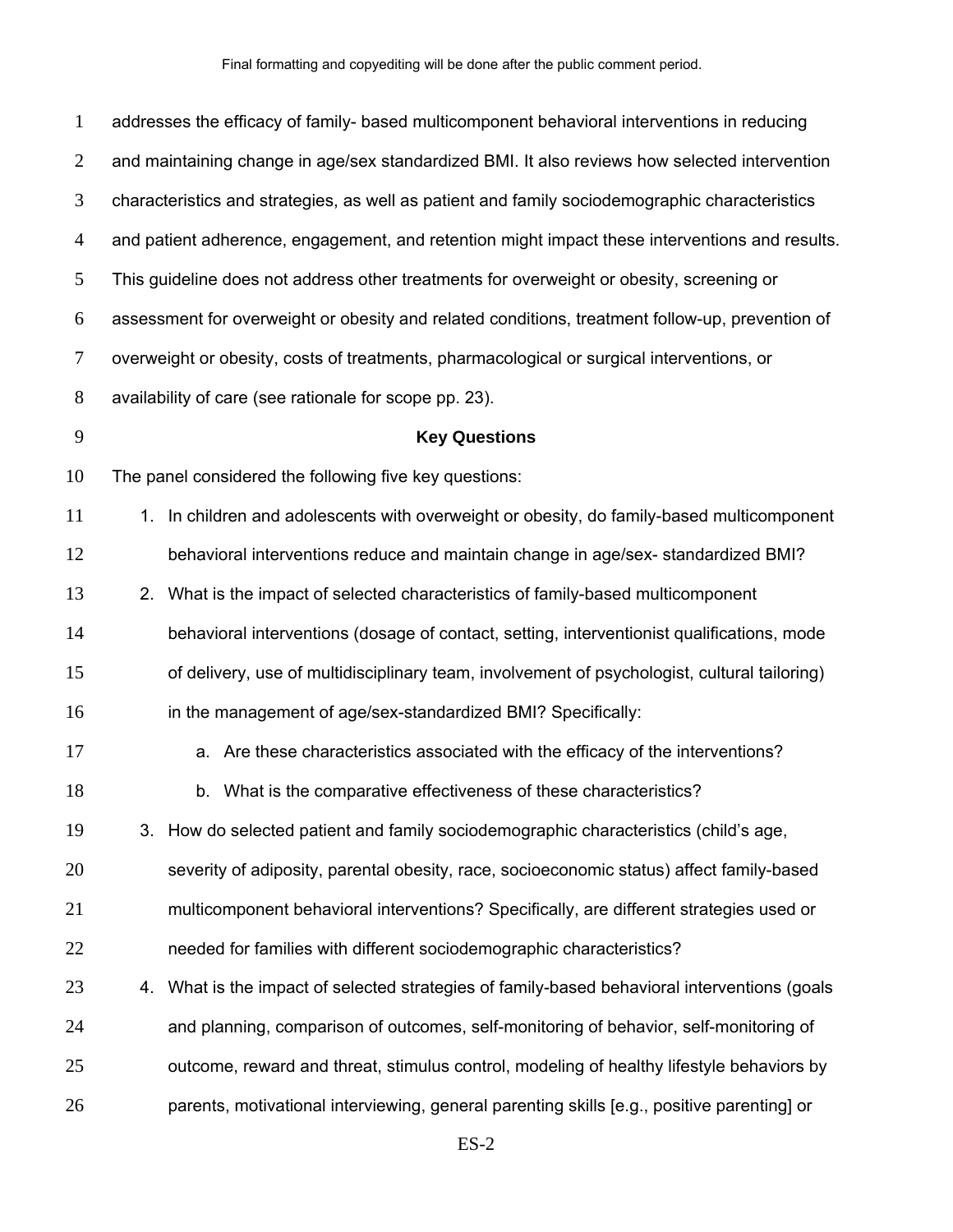addresses the efficacy of family- based multicomponent behavioral interventions in reducing and maintaining change in age/sex standardized BMI. It also reviews how selected intervention characteristics and strategies, as well as patient and family sociodemographic characteristics and patient adherence, engagement, and retention might impact these interventions and results. This guideline does not address other treatments for overweight or obesity, screening or assessment for overweight or obesity and related conditions, treatment follow-up, prevention of overweight or obesity, costs of treatments, pharmacological or surgical interventions, or availability of care (see rationale for scope pp. 23).

## Key Questions

The panel considered the following five key questions:

1. In children and adolescents with overweight or obesity, do family-based multicomponent behavioral interventions reduce and maintain change in age/sex- standardized BMI?
2. What is the impact of selected characteristics of family-based multicomponent behavioral interventions (dosage of contact, setting, interventionist qualifications, mode of delivery, use of multidisciplinary team, involvement of psychologist, cultural tailoring) in the management of age/sex-standardized BMI? Specifically:
   a. Are these characteristics associated with the efficacy of the interventions?
   b. What is the comparative effectiveness of these characteristics?
3. How do selected patient and family sociodemographic characteristics (child's age, severity of adiposity, parental obesity, race, socioeconomic status) affect family-based multicomponent behavioral interventions? Specifically, are different strategies used or needed for families with different sociodemographic characteristics?
4. What is the impact of selected strategies of family-based behavioral interventions (goals and planning, comparison of outcomes, self-monitoring of behavior, self-monitoring of outcome, reward and threat, stimulus control, modeling of healthy lifestyle behaviors by parents, motivational interviewing, general parenting skills [e.g., positive parenting] or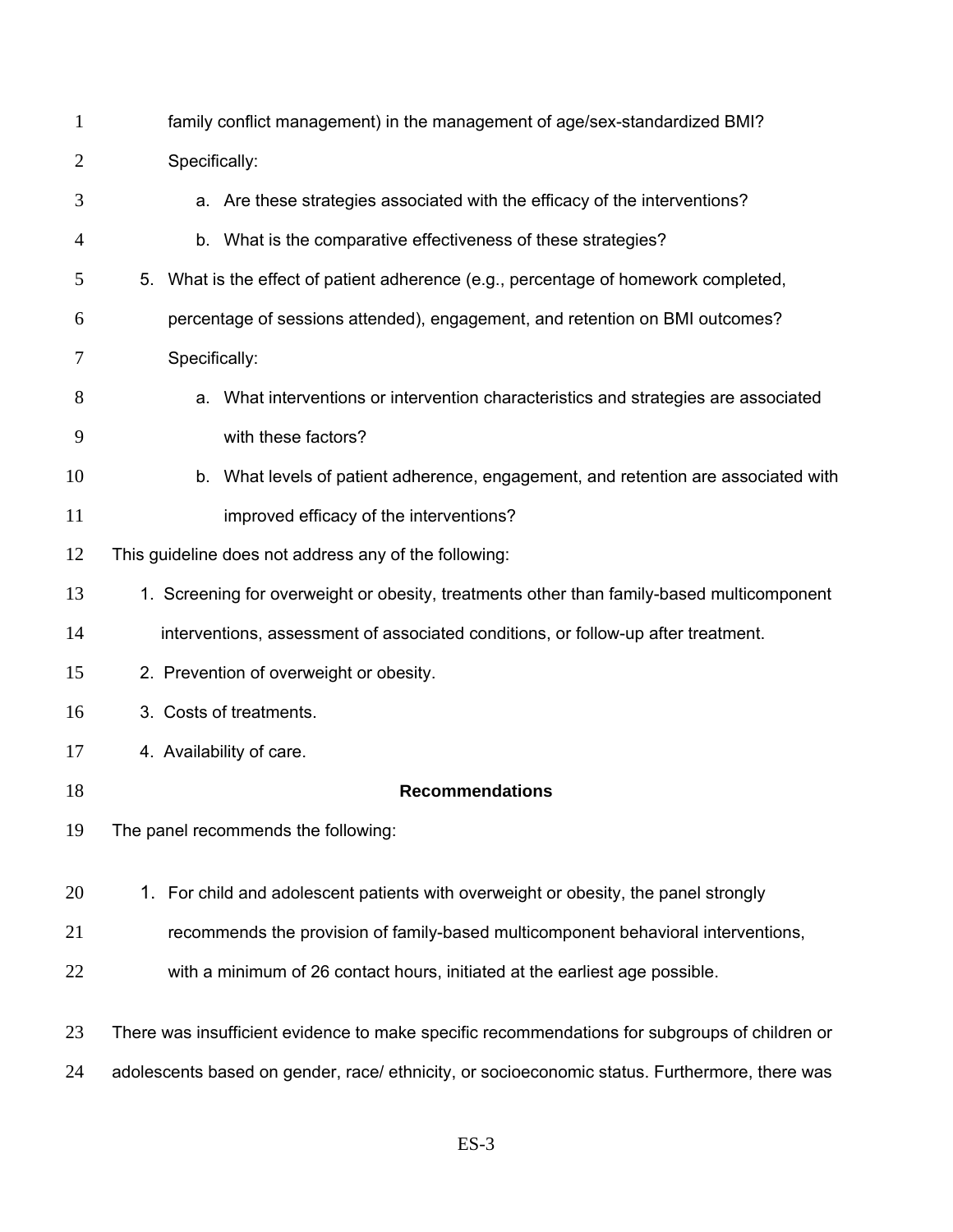family conflict management) in the management of age/sex-standardized BMI? Specifically:

   a. Are these strategies associated with the efficacy of the interventions?
   b. What is the comparative effectiveness of these strategies?

5. What is the effect of patient adherence (e.g., percentage of homework completed, percentage of sessions attended), engagement, and retention on BMI outcomes? Specifically:
   a. What interventions or intervention characteristics and strategies are associated with these factors?
   b. What levels of patient adherence, engagement, and retention are associated with improved efficacy of the interventions?

This guideline does not address any of the following:

1. Screening for overweight or obesity, treatments other than family-based multicomponent interventions, assessment of associated conditions, or follow-up after treatment.
2. Prevention of overweight or obesity.
3. Costs of treatments.
4. Availability of care.

## Recommendations

The panel recommends the following:

1. For child and adolescent patients with overweight or obesity, the panel strongly recommends the provision of family-based multicomponent behavioral interventions, with a minimum of 26 contact hours, initiated at the earliest age possible.

There was insufficient evidence to make specific recommendations for subgroups of children or adolescents based on gender, race/ ethnicity, or socioeconomic status. Furthermore, there was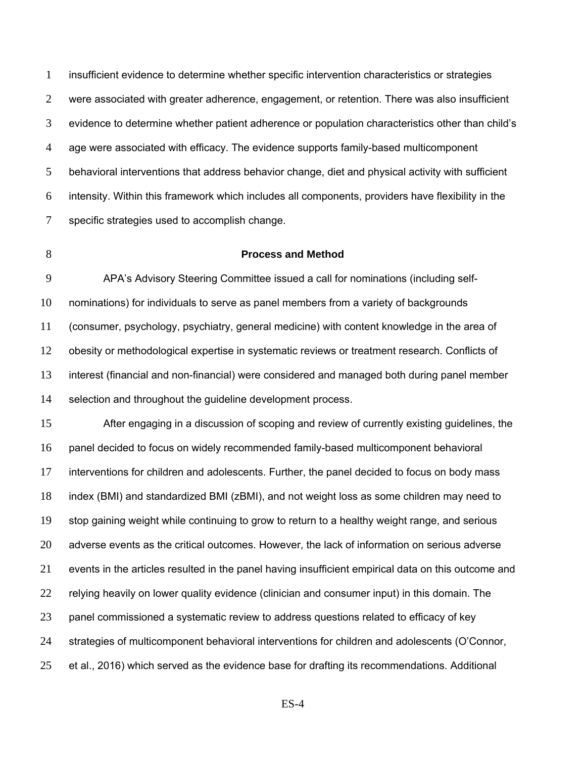insufficient evidence to determine whether specific intervention characteristics or strategies were associated with greater adherence, engagement, or retention. There was also insufficient evidence to determine whether patient adherence or population characteristics other than child's age were associated with efficacy. The evidence supports family-based multicomponent behavioral interventions that address behavior change, diet and physical activity with sufficient intensity. Within this framework which includes all components, providers have flexibility in the specific strategies used to accomplish change.

## Process and Method

APA's Advisory Steering Committee issued a call for nominations (including self-nominations) for individuals to serve as panel members from a variety of backgrounds (consumer, psychology, psychiatry, general medicine) with content knowledge in the area of obesity or methodological expertise in systematic reviews or treatment research. Conflicts of interest (financial and non-financial) were considered and managed both during panel member selection and throughout the guideline development process.

After engaging in a discussion of scoping and review of currently existing guidelines, the panel decided to focus on widely recommended family-based multicomponent behavioral interventions for children and adolescents. Further, the panel decided to focus on body mass index (BMI) and standardized BMI (zBMI), and not weight loss as some children may need to stop gaining weight while continuing to grow to return to a healthy weight range, and serious adverse events as the critical outcomes. However, the lack of information on serious adverse events in the articles resulted in the panel having insufficient empirical data on this outcome and relying heavily on lower quality evidence (clinician and consumer input) in this domain. The panel commissioned a systematic review to address questions related to efficacy of key strategies of multicomponent behavioral interventions for children and adolescents (O'Connor, et al., 2016) which served as the evidence base for drafting its recommendations. Additional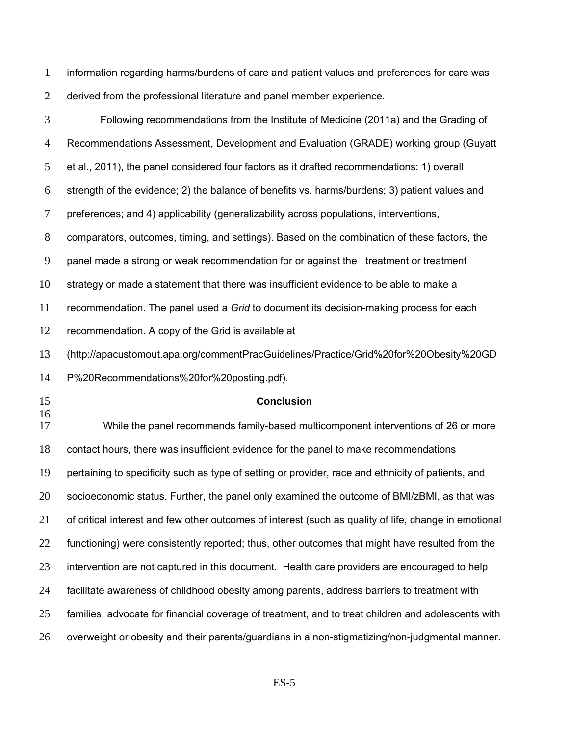information regarding harms/burdens of care and patient values and preferences for care was derived from the professional literature and panel member experience.

Following recommendations from the Institute of Medicine (2011a) and the Grading of Recommendations Assessment, Development and Evaluation (GRADE) working group (Guyatt et al., 2011), the panel considered four factors as it drafted recommendations: 1) overall strength of the evidence; 2) the balance of benefits vs. harms/burdens; 3) patient values and preferences; and 4) applicability (generalizability across populations, interventions, comparators, outcomes, timing, and settings). Based on the combination of these factors, the panel made a strong or weak recommendation for or against the treatment or treatment strategy or made a statement that there was insufficient evidence to be able to make a recommendation. The panel used a *Grid* to document its decision-making process for each recommendation. A copy of the Grid is available at (http://apacustomout.apa.org/commentPracGuidelines/Practice/Grid%20for%20Obesity%20GDP%20Recommendations%20for%20posting.pdf).

## Conclusion

While the panel recommends family-based multicomponent interventions of 26 or more contact hours, there was insufficient evidence for the panel to make recommendations pertaining to specificity such as type of setting or provider, race and ethnicity of patients, and socioeconomic status. Further, the panel only examined the outcome of BMI/zBMI, as that was of critical interest and few other outcomes of interest (such as quality of life, change in emotional functioning) were consistently reported; thus, other outcomes that might have resulted from the intervention are not captured in this document. Health care providers are encouraged to help facilitate awareness of childhood obesity among parents, address barriers to treatment with families, advocate for financial coverage of treatment, and to treat children and adolescents with overweight or obesity and their parents/guardians in a non-stigmatizing/non-judgmental manner.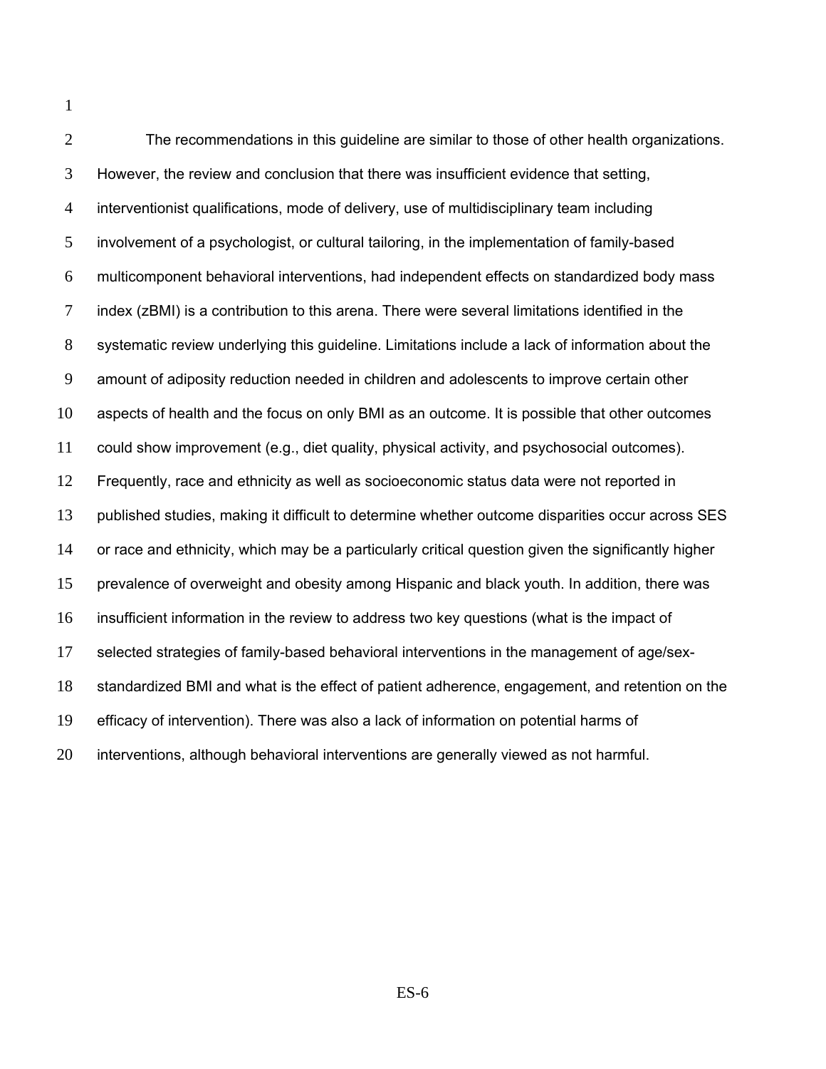The recommendations in this guideline are similar to those of other health organizations. However, the review and conclusion that there was insufficient evidence that setting, interventionist qualifications, mode of delivery, use of multidisciplinary team including involvement of a psychologist, or cultural tailoring, in the implementation of family-based multicomponent behavioral interventions, had independent effects on standardized body mass index (zBMI) is a contribution to this arena. There were several limitations identified in the systematic review underlying this guideline. Limitations include a lack of information about the amount of adiposity reduction needed in children and adolescents to improve certain other aspects of health and the focus on only BMI as an outcome. It is possible that other outcomes could show improvement (e.g., diet quality, physical activity, and psychosocial outcomes). Frequently, race and ethnicity as well as socioeconomic status data were not reported in published studies, making it difficult to determine whether outcome disparities occur across SES or race and ethnicity, which may be a particularly critical question given the significantly higher prevalence of overweight and obesity among Hispanic and black youth. In addition, there was insufficient information in the review to address two key questions (what is the impact of selected strategies of family-based behavioral interventions in the management of age/sex-standardized BMI and what is the effect of patient adherence, engagement, and retention on the efficacy of intervention). There was also a lack of information on potential harms of interventions, although behavioral interventions are generally viewed as not harmful.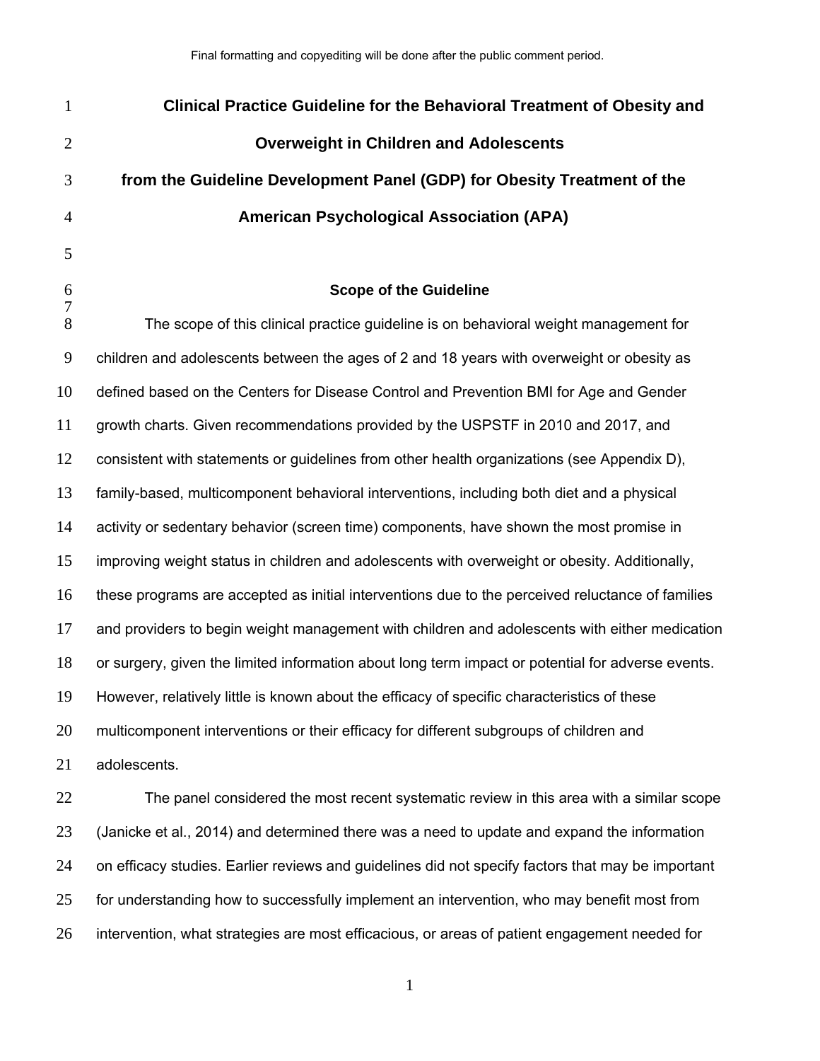Final formatting and copyediting will be done after the public comment period.

# Clinical Practice Guideline for the Behavioral Treatment of Obesity and Overweight in Children and Adolescents from the Guideline Development Panel (GDP) for Obesity Treatment of the American Psychological Association (APA)

## Scope of the Guideline

The scope of this clinical practice guideline is on behavioral weight management for children and adolescents between the ages of 2 and 18 years with overweight or obesity as defined based on the Centers for Disease Control and Prevention BMI for Age and Gender growth charts. Given recommendations provided by the USPSTF in 2010 and 2017, and consistent with statements or guidelines from other health organizations (see Appendix D), family-based, multicomponent behavioral interventions, including both diet and a physical activity or sedentary behavior (screen time) components, have shown the most promise in improving weight status in children and adolescents with overweight or obesity. Additionally, these programs are accepted as initial interventions due to the perceived reluctance of families and providers to begin weight management with children and adolescents with either medication or surgery, given the limited information about long term impact or potential for adverse events. However, relatively little is known about the efficacy of specific characteristics of these multicomponent interventions or their efficacy for different subgroups of children and adolescents.

The panel considered the most recent systematic review in this area with a similar scope (Janicke et al., 2014) and determined there was a need to update and expand the information on efficacy studies. Earlier reviews and guidelines did not specify factors that may be important for understanding how to successfully implement an intervention, who may benefit most from intervention, what strategies are most efficacious, or areas of patient engagement needed for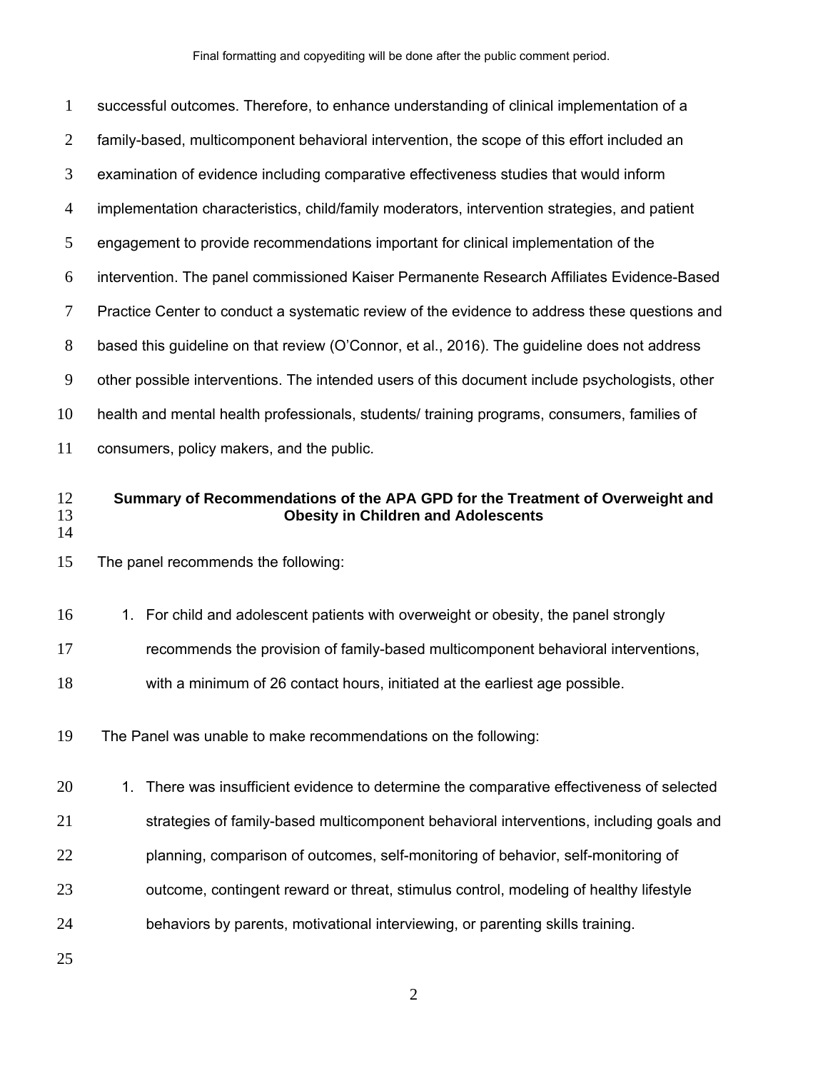successful outcomes. Therefore, to enhance understanding of clinical implementation of a family-based, multicomponent behavioral intervention, the scope of this effort included an examination of evidence including comparative effectiveness studies that would inform implementation characteristics, child/family moderators, intervention strategies, and patient engagement to provide recommendations important for clinical implementation of the intervention. The panel commissioned Kaiser Permanente Research Affiliates Evidence-Based Practice Center to conduct a systematic review of the evidence to address these questions and based this guideline on that review (O'Connor, et al., 2016). The guideline does not address other possible interventions. The intended users of this document include psychologists, other health and mental health professionals, students/ training programs, consumers, families of consumers, policy makers, and the public.

## Summary of Recommendations of the APA GPD for the Treatment of Overweight and Obesity in Children and Adolescents

The panel recommends the following:

1. For child and adolescent patients with overweight or obesity, the panel strongly recommends the provision of family-based multicomponent behavioral interventions, with a minimum of 26 contact hours, initiated at the earliest age possible.

The Panel was unable to make recommendations on the following:

1. There was insufficient evidence to determine the comparative effectiveness of selected strategies of family-based multicomponent behavioral interventions, including goals and planning, comparison of outcomes, self-monitoring of behavior, self-monitoring of outcome, contingent reward or threat, stimulus control, modeling of healthy lifestyle behaviors by parents, motivational interviewing, or parenting skills training.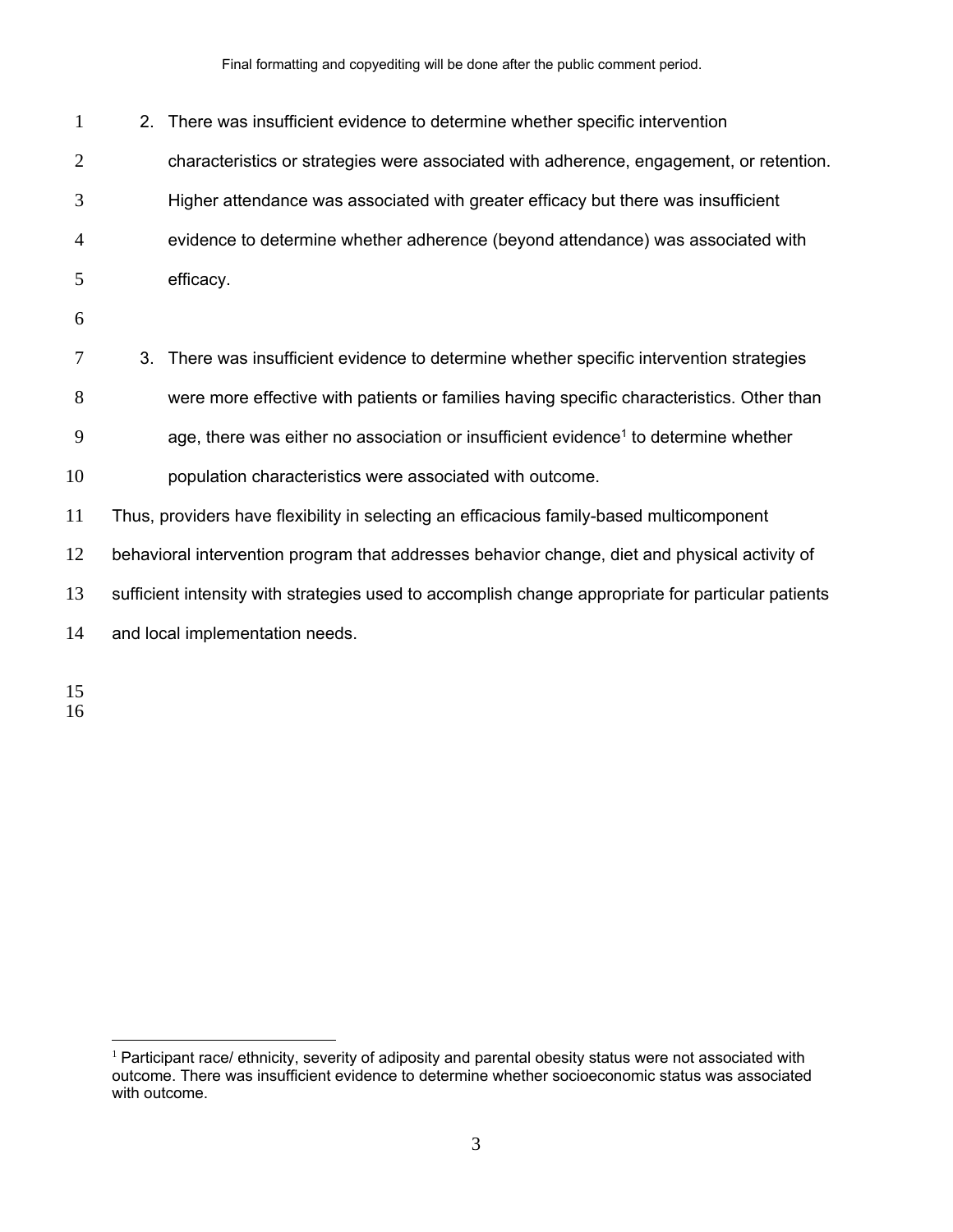2. There was insufficient evidence to determine whether specific intervention characteristics or strategies were associated with adherence, engagement, or retention. Higher attendance was associated with greater efficacy but there was insufficient evidence to determine whether adherence (beyond attendance) was associated with efficacy.

3. There was insufficient evidence to determine whether specific intervention strategies were more effective with patients or families having specific characteristics. Other than age, there was either no association or insufficient evidence[1] to determine whether population characteristics were associated with outcome.

Thus, providers have flexibility in selecting an efficacious family-based multicomponent behavioral intervention program that addresses behavior change, diet and physical activity of sufficient intensity with strategies used to accomplish change appropriate for particular patients and local implementation needs.

[1] Participant race/ ethnicity, severity of adiposity and parental obesity status were not associated with outcome. There was insufficient evidence to determine whether socioeconomic status was associated with outcome.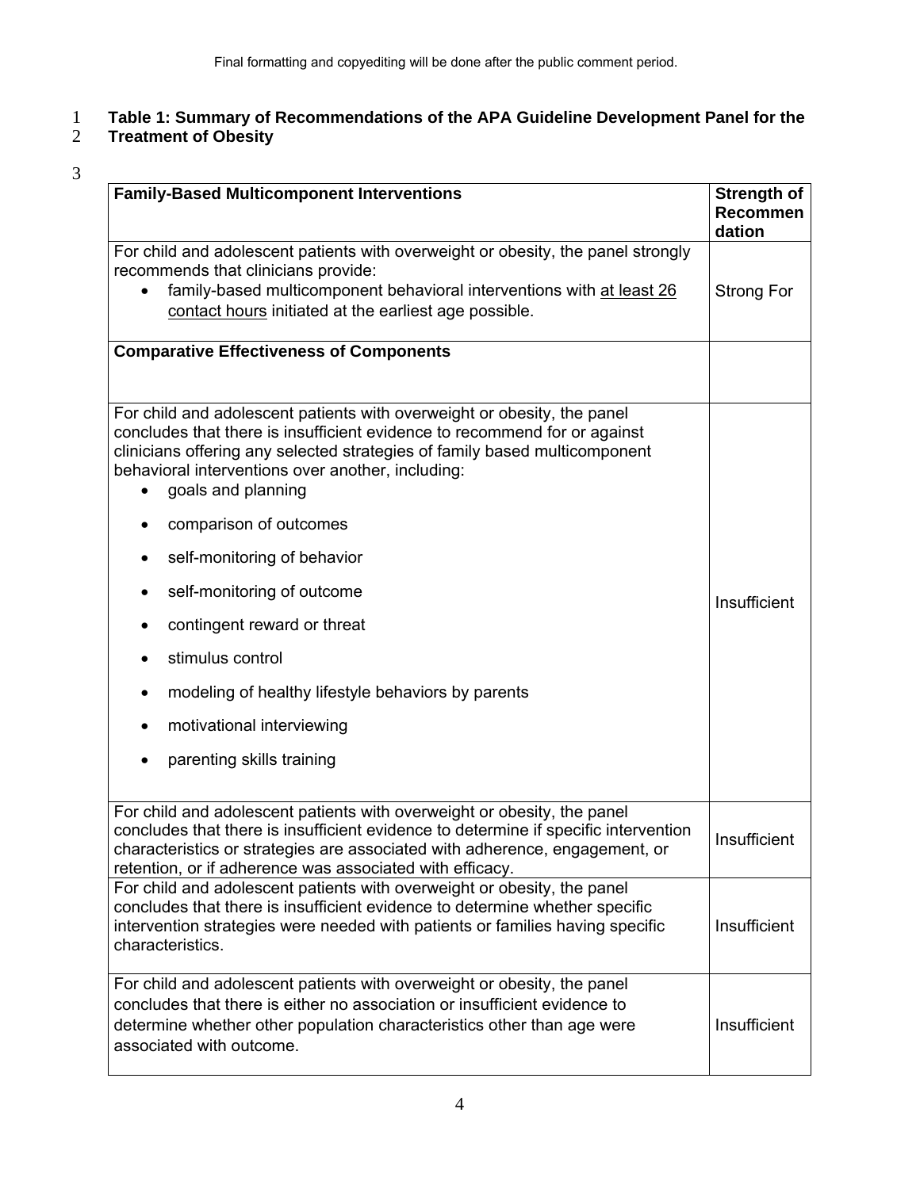**Table 1: Summary of Recommendations of the APA Guideline Development Panel for the Treatment of Obesity**

| **Family-Based Multicomponent Interventions** | **Strength of Recommendation** |
|---|---|
| For child and adolescent patients with overweight or obesity, the panel strongly recommends that clinicians provide: <br>• family-based multicomponent behavioral interventions with <u>at least 26 contact hours</u> initiated at the earliest age possible. | Strong For |
| **Comparative Effectiveness of Components** | |
| For child and adolescent patients with overweight or obesity, the panel concludes that there is insufficient evidence to recommend for or against clinicians offering any selected strategies of family based multicomponent behavioral interventions over another, including: <br>• goals and planning <br>• comparison of outcomes <br>• self-monitoring of behavior <br>• self-monitoring of outcome <br>• contingent reward or threat <br>• stimulus control <br>• modeling of healthy lifestyle behaviors by parents <br>• motivational interviewing <br>• parenting skills training | Insufficient |
| For child and adolescent patients with overweight or obesity, the panel concludes that there is insufficient evidence to determine if specific intervention characteristics or strategies are associated with adherence, engagement, or retention, or if adherence was associated with efficacy. | Insufficient |
| For child and adolescent patients with overweight or obesity, the panel concludes that there is insufficient evidence to determine whether specific intervention strategies were needed with patients or families having specific characteristics. | Insufficient |
| For child and adolescent patients with overweight or obesity, the panel concludes that there is either no association or insufficient evidence to determine whether other population characteristics other than age were associated with outcome. | Insufficient |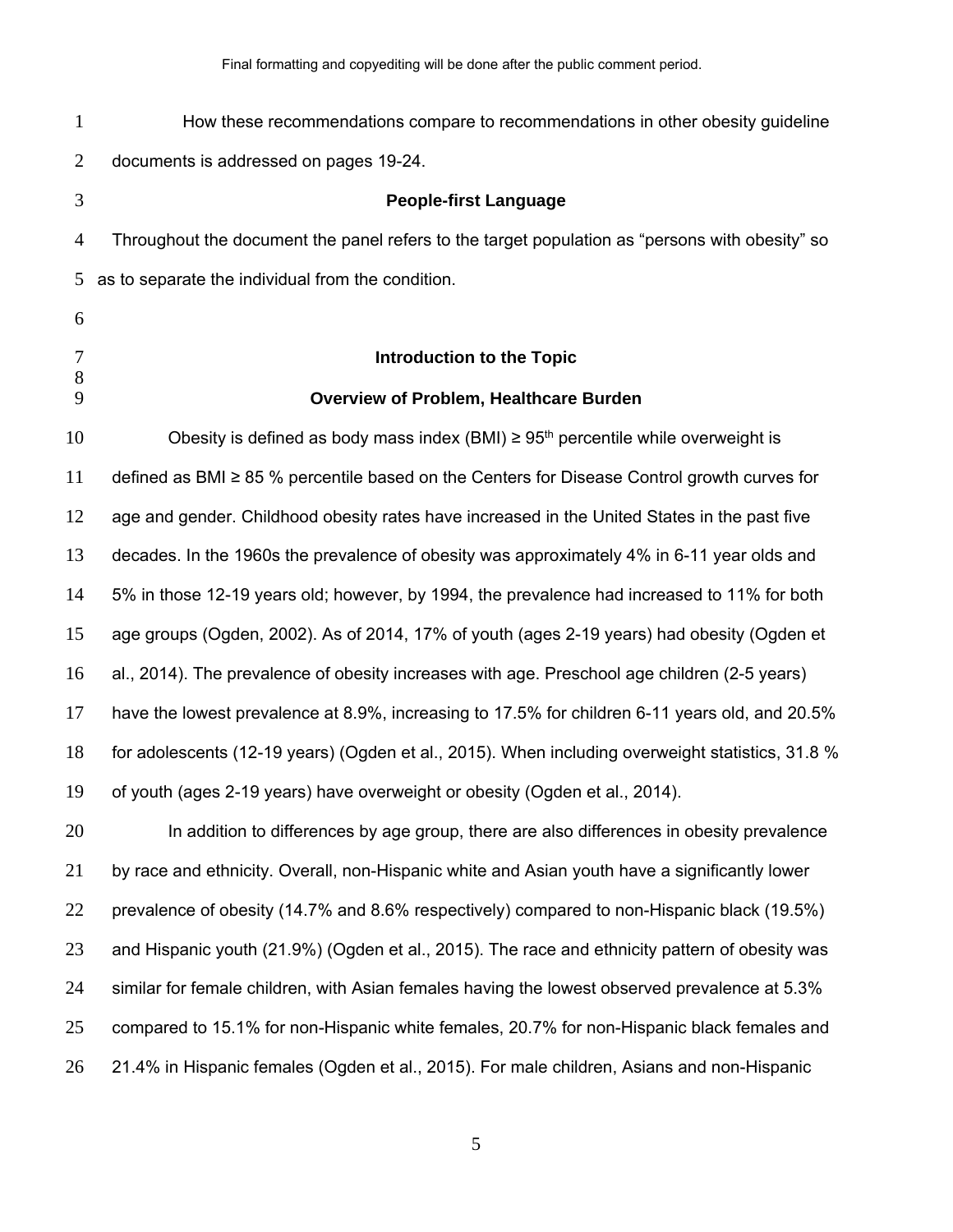How these recommendations compare to recommendations in other obesity guideline documents is addressed on pages 19-24.

### People-first Language

Throughout the document the panel refers to the target population as "persons with obesity" so as to separate the individual from the condition.

## Introduction to the Topic

### Overview of Problem, Healthcare Burden

Obesity is defined as body mass index (BMI) ≥ 95th percentile while overweight is defined as BMI ≥ 85 % percentile based on the Centers for Disease Control growth curves for age and gender. Childhood obesity rates have increased in the United States in the past five decades. In the 1960s the prevalence of obesity was approximately 4% in 6-11 year olds and 5% in those 12-19 years old; however, by 1994, the prevalence had increased to 11% for both age groups (Ogden, 2002). As of 2014, 17% of youth (ages 2-19 years) had obesity (Ogden et al., 2014). The prevalence of obesity increases with age. Preschool age children (2-5 years) have the lowest prevalence at 8.9%, increasing to 17.5% for children 6-11 years old, and 20.5% for adolescents (12-19 years) (Ogden et al., 2015). When including overweight statistics, 31.8 % of youth (ages 2-19 years) have overweight or obesity (Ogden et al., 2014).

In addition to differences by age group, there are also differences in obesity prevalence by race and ethnicity. Overall, non-Hispanic white and Asian youth have a significantly lower prevalence of obesity (14.7% and 8.6% respectively) compared to non-Hispanic black (19.5%) and Hispanic youth (21.9%) (Ogden et al., 2015). The race and ethnicity pattern of obesity was similar for female children, with Asian females having the lowest observed prevalence at 5.3% compared to 15.1% for non-Hispanic white females, 20.7% for non-Hispanic black females and 21.4% in Hispanic females (Ogden et al., 2015). For male children, Asians and non-Hispanic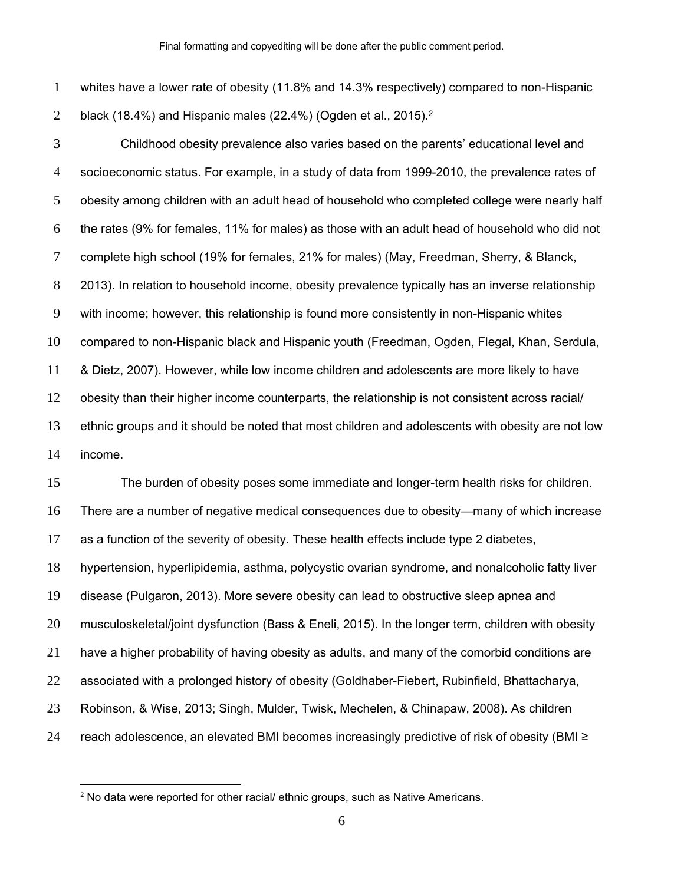whites have a lower rate of obesity (11.8% and 14.3% respectively) compared to non-Hispanic black (18.4%) and Hispanic males (22.4%) (Ogden et al., 2015).[2]

Childhood obesity prevalence also varies based on the parents' educational level and socioeconomic status. For example, in a study of data from 1999-2010, the prevalence rates of obesity among children with an adult head of household who completed college were nearly half the rates (9% for females, 11% for males) as those with an adult head of household who did not complete high school (19% for females, 21% for males) (May, Freedman, Sherry, & Blanck, 2013). In relation to household income, obesity prevalence typically has an inverse relationship with income; however, this relationship is found more consistently in non-Hispanic whites compared to non-Hispanic black and Hispanic youth (Freedman, Ogden, Flegal, Khan, Serdula, & Dietz, 2007). However, while low income children and adolescents are more likely to have obesity than their higher income counterparts, the relationship is not consistent across racial/ ethnic groups and it should be noted that most children and adolescents with obesity are not low income.

The burden of obesity poses some immediate and longer-term health risks for children. There are a number of negative medical consequences due to obesity—many of which increase as a function of the severity of obesity. These health effects include type 2 diabetes, hypertension, hyperlipidemia, asthma, polycystic ovarian syndrome, and nonalcoholic fatty liver disease (Pulgaron, 2013). More severe obesity can lead to obstructive sleep apnea and musculoskeletal/joint dysfunction (Bass & Eneli, 2015). In the longer term, children with obesity have a higher probability of having obesity as adults, and many of the comorbid conditions are associated with a prolonged history of obesity (Goldhaber-Fiebert, Rubinfield, Bhattacharya, Robinson, & Wise, 2013; Singh, Mulder, Twisk, Mechelen, & Chinapaw, 2008). As children reach adolescence, an elevated BMI becomes increasingly predictive of risk of obesity (BMI ≥

[2] No data were reported for other racial/ ethnic groups, such as Native Americans.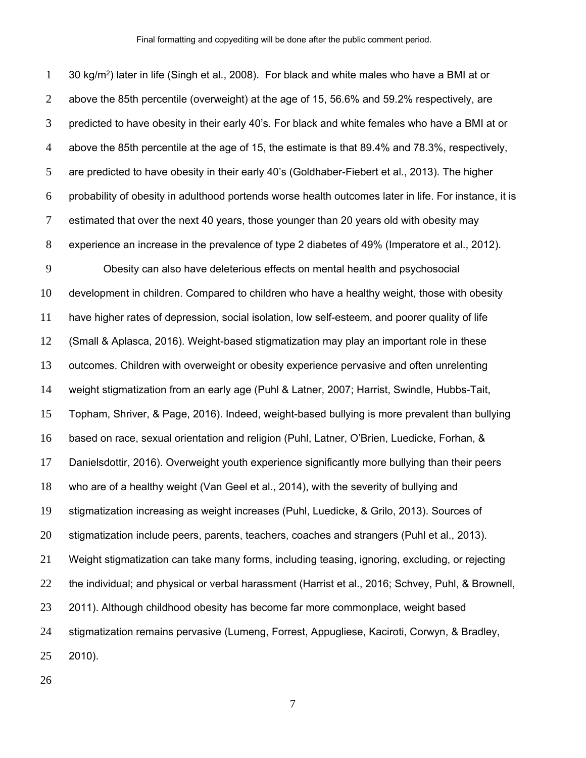30 kg/m$^2$) later in life (Singh et al., 2008). For black and white males who have a BMI at or above the 85th percentile (overweight) at the age of 15, 56.6% and 59.2% respectively, are predicted to have obesity in their early 40's. For black and white females who have a BMI at or above the 85th percentile at the age of 15, the estimate is that 89.4% and 78.3%, respectively, are predicted to have obesity in their early 40's (Goldhaber-Fiebert et al., 2013). The higher probability of obesity in adulthood portends worse health outcomes later in life. For instance, it is estimated that over the next 40 years, those younger than 20 years old with obesity may experience an increase in the prevalence of type 2 diabetes of 49% (Imperatore et al., 2012).

Obesity can also have deleterious effects on mental health and psychosocial development in children. Compared to children who have a healthy weight, those with obesity have higher rates of depression, social isolation, low self-esteem, and poorer quality of life (Small & Aplasca, 2016). Weight-based stigmatization may play an important role in these outcomes. Children with overweight or obesity experience pervasive and often unrelenting weight stigmatization from an early age (Puhl & Latner, 2007; Harrist, Swindle, Hubbs-Tait, Topham, Shriver, & Page, 2016). Indeed, weight-based bullying is more prevalent than bullying based on race, sexual orientation and religion (Puhl, Latner, O'Brien, Luedicke, Forhan, & Danielsdottir, 2016). Overweight youth experience significantly more bullying than their peers who are of a healthy weight (Van Geel et al., 2014), with the severity of bullying and stigmatization increasing as weight increases (Puhl, Luedicke, & Grilo, 2013). Sources of stigmatization include peers, parents, teachers, coaches and strangers (Puhl et al., 2013). Weight stigmatization can take many forms, including teasing, ignoring, excluding, or rejecting the individual; and physical or verbal harassment (Harrist et al., 2016; Schvey, Puhl, & Brownell, 2011). Although childhood obesity has become far more commonplace, weight based stigmatization remains pervasive (Lumeng, Forrest, Appugliese, Kaciroti, Corwyn, & Bradley, 2010).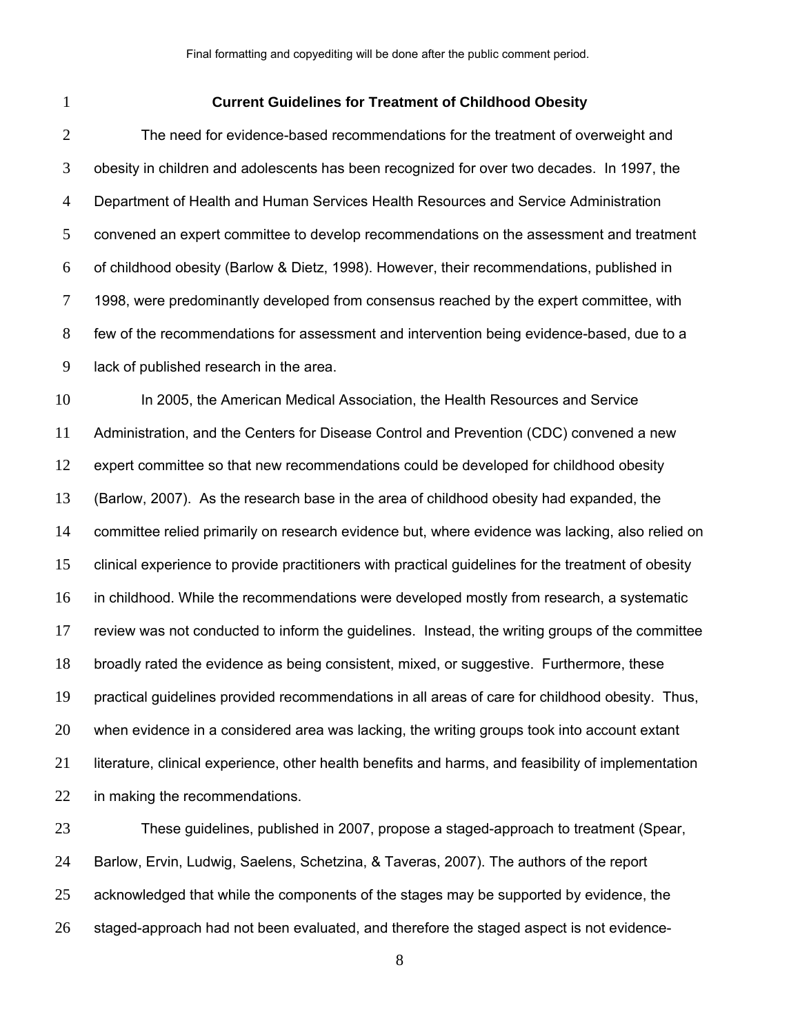## Current Guidelines for Treatment of Childhood Obesity

The need for evidence-based recommendations for the treatment of overweight and obesity in children and adolescents has been recognized for over two decades. In 1997, the Department of Health and Human Services Health Resources and Service Administration convened an expert committee to develop recommendations on the assessment and treatment of childhood obesity (Barlow & Dietz, 1998). However, their recommendations, published in 1998, were predominantly developed from consensus reached by the expert committee, with few of the recommendations for assessment and intervention being evidence-based, due to a lack of published research in the area.

In 2005, the American Medical Association, the Health Resources and Service Administration, and the Centers for Disease Control and Prevention (CDC) convened a new expert committee so that new recommendations could be developed for childhood obesity (Barlow, 2007). As the research base in the area of childhood obesity had expanded, the committee relied primarily on research evidence but, where evidence was lacking, also relied on clinical experience to provide practitioners with practical guidelines for the treatment of obesity in childhood. While the recommendations were developed mostly from research, a systematic review was not conducted to inform the guidelines. Instead, the writing groups of the committee broadly rated the evidence as being consistent, mixed, or suggestive. Furthermore, these practical guidelines provided recommendations in all areas of care for childhood obesity. Thus, when evidence in a considered area was lacking, the writing groups took into account extant literature, clinical experience, other health benefits and harms, and feasibility of implementation in making the recommendations.

These guidelines, published in 2007, propose a staged-approach to treatment (Spear, Barlow, Ervin, Ludwig, Saelens, Schetzina, & Taveras, 2007). The authors of the report acknowledged that while the components of the stages may be supported by evidence, the staged-approach had not been evaluated, and therefore the staged aspect is not evidence-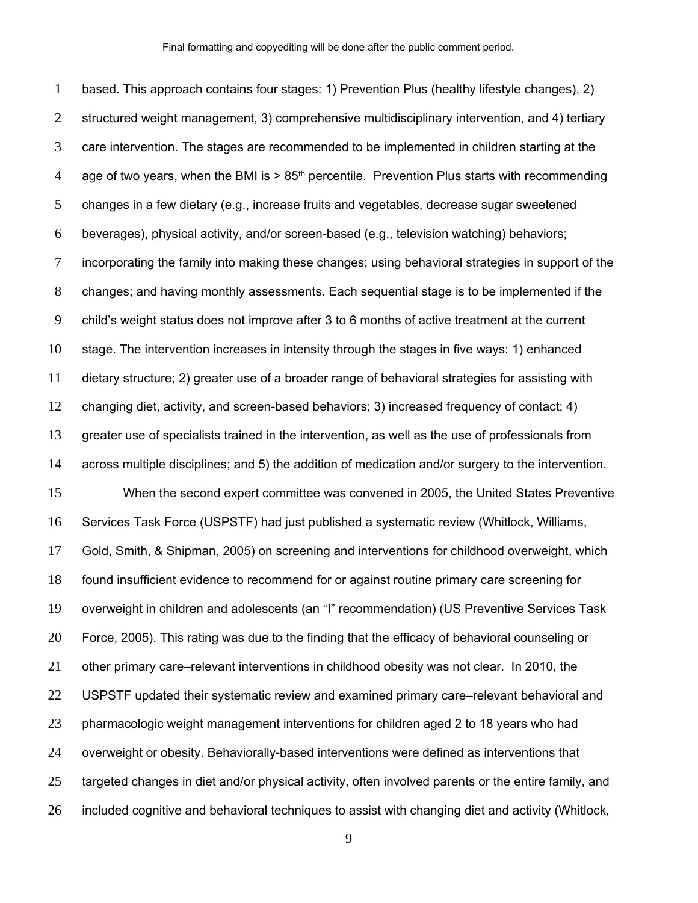based. This approach contains four stages: 1) Prevention Plus (healthy lifestyle changes), 2) structured weight management, 3) comprehensive multidisciplinary intervention, and 4) tertiary care intervention. The stages are recommended to be implemented in children starting at the age of two years, when the BMI is $\geq$ 85th percentile. Prevention Plus starts with recommending changes in a few dietary (e.g., increase fruits and vegetables, decrease sugar sweetened beverages), physical activity, and/or screen-based (e.g., television watching) behaviors; incorporating the family into making these changes; using behavioral strategies in support of the changes; and having monthly assessments. Each sequential stage is to be implemented if the child's weight status does not improve after 3 to 6 months of active treatment at the current stage. The intervention increases in intensity through the stages in five ways: 1) enhanced dietary structure; 2) greater use of a broader range of behavioral strategies for assisting with changing diet, activity, and screen-based behaviors; 3) increased frequency of contact; 4) greater use of specialists trained in the intervention, as well as the use of professionals from across multiple disciplines; and 5) the addition of medication and/or surgery to the intervention.

When the second expert committee was convened in 2005, the United States Preventive Services Task Force (USPSTF) had just published a systematic review (Whitlock, Williams, Gold, Smith, & Shipman, 2005) on screening and interventions for childhood overweight, which found insufficient evidence to recommend for or against routine primary care screening for overweight in children and adolescents (an "I" recommendation) (US Preventive Services Task Force, 2005). This rating was due to the finding that the efficacy of behavioral counseling or other primary care–relevant interventions in childhood obesity was not clear. In 2010, the USPSTF updated their systematic review and examined primary care–relevant behavioral and pharmacologic weight management interventions for children aged 2 to 18 years who had overweight or obesity. Behaviorally-based interventions were defined as interventions that targeted changes in diet and/or physical activity, often involved parents or the entire family, and included cognitive and behavioral techniques to assist with changing diet and activity (Whitlock,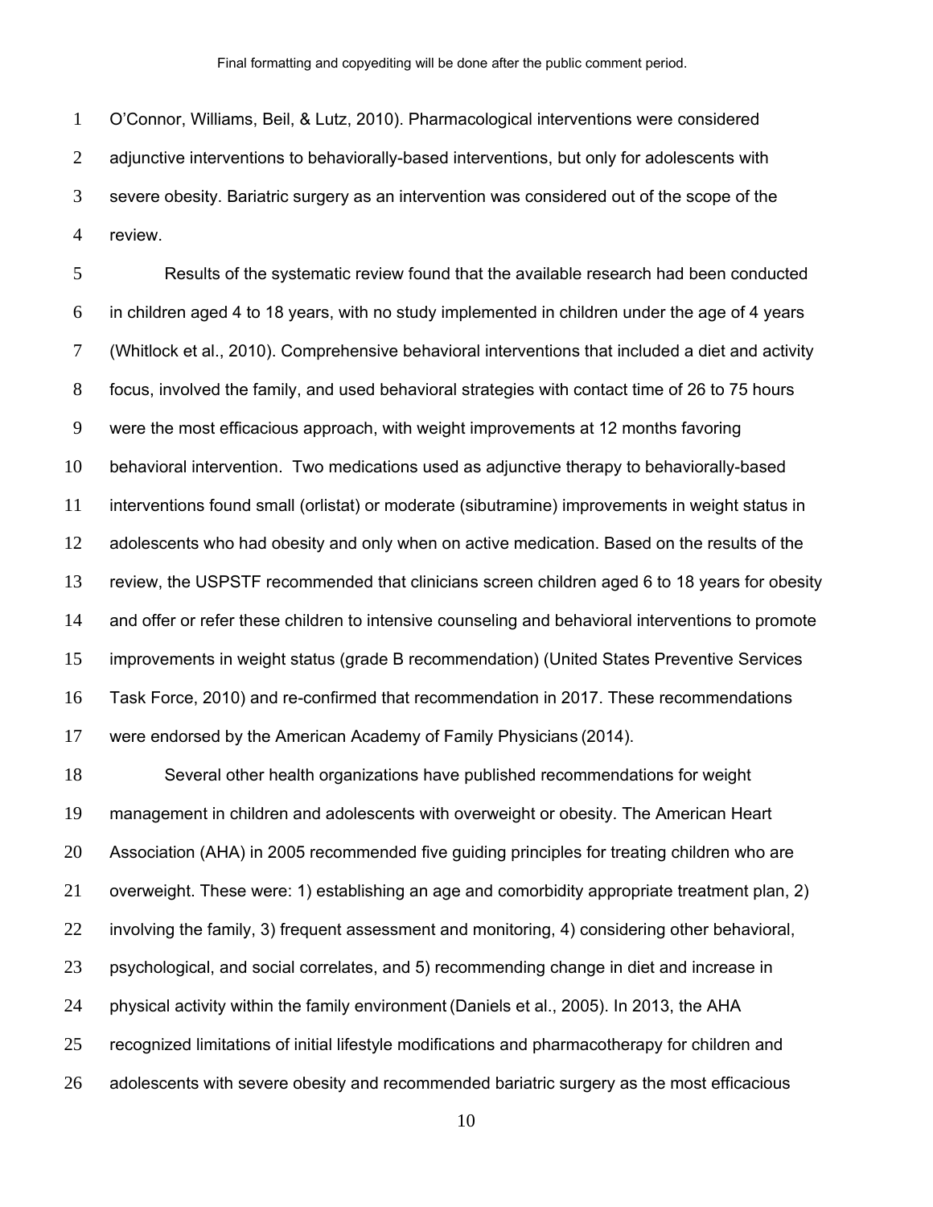O'Connor, Williams, Beil, & Lutz, 2010). Pharmacological interventions were considered adjunctive interventions to behaviorally-based interventions, but only for adolescents with severe obesity. Bariatric surgery as an intervention was considered out of the scope of the review.

Results of the systematic review found that the available research had been conducted in children aged 4 to 18 years, with no study implemented in children under the age of 4 years (Whitlock et al., 2010). Comprehensive behavioral interventions that included a diet and activity focus, involved the family, and used behavioral strategies with contact time of 26 to 75 hours were the most efficacious approach, with weight improvements at 12 months favoring behavioral intervention. Two medications used as adjunctive therapy to behaviorally-based interventions found small (orlistat) or moderate (sibutramine) improvements in weight status in adolescents who had obesity and only when on active medication. Based on the results of the review, the USPSTF recommended that clinicians screen children aged 6 to 18 years for obesity and offer or refer these children to intensive counseling and behavioral interventions to promote improvements in weight status (grade B recommendation) (United States Preventive Services Task Force, 2010) and re-confirmed that recommendation in 2017. These recommendations were endorsed by the American Academy of Family Physicians (2014).

Several other health organizations have published recommendations for weight management in children and adolescents with overweight or obesity. The American Heart Association (AHA) in 2005 recommended five guiding principles for treating children who are overweight. These were: 1) establishing an age and comorbidity appropriate treatment plan, 2) involving the family, 3) frequent assessment and monitoring, 4) considering other behavioral, psychological, and social correlates, and 5) recommending change in diet and increase in physical activity within the family environment (Daniels et al., 2005). In 2013, the AHA recognized limitations of initial lifestyle modifications and pharmacotherapy for children and adolescents with severe obesity and recommended bariatric surgery as the most efficacious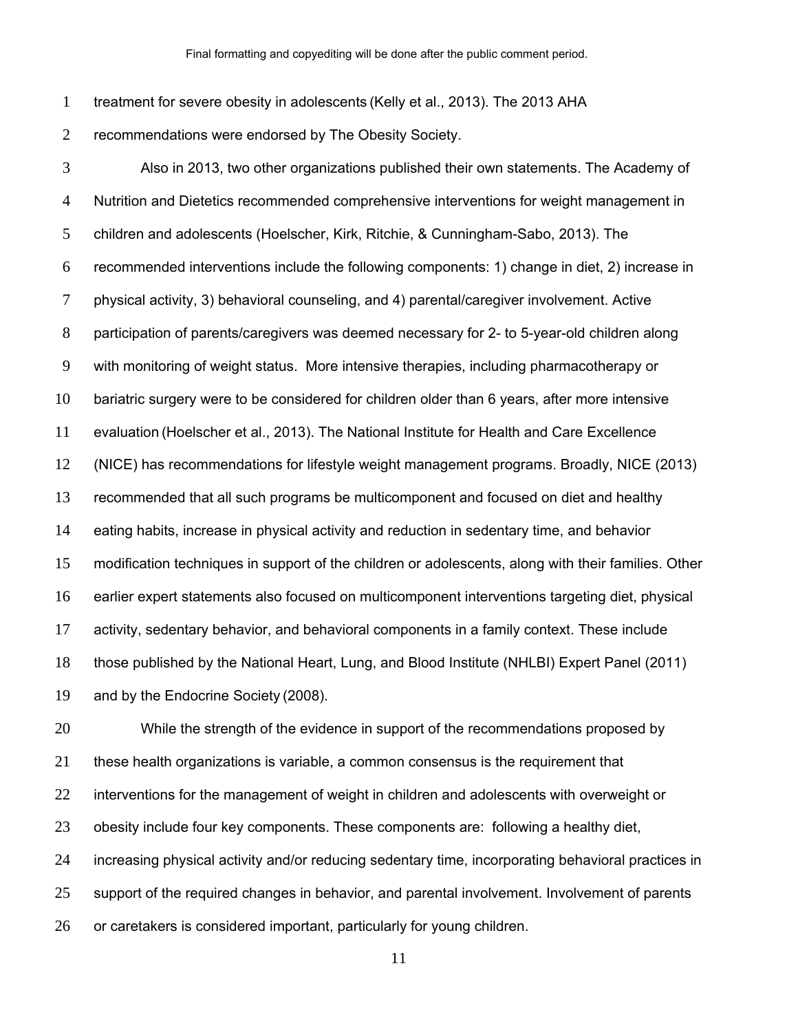treatment for severe obesity in adolescents (Kelly et al., 2013). The 2013 AHA recommendations were endorsed by The Obesity Society.

Also in 2013, two other organizations published their own statements. The Academy of Nutrition and Dietetics recommended comprehensive interventions for weight management in children and adolescents (Hoelscher, Kirk, Ritchie, & Cunningham-Sabo, 2013). The recommended interventions include the following components: 1) change in diet, 2) increase in physical activity, 3) behavioral counseling, and 4) parental/caregiver involvement. Active participation of parents/caregivers was deemed necessary for 2- to 5-year-old children along with monitoring of weight status. More intensive therapies, including pharmacotherapy or bariatric surgery were to be considered for children older than 6 years, after more intensive evaluation (Hoelscher et al., 2013). The National Institute for Health and Care Excellence (NICE) has recommendations for lifestyle weight management programs. Broadly, NICE (2013) recommended that all such programs be multicomponent and focused on diet and healthy eating habits, increase in physical activity and reduction in sedentary time, and behavior modification techniques in support of the children or adolescents, along with their families. Other earlier expert statements also focused on multicomponent interventions targeting diet, physical activity, sedentary behavior, and behavioral components in a family context. These include those published by the National Heart, Lung, and Blood Institute (NHLBI) Expert Panel (2011) and by the Endocrine Society (2008).

While the strength of the evidence in support of the recommendations proposed by these health organizations is variable, a common consensus is the requirement that interventions for the management of weight in children and adolescents with overweight or obesity include four key components. These components are: following a healthy diet, increasing physical activity and/or reducing sedentary time, incorporating behavioral practices in support of the required changes in behavior, and parental involvement. Involvement of parents or caretakers is considered important, particularly for young children.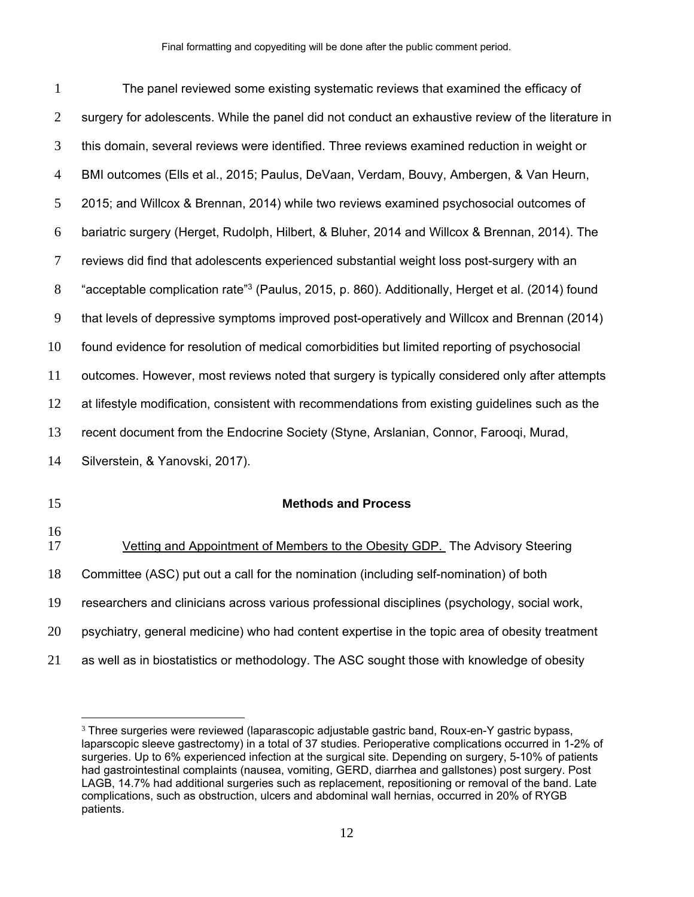The panel reviewed some existing systematic reviews that examined the efficacy of surgery for adolescents. While the panel did not conduct an exhaustive review of the literature in this domain, several reviews were identified. Three reviews examined reduction in weight or BMI outcomes (Ells et al., 2015; Paulus, DeVaan, Verdam, Bouvy, Ambergen, & Van Heurn, 2015; and Willcox & Brennan, 2014) while two reviews examined psychosocial outcomes of bariatric surgery (Herget, Rudolph, Hilbert, & Bluher, 2014 and Willcox & Brennan, 2014). The reviews did find that adolescents experienced substantial weight loss post-surgery with an "acceptable complication rate"[3] (Paulus, 2015, p. 860). Additionally, Herget et al. (2014) found that levels of depressive symptoms improved post-operatively and Willcox and Brennan (2014) found evidence for resolution of medical comorbidities but limited reporting of psychosocial outcomes. However, most reviews noted that surgery is typically considered only after attempts at lifestyle modification, consistent with recommendations from existing guidelines such as the recent document from the Endocrine Society (Styne, Arslanian, Connor, Farooqi, Murad, Silverstein, & Yanovski, 2017).

## Methods and Process

<u>Vetting and Appointment of Members to the Obesity GDP.</u> The Advisory Steering Committee (ASC) put out a call for the nomination (including self-nomination) of both researchers and clinicians across various professional disciplines (psychology, social work, psychiatry, general medicine) who had content expertise in the topic area of obesity treatment as well as in biostatistics or methodology. The ASC sought those with knowledge of obesity

[3] Three surgeries were reviewed (laparascopic adjustable gastric band, Roux-en-Y gastric bypass, laparscopic sleeve gastrectomy) in a total of 37 studies. Perioperative complications occurred in 1-2% of surgeries. Up to 6% experienced infection at the surgical site. Depending on surgery, 5-10% of patients had gastrointestinal complaints (nausea, vomiting, GERD, diarrhea and gallstones) post surgery. Post LAGB, 14.7% had additional surgeries such as replacement, repositioning or removal of the band. Late complications, such as obstruction, ulcers and abdominal wall hernias, occurred in 20% of RYGB patients.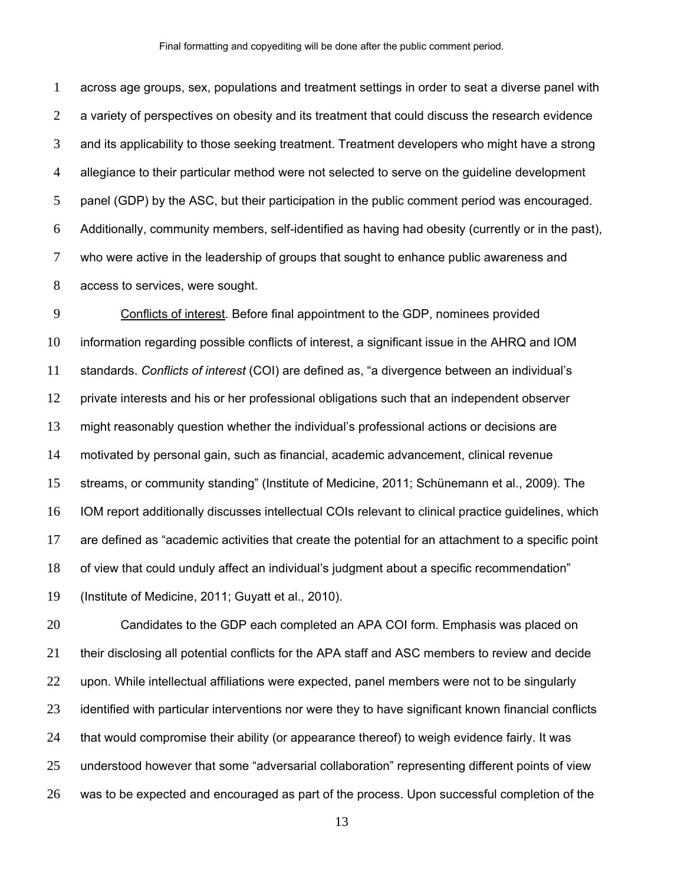across age groups, sex, populations and treatment settings in order to seat a diverse panel with a variety of perspectives on obesity and its treatment that could discuss the research evidence and its applicability to those seeking treatment. Treatment developers who might have a strong allegiance to their particular method were not selected to serve on the guideline development panel (GDP) by the ASC, but their participation in the public comment period was encouraged. Additionally, community members, self-identified as having had obesity (currently or in the past), who were active in the leadership of groups that sought to enhance public awareness and access to services, were sought.

Conflicts of interest. Before final appointment to the GDP, nominees provided information regarding possible conflicts of interest, a significant issue in the AHRQ and IOM standards. *Conflicts of interest* (COI) are defined as, "a divergence between an individual's private interests and his or her professional obligations such that an independent observer might reasonably question whether the individual's professional actions or decisions are motivated by personal gain, such as financial, academic advancement, clinical revenue streams, or community standing" (Institute of Medicine, 2011; Schünemann et al., 2009). The IOM report additionally discusses intellectual COIs relevant to clinical practice guidelines, which are defined as "academic activities that create the potential for an attachment to a specific point of view that could unduly affect an individual's judgment about a specific recommendation" (Institute of Medicine, 2011; Guyatt et al., 2010).

Candidates to the GDP each completed an APA COI form. Emphasis was placed on their disclosing all potential conflicts for the APA staff and ASC members to review and decide upon. While intellectual affiliations were expected, panel members were not to be singularly identified with particular interventions nor were they to have significant known financial conflicts that would compromise their ability (or appearance thereof) to weigh evidence fairly. It was understood however that some "adversarial collaboration" representing different points of view was to be expected and encouraged as part of the process. Upon successful completion of the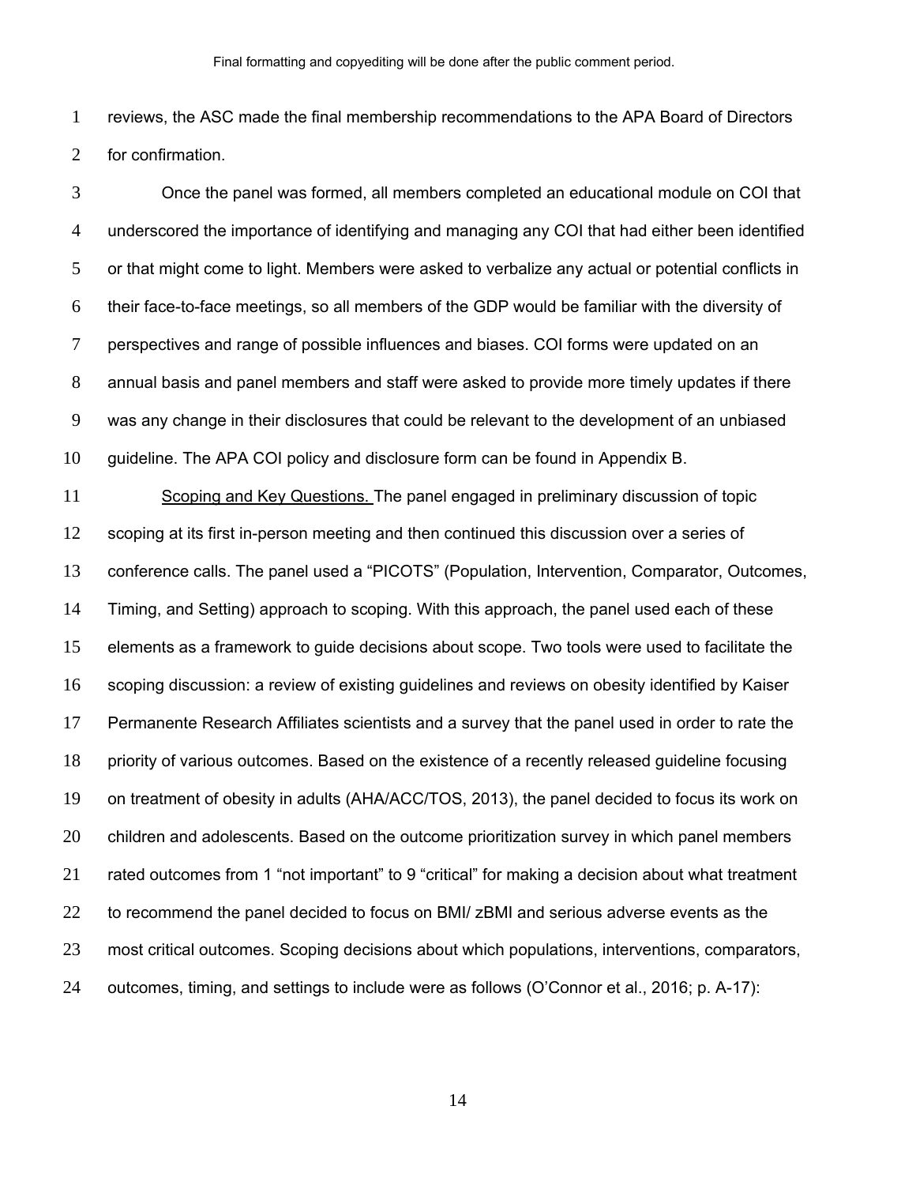reviews, the ASC made the final membership recommendations to the APA Board of Directors for confirmation.

Once the panel was formed, all members completed an educational module on COI that underscored the importance of identifying and managing any COI that had either been identified or that might come to light. Members were asked to verbalize any actual or potential conflicts in their face-to-face meetings, so all members of the GDP would be familiar with the diversity of perspectives and range of possible influences and biases. COI forms were updated on an annual basis and panel members and staff were asked to provide more timely updates if there was any change in their disclosures that could be relevant to the development of an unbiased guideline. The APA COI policy and disclosure form can be found in Appendix B.

Scoping and Key Questions. The panel engaged in preliminary discussion of topic scoping at its first in-person meeting and then continued this discussion over a series of conference calls. The panel used a "PICOTS" (Population, Intervention, Comparator, Outcomes, Timing, and Setting) approach to scoping. With this approach, the panel used each of these elements as a framework to guide decisions about scope. Two tools were used to facilitate the scoping discussion: a review of existing guidelines and reviews on obesity identified by Kaiser Permanente Research Affiliates scientists and a survey that the panel used in order to rate the priority of various outcomes. Based on the existence of a recently released guideline focusing on treatment of obesity in adults (AHA/ACC/TOS, 2013), the panel decided to focus its work on children and adolescents. Based on the outcome prioritization survey in which panel members rated outcomes from 1 "not important" to 9 "critical" for making a decision about what treatment to recommend the panel decided to focus on BMI/ zBMI and serious adverse events as the most critical outcomes. Scoping decisions about which populations, interventions, comparators, outcomes, timing, and settings to include were as follows (O'Connor et al., 2016; p. A-17):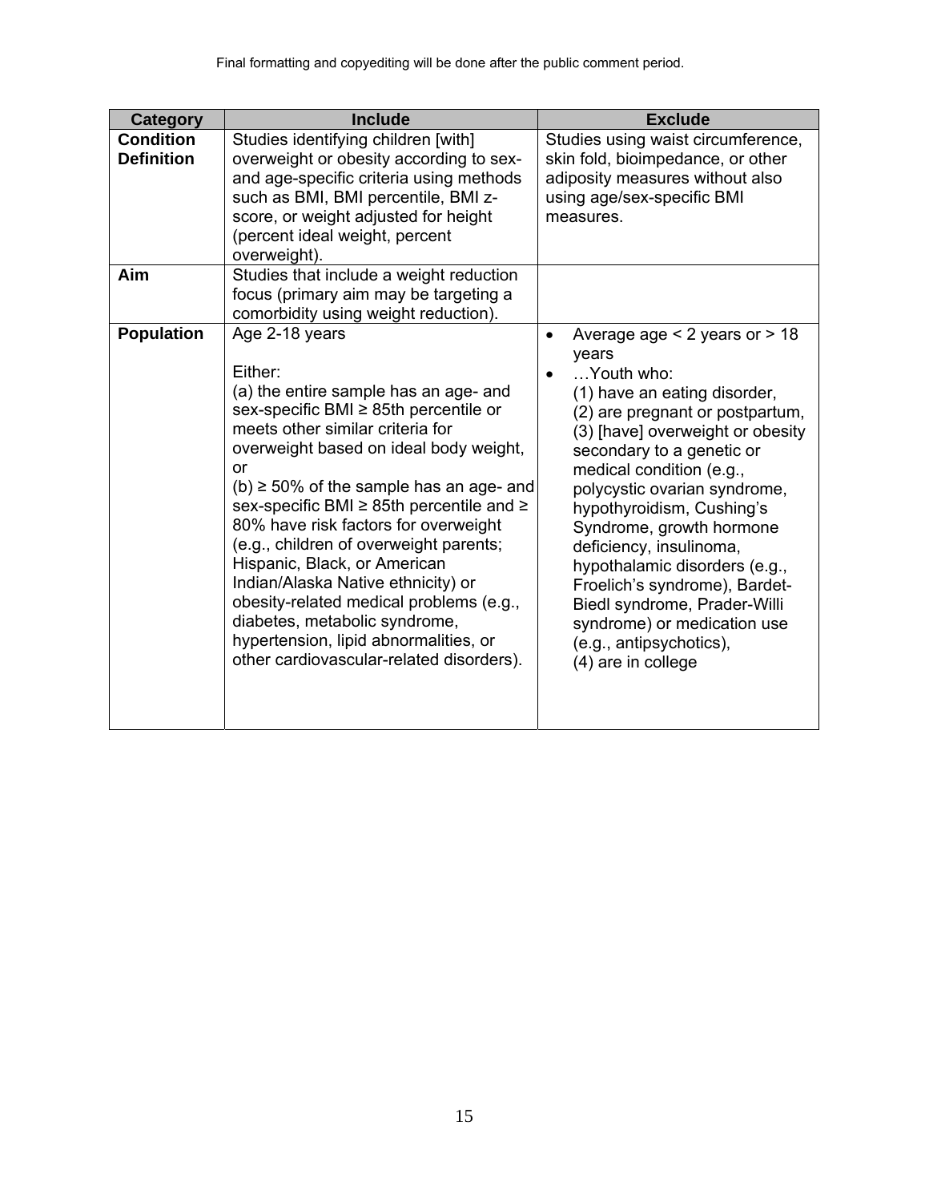Final formatting and copyediting will be done after the public comment period.

| Category | Include | Exclude |
|---|---|---|
| **Condition Definition** | Studies identifying children [with] overweight or obesity according to sex- and age-specific criteria using methods such as BMI, BMI percentile, BMI z-score, or weight adjusted for height (percent ideal weight, percent overweight). | Studies using waist circumference, skin fold, bioimpedance, or other adiposity measures without also using age/sex-specific BMI measures. |
| **Aim** | Studies that include a weight reduction focus (primary aim may be targeting a comorbidity using weight reduction). | |
| **Population** | Age 2-18 years<br><br>Either:<br>(a) the entire sample has an age- and sex-specific BMI ≥ 85th percentile or meets other similar criteria for overweight based on ideal body weight, or<br>(b) ≥ 50% of the sample has an age- and sex-specific BMI ≥ 85th percentile and ≥ 80% have risk factors for overweight (e.g., children of overweight parents; Hispanic, Black, or American Indian/Alaska Native ethnicity) or obesity-related medical problems (e.g., diabetes, metabolic syndrome, hypertension, lipid abnormalities, or other cardiovascular-related disorders). | • Average age < 2 years or > 18 years<br>• …Youth who:<br>(1) have an eating disorder,<br>(2) are pregnant or postpartum,<br>(3) [have] overweight or obesity secondary to a genetic or medical condition (e.g., polycystic ovarian syndrome, hypothyroidism, Cushing's Syndrome, growth hormone deficiency, insulinoma, hypothalamic disorders (e.g., Froelich's syndrome), Bardet-Biedl syndrome, Prader-Willi syndrome) or medication use (e.g., antipsychotics),<br>(4) are in college |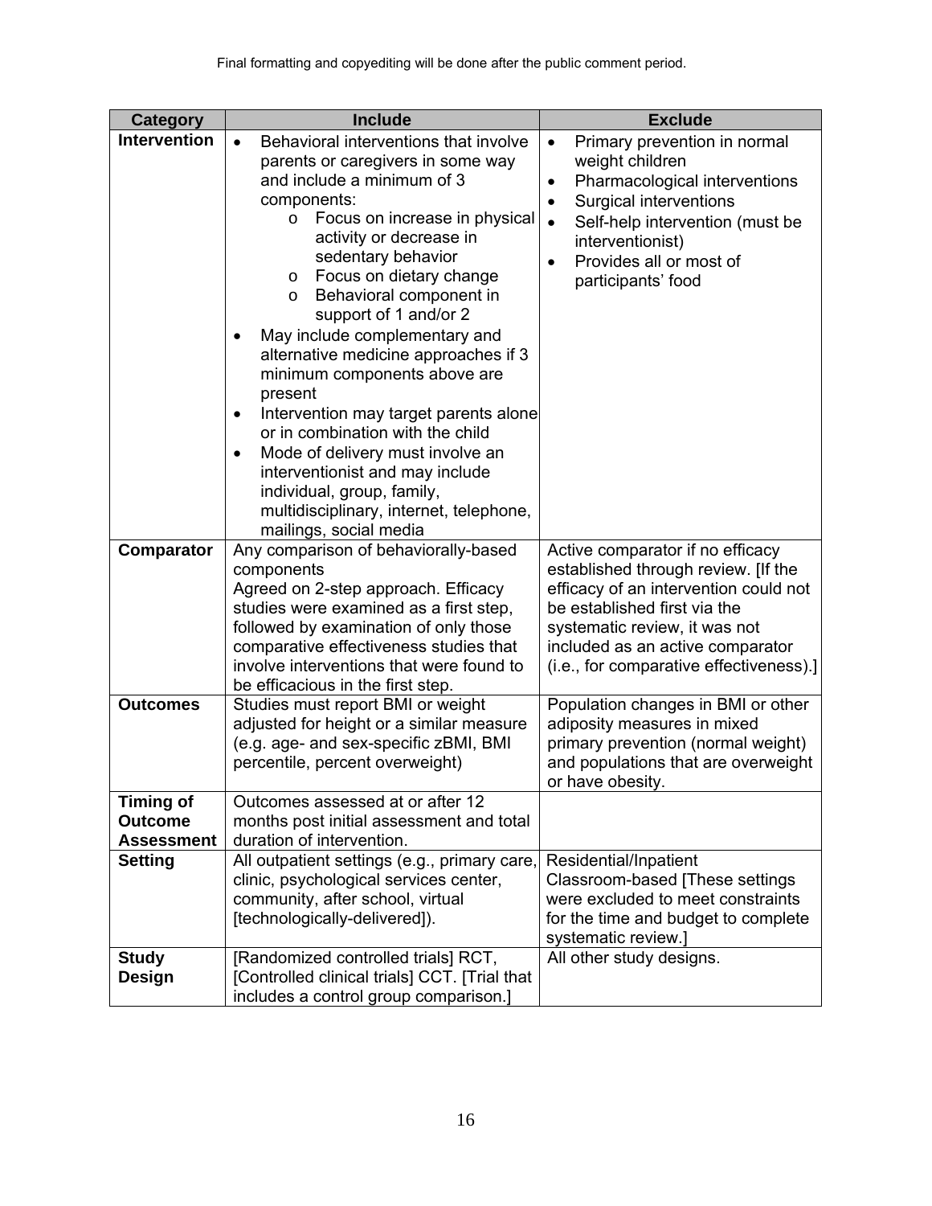Final formatting and copyediting will be done after the public comment period.

| Category | Include | Exclude |
|---|---|---|
| **Intervention** | • Behavioral interventions that involve parents or caregivers in some way and include a minimum of 3 components:<br>  o Focus on increase in physical activity or decrease in sedentary behavior<br>  o Focus on dietary change<br>  o Behavioral component in support of 1 and/or 2<br>• May include complementary and alternative medicine approaches if 3 minimum components above are present<br>• Intervention may target parents alone or in combination with the child<br>• Mode of delivery must involve an interventionist and may include individual, group, family, multidisciplinary, internet, telephone, mailings, social media | • Primary prevention in normal weight children<br>• Pharmacological interventions<br>• Surgical interventions<br>• Self-help intervention (must be interventionist)<br>• Provides all or most of participants' food |
| **Comparator** | Any comparison of behaviorally-based components<br>Agreed on 2-step approach. Efficacy studies were examined as a first step, followed by examination of only those comparative effectiveness studies that involve interventions that were found to be efficacious in the first step. | Active comparator if no efficacy established through review. [If the efficacy of an intervention could not be established first via the systematic review, it was not included as an active comparator (i.e., for comparative effectiveness).] |
| **Outcomes** | Studies must report BMI or weight adjusted for height or a similar measure (e.g. age- and sex-specific zBMI, BMI percentile, percent overweight) | Population changes in BMI or other adiposity measures in mixed primary prevention (normal weight) and populations that are overweight or have obesity. |
| **Timing of Outcome Assessment** | Outcomes assessed at or after 12 months post initial assessment and total duration of intervention. | |
| **Setting** | All outpatient settings (e.g., primary care, clinic, psychological services center, community, after school, virtual [technologically-delivered]). | Residential/Inpatient<br>Classroom-based [These settings were excluded to meet constraints for the time and budget to complete systematic review.] |
| **Study Design** | [Randomized controlled trials] RCT, [Controlled clinical trials] CCT. [Trial that includes a control group comparison.] | All other study designs. |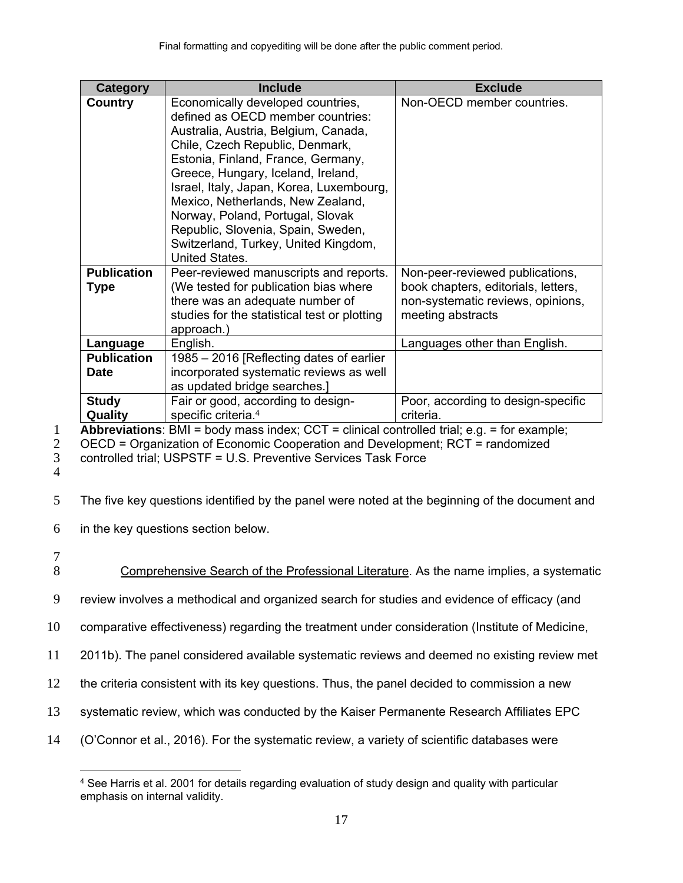| Category | Include | Exclude |
| --- | --- | --- |
| **Country** | Economically developed countries, defined as OECD member countries: Australia, Austria, Belgium, Canada, Chile, Czech Republic, Denmark, Estonia, Finland, France, Germany, Greece, Hungary, Iceland, Ireland, Israel, Italy, Japan, Korea, Luxembourg, Mexico, Netherlands, New Zealand, Norway, Poland, Portugal, Slovak Republic, Slovenia, Spain, Sweden, Switzerland, Turkey, United Kingdom, United States. | Non-OECD member countries. |
| **Publication Type** | Peer-reviewed manuscripts and reports. (We tested for publication bias where there was an adequate number of studies for the statistical test or plotting approach.) | Non-peer-reviewed publications, book chapters, editorials, letters, non-systematic reviews, opinions, meeting abstracts |
| **Language** | English. | Languages other than English. |
| **Publication Date** | 1985 – 2016 [Reflecting dates of earlier incorporated systematic reviews as well as updated bridge searches.] | |
| **Study Quality** | Fair or good, according to design-specific criteria.[4] | Poor, according to design-specific criteria. |

**Abbreviations**: BMI = body mass index; CCT = clinical controlled trial; e.g. = for example; OECD = Organization of Economic Cooperation and Development; RCT = randomized controlled trial; USPSTF = U.S. Preventive Services Task Force

The five key questions identified by the panel were noted at the beginning of the document and in the key questions section below.

Comprehensive Search of the Professional Literature. As the name implies, a systematic review involves a methodical and organized search for studies and evidence of efficacy (and comparative effectiveness) regarding the treatment under consideration (Institute of Medicine, 2011b). The panel considered available systematic reviews and deemed no existing review met the criteria consistent with its key questions. Thus, the panel decided to commission a new systematic review, which was conducted by the Kaiser Permanente Research Affiliates EPC (O'Connor et al., 2016). For the systematic review, a variety of scientific databases were

[4] See Harris et al. 2001 for details regarding evaluation of study design and quality with particular emphasis on internal validity.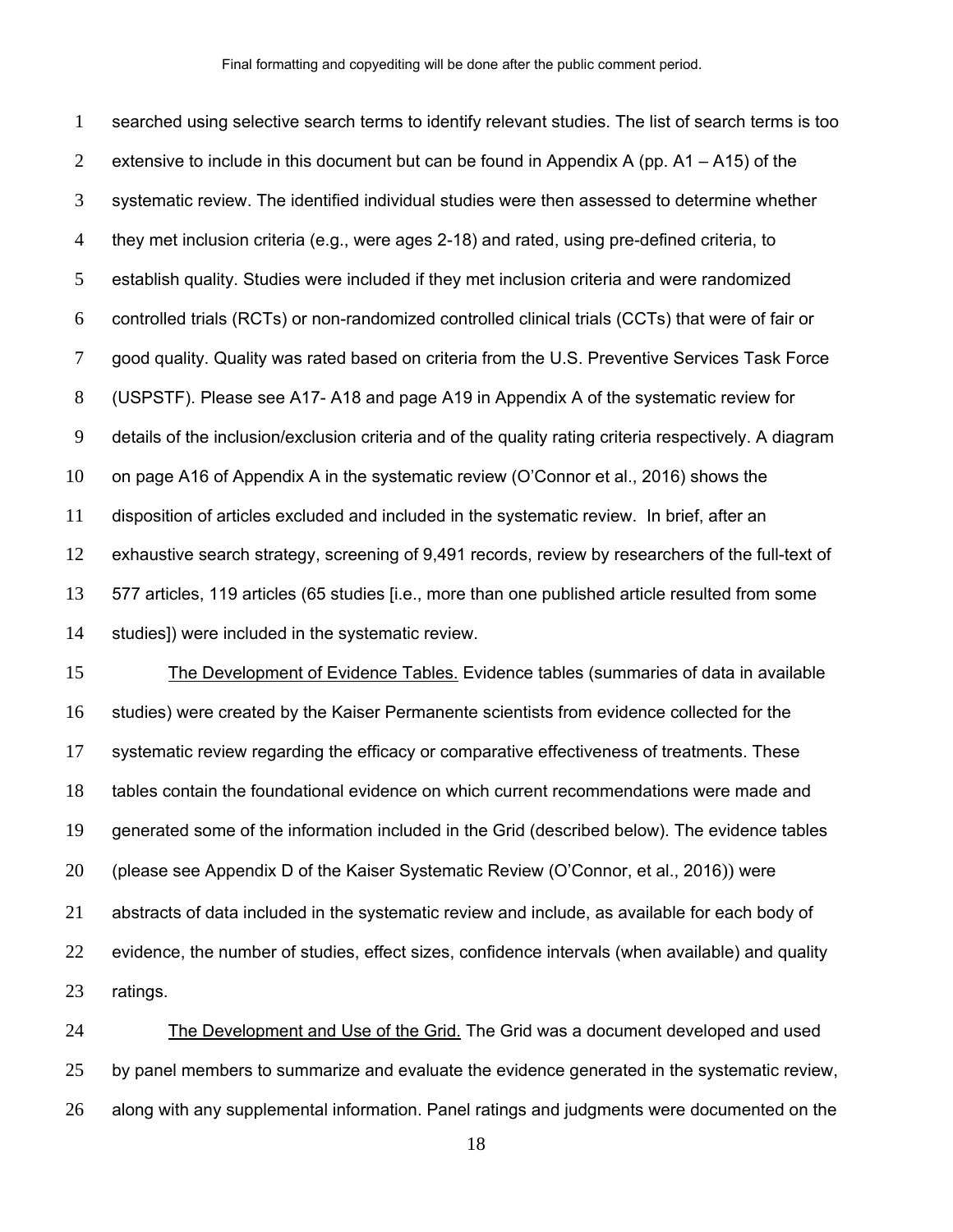searched using selective search terms to identify relevant studies. The list of search terms is too extensive to include in this document but can be found in Appendix A (pp. A1 – A15) of the systematic review. The identified individual studies were then assessed to determine whether they met inclusion criteria (e.g., were ages 2-18) and rated, using pre-defined criteria, to establish quality. Studies were included if they met inclusion criteria and were randomized controlled trials (RCTs) or non-randomized controlled clinical trials (CCTs) that were of fair or good quality. Quality was rated based on criteria from the U.S. Preventive Services Task Force (USPSTF). Please see A17- A18 and page A19 in Appendix A of the systematic review for details of the inclusion/exclusion criteria and of the quality rating criteria respectively. A diagram on page A16 of Appendix A in the systematic review (O'Connor et al., 2016) shows the disposition of articles excluded and included in the systematic review. In brief, after an exhaustive search strategy, screening of 9,491 records, review by researchers of the full-text of 577 articles, 119 articles (65 studies [i.e., more than one published article resulted from some studies]) were included in the systematic review.

The Development of Evidence Tables. Evidence tables (summaries of data in available studies) were created by the Kaiser Permanente scientists from evidence collected for the systematic review regarding the efficacy or comparative effectiveness of treatments. These tables contain the foundational evidence on which current recommendations were made and generated some of the information included in the Grid (described below). The evidence tables (please see Appendix D of the Kaiser Systematic Review (O'Connor, et al., 2016)) were abstracts of data included in the systematic review and include, as available for each body of evidence, the number of studies, effect sizes, confidence intervals (when available) and quality ratings.

The Development and Use of the Grid. The Grid was a document developed and used by panel members to summarize and evaluate the evidence generated in the systematic review, along with any supplemental information. Panel ratings and judgments were documented on the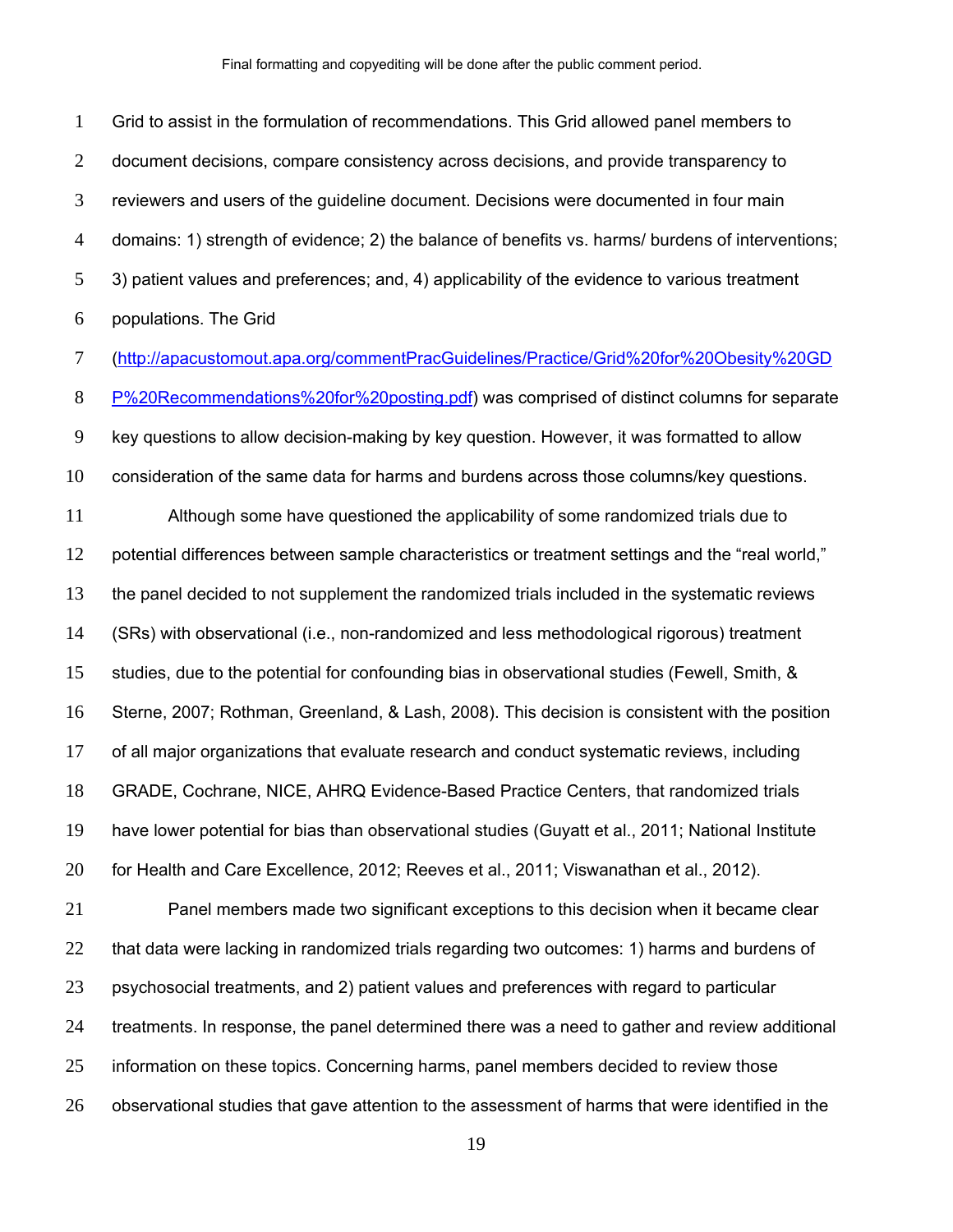Grid to assist in the formulation of recommendations. This Grid allowed panel members to document decisions, compare consistency across decisions, and provide transparency to reviewers and users of the guideline document. Decisions were documented in four main domains: 1) strength of evidence; 2) the balance of benefits vs. harms/ burdens of interventions; 3) patient values and preferences; and, 4) applicability of the evidence to various treatment populations. The Grid (http://apacustomout.apa.org/commentPracGuidelines/Practice/Grid%20for%20Obesity%20GDP%20Recommendations%20for%20posting.pdf) was comprised of distinct columns for separate key questions to allow decision-making by key question. However, it was formatted to allow consideration of the same data for harms and burdens across those columns/key questions.

Although some have questioned the applicability of some randomized trials due to potential differences between sample characteristics or treatment settings and the "real world," the panel decided to not supplement the randomized trials included in the systematic reviews (SRs) with observational (i.e., non-randomized and less methodological rigorous) treatment studies, due to the potential for confounding bias in observational studies (Fewell, Smith, & Sterne, 2007; Rothman, Greenland, & Lash, 2008). This decision is consistent with the position of all major organizations that evaluate research and conduct systematic reviews, including GRADE, Cochrane, NICE, AHRQ Evidence-Based Practice Centers, that randomized trials have lower potential for bias than observational studies (Guyatt et al., 2011; National Institute for Health and Care Excellence, 2012; Reeves et al., 2011; Viswanathan et al., 2012).

Panel members made two significant exceptions to this decision when it became clear that data were lacking in randomized trials regarding two outcomes: 1) harms and burdens of psychosocial treatments, and 2) patient values and preferences with regard to particular treatments. In response, the panel determined there was a need to gather and review additional information on these topics. Concerning harms, panel members decided to review those observational studies that gave attention to the assessment of harms that were identified in the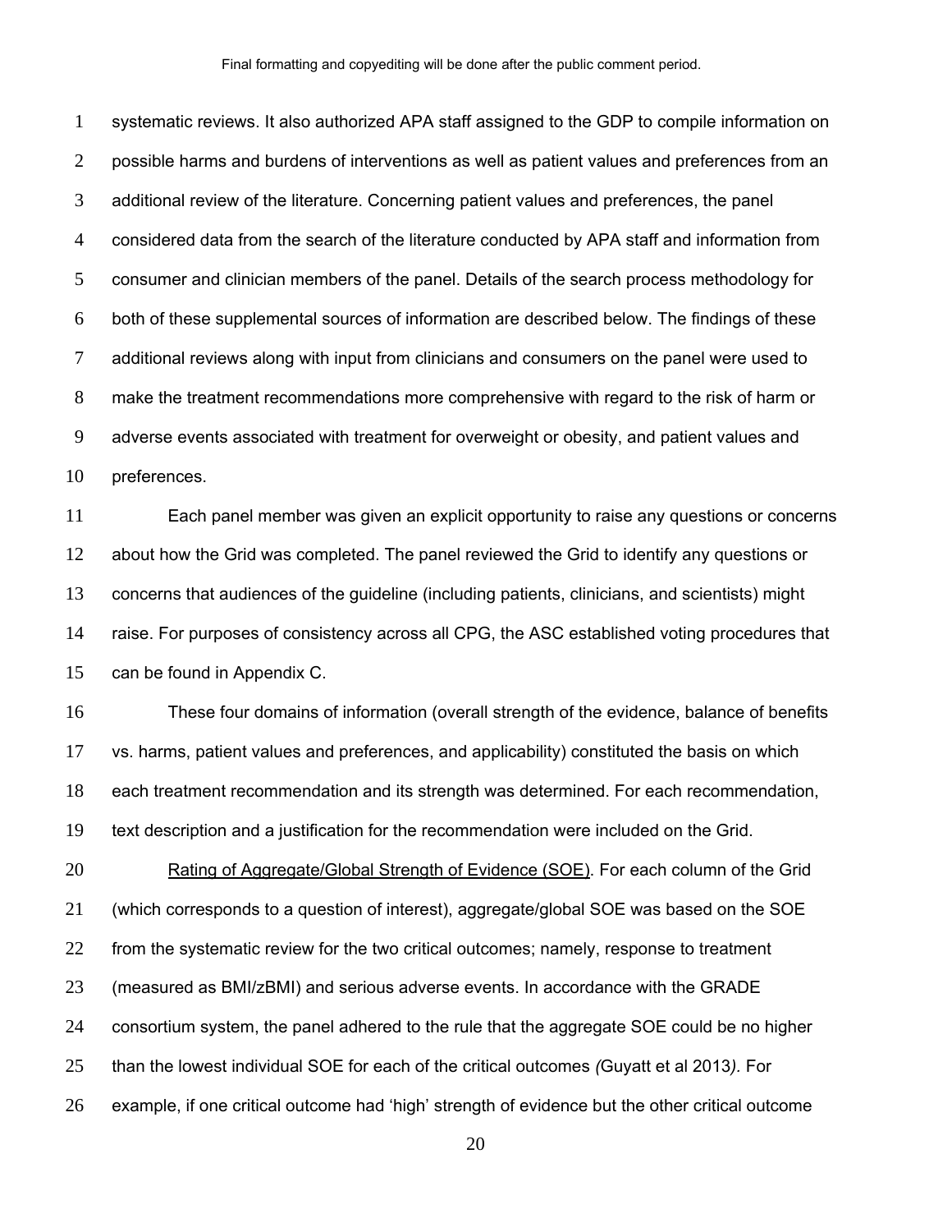systematic reviews. It also authorized APA staff assigned to the GDP to compile information on possible harms and burdens of interventions as well as patient values and preferences from an additional review of the literature. Concerning patient values and preferences, the panel considered data from the search of the literature conducted by APA staff and information from consumer and clinician members of the panel. Details of the search process methodology for both of these supplemental sources of information are described below. The findings of these additional reviews along with input from clinicians and consumers on the panel were used to make the treatment recommendations more comprehensive with regard to the risk of harm or adverse events associated with treatment for overweight or obesity, and patient values and preferences.

Each panel member was given an explicit opportunity to raise any questions or concerns about how the Grid was completed. The panel reviewed the Grid to identify any questions or concerns that audiences of the guideline (including patients, clinicians, and scientists) might raise. For purposes of consistency across all CPG, the ASC established voting procedures that can be found in Appendix C.

These four domains of information (overall strength of the evidence, balance of benefits vs. harms, patient values and preferences, and applicability) constituted the basis on which each treatment recommendation and its strength was determined. For each recommendation, text description and a justification for the recommendation were included on the Grid.

Rating of Aggregate/Global Strength of Evidence (SOE). For each column of the Grid (which corresponds to a question of interest), aggregate/global SOE was based on the SOE from the systematic review for the two critical outcomes; namely, response to treatment (measured as BMI/zBMI) and serious adverse events. In accordance with the GRADE consortium system, the panel adhered to the rule that the aggregate SOE could be no higher than the lowest individual SOE for each of the critical outcomes *(*Guyatt et al 2013*).* For example, if one critical outcome had 'high' strength of evidence but the other critical outcome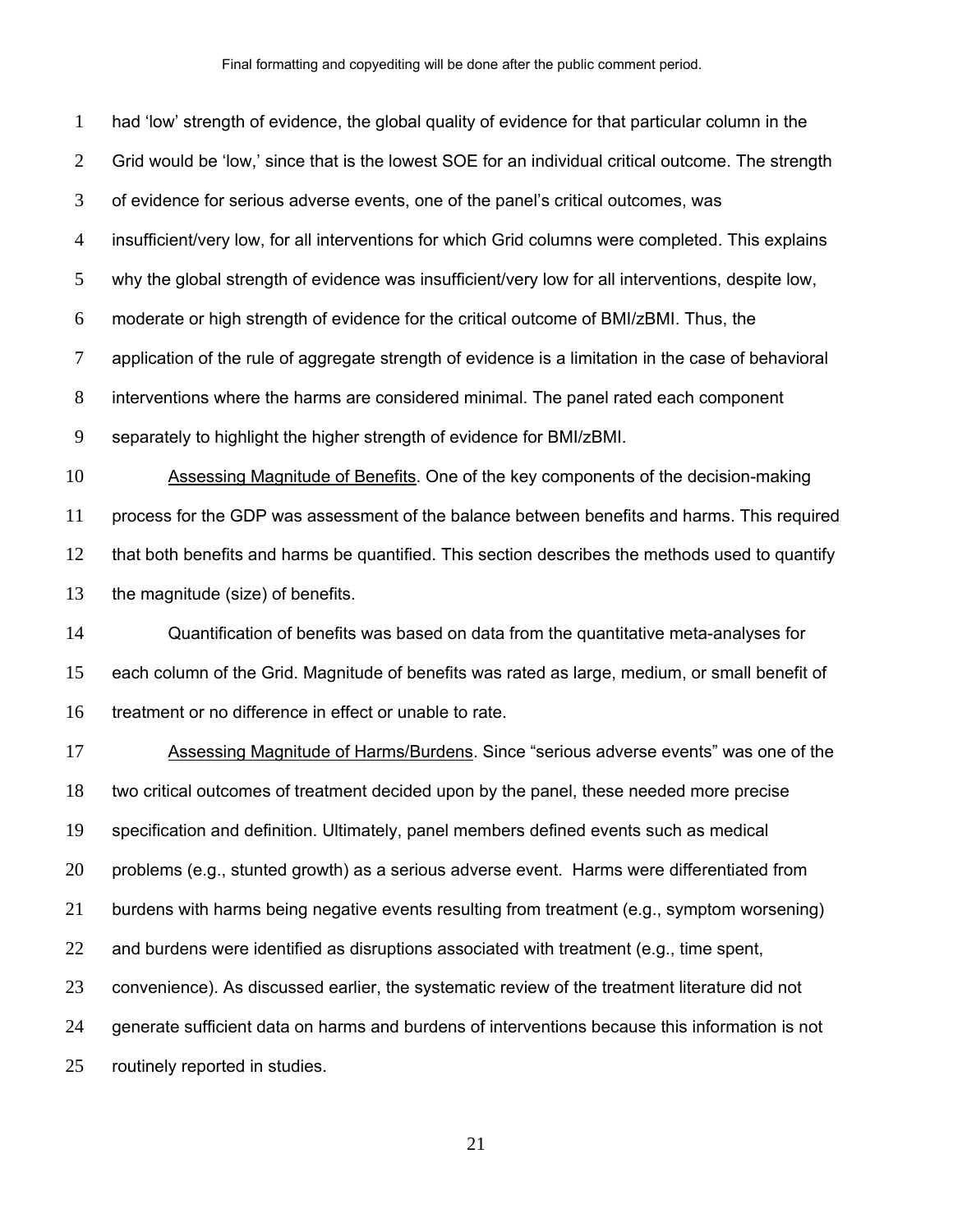had 'low' strength of evidence, the global quality of evidence for that particular column in the Grid would be 'low,' since that is the lowest SOE for an individual critical outcome. The strength of evidence for serious adverse events, one of the panel's critical outcomes, was insufficient/very low, for all interventions for which Grid columns were completed. This explains why the global strength of evidence was insufficient/very low for all interventions, despite low, moderate or high strength of evidence for the critical outcome of BMI/zBMI. Thus, the application of the rule of aggregate strength of evidence is a limitation in the case of behavioral interventions where the harms are considered minimal. The panel rated each component separately to highlight the higher strength of evidence for BMI/zBMI.

Assessing Magnitude of Benefits. One of the key components of the decision-making process for the GDP was assessment of the balance between benefits and harms. This required that both benefits and harms be quantified. This section describes the methods used to quantify the magnitude (size) of benefits.

Quantification of benefits was based on data from the quantitative meta-analyses for each column of the Grid. Magnitude of benefits was rated as large, medium, or small benefit of treatment or no difference in effect or unable to rate.

Assessing Magnitude of Harms/Burdens. Since "serious adverse events" was one of the two critical outcomes of treatment decided upon by the panel, these needed more precise specification and definition. Ultimately, panel members defined events such as medical problems (e.g., stunted growth) as a serious adverse event. Harms were differentiated from burdens with harms being negative events resulting from treatment (e.g., symptom worsening) and burdens were identified as disruptions associated with treatment (e.g., time spent, convenience). As discussed earlier, the systematic review of the treatment literature did not generate sufficient data on harms and burdens of interventions because this information is not routinely reported in studies.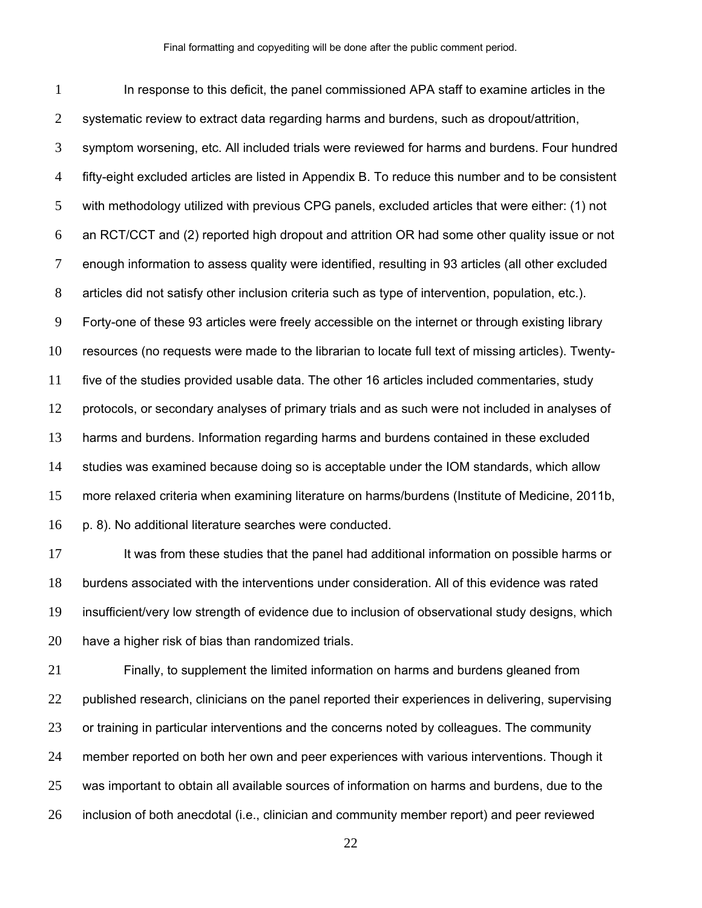In response to this deficit, the panel commissioned APA staff to examine articles in the systematic review to extract data regarding harms and burdens, such as dropout/attrition, symptom worsening, etc. All included trials were reviewed for harms and burdens. Four hundred fifty-eight excluded articles are listed in Appendix B. To reduce this number and to be consistent with methodology utilized with previous CPG panels, excluded articles that were either: (1) not an RCT/CCT and (2) reported high dropout and attrition OR had some other quality issue or not enough information to assess quality were identified, resulting in 93 articles (all other excluded articles did not satisfy other inclusion criteria such as type of intervention, population, etc.). Forty-one of these 93 articles were freely accessible on the internet or through existing library resources (no requests were made to the librarian to locate full text of missing articles). Twenty-five of the studies provided usable data. The other 16 articles included commentaries, study protocols, or secondary analyses of primary trials and as such were not included in analyses of harms and burdens. Information regarding harms and burdens contained in these excluded studies was examined because doing so is acceptable under the IOM standards, which allow more relaxed criteria when examining literature on harms/burdens (Institute of Medicine, 2011b, p. 8). No additional literature searches were conducted.

It was from these studies that the panel had additional information on possible harms or burdens associated with the interventions under consideration. All of this evidence was rated insufficient/very low strength of evidence due to inclusion of observational study designs, which have a higher risk of bias than randomized trials.

Finally, to supplement the limited information on harms and burdens gleaned from published research, clinicians on the panel reported their experiences in delivering, supervising or training in particular interventions and the concerns noted by colleagues. The community member reported on both her own and peer experiences with various interventions. Though it was important to obtain all available sources of information on harms and burdens, due to the inclusion of both anecdotal (i.e., clinician and community member report) and peer reviewed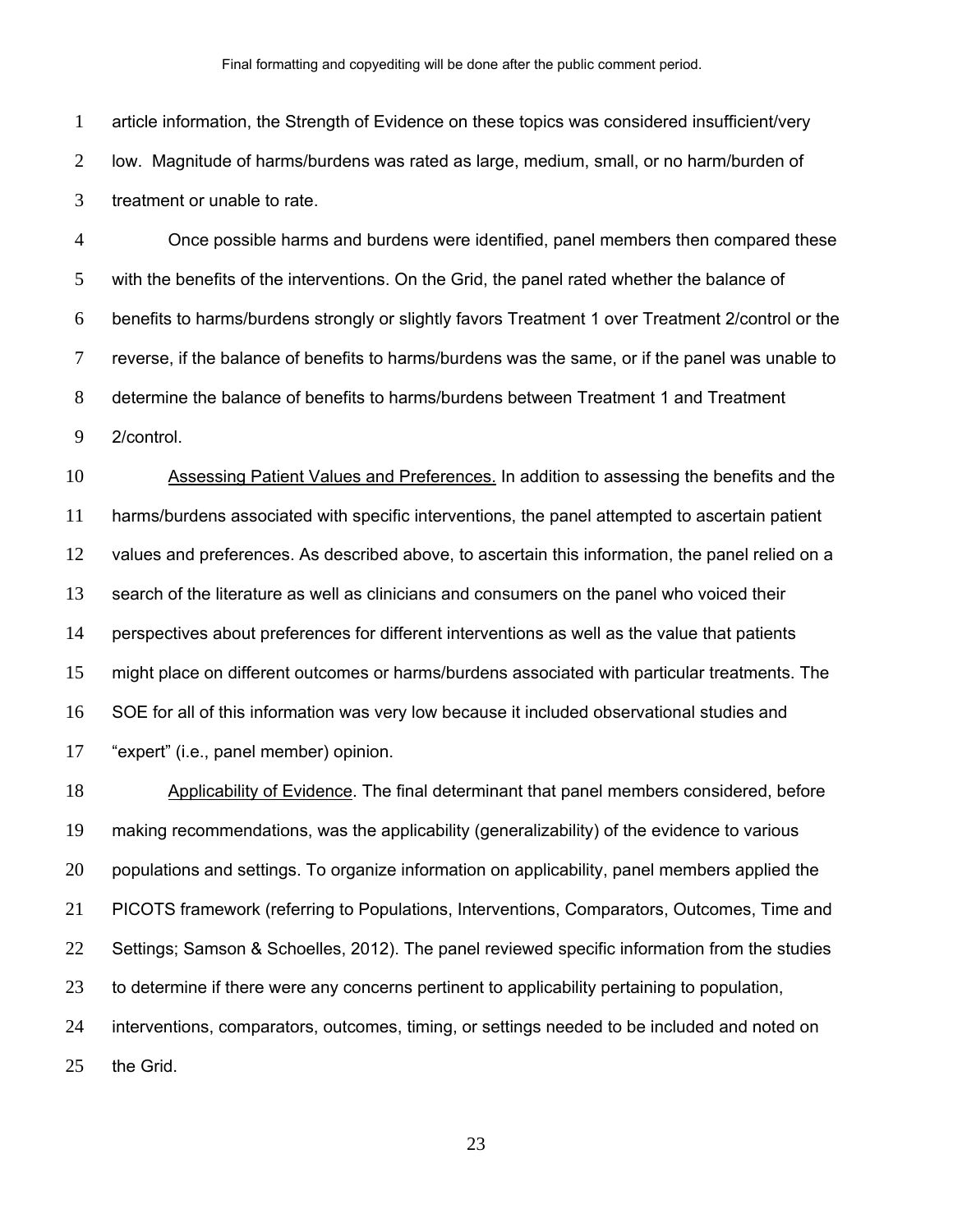article information, the Strength of Evidence on these topics was considered insufficient/very low. Magnitude of harms/burdens was rated as large, medium, small, or no harm/burden of treatment or unable to rate.

Once possible harms and burdens were identified, panel members then compared these with the benefits of the interventions. On the Grid, the panel rated whether the balance of benefits to harms/burdens strongly or slightly favors Treatment 1 over Treatment 2/control or the reverse, if the balance of benefits to harms/burdens was the same, or if the panel was unable to determine the balance of benefits to harms/burdens between Treatment 1 and Treatment 2/control.

Assessing Patient Values and Preferences. In addition to assessing the benefits and the harms/burdens associated with specific interventions, the panel attempted to ascertain patient values and preferences. As described above, to ascertain this information, the panel relied on a search of the literature as well as clinicians and consumers on the panel who voiced their perspectives about preferences for different interventions as well as the value that patients might place on different outcomes or harms/burdens associated with particular treatments. The SOE for all of this information was very low because it included observational studies and "expert" (i.e., panel member) opinion.

Applicability of Evidence. The final determinant that panel members considered, before making recommendations, was the applicability (generalizability) of the evidence to various populations and settings. To organize information on applicability, panel members applied the PICOTS framework (referring to Populations, Interventions, Comparators, Outcomes, Time and Settings; Samson & Schoelles, 2012). The panel reviewed specific information from the studies to determine if there were any concerns pertinent to applicability pertaining to population, interventions, comparators, outcomes, timing, or settings needed to be included and noted on the Grid.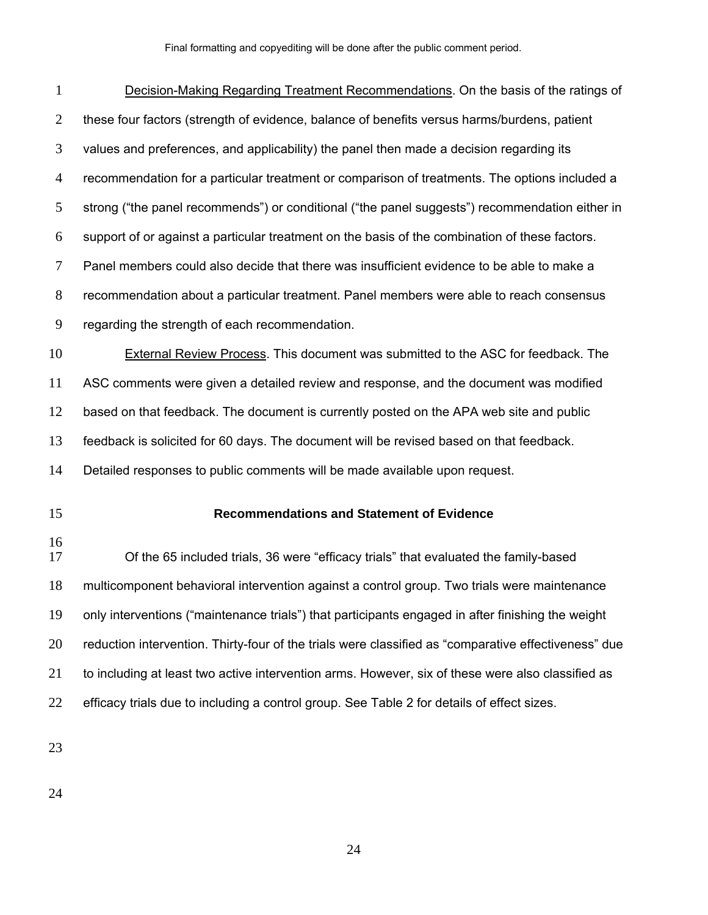Decision-Making Regarding Treatment Recommendations. On the basis of the ratings of these four factors (strength of evidence, balance of benefits versus harms/burdens, patient values and preferences, and applicability) the panel then made a decision regarding its recommendation for a particular treatment or comparison of treatments. The options included a strong (“the panel recommends”) or conditional (“the panel suggests”) recommendation either in support of or against a particular treatment on the basis of the combination of these factors. Panel members could also decide that there was insufficient evidence to be able to make a recommendation about a particular treatment. Panel members were able to reach consensus regarding the strength of each recommendation.

External Review Process. This document was submitted to the ASC for feedback. The ASC comments were given a detailed review and response, and the document was modified based on that feedback. The document is currently posted on the APA web site and public feedback is solicited for 60 days. The document will be revised based on that feedback. Detailed responses to public comments will be made available upon request.

## Recommendations and Statement of Evidence

Of the 65 included trials, 36 were “efficacy trials” that evaluated the family-based multicomponent behavioral intervention against a control group. Two trials were maintenance only interventions (“maintenance trials”) that participants engaged in after finishing the weight reduction intervention. Thirty-four of the trials were classified as “comparative effectiveness” due to including at least two active intervention arms. However, six of these were also classified as efficacy trials due to including a control group. See Table 2 for details of effect sizes.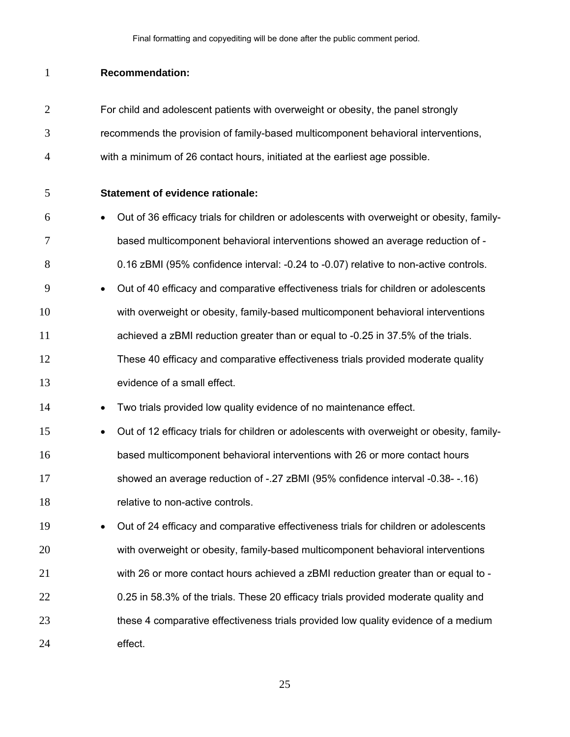**Recommendation:**

For child and adolescent patients with overweight or obesity, the panel strongly recommends the provision of family-based multicomponent behavioral interventions, with a minimum of 26 contact hours, initiated at the earliest age possible.

**Statement of evidence rationale:**

- Out of 36 efficacy trials for children or adolescents with overweight or obesity, family-based multicomponent behavioral interventions showed an average reduction of -0.16 zBMI (95% confidence interval: -0.24 to -0.07) relative to non-active controls.
- Out of 40 efficacy and comparative effectiveness trials for children or adolescents with overweight or obesity, family-based multicomponent behavioral interventions achieved a zBMI reduction greater than or equal to -0.25 in 37.5% of the trials. These 40 efficacy and comparative effectiveness trials provided moderate quality evidence of a small effect.
- Two trials provided low quality evidence of no maintenance effect.
- Out of 12 efficacy trials for children or adolescents with overweight or obesity, family-based multicomponent behavioral interventions with 26 or more contact hours showed an average reduction of -.27 zBMI (95% confidence interval -0.38- -.16) relative to non-active controls.
- Out of 24 efficacy and comparative effectiveness trials for children or adolescents with overweight or obesity, family-based multicomponent behavioral interventions with 26 or more contact hours achieved a zBMI reduction greater than or equal to -0.25 in 58.3% of the trials. These 20 efficacy trials provided moderate quality and these 4 comparative effectiveness trials provided low quality evidence of a medium effect.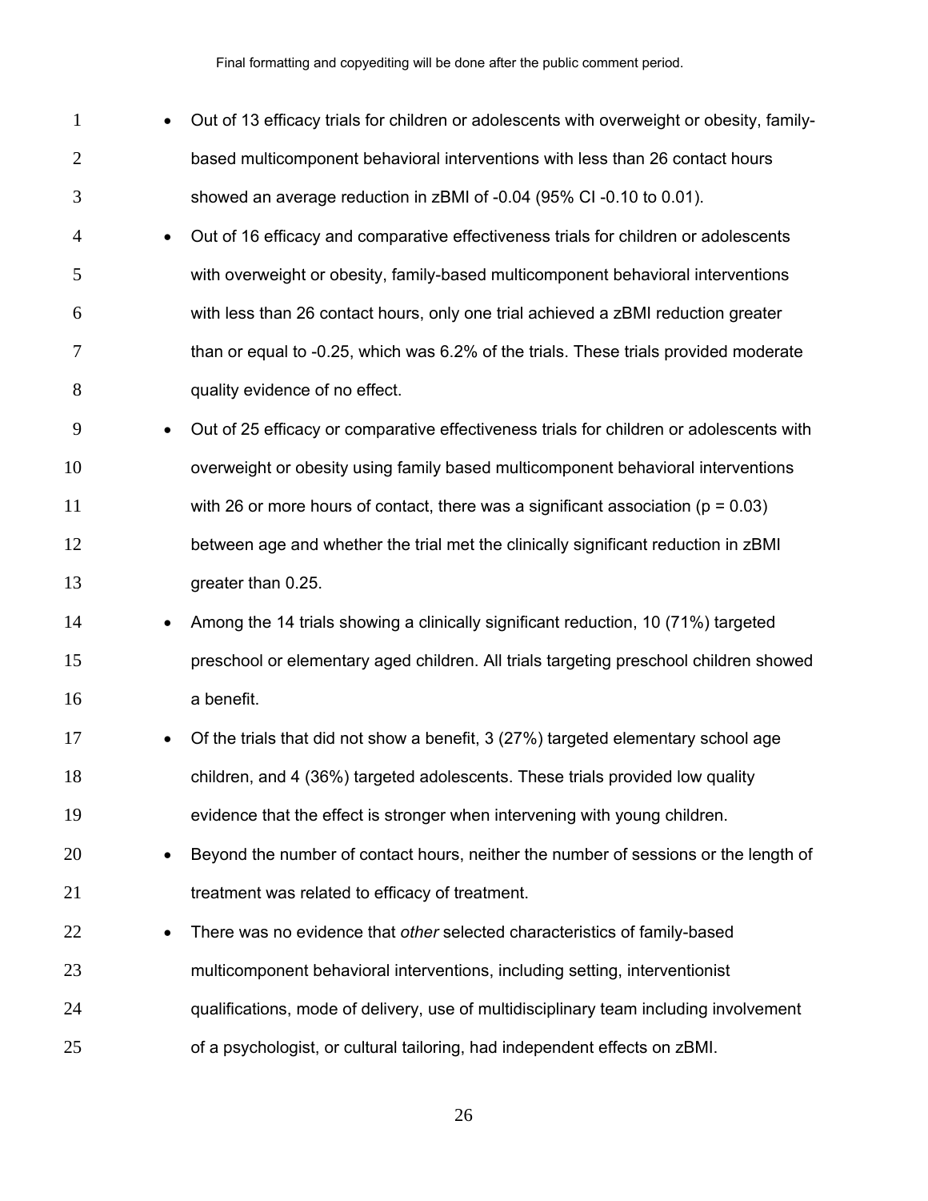- Out of 13 efficacy trials for children or adolescents with overweight or obesity, family-based multicomponent behavioral interventions with less than 26 contact hours showed an average reduction in zBMI of -0.04 (95% CI -0.10 to 0.01).
- Out of 16 efficacy and comparative effectiveness trials for children or adolescents with overweight or obesity, family-based multicomponent behavioral interventions with less than 26 contact hours, only one trial achieved a zBMI reduction greater than or equal to -0.25, which was 6.2% of the trials. These trials provided moderate quality evidence of no effect.
- Out of 25 efficacy or comparative effectiveness trials for children or adolescents with overweight or obesity using family based multicomponent behavioral interventions with 26 or more hours of contact, there was a significant association ($p = 0.03$) between age and whether the trial met the clinically significant reduction in zBMI greater than 0.25.
- Among the 14 trials showing a clinically significant reduction, 10 (71%) targeted preschool or elementary aged children. All trials targeting preschool children showed a benefit.
- Of the trials that did not show a benefit, 3 (27%) targeted elementary school age children, and 4 (36%) targeted adolescents. These trials provided low quality evidence that the effect is stronger when intervening with young children.
- Beyond the number of contact hours, neither the number of sessions or the length of treatment was related to efficacy of treatment.
- There was no evidence that *other* selected characteristics of family-based multicomponent behavioral interventions, including setting, interventionist qualifications, mode of delivery, use of multidisciplinary team including involvement of a psychologist, or cultural tailoring, had independent effects on zBMI.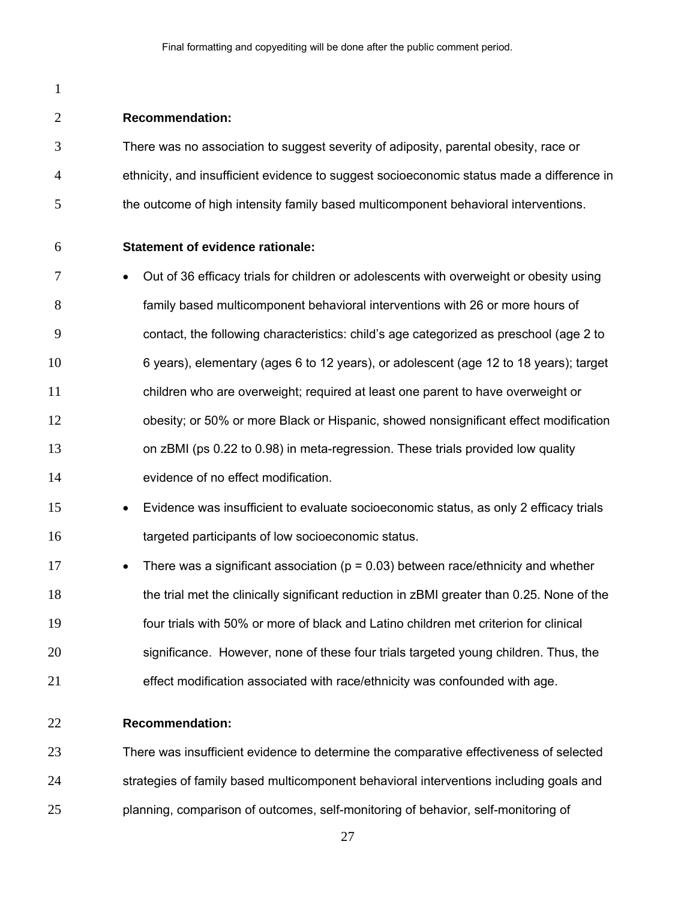**Recommendation:**

There was no association to suggest severity of adiposity, parental obesity, race or ethnicity, and insufficient evidence to suggest socioeconomic status made a difference in the outcome of high intensity family based multicomponent behavioral interventions.

**Statement of evidence rationale:**

- Out of 36 efficacy trials for children or adolescents with overweight or obesity using family based multicomponent behavioral interventions with 26 or more hours of contact, the following characteristics: child's age categorized as preschool (age 2 to 6 years), elementary (ages 6 to 12 years), or adolescent (age 12 to 18 years); target children who are overweight; required at least one parent to have overweight or obesity; or 50% or more Black or Hispanic, showed nonsignificant effect modification on zBMI (ps 0.22 to 0.98) in meta-regression. These trials provided low quality evidence of no effect modification.
- Evidence was insufficient to evaluate socioeconomic status, as only 2 efficacy trials targeted participants of low socioeconomic status.
- There was a significant association ($p = 0.03$) between race/ethnicity and whether the trial met the clinically significant reduction in zBMI greater than 0.25. None of the four trials with 50% or more of black and Latino children met criterion for clinical significance. However, none of these four trials targeted young children. Thus, the effect modification associated with race/ethnicity was confounded with age.

**Recommendation:**

There was insufficient evidence to determine the comparative effectiveness of selected strategies of family based multicomponent behavioral interventions including goals and planning, comparison of outcomes, self-monitoring of behavior, self-monitoring of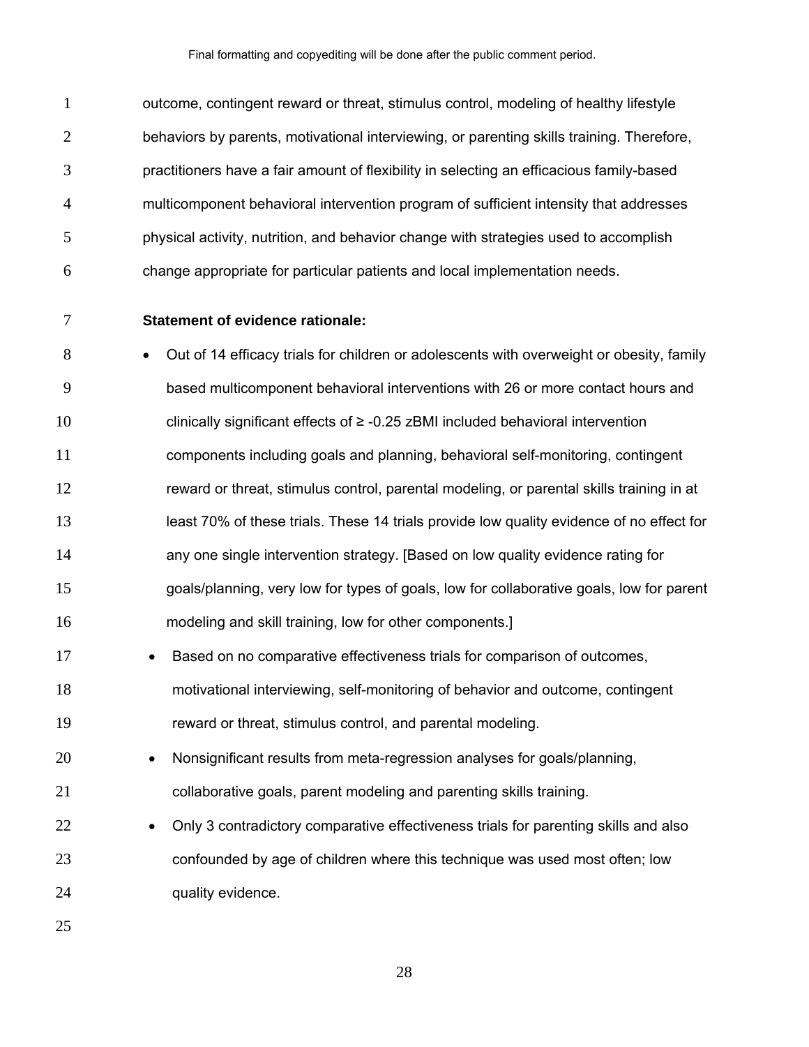outcome, contingent reward or threat, stimulus control, modeling of healthy lifestyle behaviors by parents, motivational interviewing, or parenting skills training. Therefore, practitioners have a fair amount of flexibility in selecting an efficacious family-based multicomponent behavioral intervention program of sufficient intensity that addresses physical activity, nutrition, and behavior change with strategies used to accomplish change appropriate for particular patients and local implementation needs.

**Statement of evidence rationale:**

- Out of 14 efficacy trials for children or adolescents with overweight or obesity, family based multicomponent behavioral interventions with 26 or more contact hours and clinically significant effects of ≥ -0.25 zBMI included behavioral intervention components including goals and planning, behavioral self-monitoring, contingent reward or threat, stimulus control, parental modeling, or parental skills training in at least 70% of these trials. These 14 trials provide low quality evidence of no effect for any one single intervention strategy. [Based on low quality evidence rating for goals/planning, very low for types of goals, low for collaborative goals, low for parent modeling and skill training, low for other components.]
- Based on no comparative effectiveness trials for comparison of outcomes, motivational interviewing, self-monitoring of behavior and outcome, contingent reward or threat, stimulus control, and parental modeling.
- Nonsignificant results from meta-regression analyses for goals/planning, collaborative goals, parent modeling and parenting skills training.
- Only 3 contradictory comparative effectiveness trials for parenting skills and also confounded by age of children where this technique was used most often; low quality evidence.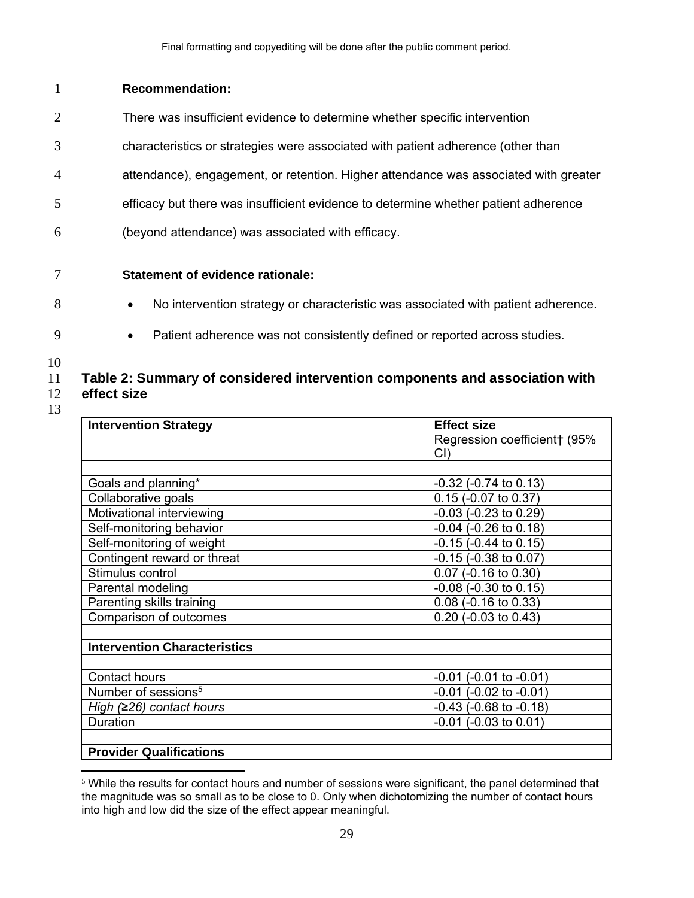**Recommendation:**

There was insufficient evidence to determine whether specific intervention characteristics or strategies were associated with patient adherence (other than attendance), engagement, or retention. Higher attendance was associated with greater efficacy but there was insufficient evidence to determine whether patient adherence (beyond attendance) was associated with efficacy.

**Statement of evidence rationale:**

- No intervention strategy or characteristic was associated with patient adherence.
- Patient adherence was not consistently defined or reported across studies.

## Table 2: Summary of considered intervention components and association with effect size

| **Intervention Strategy** | **Effect size** Regression coefficient† (95% CI) |
|---|---|
| | |
| Goals and planning* | -0.32 (-0.74 to 0.13) |
| Collaborative goals | 0.15 (-0.07 to 0.37) |
| Motivational interviewing | -0.03 (-0.23 to 0.29) |
| Self-monitoring behavior | -0.04 (-0.26 to 0.18) |
| Self-monitoring of weight | -0.15 (-0.44 to 0.15) |
| Contingent reward or threat | -0.15 (-0.38 to 0.07) |
| Stimulus control | 0.07 (-0.16 to 0.30) |
| Parental modeling | -0.08 (-0.30 to 0.15) |
| Parenting skills training | 0.08 (-0.16 to 0.33) |
| Comparison of outcomes | 0.20 (-0.03 to 0.43) |
| | |
| **Intervention Characteristics** | |
| | |
| Contact hours | -0.01 (-0.01 to -0.01) |
| Number of sessions[5] | -0.01 (-0.02 to -0.01) |
| *High (≥26) contact hours* | -0.43 (-0.68 to -0.18) |
| Duration | -0.01 (-0.03 to 0.01) |
| | |
| **Provider Qualifications** | |

[5] While the results for contact hours and number of sessions were significant, the panel determined that the magnitude was so small as to be close to 0. Only when dichotomizing the number of contact hours into high and low did the size of the effect appear meaningful.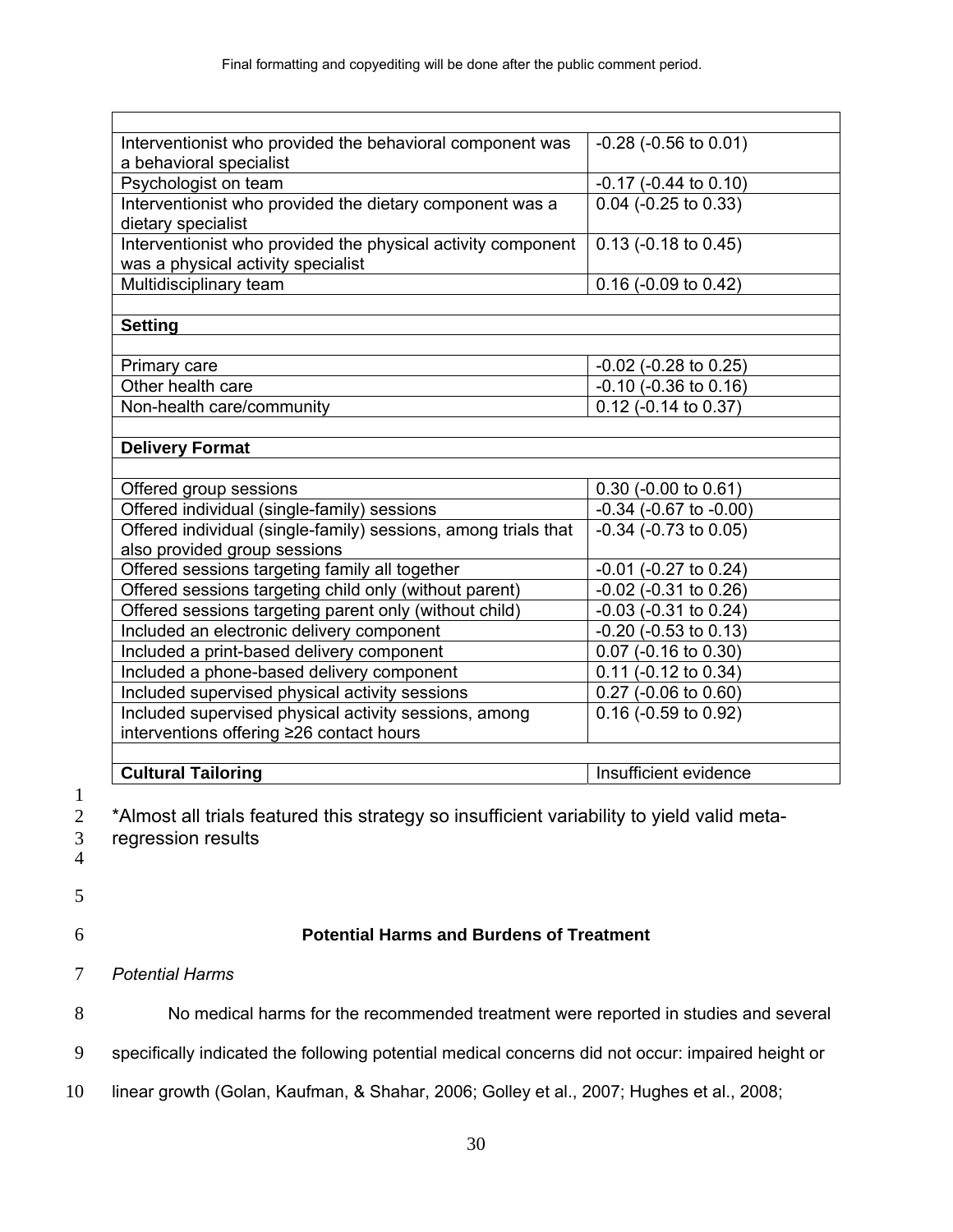| | |
|---|---|
| Interventionist who provided the behavioral component was a behavioral specialist | -0.28 (-0.56 to 0.01) |
| Psychologist on team | -0.17 (-0.44 to 0.10) |
| Interventionist who provided the dietary component was a dietary specialist | 0.04 (-0.25 to 0.33) |
| Interventionist who provided the physical activity component was a physical activity specialist | 0.13 (-0.18 to 0.45) |
| Multidisciplinary team | 0.16 (-0.09 to 0.42) |
| | |
| **Setting** | |
| | |
| Primary care | -0.02 (-0.28 to 0.25) |
| Other health care | -0.10 (-0.36 to 0.16) |
| Non-health care/community | 0.12 (-0.14 to 0.37) |
| | |
| **Delivery Format** | |
| | |
| Offered group sessions | 0.30 (-0.00 to 0.61) |
| Offered individual (single-family) sessions | -0.34 (-0.67 to -0.00) |
| Offered individual (single-family) sessions, among trials that also provided group sessions | -0.34 (-0.73 to 0.05) |
| Offered sessions targeting family all together | -0.01 (-0.27 to 0.24) |
| Offered sessions targeting child only (without parent) | -0.02 (-0.31 to 0.26) |
| Offered sessions targeting parent only (without child) | -0.03 (-0.31 to 0.24) |
| Included an electronic delivery component | -0.20 (-0.53 to 0.13) |
| Included a print-based delivery component | 0.07 (-0.16 to 0.30) |
| Included a phone-based delivery component | 0.11 (-0.12 to 0.34) |
| Included supervised physical activity sessions | 0.27 (-0.06 to 0.60) |
| Included supervised physical activity sessions, among interventions offering ≥26 contact hours | 0.16 (-0.59 to 0.92) |
| | |
| **Cultural Tailoring** | Insufficient evidence |

*Almost all trials featured this strategy so insufficient variability to yield valid meta-regression results

## Potential Harms and Burdens of Treatment

*Potential Harms*

No medical harms for the recommended treatment were reported in studies and several specifically indicated the following potential medical concerns did not occur: impaired height or linear growth (Golan, Kaufman, & Shahar, 2006; Golley et al., 2007; Hughes et al., 2008;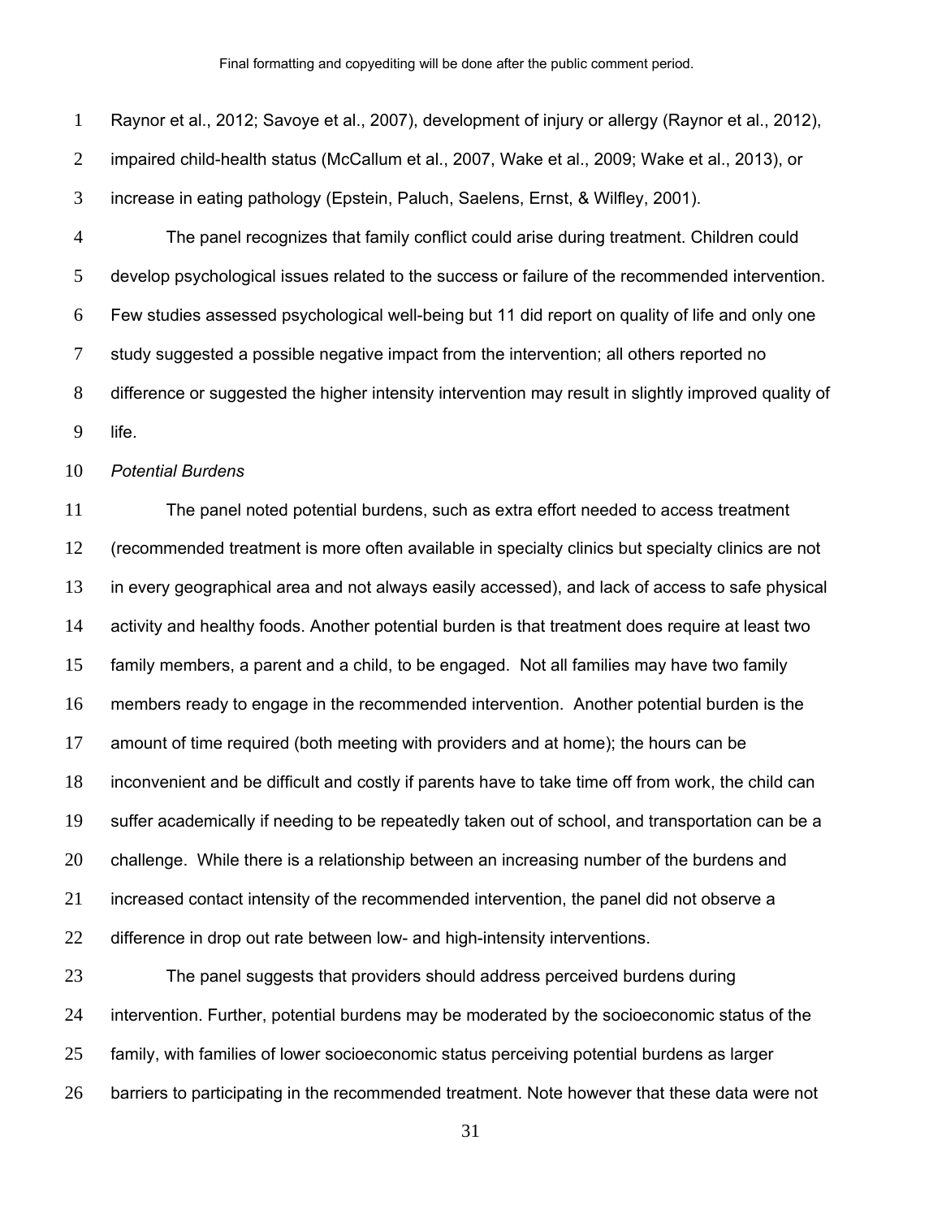Raynor et al., 2012; Savoye et al., 2007), development of injury or allergy (Raynor et al., 2012), impaired child-health status (McCallum et al., 2007, Wake et al., 2009; Wake et al., 2013), or increase in eating pathology (Epstein, Paluch, Saelens, Ernst, & Wilfley, 2001).

The panel recognizes that family conflict could arise during treatment. Children could develop psychological issues related to the success or failure of the recommended intervention. Few studies assessed psychological well-being but 11 did report on quality of life and only one study suggested a possible negative impact from the intervention; all others reported no difference or suggested the higher intensity intervention may result in slightly improved quality of life.

*Potential Burdens*

The panel noted potential burdens, such as extra effort needed to access treatment (recommended treatment is more often available in specialty clinics but specialty clinics are not in every geographical area and not always easily accessed), and lack of access to safe physical activity and healthy foods. Another potential burden is that treatment does require at least two family members, a parent and a child, to be engaged. Not all families may have two family members ready to engage in the recommended intervention. Another potential burden is the amount of time required (both meeting with providers and at home); the hours can be inconvenient and be difficult and costly if parents have to take time off from work, the child can suffer academically if needing to be repeatedly taken out of school, and transportation can be a challenge. While there is a relationship between an increasing number of the burdens and increased contact intensity of the recommended intervention, the panel did not observe a difference in drop out rate between low- and high-intensity interventions.

The panel suggests that providers should address perceived burdens during intervention. Further, potential burdens may be moderated by the socioeconomic status of the family, with families of lower socioeconomic status perceiving potential burdens as larger barriers to participating in the recommended treatment. Note however that these data were not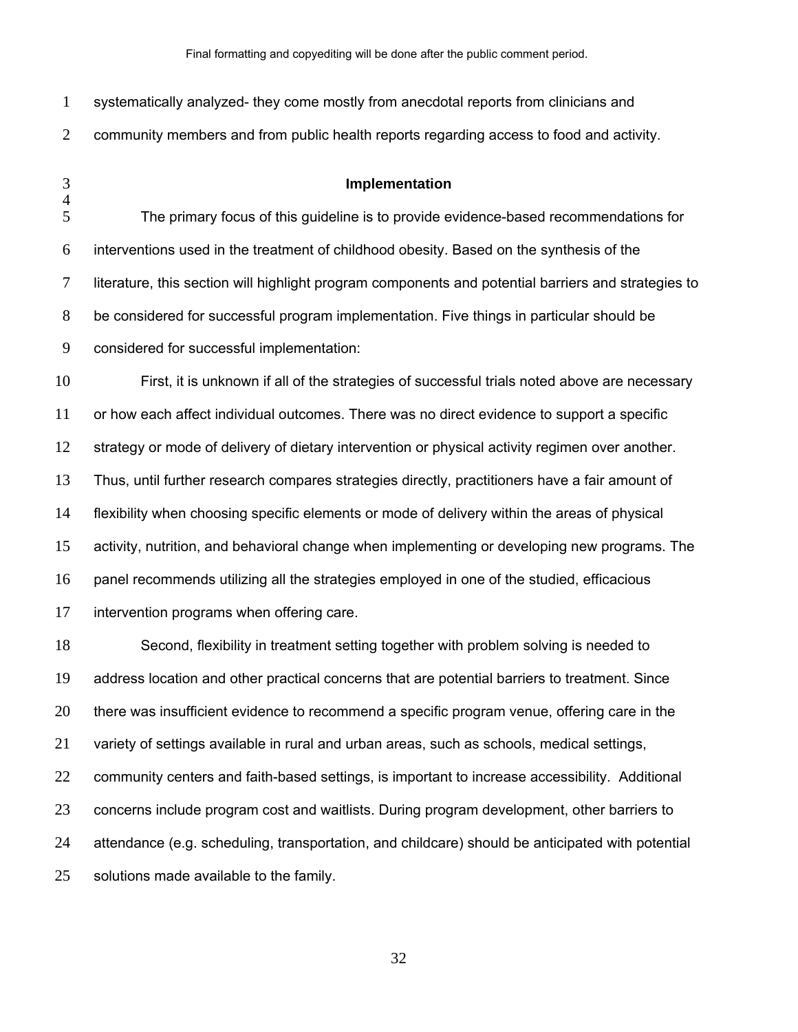systematically analyzed- they come mostly from anecdotal reports from clinicians and community members and from public health reports regarding access to food and activity.

## Implementation

The primary focus of this guideline is to provide evidence-based recommendations for interventions used in the treatment of childhood obesity. Based on the synthesis of the literature, this section will highlight program components and potential barriers and strategies to be considered for successful program implementation. Five things in particular should be considered for successful implementation:

First, it is unknown if all of the strategies of successful trials noted above are necessary or how each affect individual outcomes. There was no direct evidence to support a specific strategy or mode of delivery of dietary intervention or physical activity regimen over another. Thus, until further research compares strategies directly, practitioners have a fair amount of flexibility when choosing specific elements or mode of delivery within the areas of physical activity, nutrition, and behavioral change when implementing or developing new programs. The panel recommends utilizing all the strategies employed in one of the studied, efficacious intervention programs when offering care.

Second, flexibility in treatment setting together with problem solving is needed to address location and other practical concerns that are potential barriers to treatment. Since there was insufficient evidence to recommend a specific program venue, offering care in the variety of settings available in rural and urban areas, such as schools, medical settings, community centers and faith-based settings, is important to increase accessibility. Additional concerns include program cost and waitlists. During program development, other barriers to attendance (e.g. scheduling, transportation, and childcare) should be anticipated with potential solutions made available to the family.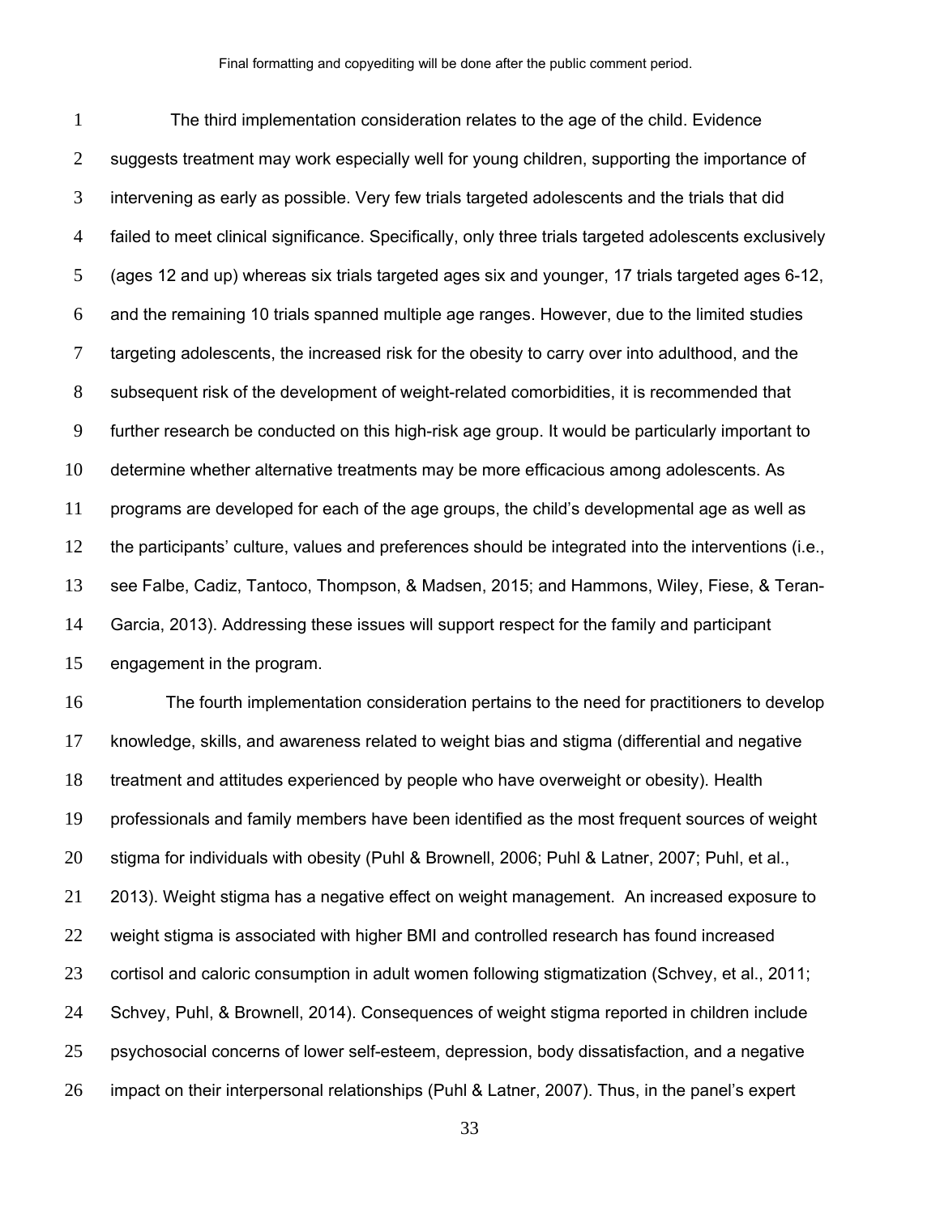The third implementation consideration relates to the age of the child. Evidence suggests treatment may work especially well for young children, supporting the importance of intervening as early as possible. Very few trials targeted adolescents and the trials that did failed to meet clinical significance. Specifically, only three trials targeted adolescents exclusively (ages 12 and up) whereas six trials targeted ages six and younger, 17 trials targeted ages 6-12, and the remaining 10 trials spanned multiple age ranges. However, due to the limited studies targeting adolescents, the increased risk for the obesity to carry over into adulthood, and the subsequent risk of the development of weight-related comorbidities, it is recommended that further research be conducted on this high-risk age group. It would be particularly important to determine whether alternative treatments may be more efficacious among adolescents. As programs are developed for each of the age groups, the child's developmental age as well as the participants' culture, values and preferences should be integrated into the interventions (i.e., see Falbe, Cadiz, Tantoco, Thompson, & Madsen, 2015; and Hammons, Wiley, Fiese, & Teran-Garcia, 2013). Addressing these issues will support respect for the family and participant engagement in the program.

The fourth implementation consideration pertains to the need for practitioners to develop knowledge, skills, and awareness related to weight bias and stigma (differential and negative treatment and attitudes experienced by people who have overweight or obesity). Health professionals and family members have been identified as the most frequent sources of weight stigma for individuals with obesity (Puhl & Brownell, 2006; Puhl & Latner, 2007; Puhl, et al., 2013). Weight stigma has a negative effect on weight management. An increased exposure to weight stigma is associated with higher BMI and controlled research has found increased cortisol and caloric consumption in adult women following stigmatization (Schvey, et al., 2011; Schvey, Puhl, & Brownell, 2014). Consequences of weight stigma reported in children include psychosocial concerns of lower self-esteem, depression, body dissatisfaction, and a negative impact on their interpersonal relationships (Puhl & Latner, 2007). Thus, in the panel's expert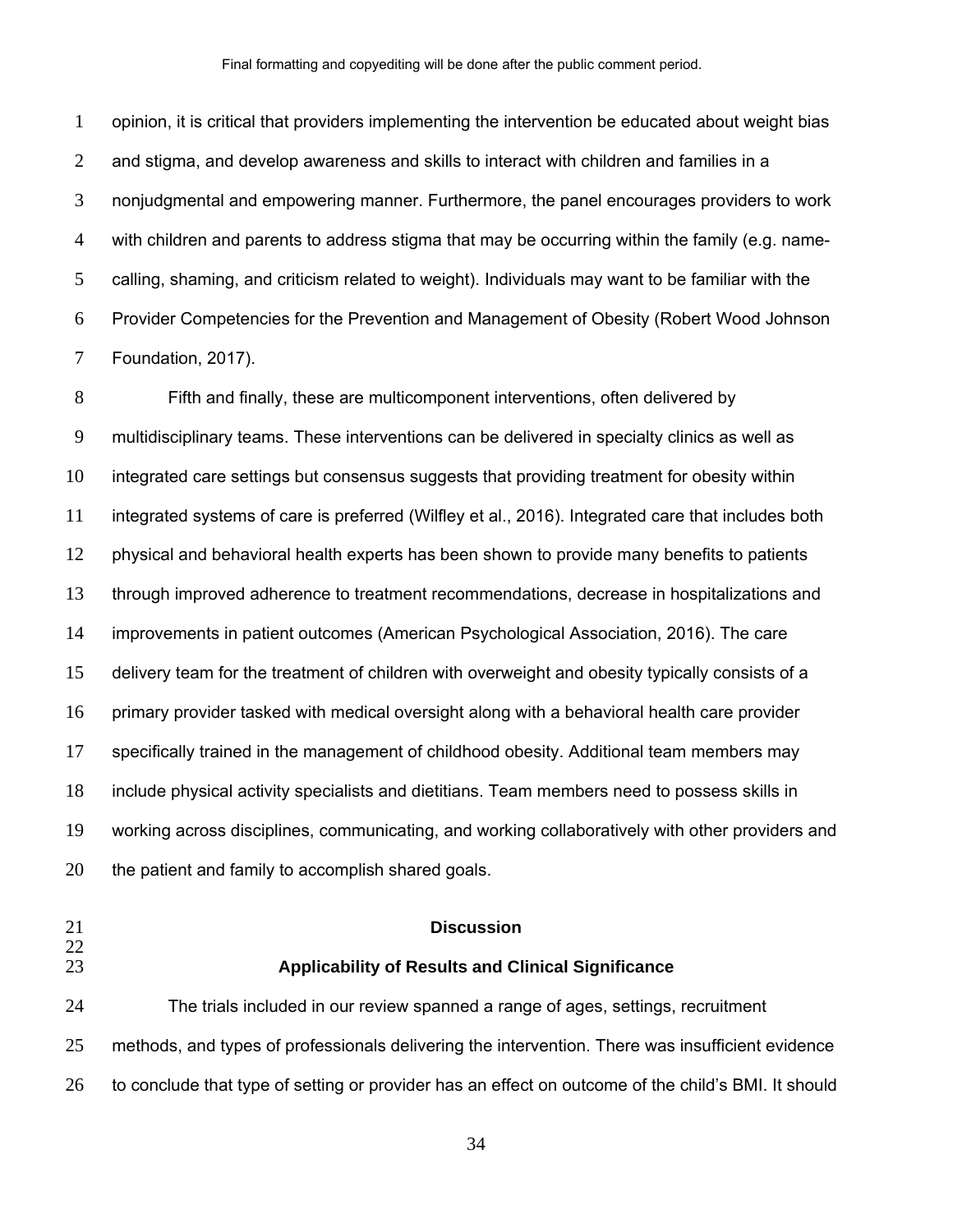opinion, it is critical that providers implementing the intervention be educated about weight bias and stigma, and develop awareness and skills to interact with children and families in a nonjudgmental and empowering manner. Furthermore, the panel encourages providers to work with children and parents to address stigma that may be occurring within the family (e.g. name-calling, shaming, and criticism related to weight). Individuals may want to be familiar with the Provider Competencies for the Prevention and Management of Obesity (Robert Wood Johnson Foundation, 2017).

Fifth and finally, these are multicomponent interventions, often delivered by multidisciplinary teams. These interventions can be delivered in specialty clinics as well as integrated care settings but consensus suggests that providing treatment for obesity within integrated systems of care is preferred (Wilfley et al., 2016). Integrated care that includes both physical and behavioral health experts has been shown to provide many benefits to patients through improved adherence to treatment recommendations, decrease in hospitalizations and improvements in patient outcomes (American Psychological Association, 2016). The care delivery team for the treatment of children with overweight and obesity typically consists of a primary provider tasked with medical oversight along with a behavioral health care provider specifically trained in the management of childhood obesity. Additional team members may include physical activity specialists and dietitians. Team members need to possess skills in working across disciplines, communicating, and working collaboratively with other providers and the patient and family to accomplish shared goals.

## Discussion

### Applicability of Results and Clinical Significance

The trials included in our review spanned a range of ages, settings, recruitment methods, and types of professionals delivering the intervention. There was insufficient evidence to conclude that type of setting or provider has an effect on outcome of the child's BMI. It should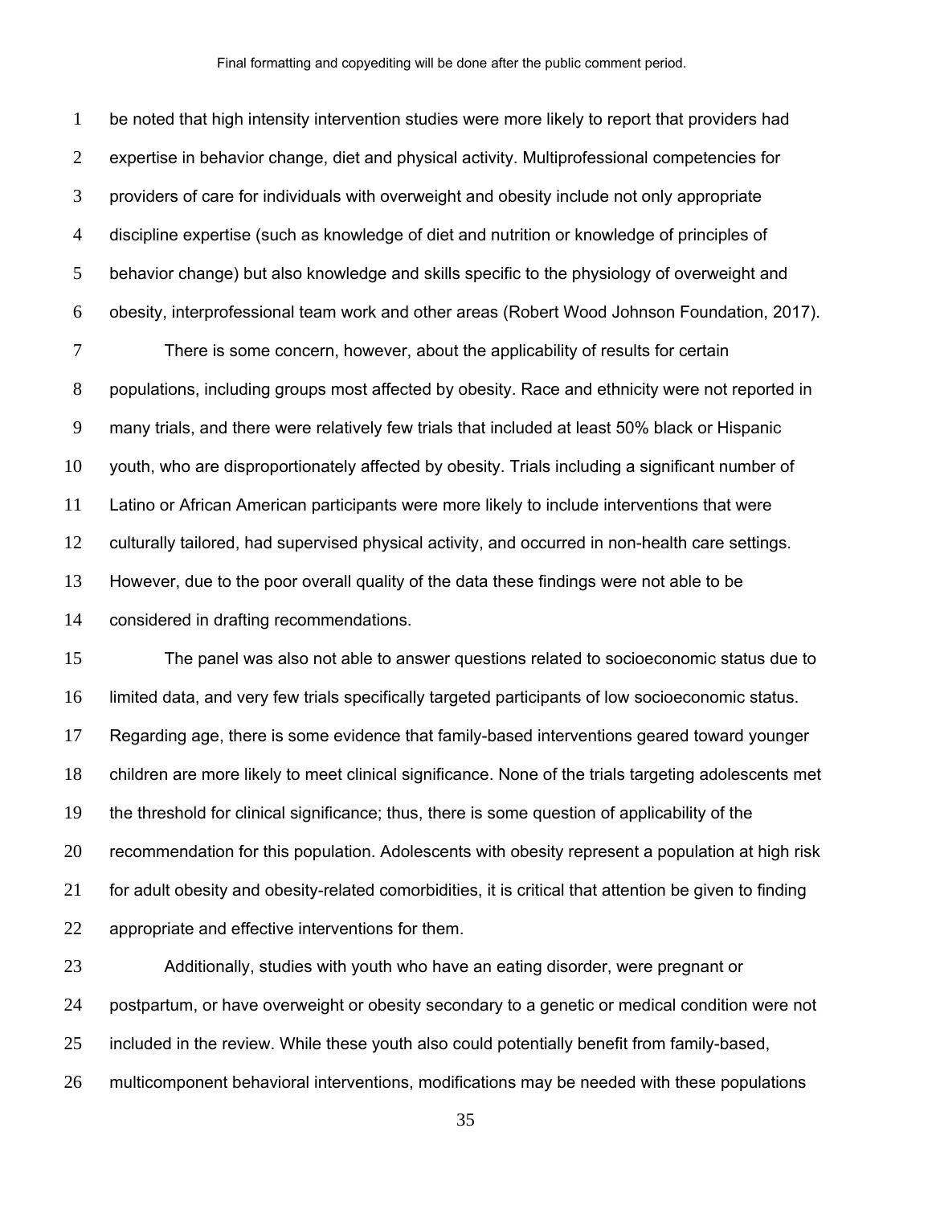be noted that high intensity intervention studies were more likely to report that providers had expertise in behavior change, diet and physical activity. Multiprofessional competencies for providers of care for individuals with overweight and obesity include not only appropriate discipline expertise (such as knowledge of diet and nutrition or knowledge of principles of behavior change) but also knowledge and skills specific to the physiology of overweight and obesity, interprofessional team work and other areas (Robert Wood Johnson Foundation, 2017).

There is some concern, however, about the applicability of results for certain populations, including groups most affected by obesity. Race and ethnicity were not reported in many trials, and there were relatively few trials that included at least 50% black or Hispanic youth, who are disproportionately affected by obesity. Trials including a significant number of Latino or African American participants were more likely to include interventions that were culturally tailored, had supervised physical activity, and occurred in non-health care settings. However, due to the poor overall quality of the data these findings were not able to be considered in drafting recommendations.

The panel was also not able to answer questions related to socioeconomic status due to limited data, and very few trials specifically targeted participants of low socioeconomic status. Regarding age, there is some evidence that family-based interventions geared toward younger children are more likely to meet clinical significance. None of the trials targeting adolescents met the threshold for clinical significance; thus, there is some question of applicability of the recommendation for this population. Adolescents with obesity represent a population at high risk for adult obesity and obesity-related comorbidities, it is critical that attention be given to finding appropriate and effective interventions for them.

Additionally, studies with youth who have an eating disorder, were pregnant or postpartum, or have overweight or obesity secondary to a genetic or medical condition were not included in the review. While these youth also could potentially benefit from family-based, multicomponent behavioral interventions, modifications may be needed with these populations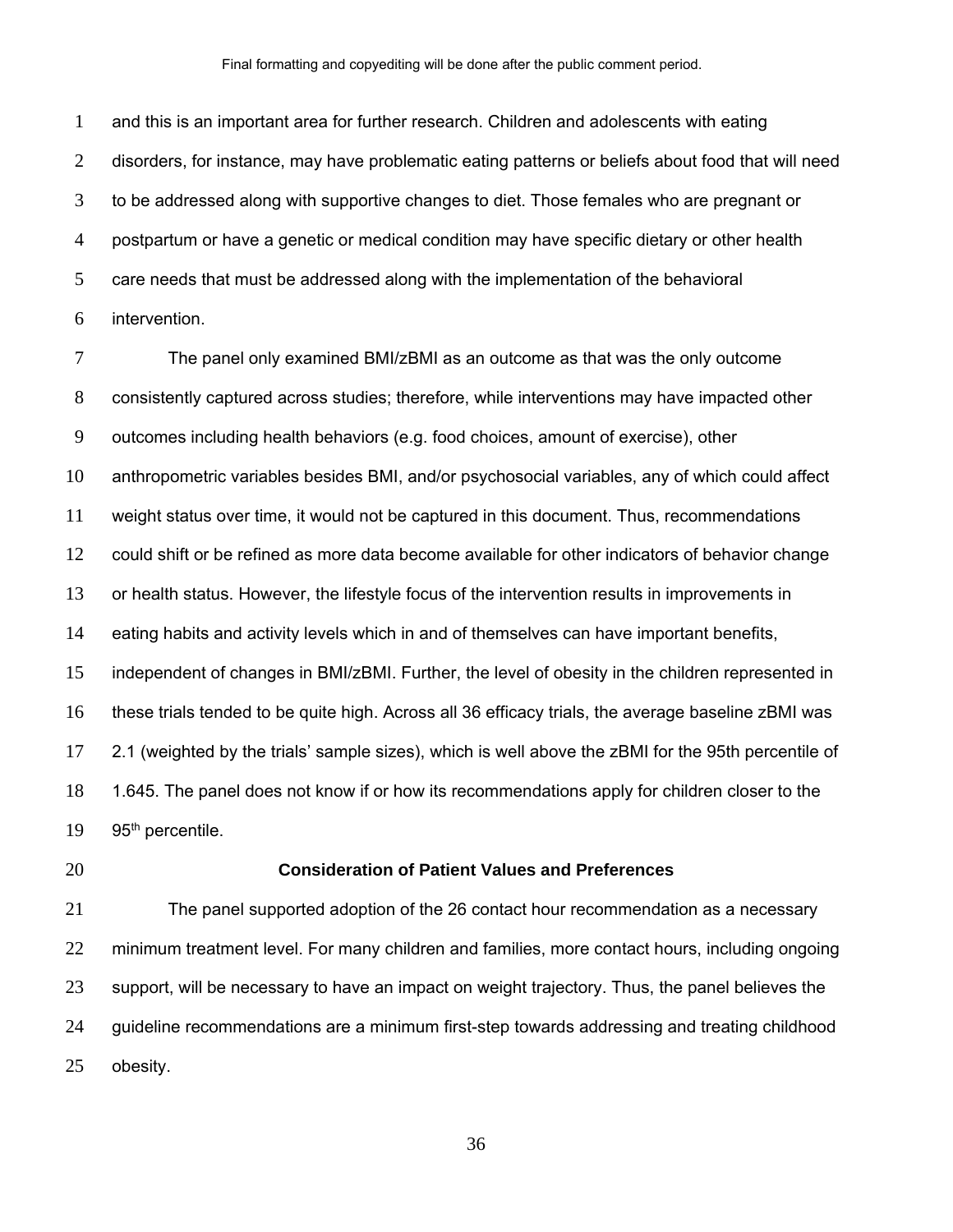and this is an important area for further research. Children and adolescents with eating disorders, for instance, may have problematic eating patterns or beliefs about food that will need to be addressed along with supportive changes to diet. Those females who are pregnant or postpartum or have a genetic or medical condition may have specific dietary or other health care needs that must be addressed along with the implementation of the behavioral intervention.

The panel only examined BMI/zBMI as an outcome as that was the only outcome consistently captured across studies; therefore, while interventions may have impacted other outcomes including health behaviors (e.g. food choices, amount of exercise), other anthropometric variables besides BMI, and/or psychosocial variables, any of which could affect weight status over time, it would not be captured in this document. Thus, recommendations could shift or be refined as more data become available for other indicators of behavior change or health status. However, the lifestyle focus of the intervention results in improvements in eating habits and activity levels which in and of themselves can have important benefits, independent of changes in BMI/zBMI. Further, the level of obesity in the children represented in these trials tended to be quite high. Across all 36 efficacy trials, the average baseline zBMI was 2.1 (weighted by the trials' sample sizes), which is well above the zBMI for the 95th percentile of 1.645. The panel does not know if or how its recommendations apply for children closer to the 95th percentile.

## Consideration of Patient Values and Preferences

The panel supported adoption of the 26 contact hour recommendation as a necessary minimum treatment level. For many children and families, more contact hours, including ongoing support, will be necessary to have an impact on weight trajectory. Thus, the panel believes the guideline recommendations are a minimum first-step towards addressing and treating childhood obesity.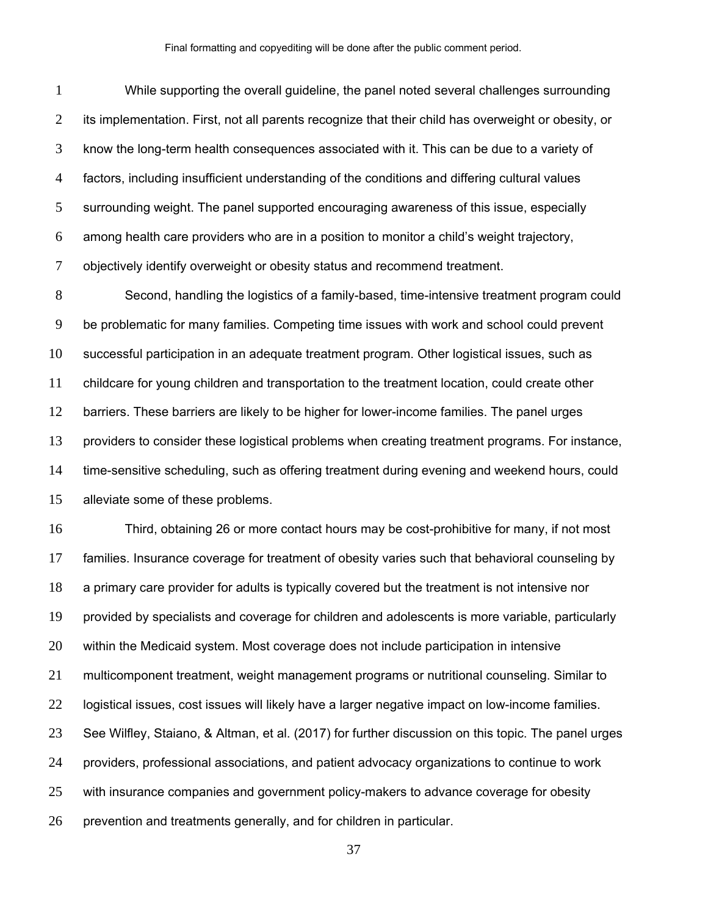While supporting the overall guideline, the panel noted several challenges surrounding its implementation. First, not all parents recognize that their child has overweight or obesity, or know the long-term health consequences associated with it. This can be due to a variety of factors, including insufficient understanding of the conditions and differing cultural values surrounding weight. The panel supported encouraging awareness of this issue, especially among health care providers who are in a position to monitor a child's weight trajectory, objectively identify overweight or obesity status and recommend treatment.

Second, handling the logistics of a family-based, time-intensive treatment program could be problematic for many families. Competing time issues with work and school could prevent successful participation in an adequate treatment program. Other logistical issues, such as childcare for young children and transportation to the treatment location, could create other barriers. These barriers are likely to be higher for lower-income families. The panel urges providers to consider these logistical problems when creating treatment programs. For instance, time-sensitive scheduling, such as offering treatment during evening and weekend hours, could alleviate some of these problems.

Third, obtaining 26 or more contact hours may be cost-prohibitive for many, if not most families. Insurance coverage for treatment of obesity varies such that behavioral counseling by a primary care provider for adults is typically covered but the treatment is not intensive nor provided by specialists and coverage for children and adolescents is more variable, particularly within the Medicaid system. Most coverage does not include participation in intensive multicomponent treatment, weight management programs or nutritional counseling. Similar to logistical issues, cost issues will likely have a larger negative impact on low-income families. See Wilfley, Staiano, & Altman, et al. (2017) for further discussion on this topic. The panel urges providers, professional associations, and patient advocacy organizations to continue to work with insurance companies and government policy-makers to advance coverage for obesity prevention and treatments generally, and for children in particular.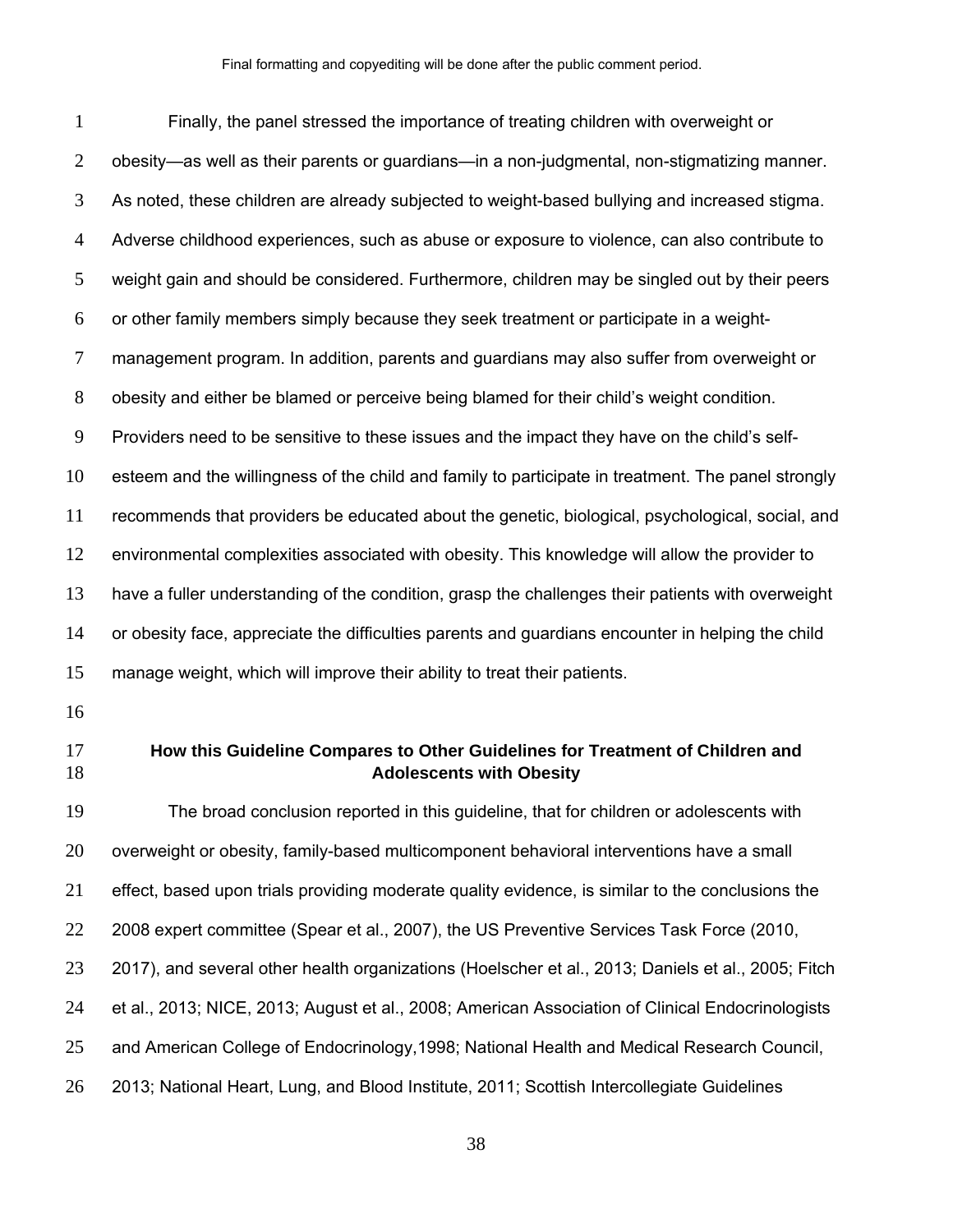Finally, the panel stressed the importance of treating children with overweight or obesity—as well as their parents or guardians—in a non-judgmental, non-stigmatizing manner. As noted, these children are already subjected to weight-based bullying and increased stigma. Adverse childhood experiences, such as abuse or exposure to violence, can also contribute to weight gain and should be considered. Furthermore, children may be singled out by their peers or other family members simply because they seek treatment or participate in a weight-management program. In addition, parents and guardians may also suffer from overweight or obesity and either be blamed or perceive being blamed for their child's weight condition. Providers need to be sensitive to these issues and the impact they have on the child's self-esteem and the willingness of the child and family to participate in treatment. The panel strongly recommends that providers be educated about the genetic, biological, psychological, social, and environmental complexities associated with obesity. This knowledge will allow the provider to have a fuller understanding of the condition, grasp the challenges their patients with overweight or obesity face, appreciate the difficulties parents and guardians encounter in helping the child manage weight, which will improve their ability to treat their patients.

## How this Guideline Compares to Other Guidelines for Treatment of Children and Adolescents with Obesity

The broad conclusion reported in this guideline, that for children or adolescents with overweight or obesity, family-based multicomponent behavioral interventions have a small effect, based upon trials providing moderate quality evidence, is similar to the conclusions the 2008 expert committee (Spear et al., 2007), the US Preventive Services Task Force (2010, 2017), and several other health organizations (Hoelscher et al., 2013; Daniels et al., 2005; Fitch et al., 2013; NICE, 2013; August et al., 2008; American Association of Clinical Endocrinologists and American College of Endocrinology,1998; National Health and Medical Research Council, 2013; National Heart, Lung, and Blood Institute, 2011; Scottish Intercollegiate Guidelines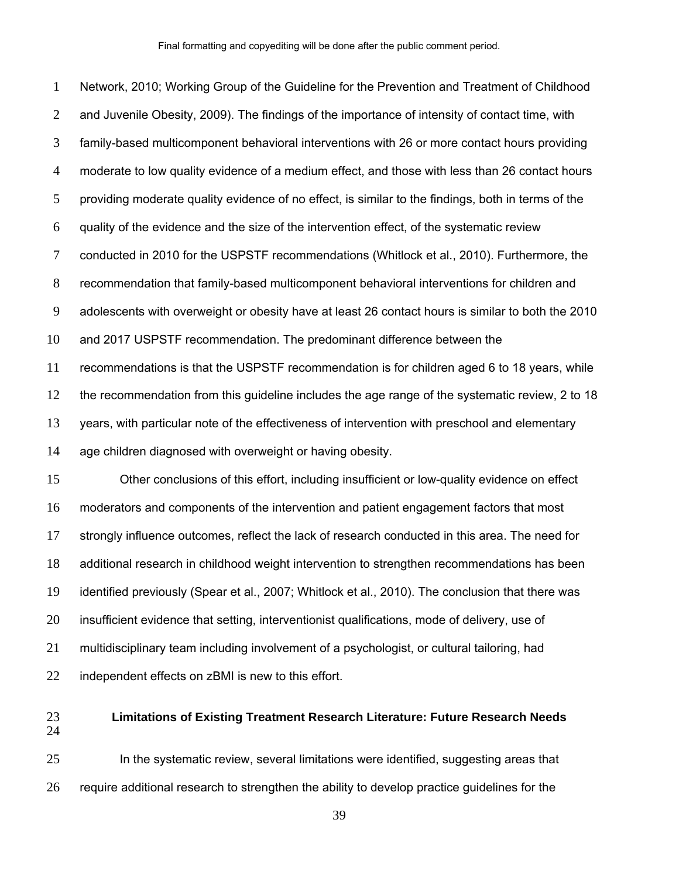Network, 2010; Working Group of the Guideline for the Prevention and Treatment of Childhood and Juvenile Obesity, 2009). The findings of the importance of intensity of contact time, with family-based multicomponent behavioral interventions with 26 or more contact hours providing moderate to low quality evidence of a medium effect, and those with less than 26 contact hours providing moderate quality evidence of no effect, is similar to the findings, both in terms of the quality of the evidence and the size of the intervention effect, of the systematic review conducted in 2010 for the USPSTF recommendations (Whitlock et al., 2010). Furthermore, the recommendation that family-based multicomponent behavioral interventions for children and adolescents with overweight or obesity have at least 26 contact hours is similar to both the 2010 and 2017 USPSTF recommendation. The predominant difference between the recommendations is that the USPSTF recommendation is for children aged 6 to 18 years, while the recommendation from this guideline includes the age range of the systematic review, 2 to 18 years, with particular note of the effectiveness of intervention with preschool and elementary age children diagnosed with overweight or having obesity.

Other conclusions of this effort, including insufficient or low-quality evidence on effect moderators and components of the intervention and patient engagement factors that most strongly influence outcomes, reflect the lack of research conducted in this area. The need for additional research in childhood weight intervention to strengthen recommendations has been identified previously (Spear et al., 2007; Whitlock et al., 2010). The conclusion that there was insufficient evidence that setting, interventionist qualifications, mode of delivery, use of multidisciplinary team including involvement of a psychologist, or cultural tailoring, had independent effects on zBMI is new to this effort.

## Limitations of Existing Treatment Research Literature: Future Research Needs

In the systematic review, several limitations were identified, suggesting areas that require additional research to strengthen the ability to develop practice guidelines for the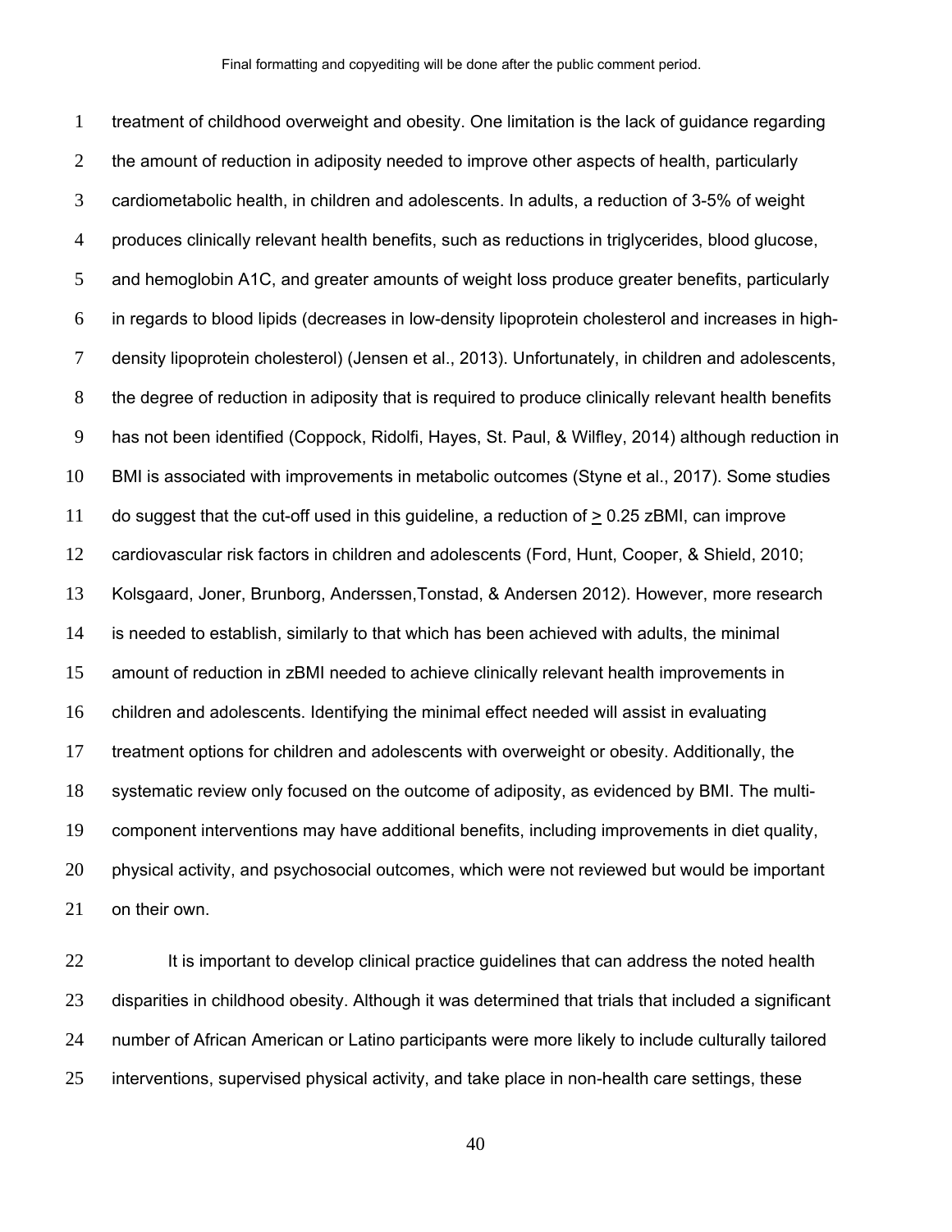treatment of childhood overweight and obesity. One limitation is the lack of guidance regarding the amount of reduction in adiposity needed to improve other aspects of health, particularly cardiometabolic health, in children and adolescents. In adults, a reduction of 3-5% of weight produces clinically relevant health benefits, such as reductions in triglycerides, blood glucose, and hemoglobin A1C, and greater amounts of weight loss produce greater benefits, particularly in regards to blood lipids (decreases in low-density lipoprotein cholesterol and increases in high-density lipoprotein cholesterol) (Jensen et al., 2013). Unfortunately, in children and adolescents, the degree of reduction in adiposity that is required to produce clinically relevant health benefits has not been identified (Coppock, Ridolfi, Hayes, St. Paul, & Wilfley, 2014) although reduction in BMI is associated with improvements in metabolic outcomes (Styne et al., 2017). Some studies do suggest that the cut-off used in this guideline, a reduction of $\geq$ 0.25 zBMI, can improve cardiovascular risk factors in children and adolescents (Ford, Hunt, Cooper, & Shield, 2010; Kolsgaard, Joner, Brunborg, Anderssen,Tonstad, & Andersen 2012). However, more research is needed to establish, similarly to that which has been achieved with adults, the minimal amount of reduction in zBMI needed to achieve clinically relevant health improvements in children and adolescents. Identifying the minimal effect needed will assist in evaluating treatment options for children and adolescents with overweight or obesity. Additionally, the systematic review only focused on the outcome of adiposity, as evidenced by BMI. The multi-component interventions may have additional benefits, including improvements in diet quality, physical activity, and psychosocial outcomes, which were not reviewed but would be important on their own.

It is important to develop clinical practice guidelines that can address the noted health disparities in childhood obesity. Although it was determined that trials that included a significant number of African American or Latino participants were more likely to include culturally tailored interventions, supervised physical activity, and take place in non-health care settings, these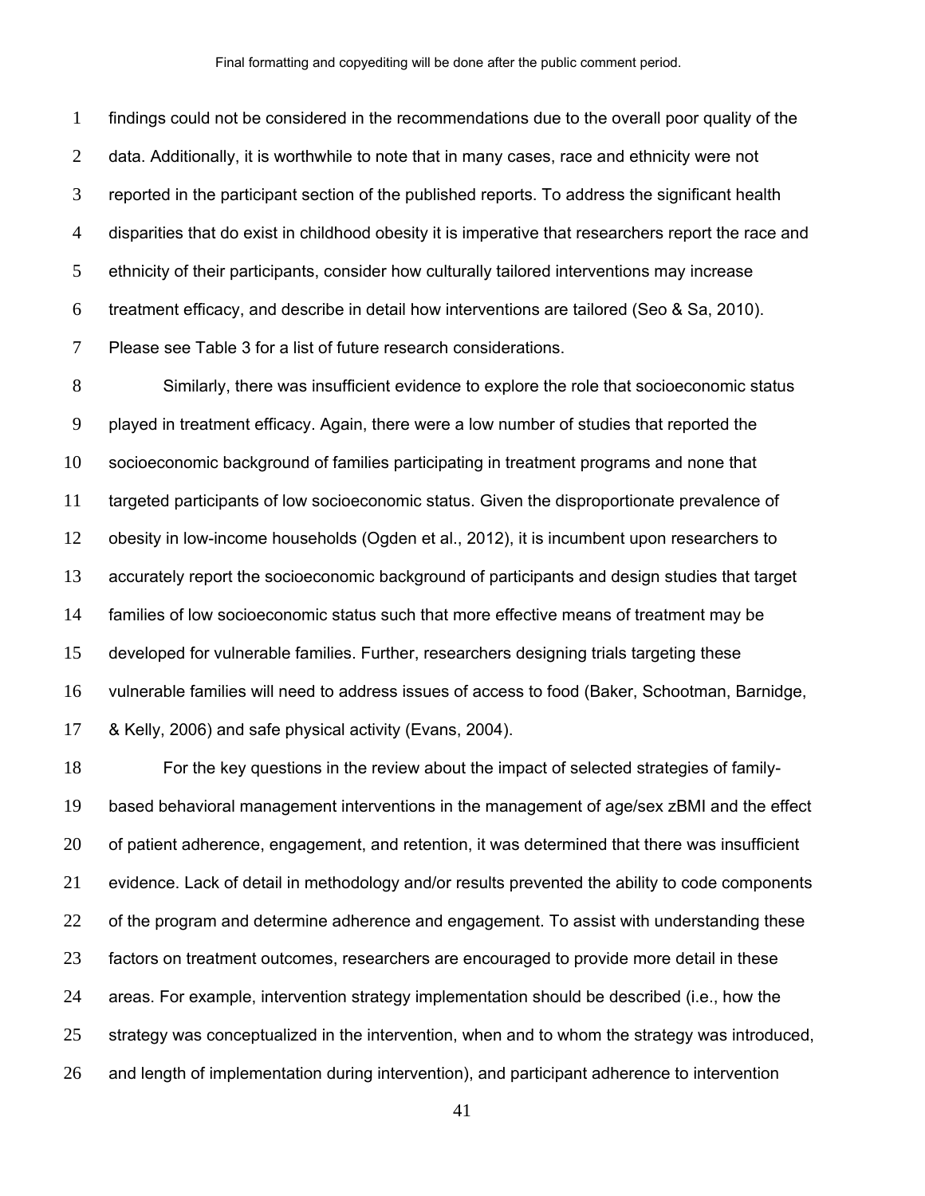findings could not be considered in the recommendations due to the overall poor quality of the data. Additionally, it is worthwhile to note that in many cases, race and ethnicity were not reported in the participant section of the published reports. To address the significant health disparities that do exist in childhood obesity it is imperative that researchers report the race and ethnicity of their participants, consider how culturally tailored interventions may increase treatment efficacy, and describe in detail how interventions are tailored (Seo & Sa, 2010). Please see Table 3 for a list of future research considerations.

Similarly, there was insufficient evidence to explore the role that socioeconomic status played in treatment efficacy. Again, there were a low number of studies that reported the socioeconomic background of families participating in treatment programs and none that targeted participants of low socioeconomic status. Given the disproportionate prevalence of obesity in low-income households (Ogden et al., 2012), it is incumbent upon researchers to accurately report the socioeconomic background of participants and design studies that target families of low socioeconomic status such that more effective means of treatment may be developed for vulnerable families. Further, researchers designing trials targeting these vulnerable families will need to address issues of access to food (Baker, Schootman, Barnidge, & Kelly, 2006) and safe physical activity (Evans, 2004).

For the key questions in the review about the impact of selected strategies of family-based behavioral management interventions in the management of age/sex zBMI and the effect of patient adherence, engagement, and retention, it was determined that there was insufficient evidence. Lack of detail in methodology and/or results prevented the ability to code components of the program and determine adherence and engagement. To assist with understanding these factors on treatment outcomes, researchers are encouraged to provide more detail in these areas. For example, intervention strategy implementation should be described (i.e., how the strategy was conceptualized in the intervention, when and to whom the strategy was introduced, and length of implementation during intervention), and participant adherence to intervention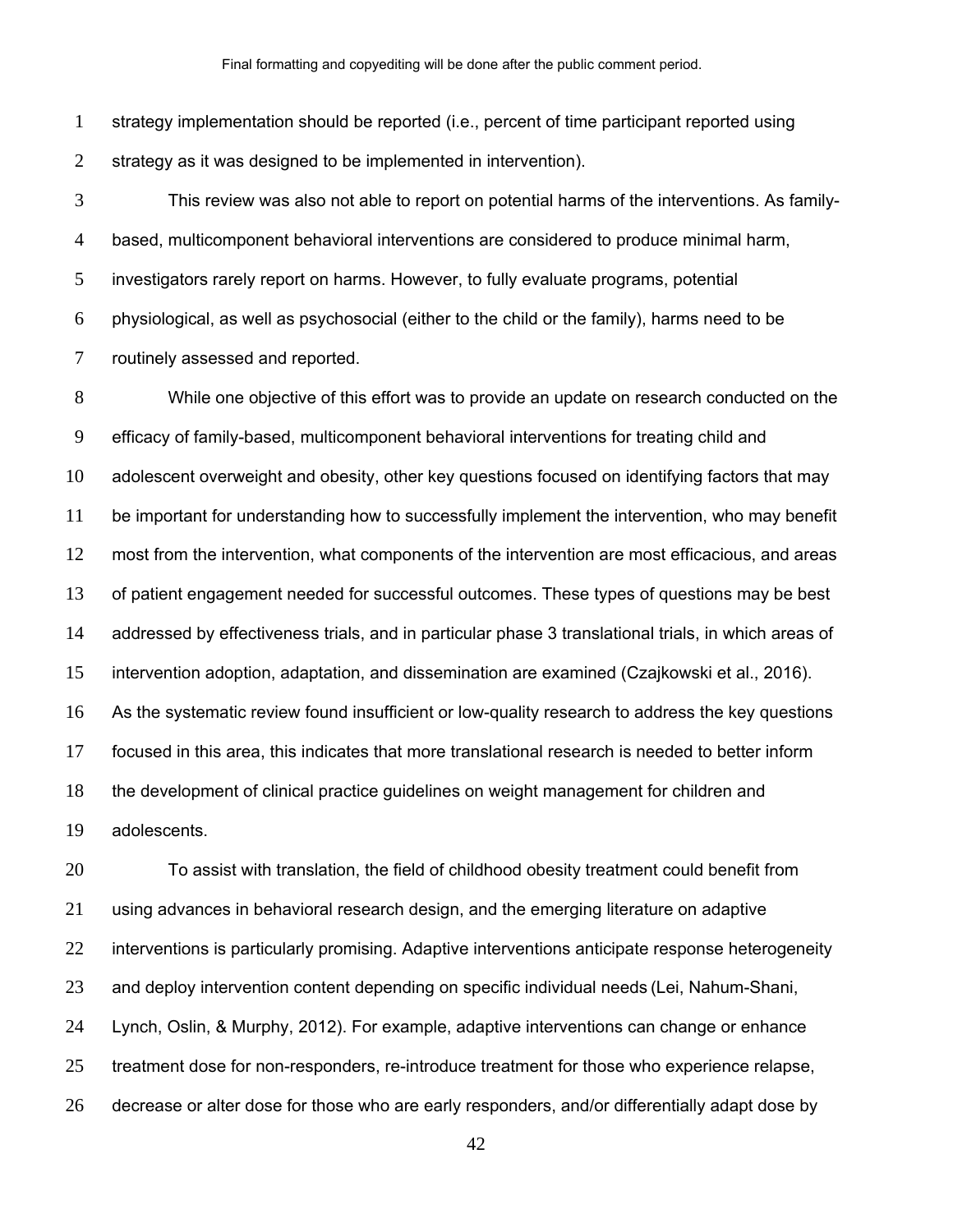strategy implementation should be reported (i.e., percent of time participant reported using strategy as it was designed to be implemented in intervention).

This review was also not able to report on potential harms of the interventions. As family-based, multicomponent behavioral interventions are considered to produce minimal harm, investigators rarely report on harms. However, to fully evaluate programs, potential physiological, as well as psychosocial (either to the child or the family), harms need to be routinely assessed and reported.

While one objective of this effort was to provide an update on research conducted on the efficacy of family-based, multicomponent behavioral interventions for treating child and adolescent overweight and obesity, other key questions focused on identifying factors that may be important for understanding how to successfully implement the intervention, who may benefit most from the intervention, what components of the intervention are most efficacious, and areas of patient engagement needed for successful outcomes. These types of questions may be best addressed by effectiveness trials, and in particular phase 3 translational trials, in which areas of intervention adoption, adaptation, and dissemination are examined (Czajkowski et al., 2016). As the systematic review found insufficient or low-quality research to address the key questions focused in this area, this indicates that more translational research is needed to better inform the development of clinical practice guidelines on weight management for children and adolescents.

To assist with translation, the field of childhood obesity treatment could benefit from using advances in behavioral research design, and the emerging literature on adaptive interventions is particularly promising. Adaptive interventions anticipate response heterogeneity and deploy intervention content depending on specific individual needs (Lei, Nahum-Shani, Lynch, Oslin, & Murphy, 2012). For example, adaptive interventions can change or enhance treatment dose for non-responders, re-introduce treatment for those who experience relapse, decrease or alter dose for those who are early responders, and/or differentially adapt dose by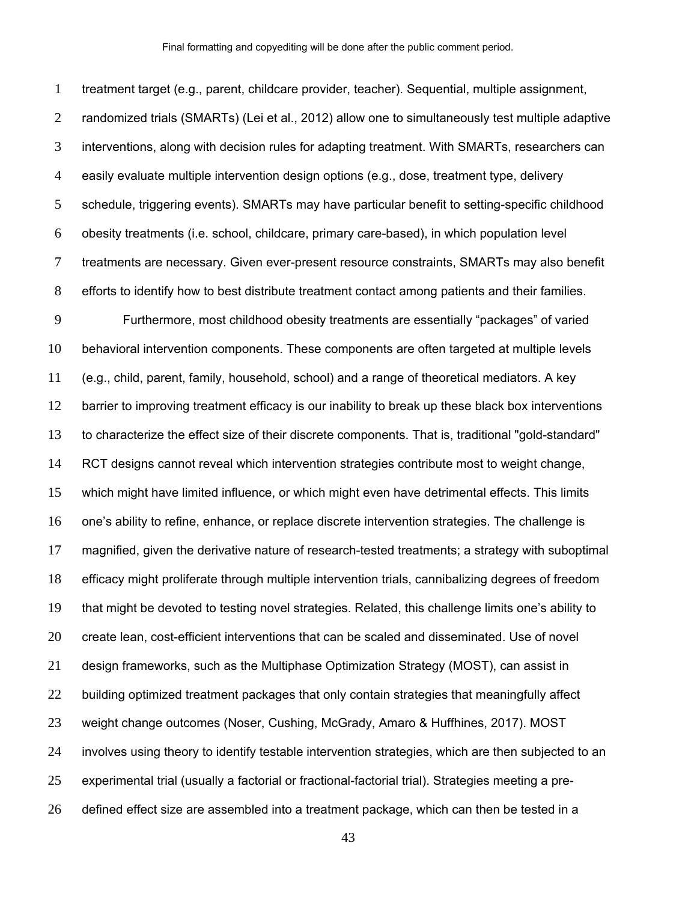treatment target (e.g., parent, childcare provider, teacher). Sequential, multiple assignment, randomized trials (SMARTs) (Lei et al., 2012) allow one to simultaneously test multiple adaptive interventions, along with decision rules for adapting treatment. With SMARTs, researchers can easily evaluate multiple intervention design options (e.g., dose, treatment type, delivery schedule, triggering events). SMARTs may have particular benefit to setting-specific childhood obesity treatments (i.e. school, childcare, primary care-based), in which population level treatments are necessary. Given ever-present resource constraints, SMARTs may also benefit efforts to identify how to best distribute treatment contact among patients and their families.

Furthermore, most childhood obesity treatments are essentially “packages” of varied behavioral intervention components. These components are often targeted at multiple levels (e.g., child, parent, family, household, school) and a range of theoretical mediators. A key barrier to improving treatment efficacy is our inability to break up these black box interventions to characterize the effect size of their discrete components. That is, traditional "gold-standard" RCT designs cannot reveal which intervention strategies contribute most to weight change, which might have limited influence, or which might even have detrimental effects. This limits one’s ability to refine, enhance, or replace discrete intervention strategies. The challenge is magnified, given the derivative nature of research-tested treatments; a strategy with suboptimal efficacy might proliferate through multiple intervention trials, cannibalizing degrees of freedom that might be devoted to testing novel strategies. Related, this challenge limits one’s ability to create lean, cost-efficient interventions that can be scaled and disseminated. Use of novel design frameworks, such as the Multiphase Optimization Strategy (MOST), can assist in building optimized treatment packages that only contain strategies that meaningfully affect weight change outcomes (Noser, Cushing, McGrady, Amaro & Huffhines, 2017). MOST involves using theory to identify testable intervention strategies, which are then subjected to an experimental trial (usually a factorial or fractional-factorial trial). Strategies meeting a pre-defined effect size are assembled into a treatment package, which can then be tested in a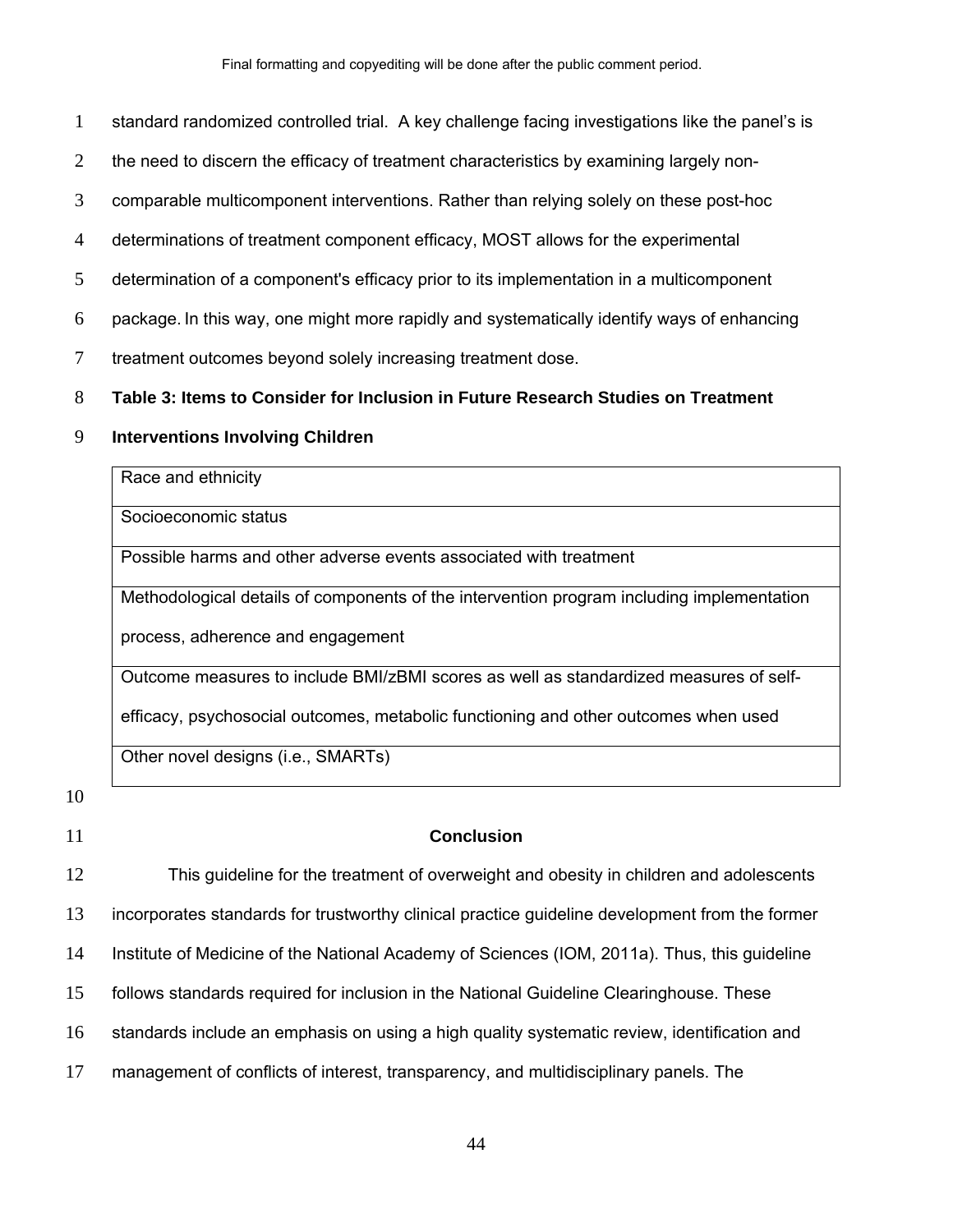standard randomized controlled trial. A key challenge facing investigations like the panel's is the need to discern the efficacy of treatment characteristics by examining largely non-comparable multicomponent interventions. Rather than relying solely on these post-hoc determinations of treatment component efficacy, MOST allows for the experimental determination of a component's efficacy prior to its implementation in a multicomponent package. In this way, one might more rapidly and systematically identify ways of enhancing treatment outcomes beyond solely increasing treatment dose.

**Table 3: Items to Consider for Inclusion in Future Research Studies on Treatment Interventions Involving Children**

| Items |
|---|
| Race and ethnicity |
| Socioeconomic status |
| Possible harms and other adverse events associated with treatment |
| Methodological details of components of the intervention program including implementation process, adherence and engagement |
| Outcome measures to include BMI/zBMI scores as well as standardized measures of self-efficacy, psychosocial outcomes, metabolic functioning and other outcomes when used |
| Other novel designs (i.e., SMARTs) |

## Conclusion

This guideline for the treatment of overweight and obesity in children and adolescents incorporates standards for trustworthy clinical practice guideline development from the former Institute of Medicine of the National Academy of Sciences (IOM, 2011a). Thus, this guideline follows standards required for inclusion in the National Guideline Clearinghouse. These standards include an emphasis on using a high quality systematic review, identification and management of conflicts of interest, transparency, and multidisciplinary panels. The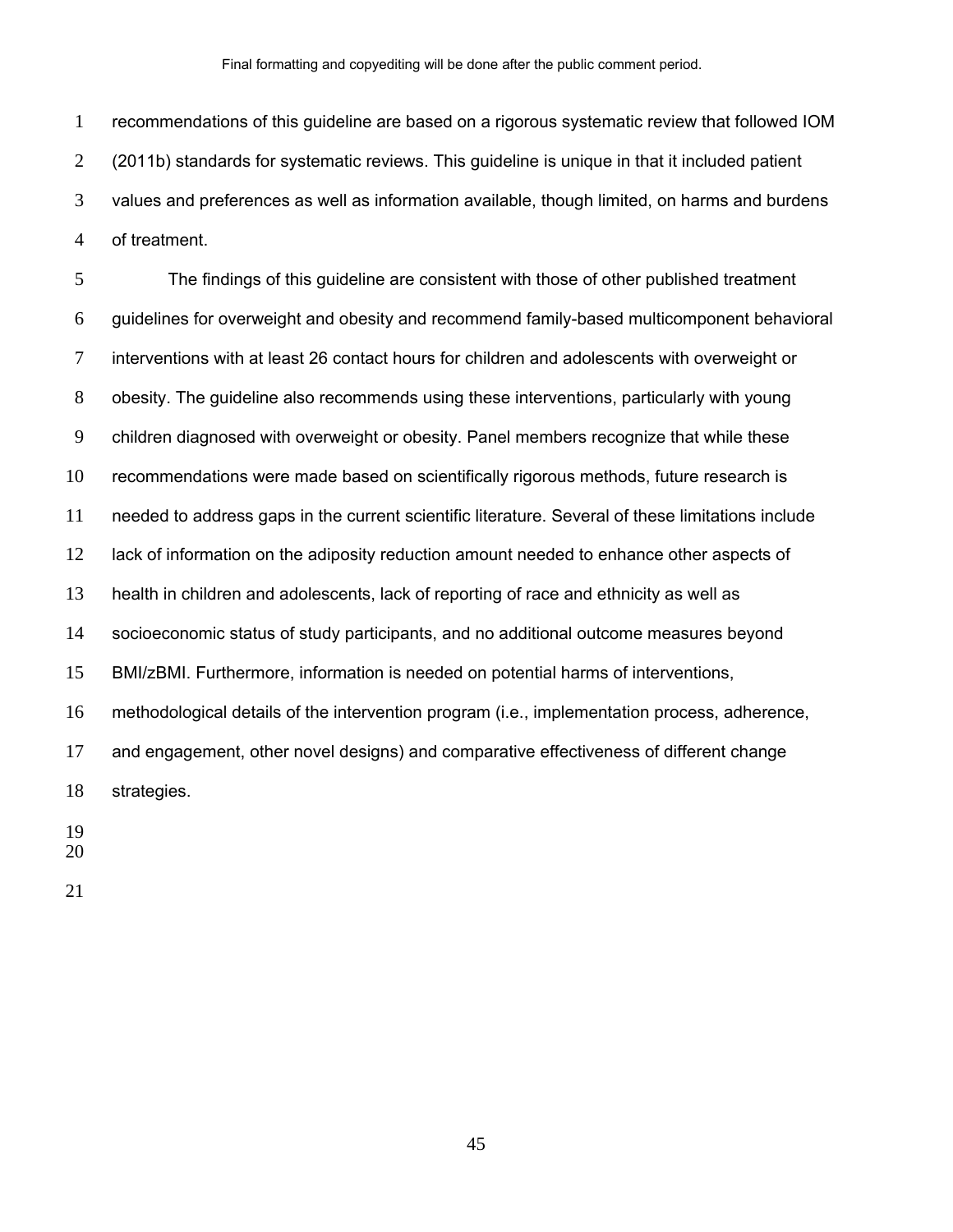recommendations of this guideline are based on a rigorous systematic review that followed IOM (2011b) standards for systematic reviews. This guideline is unique in that it included patient values and preferences as well as information available, though limited, on harms and burdens of treatment.

The findings of this guideline are consistent with those of other published treatment guidelines for overweight and obesity and recommend family-based multicomponent behavioral interventions with at least 26 contact hours for children and adolescents with overweight or obesity. The guideline also recommends using these interventions, particularly with young children diagnosed with overweight or obesity. Panel members recognize that while these recommendations were made based on scientifically rigorous methods, future research is needed to address gaps in the current scientific literature. Several of these limitations include lack of information on the adiposity reduction amount needed to enhance other aspects of health in children and adolescents, lack of reporting of race and ethnicity as well as socioeconomic status of study participants, and no additional outcome measures beyond BMI/zBMI. Furthermore, information is needed on potential harms of interventions, methodological details of the intervention program (i.e., implementation process, adherence, and engagement, other novel designs) and comparative effectiveness of different change strategies.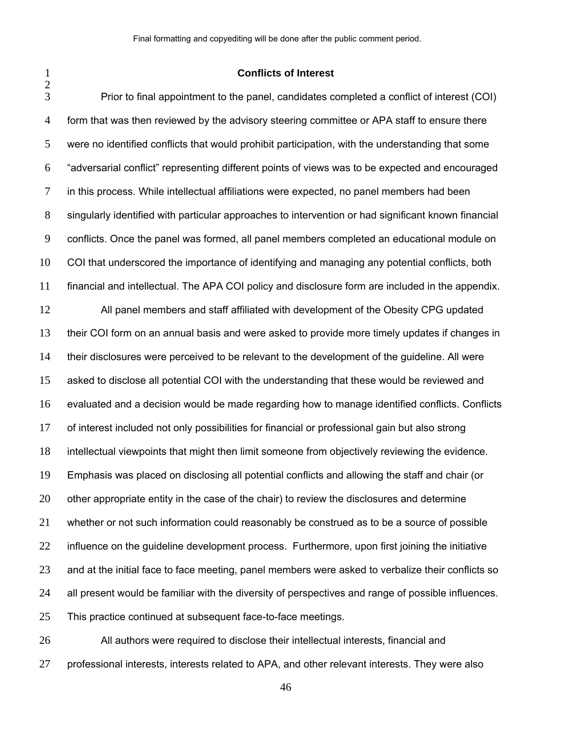## Conflicts of Interest

Prior to final appointment to the panel, candidates completed a conflict of interest (COI) form that was then reviewed by the advisory steering committee or APA staff to ensure there were no identified conflicts that would prohibit participation, with the understanding that some "adversarial conflict" representing different points of views was to be expected and encouraged in this process. While intellectual affiliations were expected, no panel members had been singularly identified with particular approaches to intervention or had significant known financial conflicts. Once the panel was formed, all panel members completed an educational module on COI that underscored the importance of identifying and managing any potential conflicts, both financial and intellectual. The APA COI policy and disclosure form are included in the appendix.

All panel members and staff affiliated with development of the Obesity CPG updated their COI form on an annual basis and were asked to provide more timely updates if changes in their disclosures were perceived to be relevant to the development of the guideline. All were asked to disclose all potential COI with the understanding that these would be reviewed and evaluated and a decision would be made regarding how to manage identified conflicts. Conflicts of interest included not only possibilities for financial or professional gain but also strong intellectual viewpoints that might then limit someone from objectively reviewing the evidence. Emphasis was placed on disclosing all potential conflicts and allowing the staff and chair (or other appropriate entity in the case of the chair) to review the disclosures and determine whether or not such information could reasonably be construed as to be a source of possible influence on the guideline development process. Furthermore, upon first joining the initiative and at the initial face to face meeting, panel members were asked to verbalize their conflicts so all present would be familiar with the diversity of perspectives and range of possible influences. This practice continued at subsequent face-to-face meetings.

All authors were required to disclose their intellectual interests, financial and professional interests, interests related to APA, and other relevant interests. They were also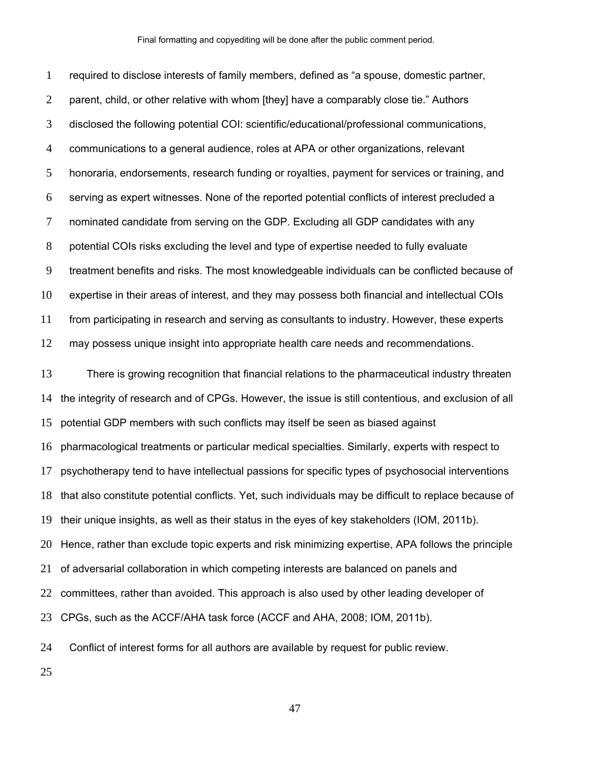required to disclose interests of family members, defined as "a spouse, domestic partner, parent, child, or other relative with whom [they] have a comparably close tie." Authors disclosed the following potential COI: scientific/educational/professional communications, communications to a general audience, roles at APA or other organizations, relevant honoraria, endorsements, research funding or royalties, payment for services or training, and serving as expert witnesses. None of the reported potential conflicts of interest precluded a nominated candidate from serving on the GDP. Excluding all GDP candidates with any potential COIs risks excluding the level and type of expertise needed to fully evaluate treatment benefits and risks. The most knowledgeable individuals can be conflicted because of expertise in their areas of interest, and they may possess both financial and intellectual COIs from participating in research and serving as consultants to industry. However, these experts may possess unique insight into appropriate health care needs and recommendations.

There is growing recognition that financial relations to the pharmaceutical industry threaten the integrity of research and of CPGs. However, the issue is still contentious, and exclusion of all potential GDP members with such conflicts may itself be seen as biased against pharmacological treatments or particular medical specialties. Similarly, experts with respect to psychotherapy tend to have intellectual passions for specific types of psychosocial interventions that also constitute potential conflicts. Yet, such individuals may be difficult to replace because of their unique insights, as well as their status in the eyes of key stakeholders (IOM, 2011b). Hence, rather than exclude topic experts and risk minimizing expertise, APA follows the principle of adversarial collaboration in which competing interests are balanced on panels and committees, rather than avoided. This approach is also used by other leading developer of CPGs, such as the ACCF/AHA task force (ACCF and AHA, 2008; IOM, 2011b).

Conflict of interest forms for all authors are available by request for public review.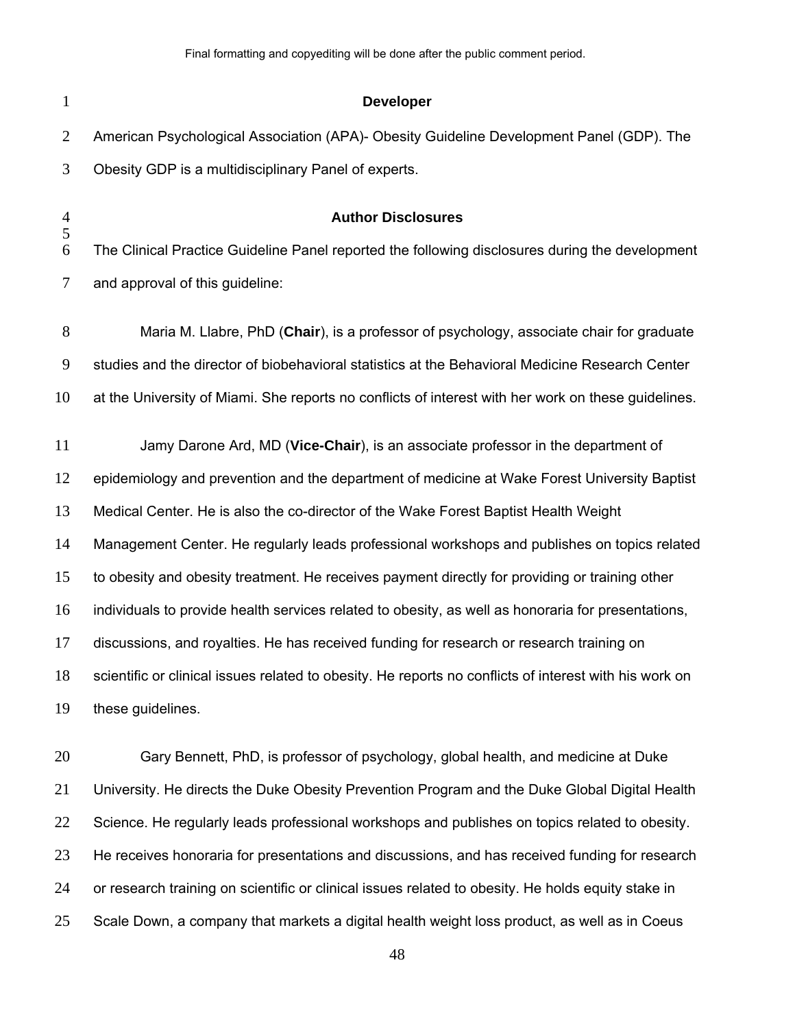## Developer

American Psychological Association (APA)- Obesity Guideline Development Panel (GDP). The Obesity GDP is a multidisciplinary Panel of experts.

## Author Disclosures

The Clinical Practice Guideline Panel reported the following disclosures during the development and approval of this guideline:

Maria M. Llabre, PhD (**Chair**), is a professor of psychology, associate chair for graduate studies and the director of biobehavioral statistics at the Behavioral Medicine Research Center at the University of Miami. She reports no conflicts of interest with her work on these guidelines.

Jamy Darone Ard, MD (**Vice-Chair**), is an associate professor in the department of epidemiology and prevention and the department of medicine at Wake Forest University Baptist Medical Center. He is also the co-director of the Wake Forest Baptist Health Weight Management Center. He regularly leads professional workshops and publishes on topics related to obesity and obesity treatment. He receives payment directly for providing or training other individuals to provide health services related to obesity, as well as honoraria for presentations, discussions, and royalties. He has received funding for research or research training on scientific or clinical issues related to obesity. He reports no conflicts of interest with his work on these guidelines.

Gary Bennett, PhD, is professor of psychology, global health, and medicine at Duke University. He directs the Duke Obesity Prevention Program and the Duke Global Digital Health Science. He regularly leads professional workshops and publishes on topics related to obesity. He receives honoraria for presentations and discussions, and has received funding for research or research training on scientific or clinical issues related to obesity. He holds equity stake in Scale Down, a company that markets a digital health weight loss product, as well as in Coeus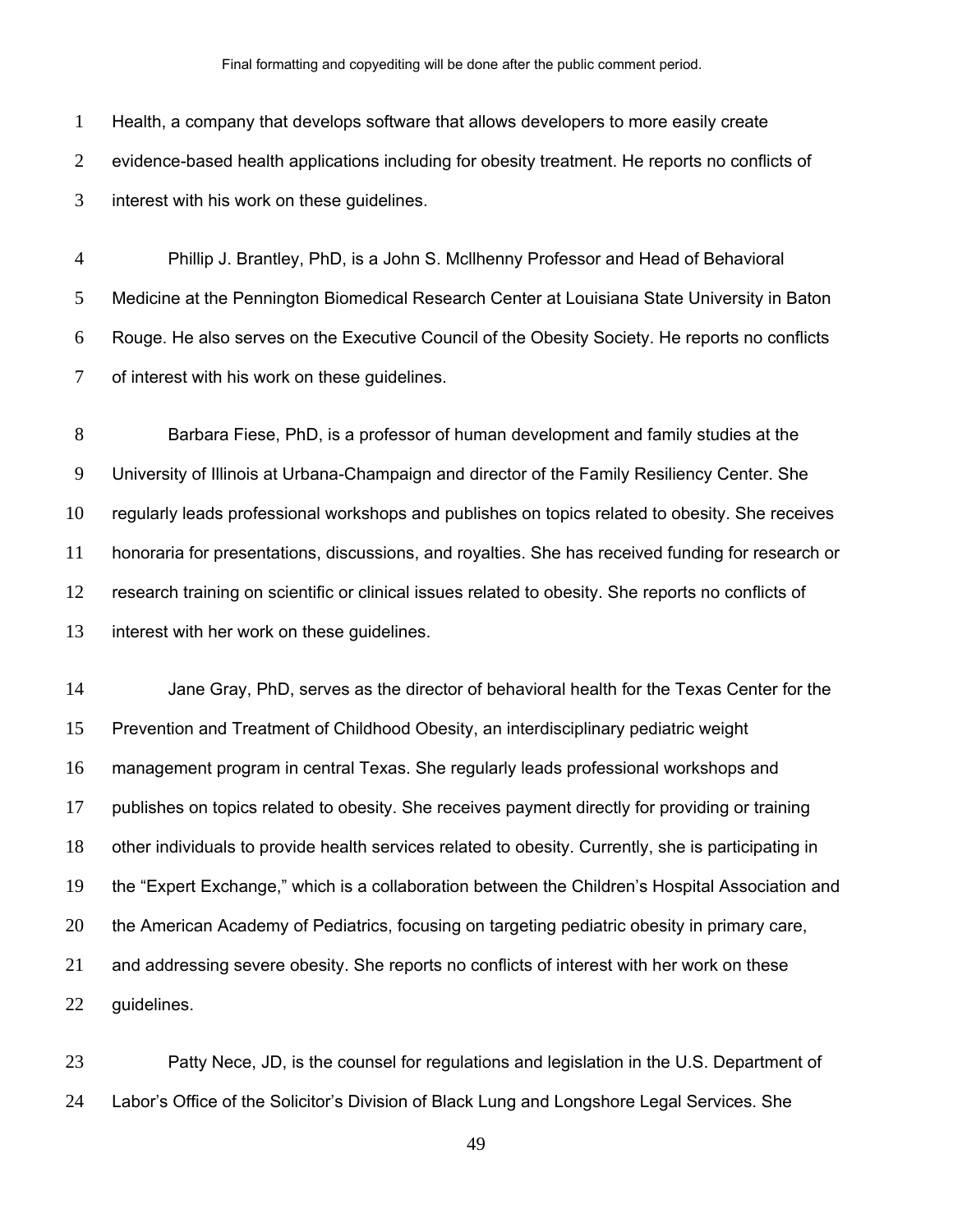Health, a company that develops software that allows developers to more easily create evidence-based health applications including for obesity treatment. He reports no conflicts of interest with his work on these guidelines.

Phillip J. Brantley, PhD, is a John S. Mcllhenny Professor and Head of Behavioral Medicine at the Pennington Biomedical Research Center at Louisiana State University in Baton Rouge. He also serves on the Executive Council of the Obesity Society. He reports no conflicts of interest with his work on these guidelines.

Barbara Fiese, PhD, is a professor of human development and family studies at the University of Illinois at Urbana-Champaign and director of the Family Resiliency Center. She regularly leads professional workshops and publishes on topics related to obesity. She receives honoraria for presentations, discussions, and royalties. She has received funding for research or research training on scientific or clinical issues related to obesity. She reports no conflicts of interest with her work on these guidelines.

Jane Gray, PhD, serves as the director of behavioral health for the Texas Center for the Prevention and Treatment of Childhood Obesity, an interdisciplinary pediatric weight management program in central Texas. She regularly leads professional workshops and publishes on topics related to obesity. She receives payment directly for providing or training other individuals to provide health services related to obesity. Currently, she is participating in the "Expert Exchange," which is a collaboration between the Children's Hospital Association and the American Academy of Pediatrics, focusing on targeting pediatric obesity in primary care, and addressing severe obesity. She reports no conflicts of interest with her work on these guidelines.

Patty Nece, JD, is the counsel for regulations and legislation in the U.S. Department of Labor's Office of the Solicitor's Division of Black Lung and Longshore Legal Services. She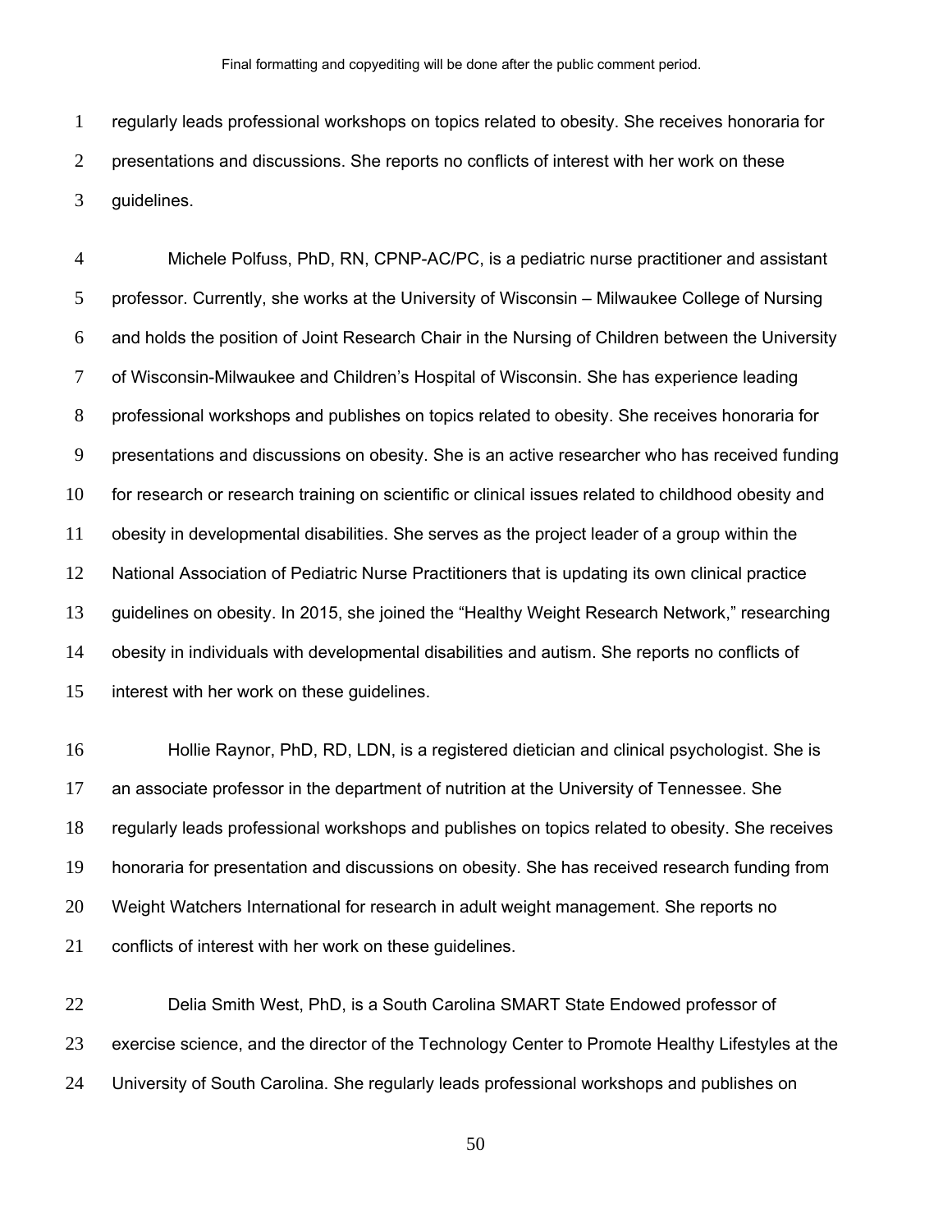regularly leads professional workshops on topics related to obesity. She receives honoraria for presentations and discussions. She reports no conflicts of interest with her work on these guidelines.

Michele Polfuss, PhD, RN, CPNP-AC/PC, is a pediatric nurse practitioner and assistant professor. Currently, she works at the University of Wisconsin – Milwaukee College of Nursing and holds the position of Joint Research Chair in the Nursing of Children between the University of Wisconsin-Milwaukee and Children's Hospital of Wisconsin. She has experience leading professional workshops and publishes on topics related to obesity. She receives honoraria for presentations and discussions on obesity. She is an active researcher who has received funding for research or research training on scientific or clinical issues related to childhood obesity and obesity in developmental disabilities. She serves as the project leader of a group within the National Association of Pediatric Nurse Practitioners that is updating its own clinical practice guidelines on obesity. In 2015, she joined the "Healthy Weight Research Network," researching obesity in individuals with developmental disabilities and autism. She reports no conflicts of interest with her work on these guidelines.

Hollie Raynor, PhD, RD, LDN, is a registered dietician and clinical psychologist. She is an associate professor in the department of nutrition at the University of Tennessee. She regularly leads professional workshops and publishes on topics related to obesity. She receives honoraria for presentation and discussions on obesity. She has received research funding from Weight Watchers International for research in adult weight management. She reports no conflicts of interest with her work on these guidelines.

Delia Smith West, PhD, is a South Carolina SMART State Endowed professor of exercise science, and the director of the Technology Center to Promote Healthy Lifestyles at the University of South Carolina. She regularly leads professional workshops and publishes on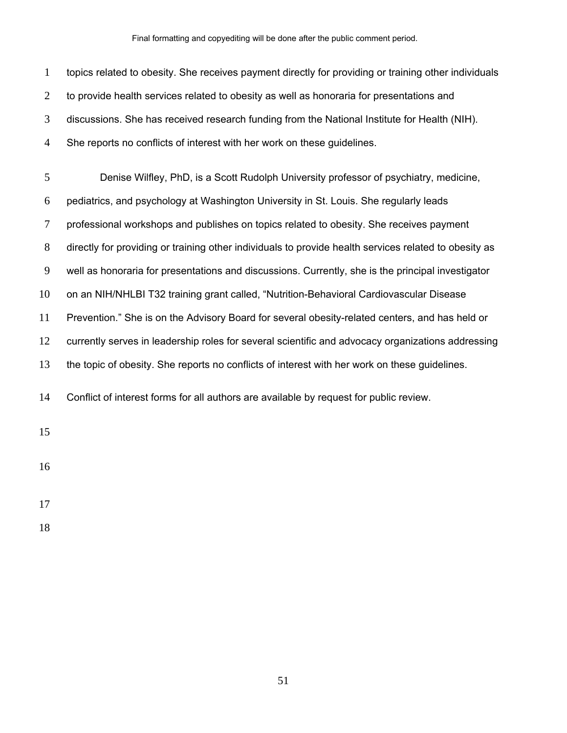topics related to obesity. She receives payment directly for providing or training other individuals to provide health services related to obesity as well as honoraria for presentations and discussions. She has received research funding from the National Institute for Health (NIH). She reports no conflicts of interest with her work on these guidelines.

Denise Wilfley, PhD, is a Scott Rudolph University professor of psychiatry, medicine, pediatrics, and psychology at Washington University in St. Louis. She regularly leads professional workshops and publishes on topics related to obesity. She receives payment directly for providing or training other individuals to provide health services related to obesity as well as honoraria for presentations and discussions. Currently, she is the principal investigator on an NIH/NHLBI T32 training grant called, “Nutrition-Behavioral Cardiovascular Disease Prevention.” She is on the Advisory Board for several obesity-related centers, and has held or currently serves in leadership roles for several scientific and advocacy organizations addressing the topic of obesity. She reports no conflicts of interest with her work on these guidelines.

Conflict of interest forms for all authors are available by request for public review.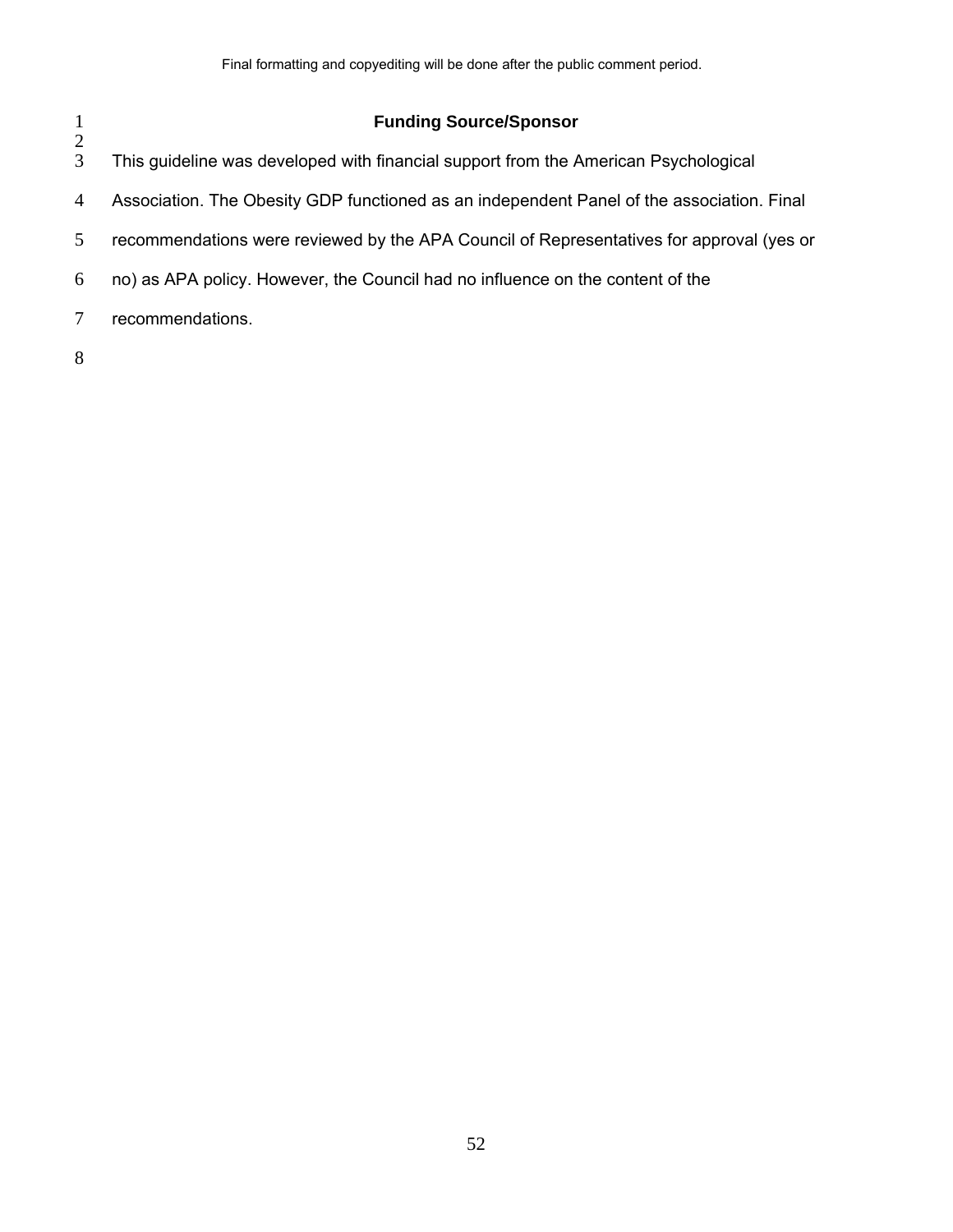## Funding Source/Sponsor

This guideline was developed with financial support from the American Psychological Association. The Obesity GDP functioned as an independent Panel of the association. Final recommendations were reviewed by the APA Council of Representatives for approval (yes or no) as APA policy. However, the Council had no influence on the content of the recommendations.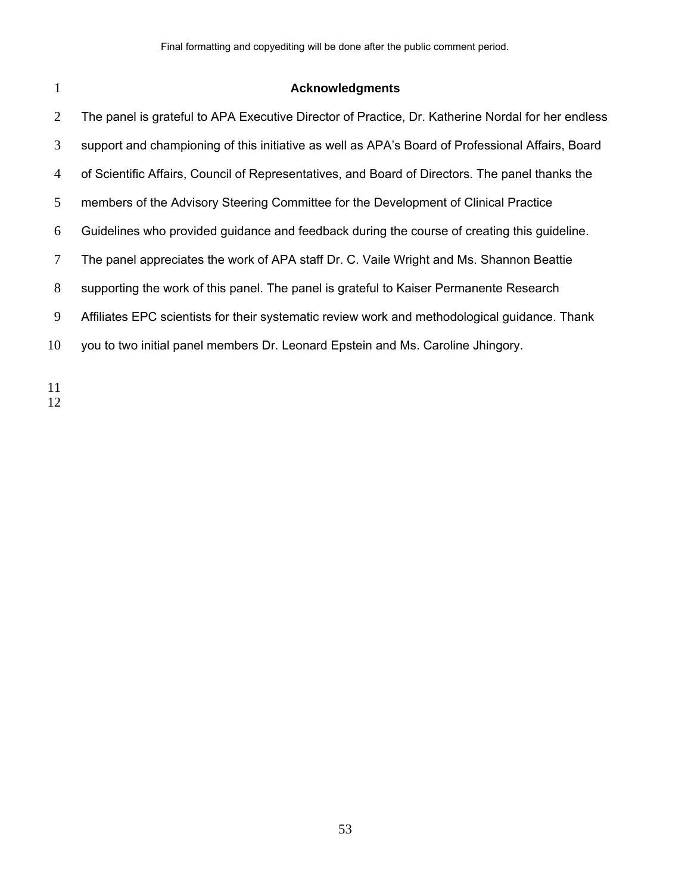## Acknowledgments

The panel is grateful to APA Executive Director of Practice, Dr. Katherine Nordal for her endless support and championing of this initiative as well as APA's Board of Professional Affairs, Board of Scientific Affairs, Council of Representatives, and Board of Directors. The panel thanks the members of the Advisory Steering Committee for the Development of Clinical Practice Guidelines who provided guidance and feedback during the course of creating this guideline. The panel appreciates the work of APA staff Dr. C. Vaile Wright and Ms. Shannon Beattie supporting the work of this panel. The panel is grateful to Kaiser Permanente Research Affiliates EPC scientists for their systematic review work and methodological guidance. Thank you to two initial panel members Dr. Leonard Epstein and Ms. Caroline Jhingory.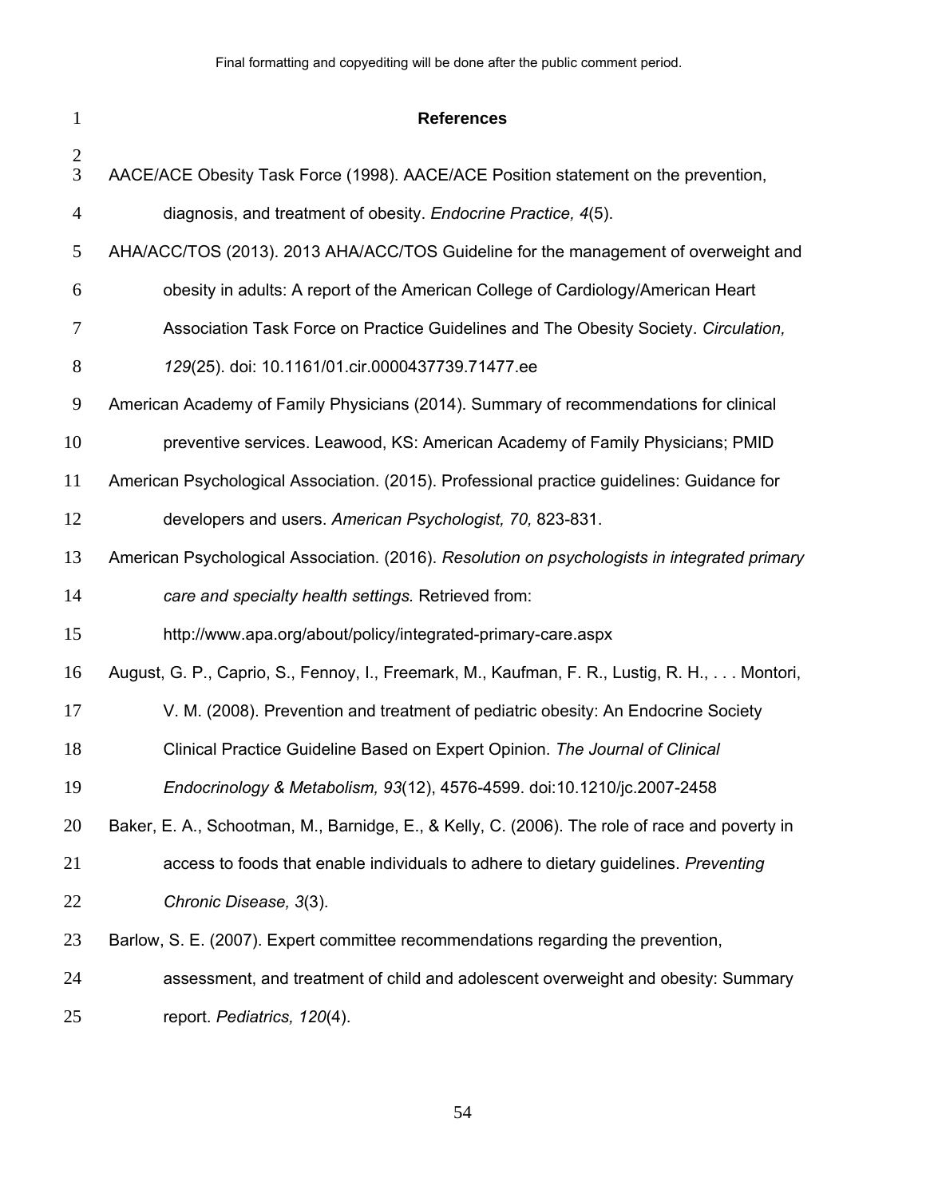## References

AACE/ACE Obesity Task Force (1998). AACE/ACE Position statement on the prevention, diagnosis, and treatment of obesity. *Endocrine Practice, 4*(5).

AHA/ACC/TOS (2013). 2013 AHA/ACC/TOS Guideline for the management of overweight and obesity in adults: A report of the American College of Cardiology/American Heart Association Task Force on Practice Guidelines and The Obesity Society. *Circulation, 129*(25). doi: 10.1161/01.cir.0000437739.71477.ee

American Academy of Family Physicians (2014). Summary of recommendations for clinical preventive services. Leawood, KS: American Academy of Family Physicians; PMID

American Psychological Association. (2015). Professional practice guidelines: Guidance for developers and users. *American Psychologist, 70,* 823-831.

American Psychological Association. (2016). *Resolution on psychologists in integrated primary care and specialty health settings.* Retrieved from: http://www.apa.org/about/policy/integrated-primary-care.aspx

August, G. P., Caprio, S., Fennoy, I., Freemark, M., Kaufman, F. R., Lustig, R. H., . . . Montori, V. M. (2008). Prevention and treatment of pediatric obesity: An Endocrine Society Clinical Practice Guideline Based on Expert Opinion. *The Journal of Clinical Endocrinology & Metabolism, 93*(12), 4576-4599. doi:10.1210/jc.2007-2458

Baker, E. A., Schootman, M., Barnidge, E., & Kelly, C. (2006). The role of race and poverty in access to foods that enable individuals to adhere to dietary guidelines. *Preventing Chronic Disease, 3*(3).

Barlow, S. E. (2007). Expert committee recommendations regarding the prevention, assessment, and treatment of child and adolescent overweight and obesity: Summary report. *Pediatrics, 120*(4).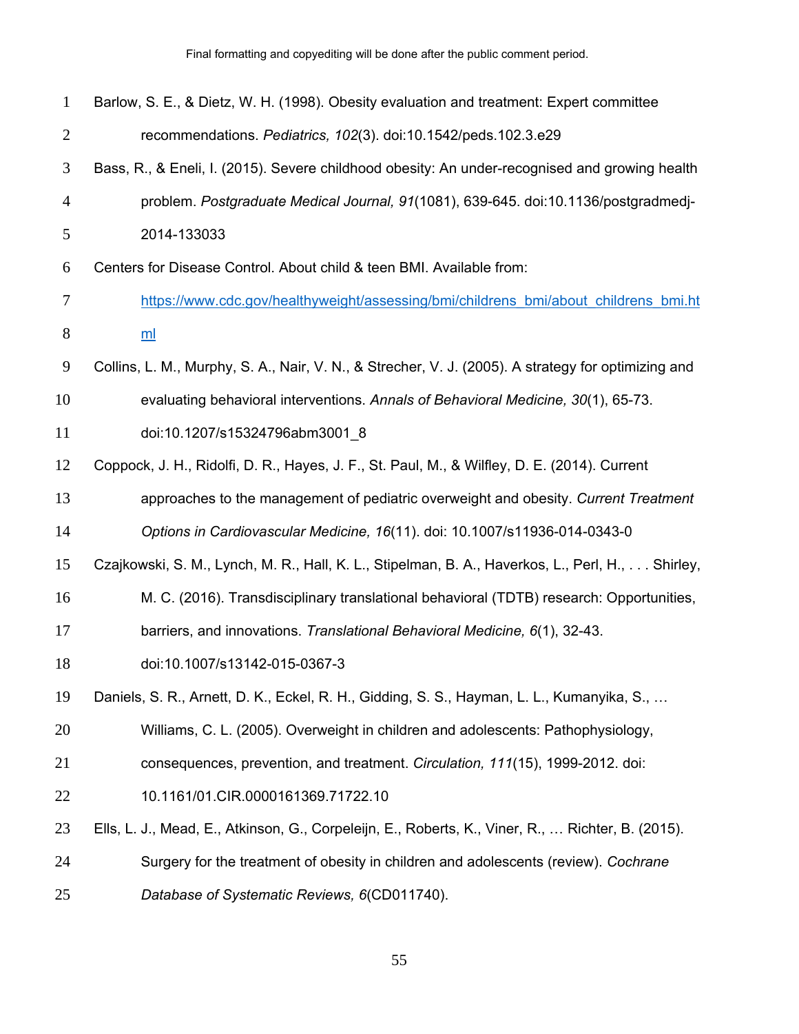Barlow, S. E., & Dietz, W. H. (1998). Obesity evaluation and treatment: Expert committee recommendations. *Pediatrics, 102*(3). doi:10.1542/peds.102.3.e29

Bass, R., & Eneli, I. (2015). Severe childhood obesity: An under-recognised and growing health problem. *Postgraduate Medical Journal, 91*(1081), 639-645. doi:10.1136/postgradmedj-2014-133033

Centers for Disease Control. About child & teen BMI. Available from: https://www.cdc.gov/healthyweight/assessing/bmi/childrens_bmi/about_childrens_bmi.html

Collins, L. M., Murphy, S. A., Nair, V. N., & Strecher, V. J. (2005). A strategy for optimizing and evaluating behavioral interventions. *Annals of Behavioral Medicine, 30*(1), 65-73. doi:10.1207/s15324796abm3001_8

Coppock, J. H., Ridolfi, D. R., Hayes, J. F., St. Paul, M., & Wilfley, D. E. (2014). Current approaches to the management of pediatric overweight and obesity. *Current Treatment Options in Cardiovascular Medicine, 16*(11). doi: 10.1007/s11936-014-0343-0

Czajkowski, S. M., Lynch, M. R., Hall, K. L., Stipelman, B. A., Haverkos, L., Perl, H., . . . Shirley, M. C. (2016). Transdisciplinary translational behavioral (TDTB) research: Opportunities, barriers, and innovations. *Translational Behavioral Medicine, 6*(1), 32-43. doi:10.1007/s13142-015-0367-3

Daniels, S. R., Arnett, D. K., Eckel, R. H., Gidding, S. S., Hayman, L. L., Kumanyika, S., … Williams, C. L. (2005). Overweight in children and adolescents: Pathophysiology, consequences, prevention, and treatment. *Circulation, 111*(15), 1999-2012. doi: 10.1161/01.CIR.0000161369.71722.10

Ells, L. J., Mead, E., Atkinson, G., Corpeleijn, E., Roberts, K., Viner, R., … Richter, B. (2015). Surgery for the treatment of obesity in children and adolescents (review). *Cochrane Database of Systematic Reviews, 6*(CD011740).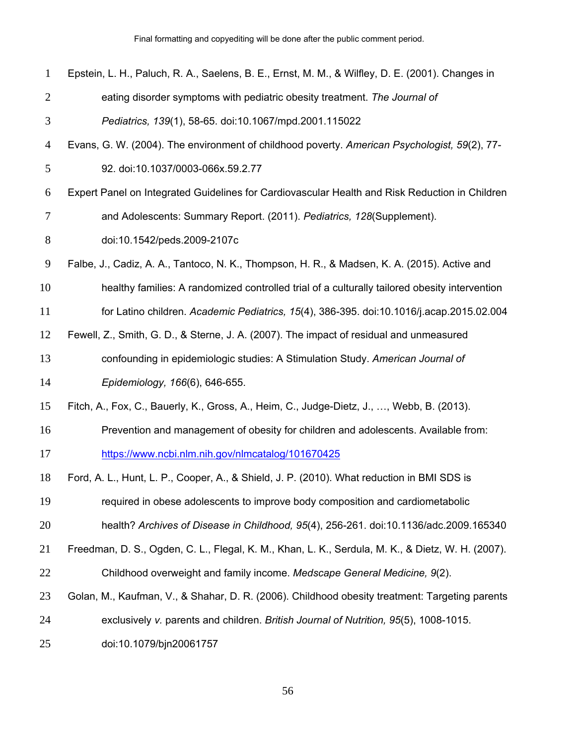Epstein, L. H., Paluch, R. A., Saelens, B. E., Ernst, M. M., & Wilfley, D. E. (2001). Changes in eating disorder symptoms with pediatric obesity treatment. *The Journal of Pediatrics, 139*(1), 58-65. doi:10.1067/mpd.2001.115022

Evans, G. W. (2004). The environment of childhood poverty. *American Psychologist, 59*(2), 77-92. doi:10.1037/0003-066x.59.2.77

Expert Panel on Integrated Guidelines for Cardiovascular Health and Risk Reduction in Children and Adolescents: Summary Report. (2011). *Pediatrics, 128*(Supplement). doi:10.1542/peds.2009-2107c

Falbe, J., Cadiz, A. A., Tantoco, N. K., Thompson, H. R., & Madsen, K. A. (2015). Active and healthy families: A randomized controlled trial of a culturally tailored obesity intervention for Latino children. *Academic Pediatrics, 15*(4), 386-395. doi:10.1016/j.acap.2015.02.004

Fewell, Z., Smith, G. D., & Sterne, J. A. (2007). The impact of residual and unmeasured confounding in epidemiologic studies: A Stimulation Study. *American Journal of Epidemiology, 166*(6), 646-655.

Fitch, A., Fox, C., Bauerly, K., Gross, A., Heim, C., Judge-Dietz, J., …, Webb, B. (2013). Prevention and management of obesity for children and adolescents. Available from: https://www.ncbi.nlm.nih.gov/nlmcatalog/101670425

Ford, A. L., Hunt, L. P., Cooper, A., & Shield, J. P. (2010). What reduction in BMI SDS is required in obese adolescents to improve body composition and cardiometabolic health? *Archives of Disease in Childhood, 95*(4), 256-261. doi:10.1136/adc.2009.165340

Freedman, D. S., Ogden, C. L., Flegal, K. M., Khan, L. K., Serdula, M. K., & Dietz, W. H. (2007). Childhood overweight and family income. *Medscape General Medicine, 9*(2).

Golan, M., Kaufman, V., & Shahar, D. R. (2006). Childhood obesity treatment: Targeting parents exclusively *v.* parents and children. *British Journal of Nutrition, 95*(5), 1008-1015. doi:10.1079/bjn20061757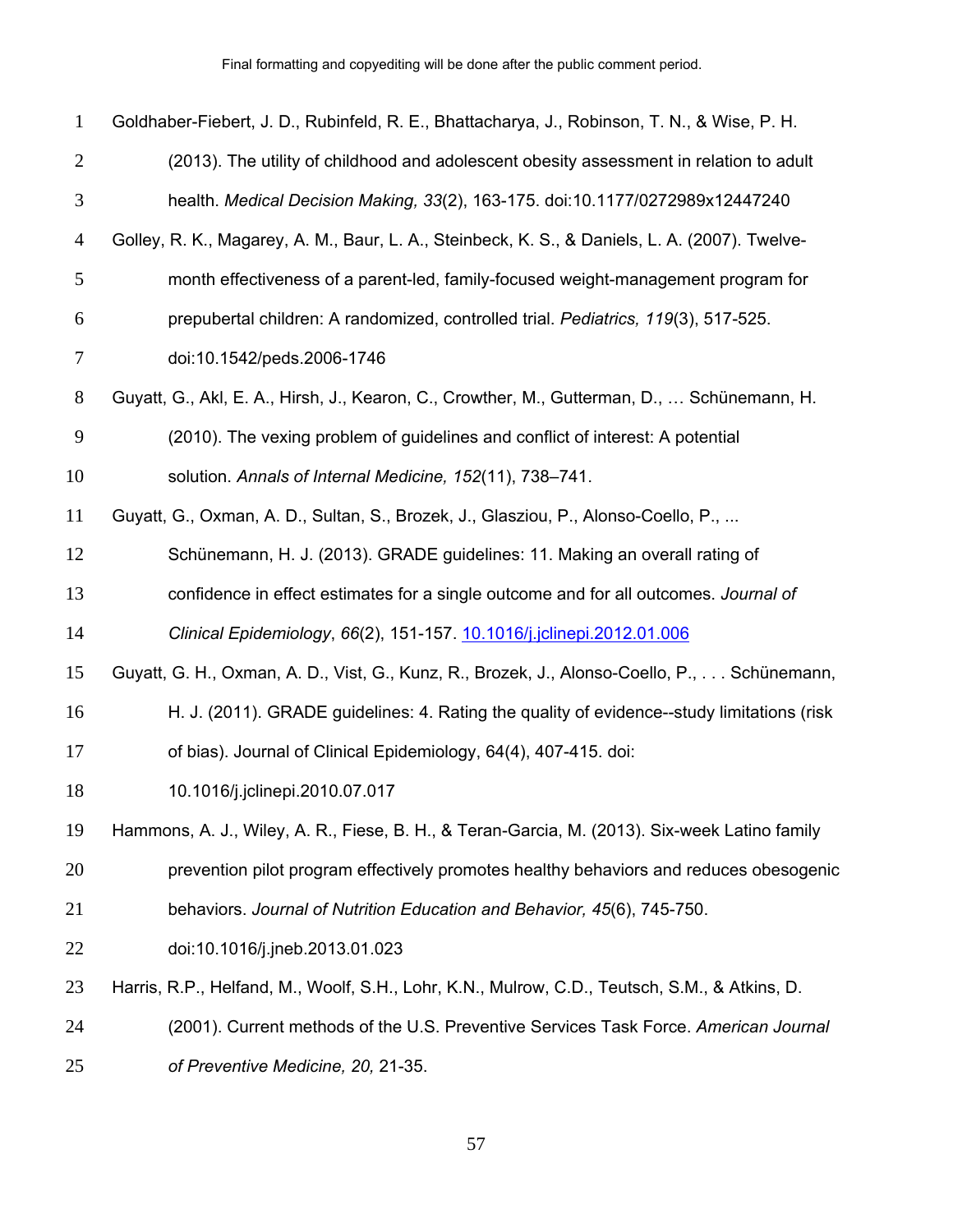Goldhaber-Fiebert, J. D., Rubinfeld, R. E., Bhattacharya, J., Robinson, T. N., & Wise, P. H. (2013). The utility of childhood and adolescent obesity assessment in relation to adult health. *Medical Decision Making, 33*(2), 163-175. doi:10.1177/0272989x12447240

Golley, R. K., Magarey, A. M., Baur, L. A., Steinbeck, K. S., & Daniels, L. A. (2007). Twelve-month effectiveness of a parent-led, family-focused weight-management program for prepubertal children: A randomized, controlled trial. *Pediatrics, 119*(3), 517-525. doi:10.1542/peds.2006-1746

Guyatt, G., Akl, E. A., Hirsh, J., Kearon, C., Crowther, M., Gutterman, D., … Schünemann, H. (2010). The vexing problem of guidelines and conflict of interest: A potential solution. *Annals of Internal Medicine, 152*(11), 738–741.

Guyatt, G., Oxman, A. D., Sultan, S., Brozek, J., Glasziou, P., Alonso-Coello, P., ... Schünemann, H. J. (2013). GRADE guidelines: 11. Making an overall rating of confidence in effect estimates for a single outcome and for all outcomes. *Journal of Clinical Epidemiology*, *66*(2), 151-157. 10.1016/j.jclinepi.2012.01.006

Guyatt, G. H., Oxman, A. D., Vist, G., Kunz, R., Brozek, J., Alonso-Coello, P., . . . Schünemann, H. J. (2011). GRADE guidelines: 4. Rating the quality of evidence--study limitations (risk of bias). Journal of Clinical Epidemiology, 64(4), 407-415. doi: 10.1016/j.jclinepi.2010.07.017

Hammons, A. J., Wiley, A. R., Fiese, B. H., & Teran-Garcia, M. (2013). Six-week Latino family prevention pilot program effectively promotes healthy behaviors and reduces obesogenic behaviors. *Journal of Nutrition Education and Behavior, 45*(6), 745-750. doi:10.1016/j.jneb.2013.01.023

Harris, R.P., Helfand, M., Woolf, S.H., Lohr, K.N., Mulrow, C.D., Teutsch, S.M., & Atkins, D. (2001). Current methods of the U.S. Preventive Services Task Force. *American Journal of Preventive Medicine, 20,* 21-35.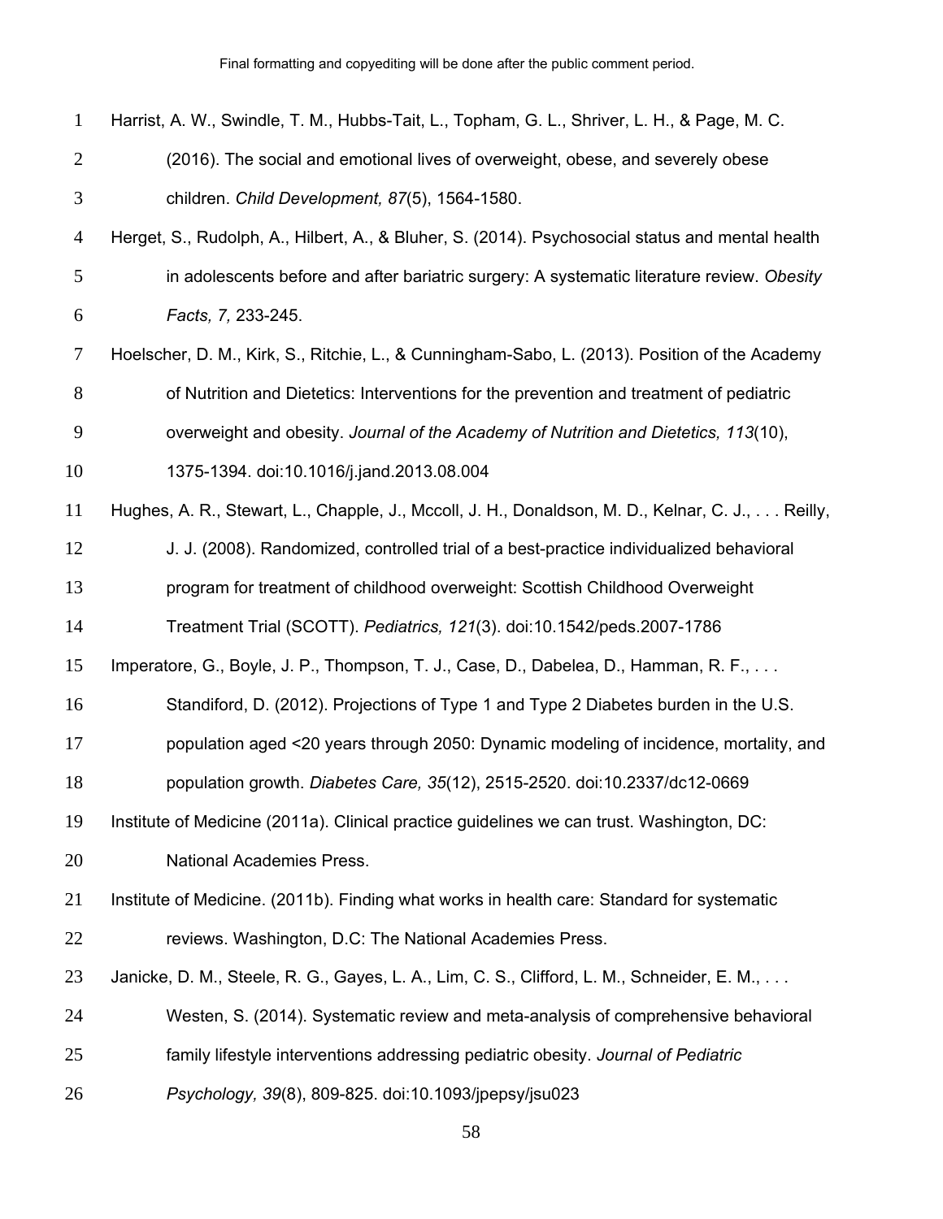Harrist, A. W., Swindle, T. M., Hubbs-Tait, L., Topham, G. L., Shriver, L. H., & Page, M. C. (2016). The social and emotional lives of overweight, obese, and severely obese children. *Child Development, 87*(5), 1564-1580.

Herget, S., Rudolph, A., Hilbert, A., & Bluher, S. (2014). Psychosocial status and mental health in adolescents before and after bariatric surgery: A systematic literature review. *Obesity Facts, 7,* 233-245.

Hoelscher, D. M., Kirk, S., Ritchie, L., & Cunningham-Sabo, L. (2013). Position of the Academy of Nutrition and Dietetics: Interventions for the prevention and treatment of pediatric overweight and obesity. *Journal of the Academy of Nutrition and Dietetics, 113*(10), 1375-1394. doi:10.1016/j.jand.2013.08.004

Hughes, A. R., Stewart, L., Chapple, J., Mccoll, J. H., Donaldson, M. D., Kelnar, C. J., . . . Reilly, J. J. (2008). Randomized, controlled trial of a best-practice individualized behavioral program for treatment of childhood overweight: Scottish Childhood Overweight Treatment Trial (SCOTT). *Pediatrics, 121*(3). doi:10.1542/peds.2007-1786

Imperatore, G., Boyle, J. P., Thompson, T. J., Case, D., Dabelea, D., Hamman, R. F., . . . Standiford, D. (2012). Projections of Type 1 and Type 2 Diabetes burden in the U.S. population aged <20 years through 2050: Dynamic modeling of incidence, mortality, and population growth. *Diabetes Care, 35*(12), 2515-2520. doi:10.2337/dc12-0669

Institute of Medicine (2011a). Clinical practice guidelines we can trust. Washington, DC: National Academies Press.

Institute of Medicine. (2011b). Finding what works in health care: Standard for systematic reviews. Washington, D.C: The National Academies Press.

Janicke, D. M., Steele, R. G., Gayes, L. A., Lim, C. S., Clifford, L. M., Schneider, E. M., . . . Westen, S. (2014). Systematic review and meta-analysis of comprehensive behavioral family lifestyle interventions addressing pediatric obesity. *Journal of Pediatric Psychology, 39*(8), 809-825. doi:10.1093/jpepsy/jsu023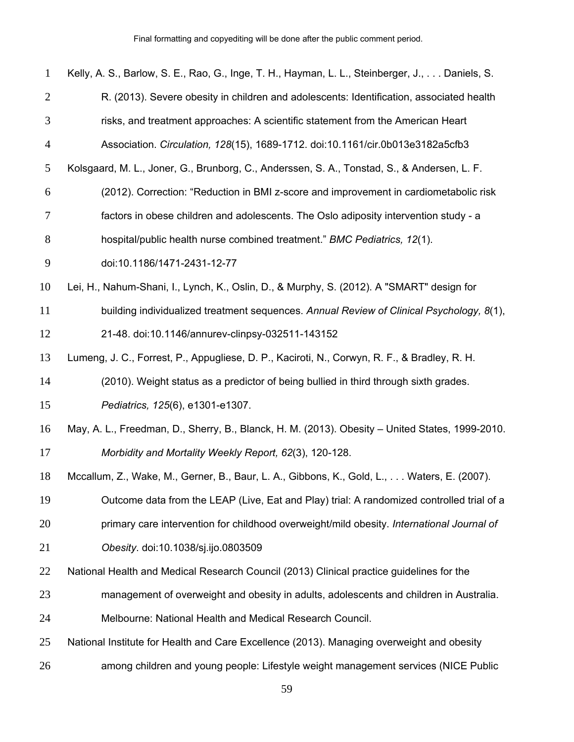Kelly, A. S., Barlow, S. E., Rao, G., Inge, T. H., Hayman, L. L., Steinberger, J., . . . Daniels, S. R. (2013). Severe obesity in children and adolescents: Identification, associated health risks, and treatment approaches: A scientific statement from the American Heart Association. *Circulation, 128*(15), 1689-1712. doi:10.1161/cir.0b013e3182a5cfb3

Kolsgaard, M. L., Joner, G., Brunborg, C., Anderssen, S. A., Tonstad, S., & Andersen, L. F. (2012). Correction: "Reduction in BMI z-score and improvement in cardiometabolic risk factors in obese children and adolescents. The Oslo adiposity intervention study - a hospital/public health nurse combined treatment." *BMC Pediatrics, 12*(1). doi:10.1186/1471-2431-12-77

Lei, H., Nahum-Shani, I., Lynch, K., Oslin, D., & Murphy, S. (2012). A "SMART" design for building individualized treatment sequences. *Annual Review of Clinical Psychology, 8*(1), 21-48. doi:10.1146/annurev-clinpsy-032511-143152

Lumeng, J. C., Forrest, P., Appugliese, D. P., Kaciroti, N., Corwyn, R. F., & Bradley, R. H. (2010). Weight status as a predictor of being bullied in third through sixth grades. *Pediatrics, 125*(6), e1301-e1307.

May, A. L., Freedman, D., Sherry, B., Blanck, H. M. (2013). Obesity – United States, 1999-2010. *Morbidity and Mortality Weekly Report, 62*(3), 120-128.

Mccallum, Z., Wake, M., Gerner, B., Baur, L. A., Gibbons, K., Gold, L., . . . Waters, E. (2007). Outcome data from the LEAP (Live, Eat and Play) trial: A randomized controlled trial of a primary care intervention for childhood overweight/mild obesity. *International Journal of Obesity*. doi:10.1038/sj.ijo.0803509

National Health and Medical Research Council (2013) Clinical practice guidelines for the management of overweight and obesity in adults, adolescents and children in Australia. Melbourne: National Health and Medical Research Council.

National Institute for Health and Care Excellence (2013). Managing overweight and obesity among children and young people: Lifestyle weight management services (NICE Public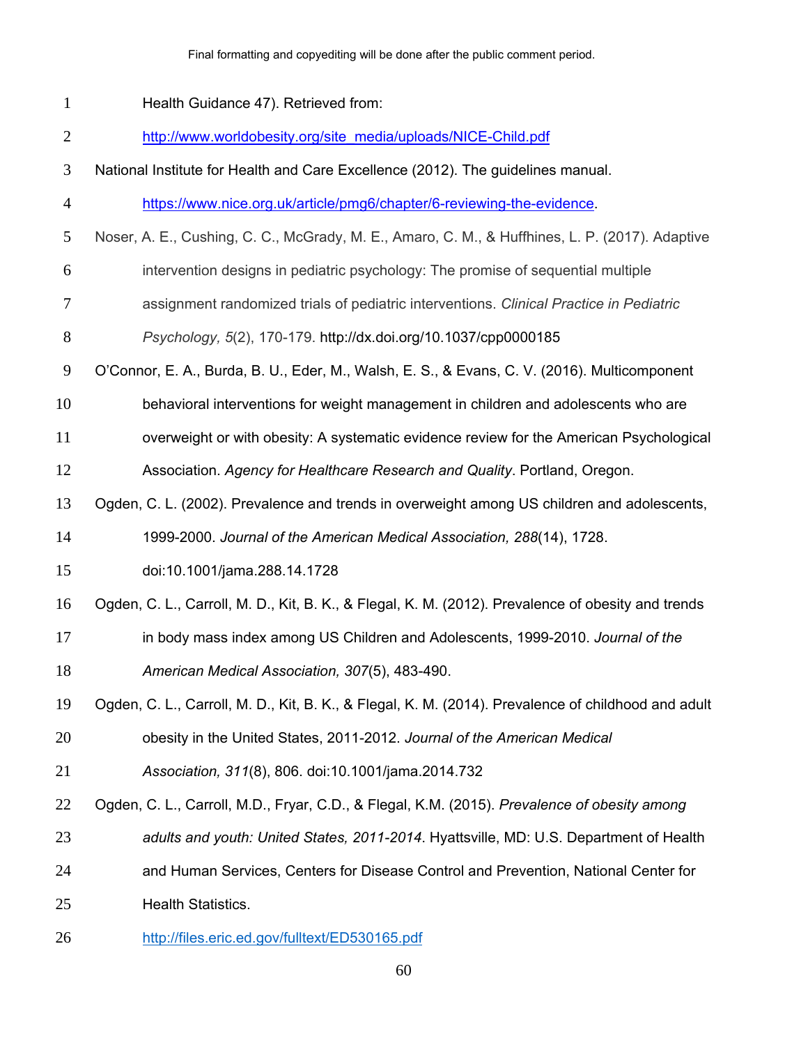Health Guidance 47). Retrieved from: http://www.worldobesity.org/site_media/uploads/NICE-Child.pdf

National Institute for Health and Care Excellence (2012). The guidelines manual. https://www.nice.org.uk/article/pmg6/chapter/6-reviewing-the-evidence.

Noser, A. E., Cushing, C. C., McGrady, M. E., Amaro, C. M., & Huffhines, L. P. (2017). Adaptive intervention designs in pediatric psychology: The promise of sequential multiple assignment randomized trials of pediatric interventions. *Clinical Practice in Pediatric Psychology, 5*(2), 170-179. http://dx.doi.org/10.1037/cpp0000185

O'Connor, E. A., Burda, B. U., Eder, M., Walsh, E. S., & Evans, C. V. (2016). Multicomponent behavioral interventions for weight management in children and adolescents who are overweight or with obesity: A systematic evidence review for the American Psychological Association. *Agency for Healthcare Research and Quality*. Portland, Oregon.

Ogden, C. L. (2002). Prevalence and trends in overweight among US children and adolescents, 1999-2000. *Journal of the American Medical Association, 288*(14), 1728. doi:10.1001/jama.288.14.1728

Ogden, C. L., Carroll, M. D., Kit, B. K., & Flegal, K. M. (2012). Prevalence of obesity and trends in body mass index among US Children and Adolescents, 1999-2010. *Journal of the American Medical Association, 307*(5), 483-490.

Ogden, C. L., Carroll, M. D., Kit, B. K., & Flegal, K. M. (2014). Prevalence of childhood and adult obesity in the United States, 2011-2012. *Journal of the American Medical Association, 311*(8), 806. doi:10.1001/jama.2014.732

Ogden, C. L., Carroll, M.D., Fryar, C.D., & Flegal, K.M. (2015). *Prevalence of obesity among adults and youth: United States, 2011-2014*. Hyattsville, MD: U.S. Department of Health and Human Services, Centers for Disease Control and Prevention, National Center for Health Statistics. http://files.eric.ed.gov/fulltext/ED530165.pdf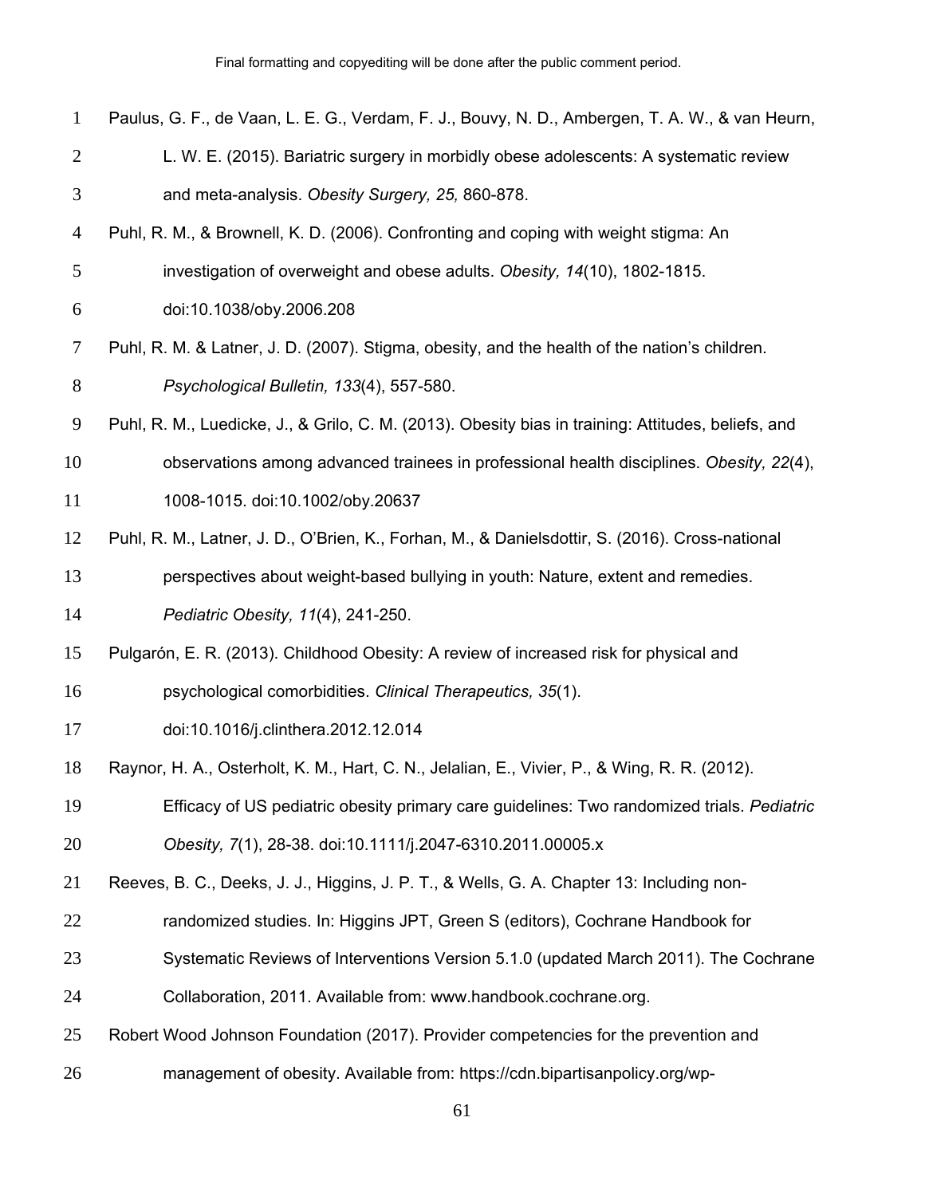Final formatting and copyediting will be done after the public comment period.

Paulus, G. F., de Vaan, L. E. G., Verdam, F. J., Bouvy, N. D., Ambergen, T. A. W., & van Heurn, L. W. E. (2015). Bariatric surgery in morbidly obese adolescents: A systematic review and meta-analysis. *Obesity Surgery, 25,* 860-878.

Puhl, R. M., & Brownell, K. D. (2006). Confronting and coping with weight stigma: An investigation of overweight and obese adults. *Obesity, 14*(10), 1802-1815. doi:10.1038/oby.2006.208

Puhl, R. M. & Latner, J. D. (2007). Stigma, obesity, and the health of the nation's children. *Psychological Bulletin, 133*(4), 557-580.

Puhl, R. M., Luedicke, J., & Grilo, C. M. (2013). Obesity bias in training: Attitudes, beliefs, and observations among advanced trainees in professional health disciplines. *Obesity, 22*(4), 1008-1015. doi:10.1002/oby.20637

Puhl, R. M., Latner, J. D., O'Brien, K., Forhan, M., & Danielsdottir, S. (2016). Cross-national perspectives about weight-based bullying in youth: Nature, extent and remedies. *Pediatric Obesity, 11*(4), 241-250.

Pulgarón, E. R. (2013). Childhood Obesity: A review of increased risk for physical and psychological comorbidities. *Clinical Therapeutics, 35*(1). doi:10.1016/j.clinthera.2012.12.014

Raynor, H. A., Osterholt, K. M., Hart, C. N., Jelalian, E., Vivier, P., & Wing, R. R. (2012). Efficacy of US pediatric obesity primary care guidelines: Two randomized trials. *Pediatric Obesity, 7*(1), 28-38. doi:10.1111/j.2047-6310.2011.00005.x

Reeves, B. C., Deeks, J. J., Higgins, J. P. T., & Wells, G. A. Chapter 13: Including non-randomized studies. In: Higgins JPT, Green S (editors), Cochrane Handbook for Systematic Reviews of Interventions Version 5.1.0 (updated March 2011). The Cochrane Collaboration, 2011. Available from: www.handbook.cochrane.org.

Robert Wood Johnson Foundation (2017). Provider competencies for the prevention and management of obesity. Available from: https://cdn.bipartisanpolicy.org/wp-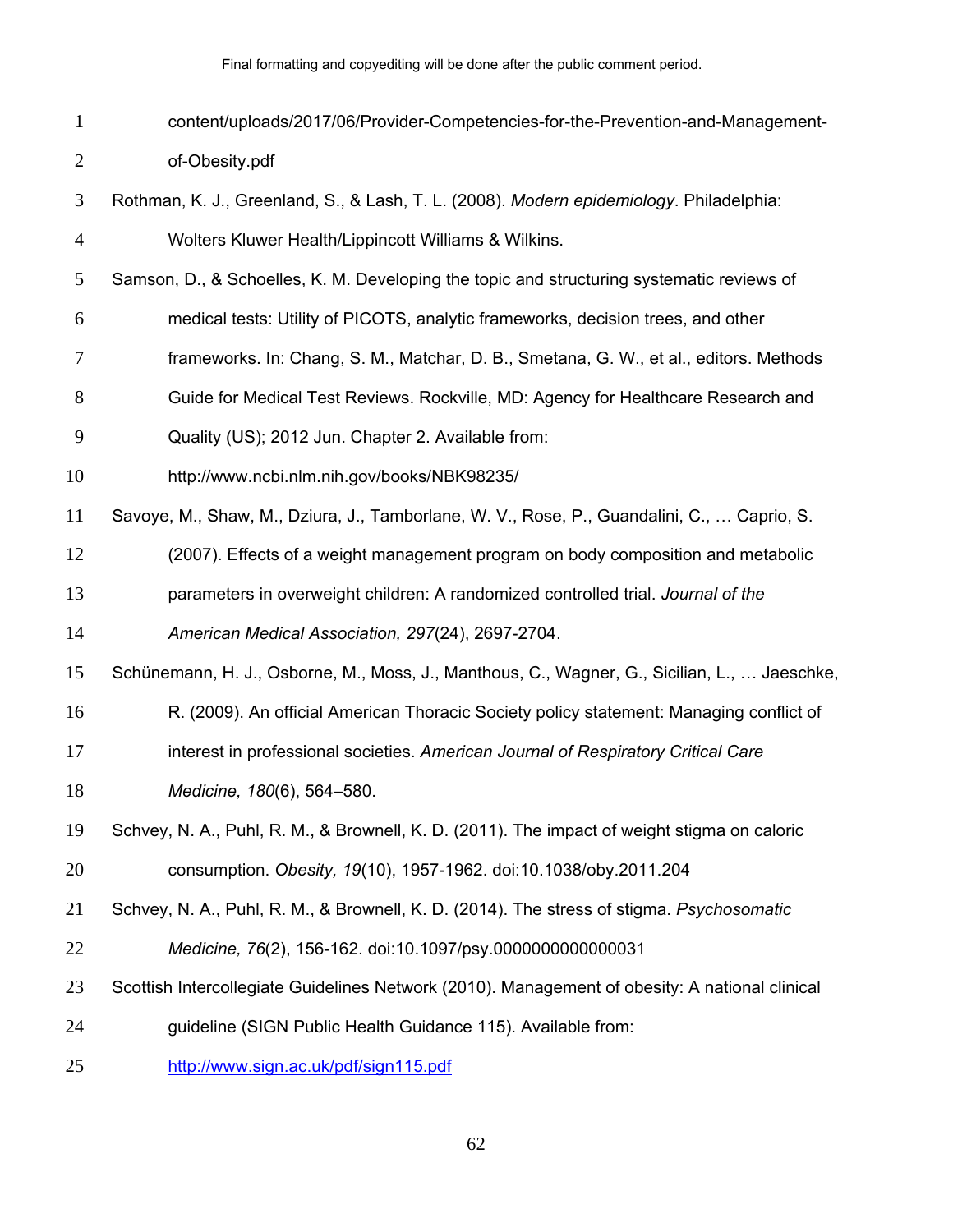content/uploads/2017/06/Provider-Competencies-for-the-Prevention-and-Management-of-Obesity.pdf

Rothman, K. J., Greenland, S., & Lash, T. L. (2008). *Modern epidemiology*. Philadelphia: Wolters Kluwer Health/Lippincott Williams & Wilkins.

Samson, D., & Schoelles, K. M. Developing the topic and structuring systematic reviews of medical tests: Utility of PICOTS, analytic frameworks, decision trees, and other frameworks. In: Chang, S. M., Matchar, D. B., Smetana, G. W., et al., editors. Methods Guide for Medical Test Reviews. Rockville, MD: Agency for Healthcare Research and Quality (US); 2012 Jun. Chapter 2. Available from: http://www.ncbi.nlm.nih.gov/books/NBK98235/

Savoye, M., Shaw, M., Dziura, J., Tamborlane, W. V., Rose, P., Guandalini, C., … Caprio, S. (2007). Effects of a weight management program on body composition and metabolic parameters in overweight children: A randomized controlled trial. *Journal of the American Medical Association, 297*(24), 2697-2704.

Schünemann, H. J., Osborne, M., Moss, J., Manthous, C., Wagner, G., Sicilian, L., … Jaeschke, R. (2009). An official American Thoracic Society policy statement: Managing conflict of interest in professional societies. *American Journal of Respiratory Critical Care Medicine, 180*(6), 564–580.

Schvey, N. A., Puhl, R. M., & Brownell, K. D. (2011). The impact of weight stigma on caloric consumption. *Obesity, 19*(10), 1957-1962. doi:10.1038/oby.2011.204

Schvey, N. A., Puhl, R. M., & Brownell, K. D. (2014). The stress of stigma. *Psychosomatic Medicine, 76*(2), 156-162. doi:10.1097/psy.0000000000000031

Scottish Intercollegiate Guidelines Network (2010). Management of obesity: A national clinical guideline (SIGN Public Health Guidance 115). Available from: http://www.sign.ac.uk/pdf/sign115.pdf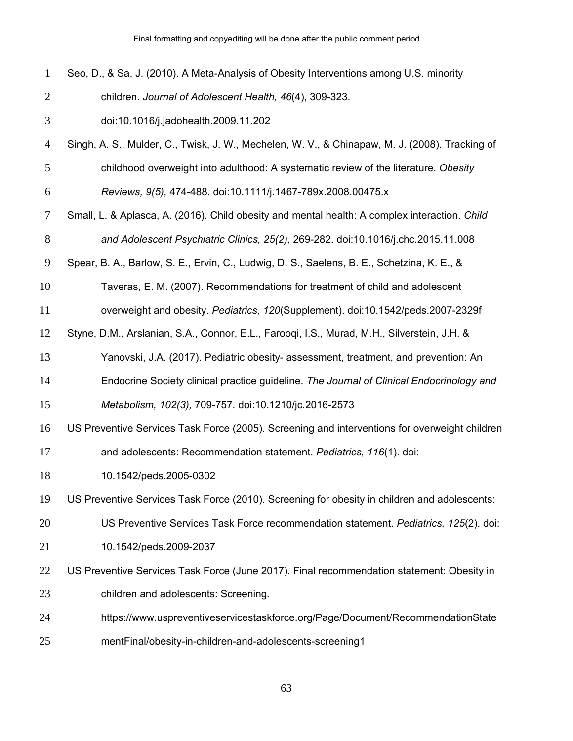Seo, D., & Sa, J. (2010). A Meta-Analysis of Obesity Interventions among U.S. minority children. *Journal of Adolescent Health, 46*(4), 309-323. doi:10.1016/j.jadohealth.2009.11.202

Singh, A. S., Mulder, C., Twisk, J. W., Mechelen, W. V., & Chinapaw, M. J. (2008). Tracking of childhood overweight into adulthood: A systematic review of the literature. *Obesity Reviews, 9(5),* 474-488. doi:10.1111/j.1467-789x.2008.00475.x

Small, L. & Aplasca, A. (2016). Child obesity and mental health: A complex interaction. *Child and Adolescent Psychiatric Clinics, 25(2),* 269-282. doi:10.1016/j.chc.2015.11.008

Spear, B. A., Barlow, S. E., Ervin, C., Ludwig, D. S., Saelens, B. E., Schetzina, K. E., & Taveras, E. M. (2007). Recommendations for treatment of child and adolescent overweight and obesity. *Pediatrics, 120*(Supplement). doi:10.1542/peds.2007-2329f

Styne, D.M., Arslanian, S.A., Connor, E.L., Farooqi, I.S., Murad, M.H., Silverstein, J.H. & Yanovski, J.A. (2017). Pediatric obesity- assessment, treatment, and prevention: An Endocrine Society clinical practice guideline. *The Journal of Clinical Endocrinology and Metabolism, 102(3),* 709-757. doi:10.1210/jc.2016-2573

US Preventive Services Task Force (2005). Screening and interventions for overweight children and adolescents: Recommendation statement. *Pediatrics, 116*(1). doi: 10.1542/peds.2005-0302

US Preventive Services Task Force (2010). Screening for obesity in children and adolescents: US Preventive Services Task Force recommendation statement. *Pediatrics, 125*(2). doi: 10.1542/peds.2009-2037

US Preventive Services Task Force (June 2017). Final recommendation statement: Obesity in children and adolescents: Screening. https://www.uspreventiveservicestaskforce.org/Page/Document/RecommendationStatementFinal/obesity-in-children-and-adolescents-screening1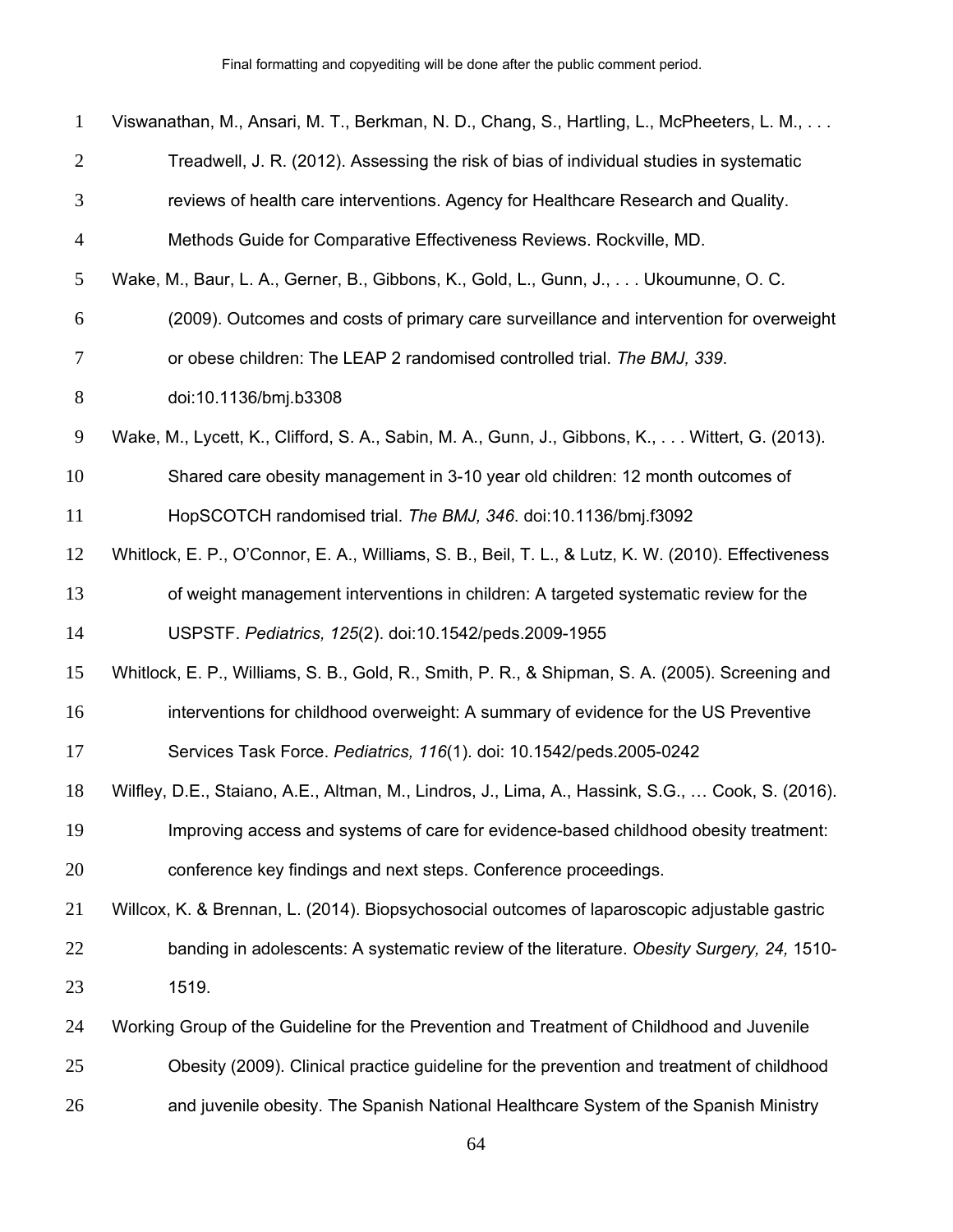Viswanathan, M., Ansari, M. T., Berkman, N. D., Chang, S., Hartling, L., McPheeters, L. M., . . . Treadwell, J. R. (2012). Assessing the risk of bias of individual studies in systematic reviews of health care interventions. Agency for Healthcare Research and Quality. Methods Guide for Comparative Effectiveness Reviews. Rockville, MD.

Wake, M., Baur, L. A., Gerner, B., Gibbons, K., Gold, L., Gunn, J., . . . Ukoumunne, O. C. (2009). Outcomes and costs of primary care surveillance and intervention for overweight or obese children: The LEAP 2 randomised controlled trial. *The BMJ, 339*. doi:10.1136/bmj.b3308

Wake, M., Lycett, K., Clifford, S. A., Sabin, M. A., Gunn, J., Gibbons, K., . . . Wittert, G. (2013). Shared care obesity management in 3-10 year old children: 12 month outcomes of HopSCOTCH randomised trial. *The BMJ, 346*. doi:10.1136/bmj.f3092

Whitlock, E. P., O'Connor, E. A., Williams, S. B., Beil, T. L., & Lutz, K. W. (2010). Effectiveness of weight management interventions in children: A targeted systematic review for the USPSTF. *Pediatrics, 125*(2). doi:10.1542/peds.2009-1955

Whitlock, E. P., Williams, S. B., Gold, R., Smith, P. R., & Shipman, S. A. (2005). Screening and interventions for childhood overweight: A summary of evidence for the US Preventive Services Task Force. *Pediatrics, 116*(1). doi: 10.1542/peds.2005-0242

Wilfley, D.E., Staiano, A.E., Altman, M., Lindros, J., Lima, A., Hassink, S.G., … Cook, S. (2016). Improving access and systems of care for evidence-based childhood obesity treatment: conference key findings and next steps. Conference proceedings.

Willcox, K. & Brennan, L. (2014). Biopsychosocial outcomes of laparoscopic adjustable gastric banding in adolescents: A systematic review of the literature. *Obesity Surgery, 24,* 1510-1519.

Working Group of the Guideline for the Prevention and Treatment of Childhood and Juvenile Obesity (2009). Clinical practice guideline for the prevention and treatment of childhood and juvenile obesity. The Spanish National Healthcare System of the Spanish Ministry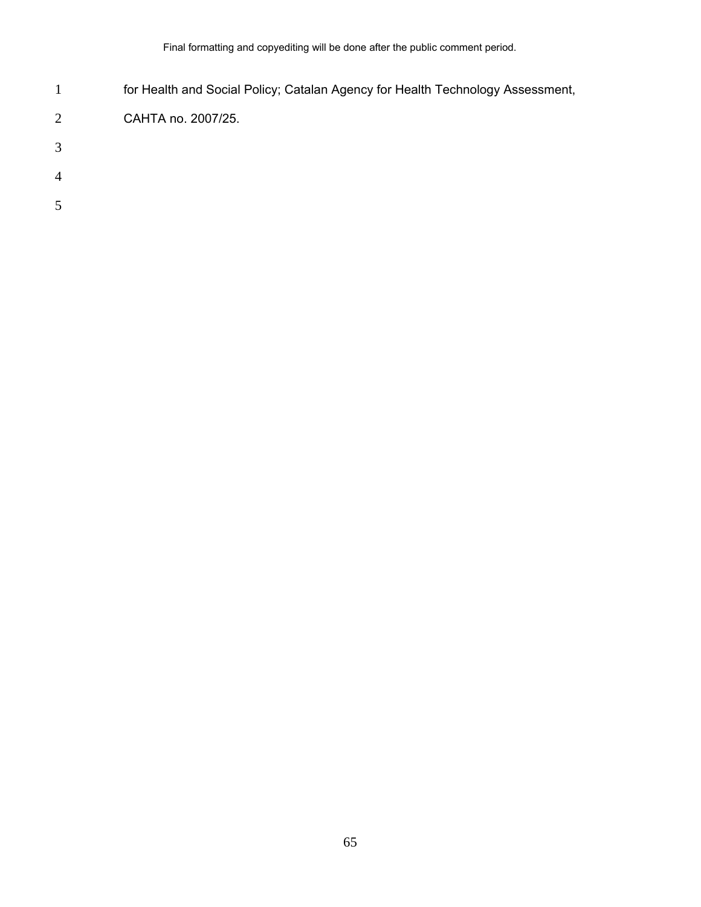for Health and Social Policy; Catalan Agency for Health Technology Assessment, CAHTA no. 2007/25.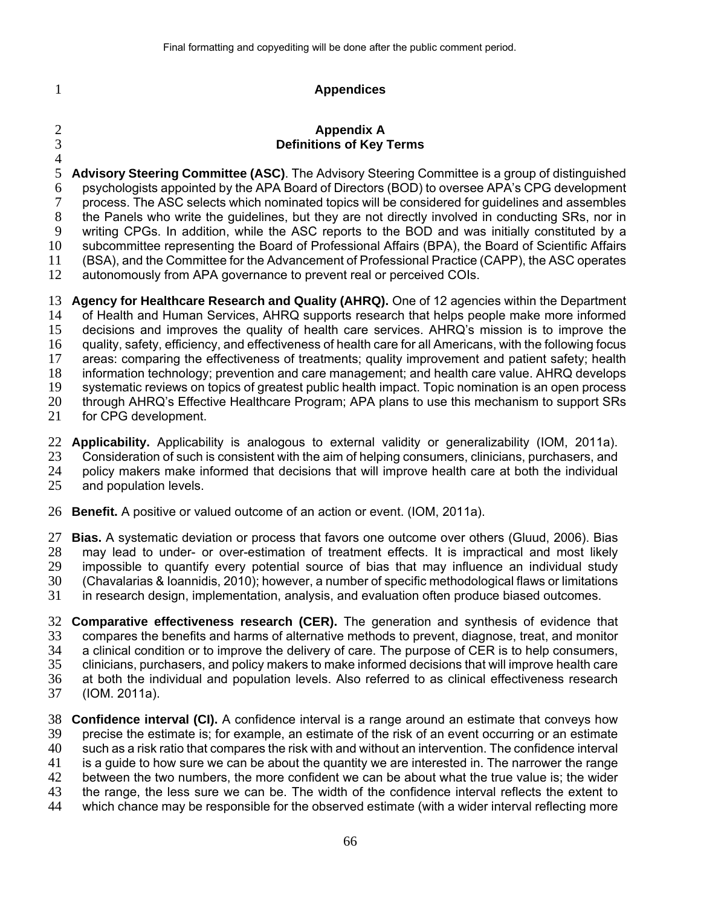# Appendices

## Appendix A
## Definitions of Key Terms

**Advisory Steering Committee (ASC)**. The Advisory Steering Committee is a group of distinguished psychologists appointed by the APA Board of Directors (BOD) to oversee APA's CPG development process. The ASC selects which nominated topics will be considered for guidelines and assembles the Panels who write the guidelines, but they are not directly involved in conducting SRs, nor in writing CPGs. In addition, while the ASC reports to the BOD and was initially constituted by a subcommittee representing the Board of Professional Affairs (BPA), the Board of Scientific Affairs (BSA), and the Committee for the Advancement of Professional Practice (CAPP), the ASC operates autonomously from APA governance to prevent real or perceived COIs.

**Agency for Healthcare Research and Quality (AHRQ).** One of 12 agencies within the Department of Health and Human Services, AHRQ supports research that helps people make more informed decisions and improves the quality of health care services. AHRQ's mission is to improve the quality, safety, efficiency, and effectiveness of health care for all Americans, with the following focus areas: comparing the effectiveness of treatments; quality improvement and patient safety; health information technology; prevention and care management; and health care value. AHRQ develops systematic reviews on topics of greatest public health impact. Topic nomination is an open process through AHRQ's Effective Healthcare Program; APA plans to use this mechanism to support SRs for CPG development.

**Applicability.** Applicability is analogous to external validity or generalizability (IOM, 2011a). Consideration of such is consistent with the aim of helping consumers, clinicians, purchasers, and policy makers make informed that decisions that will improve health care at both the individual and population levels.

**Benefit.** A positive or valued outcome of an action or event. (IOM, 2011a).

**Bias.** A systematic deviation or process that favors one outcome over others (Gluud, 2006). Bias may lead to under- or over-estimation of treatment effects. It is impractical and most likely impossible to quantify every potential source of bias that may influence an individual study (Chavalarias & Ioannidis, 2010); however, a number of specific methodological flaws or limitations in research design, implementation, analysis, and evaluation often produce biased outcomes.

**Comparative effectiveness research (CER).** The generation and synthesis of evidence that compares the benefits and harms of alternative methods to prevent, diagnose, treat, and monitor a clinical condition or to improve the delivery of care. The purpose of CER is to help consumers, clinicians, purchasers, and policy makers to make informed decisions that will improve health care at both the individual and population levels. Also referred to as clinical effectiveness research (IOM. 2011a).

**Confidence interval (CI).** A confidence interval is a range around an estimate that conveys how precise the estimate is; for example, an estimate of the risk of an event occurring or an estimate such as a risk ratio that compares the risk with and without an intervention. The confidence interval is a guide to how sure we can be about the quantity we are interested in. The narrower the range between the two numbers, the more confident we can be about what the true value is; the wider the range, the less sure we can be. The width of the confidence interval reflects the extent to which chance may be responsible for the observed estimate (with a wider interval reflecting more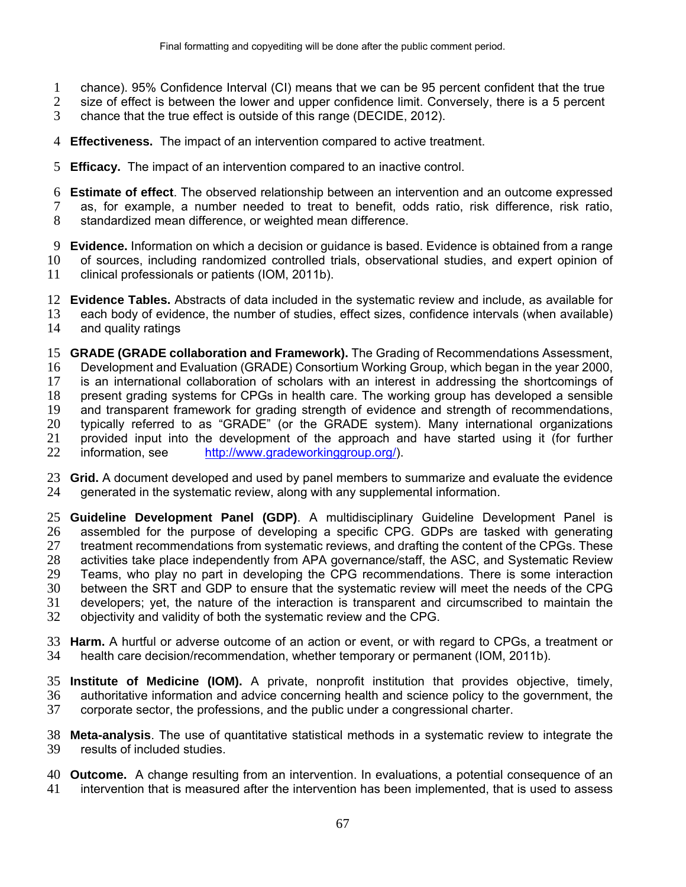chance). 95% Confidence Interval (CI) means that we can be 95 percent confident that the true size of effect is between the lower and upper confidence limit. Conversely, there is a 5 percent chance that the true effect is outside of this range (DECIDE, 2012).

**Effectiveness.** The impact of an intervention compared to active treatment.

**Efficacy.** The impact of an intervention compared to an inactive control.

**Estimate of effect**. The observed relationship between an intervention and an outcome expressed as, for example, a number needed to treat to benefit, odds ratio, risk difference, risk ratio, standardized mean difference, or weighted mean difference.

**Evidence.** Information on which a decision or guidance is based. Evidence is obtained from a range of sources, including randomized controlled trials, observational studies, and expert opinion of clinical professionals or patients (IOM, 2011b).

**Evidence Tables.** Abstracts of data included in the systematic review and include, as available for each body of evidence, the number of studies, effect sizes, confidence intervals (when available) and quality ratings

**GRADE (GRADE collaboration and Framework).** The Grading of Recommendations Assessment, Development and Evaluation (GRADE) Consortium Working Group, which began in the year 2000, is an international collaboration of scholars with an interest in addressing the shortcomings of present grading systems for CPGs in health care. The working group has developed a sensible and transparent framework for grading strength of evidence and strength of recommendations, typically referred to as "GRADE" (or the GRADE system). Many international organizations provided input into the development of the approach and have started using it (for further information, see http://www.gradeworkinggroup.org/).

**Grid.** A document developed and used by panel members to summarize and evaluate the evidence generated in the systematic review, along with any supplemental information.

**Guideline Development Panel (GDP)**. A multidisciplinary Guideline Development Panel is assembled for the purpose of developing a specific CPG. GDPs are tasked with generating treatment recommendations from systematic reviews, and drafting the content of the CPGs. These activities take place independently from APA governance/staff, the ASC, and Systematic Review Teams, who play no part in developing the CPG recommendations. There is some interaction between the SRT and GDP to ensure that the systematic review will meet the needs of the CPG developers; yet, the nature of the interaction is transparent and circumscribed to maintain the objectivity and validity of both the systematic review and the CPG.

**Harm.** A hurtful or adverse outcome of an action or event, or with regard to CPGs, a treatment or health care decision/recommendation, whether temporary or permanent (IOM, 2011b).

**Institute of Medicine (IOM).** A private, nonprofit institution that provides objective, timely, authoritative information and advice concerning health and science policy to the government, the corporate sector, the professions, and the public under a congressional charter.

**Meta-analysis**. The use of quantitative statistical methods in a systematic review to integrate the results of included studies.

**Outcome.** A change resulting from an intervention. In evaluations, a potential consequence of an intervention that is measured after the intervention has been implemented, that is used to assess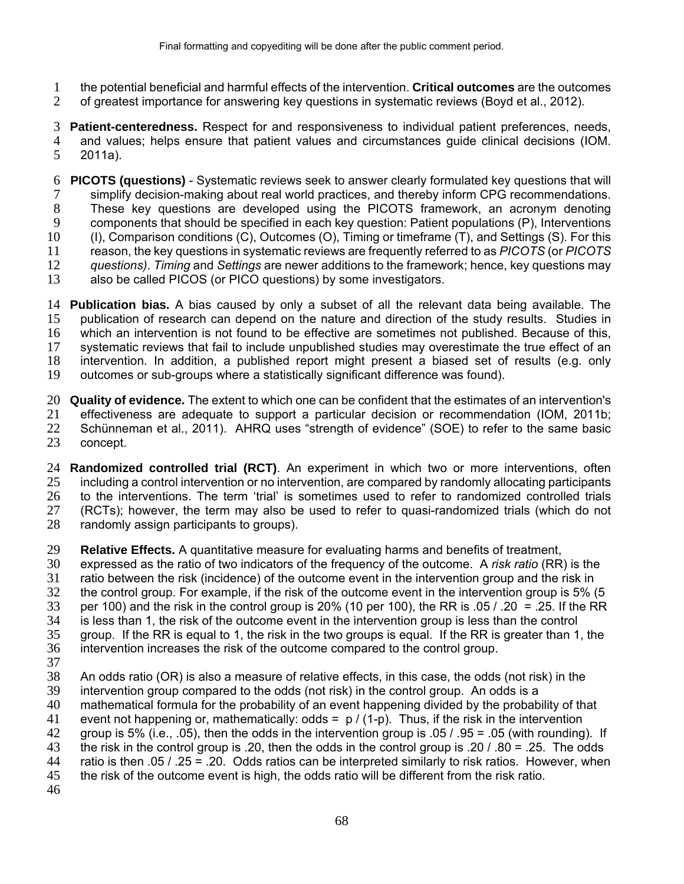the potential beneficial and harmful effects of the intervention. **Critical outcomes** are the outcomes of greatest importance for answering key questions in systematic reviews (Boyd et al., 2012).

**Patient-centeredness.** Respect for and responsiveness to individual patient preferences, needs, and values; helps ensure that patient values and circumstances guide clinical decisions (IOM. 2011a).

**PICOTS (questions)** - Systematic reviews seek to answer clearly formulated key questions that will simplify decision-making about real world practices, and thereby inform CPG recommendations. These key questions are developed using the PICOTS framework, an acronym denoting components that should be specified in each key question: Patient populations (P), Interventions (I), Comparison conditions (C), Outcomes (O), Timing or timeframe (T), and Settings (S). For this reason, the key questions in systematic reviews are frequently referred to as *PICOTS* (or *PICOTS questions)*. *Timing* and *Settings* are newer additions to the framework; hence, key questions may also be called PICOS (or PICO questions) by some investigators.

**Publication bias.** A bias caused by only a subset of all the relevant data being available. The publication of research can depend on the nature and direction of the study results. Studies in which an intervention is not found to be effective are sometimes not published. Because of this, systematic reviews that fail to include unpublished studies may overestimate the true effect of an intervention. In addition, a published report might present a biased set of results (e.g. only outcomes or sub-groups where a statistically significant difference was found).

**Quality of evidence.** The extent to which one can be confident that the estimates of an intervention's effectiveness are adequate to support a particular decision or recommendation (IOM, 2011b; Schünneman et al., 2011). AHRQ uses "strength of evidence" (SOE) to refer to the same basic concept.

**Randomized controlled trial (RCT)**. An experiment in which two or more interventions, often including a control intervention or no intervention, are compared by randomly allocating participants to the interventions. The term 'trial' is sometimes used to refer to randomized controlled trials (RCTs); however, the term may also be used to refer to quasi-randomized trials (which do not randomly assign participants to groups).

**Relative Effects.** A quantitative measure for evaluating harms and benefits of treatment, expressed as the ratio of two indicators of the frequency of the outcome. A *risk ratio* (RR) is the ratio between the risk (incidence) of the outcome event in the intervention group and the risk in the control group. For example, if the risk of the outcome event in the intervention group is 5% (5 per 100) and the risk in the control group is 20% (10 per 100), the RR is $.05 / .20 = .25$. If the RR is less than 1, the risk of the outcome event in the intervention group is less than the control group. If the RR is equal to 1, the risk in the two groups is equal. If the RR is greater than 1, the intervention increases the risk of the outcome compared to the control group.

An odds ratio (OR) is also a measure of relative effects, in this case, the odds (not risk) in the intervention group compared to the odds (not risk) in the control group. An odds is a mathematical formula for the probability of an event happening divided by the probability of that event not happening or, mathematically: odds = $p / (1-p)$. Thus, if the risk in the intervention group is 5% (i.e., .05), then the odds in the intervention group is $.05 / .95 = .05$ (with rounding). If the risk in the control group is .20, then the odds in the control group is $.20 / .80 = .25$. The odds ratio is then $.05 / .25 = .20$. Odds ratios can be interpreted similarly to risk ratios. However, when the risk of the outcome event is high, the odds ratio will be different from the risk ratio.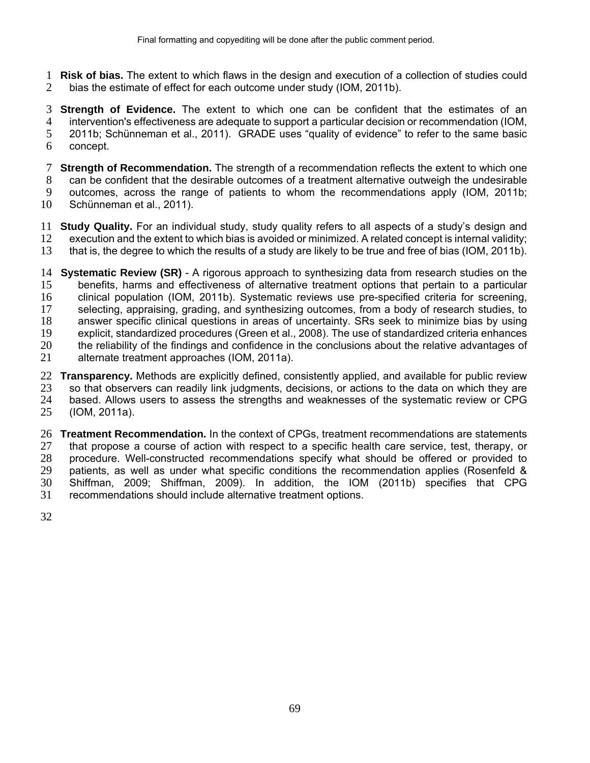**Risk of bias.** The extent to which flaws in the design and execution of a collection of studies could bias the estimate of effect for each outcome under study (IOM, 2011b).

**Strength of Evidence.** The extent to which one can be confident that the estimates of an intervention's effectiveness are adequate to support a particular decision or recommendation (IOM, 2011b; Schünneman et al., 2011). GRADE uses “quality of evidence” to refer to the same basic concept.

**Strength of Recommendation.** The strength of a recommendation reflects the extent to which one can be confident that the desirable outcomes of a treatment alternative outweigh the undesirable outcomes, across the range of patients to whom the recommendations apply (IOM, 2011b; Schünneman et al., 2011).

**Study Quality.** For an individual study, study quality refers to all aspects of a study's design and execution and the extent to which bias is avoided or minimized. A related concept is internal validity; that is, the degree to which the results of a study are likely to be true and free of bias (IOM, 2011b).

**Systematic Review (SR)** - A rigorous approach to synthesizing data from research studies on the benefits, harms and effectiveness of alternative treatment options that pertain to a particular clinical population (IOM, 2011b). Systematic reviews use pre-specified criteria for screening, selecting, appraising, grading, and synthesizing outcomes, from a body of research studies, to answer specific clinical questions in areas of uncertainty. SRs seek to minimize bias by using explicit, standardized procedures (Green et al., 2008). The use of standardized criteria enhances the reliability of the findings and confidence in the conclusions about the relative advantages of alternate treatment approaches (IOM, 2011a).

**Transparency.** Methods are explicitly defined, consistently applied, and available for public review so that observers can readily link judgments, decisions, or actions to the data on which they are based. Allows users to assess the strengths and weaknesses of the systematic review or CPG (IOM, 2011a).

**Treatment Recommendation.** In the context of CPGs, treatment recommendations are statements that propose a course of action with respect to a specific health care service, test, therapy, or procedure. Well-constructed recommendations specify what should be offered or provided to patients, as well as under what specific conditions the recommendation applies (Rosenfeld & Shiffman, 2009; Shiffman, 2009). In addition, the IOM (2011b) specifies that CPG recommendations should include alternative treatment options.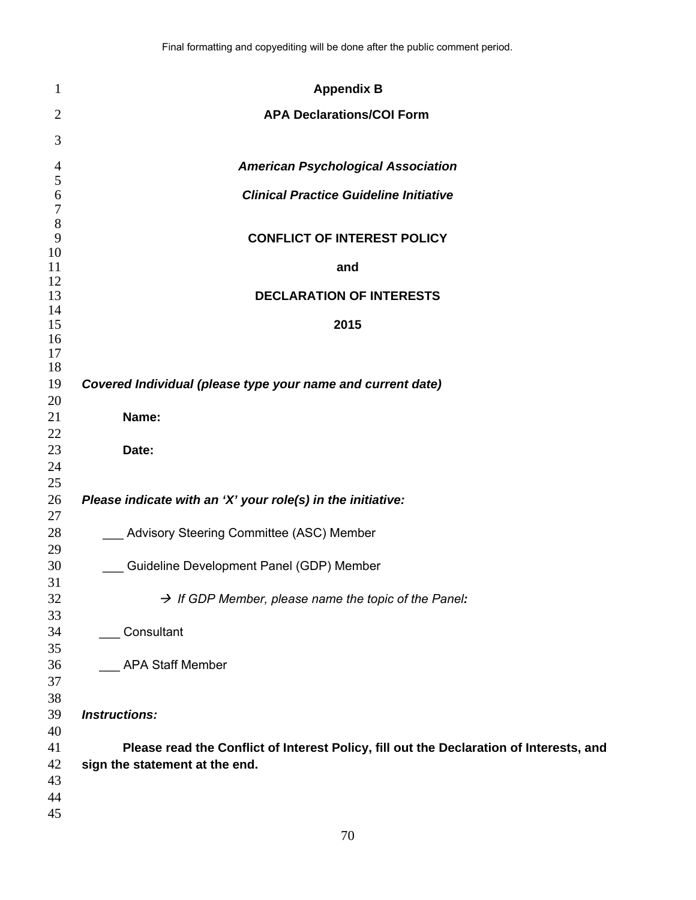# Appendix B

## APA Declarations/COI Form

***American Psychological Association***

***Clinical Practice Guideline Initiative***

**CONFLICT OF INTEREST POLICY**

**and**

**DECLARATION OF INTERESTS**

**2015**

***Covered Individual (please type your name and current date)***

**Name:**

**Date:**

***Please indicate with an 'X' your role(s) in the initiative:***

___ Advisory Steering Committee (ASC) Member

___ Guideline Development Panel (GDP) Member

→ *If GDP Member, please name the topic of the Panel:*

___ Consultant

___ APA Staff Member

***Instructions:***

**Please read the Conflict of Interest Policy, fill out the Declaration of Interests, and sign the statement at the end.**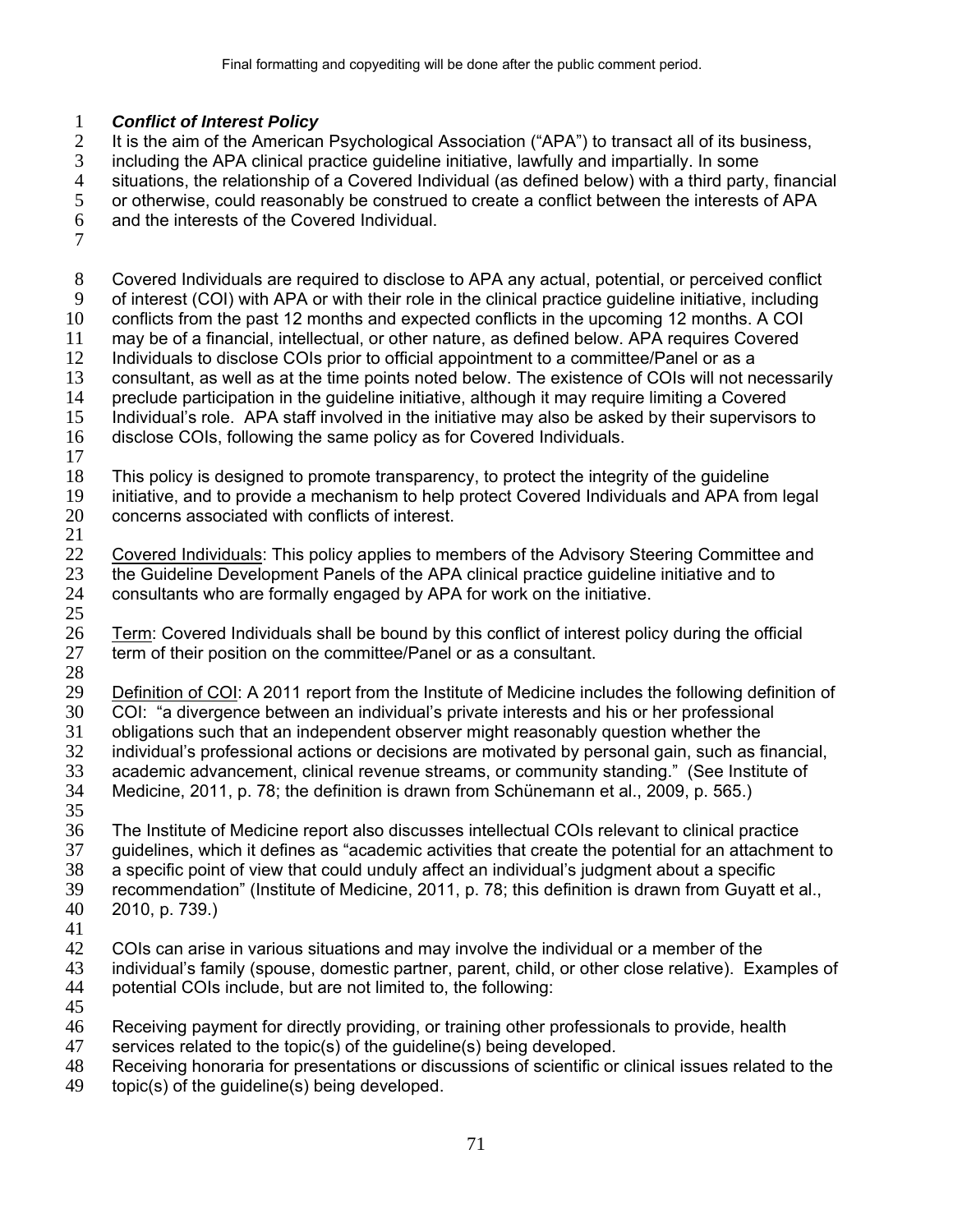***Conflict of Interest Policy***

It is the aim of the American Psychological Association ("APA") to transact all of its business, including the APA clinical practice guideline initiative, lawfully and impartially. In some situations, the relationship of a Covered Individual (as defined below) with a third party, financial or otherwise, could reasonably be construed to create a conflict between the interests of APA and the interests of the Covered Individual.

Covered Individuals are required to disclose to APA any actual, potential, or perceived conflict of interest (COI) with APA or with their role in the clinical practice guideline initiative, including conflicts from the past 12 months and expected conflicts in the upcoming 12 months. A COI may be of a financial, intellectual, or other nature, as defined below. APA requires Covered Individuals to disclose COIs prior to official appointment to a committee/Panel or as a consultant, as well as at the time points noted below. The existence of COIs will not necessarily preclude participation in the guideline initiative, although it may require limiting a Covered Individual's role. APA staff involved in the initiative may also be asked by their supervisors to disclose COIs, following the same policy as for Covered Individuals.

This policy is designed to promote transparency, to protect the integrity of the guideline initiative, and to provide a mechanism to help protect Covered Individuals and APA from legal concerns associated with conflicts of interest.

<u>Covered Individuals</u>: This policy applies to members of the Advisory Steering Committee and the Guideline Development Panels of the APA clinical practice guideline initiative and to consultants who are formally engaged by APA for work on the initiative.

<u>Term</u>: Covered Individuals shall be bound by this conflict of interest policy during the official term of their position on the committee/Panel or as a consultant.

<u>Definition of COI</u>: A 2011 report from the Institute of Medicine includes the following definition of COI: "a divergence between an individual's private interests and his or her professional obligations such that an independent observer might reasonably question whether the individual's professional actions or decisions are motivated by personal gain, such as financial, academic advancement, clinical revenue streams, or community standing." (See Institute of Medicine, 2011, p. 78; the definition is drawn from Schünemann et al., 2009, p. 565.)

The Institute of Medicine report also discusses intellectual COIs relevant to clinical practice guidelines, which it defines as "academic activities that create the potential for an attachment to a specific point of view that could unduly affect an individual's judgment about a specific recommendation" (Institute of Medicine, 2011, p. 78; this definition is drawn from Guyatt et al., 2010, p. 739.)

COIs can arise in various situations and may involve the individual or a member of the individual's family (spouse, domestic partner, parent, child, or other close relative). Examples of potential COIs include, but are not limited to, the following:

Receiving payment for directly providing, or training other professionals to provide, health services related to the topic(s) of the guideline(s) being developed.
Receiving honoraria for presentations or discussions of scientific or clinical issues related to the topic(s) of the guideline(s) being developed.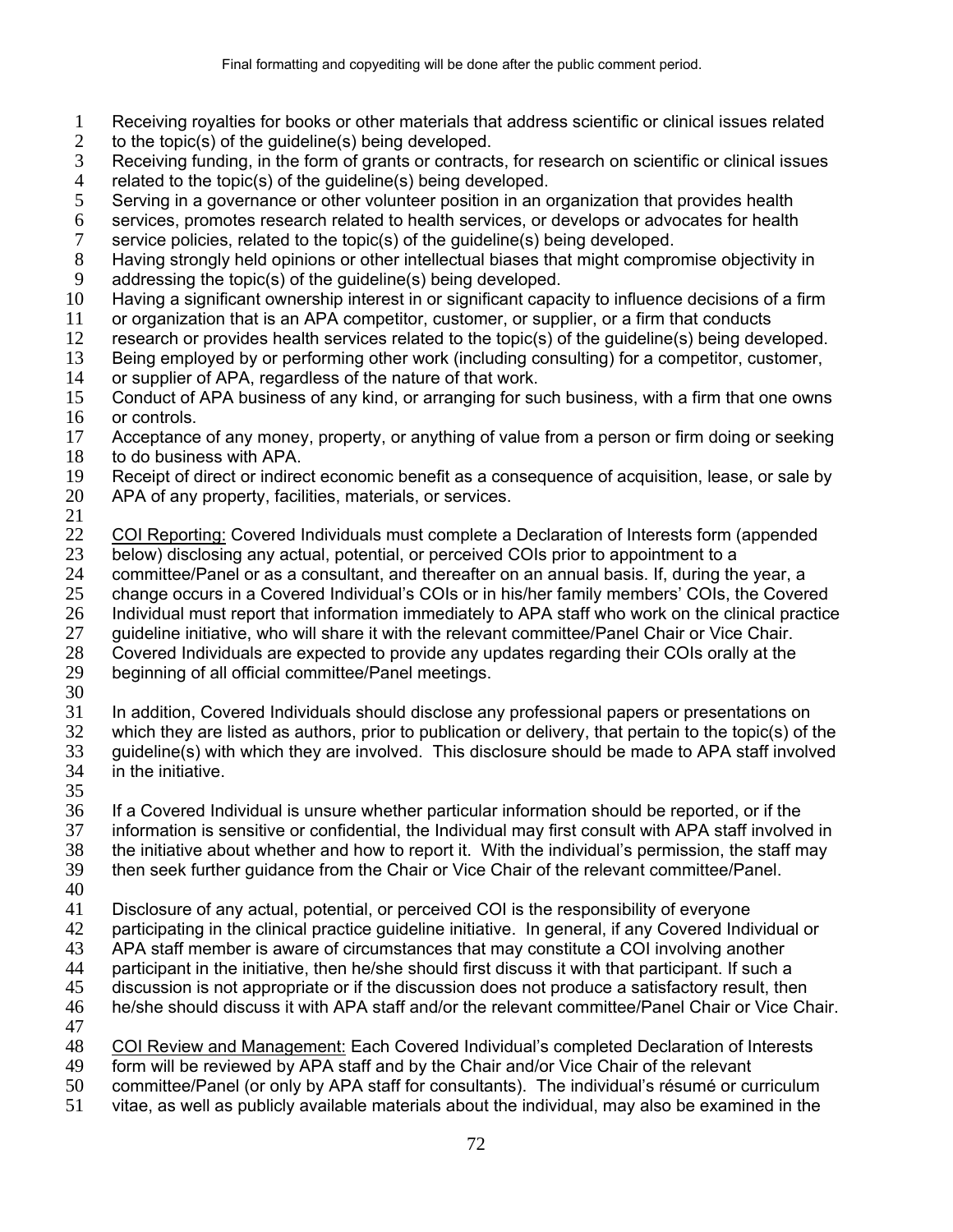Receiving royalties for books or other materials that address scientific or clinical issues related to the topic(s) of the guideline(s) being developed.

Receiving funding, in the form of grants or contracts, for research on scientific or clinical issues related to the topic(s) of the guideline(s) being developed.

Serving in a governance or other volunteer position in an organization that provides health services, promotes research related to health services, or develops or advocates for health service policies, related to the topic(s) of the guideline(s) being developed.

Having strongly held opinions or other intellectual biases that might compromise objectivity in addressing the topic(s) of the guideline(s) being developed.

Having a significant ownership interest in or significant capacity to influence decisions of a firm or organization that is an APA competitor, customer, or supplier, or a firm that conducts research or provides health services related to the topic(s) of the guideline(s) being developed.

Being employed by or performing other work (including consulting) for a competitor, customer, or supplier of APA, regardless of the nature of that work.

Conduct of APA business of any kind, or arranging for such business, with a firm that one owns or controls.

Acceptance of any money, property, or anything of value from a person or firm doing or seeking to do business with APA.

Receipt of direct or indirect economic benefit as a consequence of acquisition, lease, or sale by APA of any property, facilities, materials, or services.

<u>COI Reporting:</u> Covered Individuals must complete a Declaration of Interests form (appended below) disclosing any actual, potential, or perceived COIs prior to appointment to a committee/Panel or as a consultant, and thereafter on an annual basis. If, during the year, a change occurs in a Covered Individual's COIs or in his/her family members' COIs, the Covered Individual must report that information immediately to APA staff who work on the clinical practice guideline initiative, who will share it with the relevant committee/Panel Chair or Vice Chair. Covered Individuals are expected to provide any updates regarding their COIs orally at the beginning of all official committee/Panel meetings.

In addition, Covered Individuals should disclose any professional papers or presentations on which they are listed as authors, prior to publication or delivery, that pertain to the topic(s) of the guideline(s) with which they are involved. This disclosure should be made to APA staff involved in the initiative.

If a Covered Individual is unsure whether particular information should be reported, or if the information is sensitive or confidential, the Individual may first consult with APA staff involved in the initiative about whether and how to report it. With the individual's permission, the staff may then seek further guidance from the Chair or Vice Chair of the relevant committee/Panel.

Disclosure of any actual, potential, or perceived COI is the responsibility of everyone participating in the clinical practice guideline initiative. In general, if any Covered Individual or APA staff member is aware of circumstances that may constitute a COI involving another participant in the initiative, then he/she should first discuss it with that participant. If such a discussion is not appropriate or if the discussion does not produce a satisfactory result, then he/she should discuss it with APA staff and/or the relevant committee/Panel Chair or Vice Chair.

<u>COI Review and Management:</u> Each Covered Individual's completed Declaration of Interests form will be reviewed by APA staff and by the Chair and/or Vice Chair of the relevant committee/Panel (or only by APA staff for consultants). The individual's résumé or curriculum vitae, as well as publicly available materials about the individual, may also be examined in the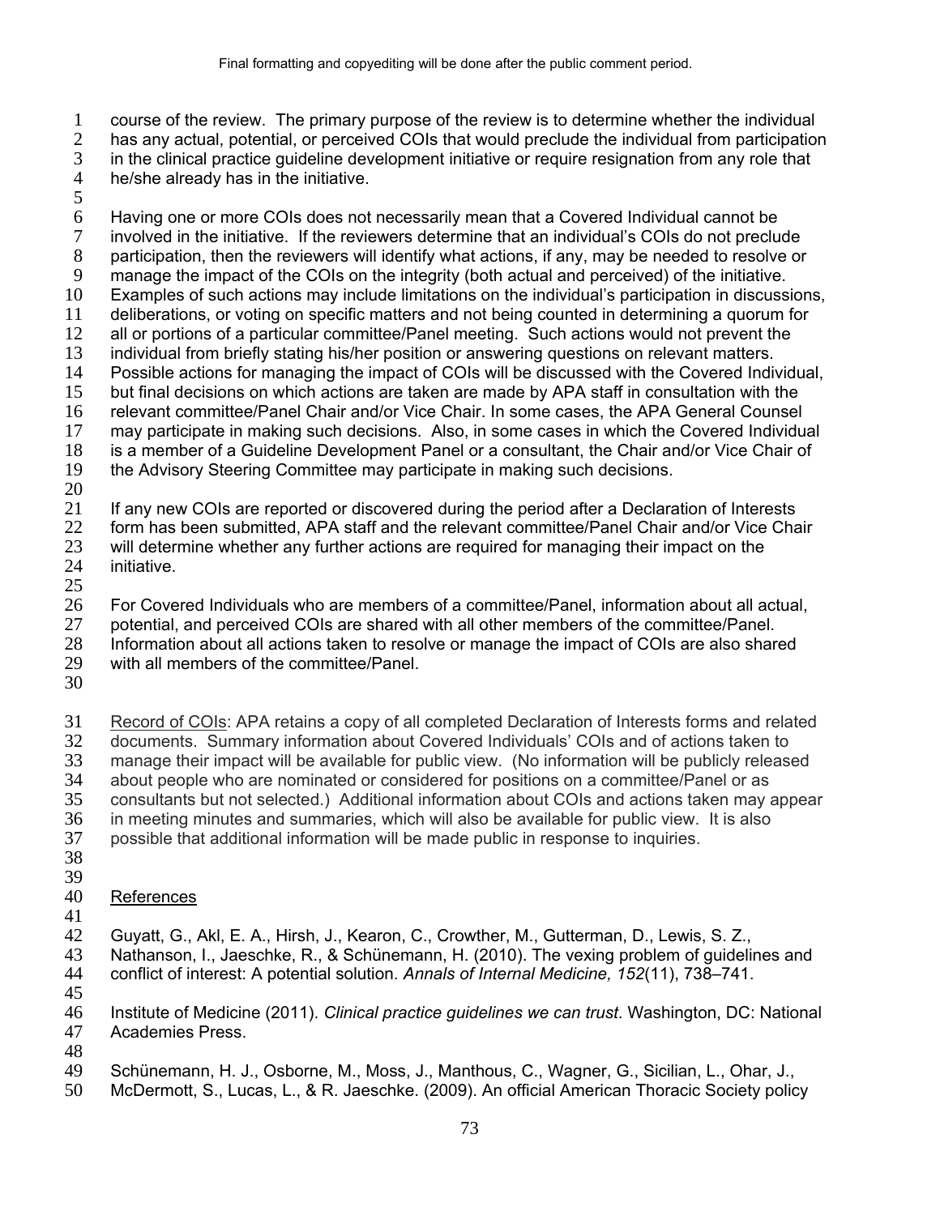course of the review. The primary purpose of the review is to determine whether the individual has any actual, potential, or perceived COIs that would preclude the individual from participation in the clinical practice guideline development initiative or require resignation from any role that he/she already has in the initiative.

Having one or more COIs does not necessarily mean that a Covered Individual cannot be involved in the initiative. If the reviewers determine that an individual's COIs do not preclude participation, then the reviewers will identify what actions, if any, may be needed to resolve or manage the impact of the COIs on the integrity (both actual and perceived) of the initiative. Examples of such actions may include limitations on the individual's participation in discussions, deliberations, or voting on specific matters and not being counted in determining a quorum for all or portions of a particular committee/Panel meeting. Such actions would not prevent the individual from briefly stating his/her position or answering questions on relevant matters. Possible actions for managing the impact of COIs will be discussed with the Covered Individual, but final decisions on which actions are taken are made by APA staff in consultation with the relevant committee/Panel Chair and/or Vice Chair. In some cases, the APA General Counsel may participate in making such decisions. Also, in some cases in which the Covered Individual is a member of a Guideline Development Panel or a consultant, the Chair and/or Vice Chair of the Advisory Steering Committee may participate in making such decisions.

If any new COIs are reported or discovered during the period after a Declaration of Interests form has been submitted, APA staff and the relevant committee/Panel Chair and/or Vice Chair will determine whether any further actions are required for managing their impact on the initiative.

For Covered Individuals who are members of a committee/Panel, information about all actual, potential, and perceived COIs are shared with all other members of the committee/Panel. Information about all actions taken to resolve or manage the impact of COIs are also shared with all members of the committee/Panel.

Record of COIs: APA retains a copy of all completed Declaration of Interests forms and related documents. Summary information about Covered Individuals' COIs and of actions taken to manage their impact will be available for public view. (No information will be publicly released about people who are nominated or considered for positions on a committee/Panel or as consultants but not selected.) Additional information about COIs and actions taken may appear in meeting minutes and summaries, which will also be available for public view. It is also possible that additional information will be made public in response to inquiries.

## References

Guyatt, G., Akl, E. A., Hirsh, J., Kearon, C., Crowther, M., Gutterman, D., Lewis, S. Z., Nathanson, I., Jaeschke, R., & Schünemann, H. (2010). The vexing problem of guidelines and conflict of interest: A potential solution. *Annals of Internal Medicine, 152*(11), 738–741.

Institute of Medicine (2011). *Clinical practice guidelines we can trust*. Washington, DC: National Academies Press.

Schünemann, H. J., Osborne, M., Moss, J., Manthous, C., Wagner, G., Sicilian, L., Ohar, J., McDermott, S., Lucas, L., & R. Jaeschke. (2009). An official American Thoracic Society policy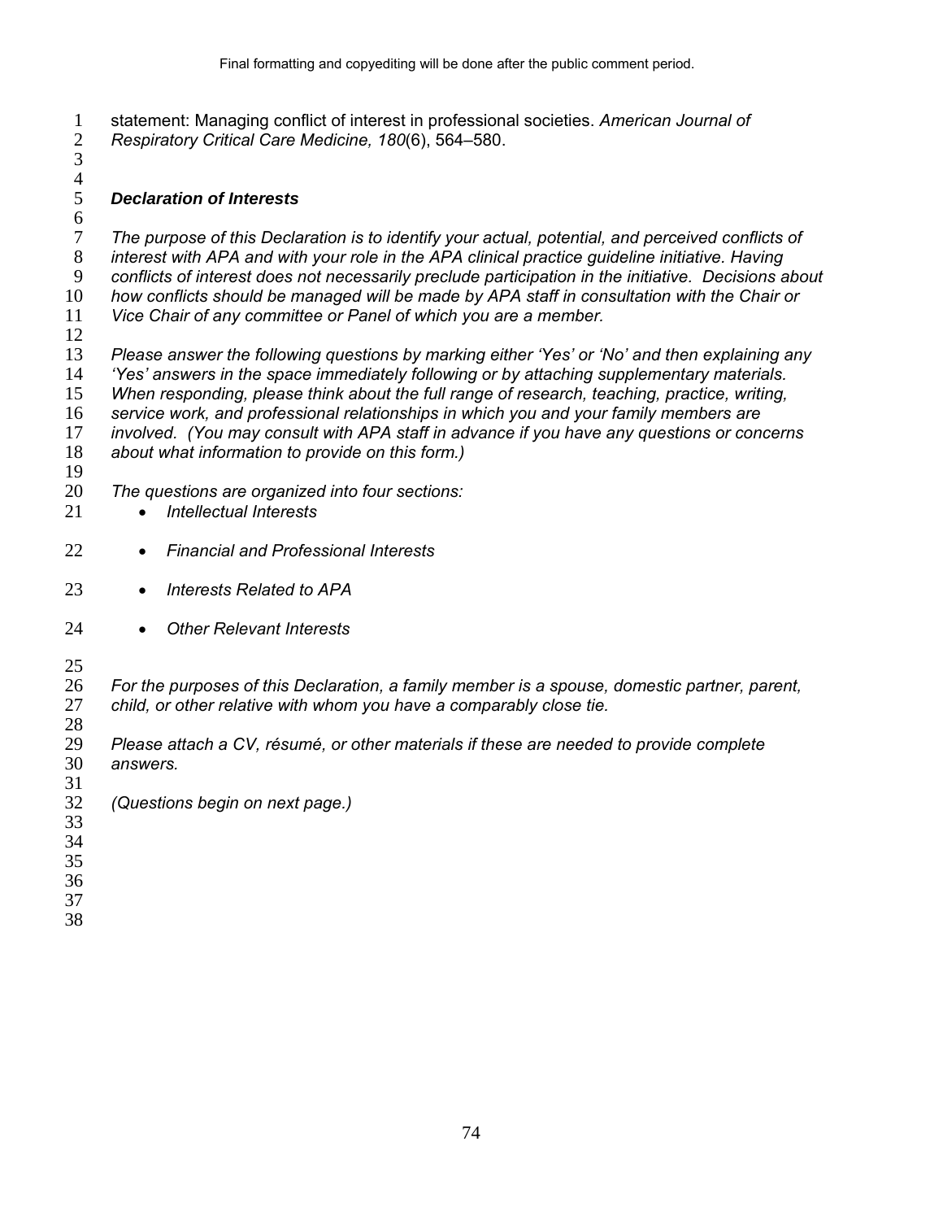statement: Managing conflict of interest in professional societies. *American Journal of Respiratory Critical Care Medicine, 180*(6), 564–580.

### *Declaration of Interests*

*The purpose of this Declaration is to identify your actual, potential, and perceived conflicts of interest with APA and with your role in the APA clinical practice guideline initiative. Having conflicts of interest does not necessarily preclude participation in the initiative. Decisions about how conflicts should be managed will be made by APA staff in consultation with the Chair or Vice Chair of any committee or Panel of which you are a member.*

*Please answer the following questions by marking either 'Yes' or 'No' and then explaining any 'Yes' answers in the space immediately following or by attaching supplementary materials. When responding, please think about the full range of research, teaching, practice, writing, service work, and professional relationships in which you and your family members are involved. (You may consult with APA staff in advance if you have any questions or concerns about what information to provide on this form.)*

*The questions are organized into four sections:*

- *Intellectual Interests*
- *Financial and Professional Interests*
- *Interests Related to APA*
- *Other Relevant Interests*

*For the purposes of this Declaration, a family member is a spouse, domestic partner, parent, child, or other relative with whom you have a comparably close tie.*

*Please attach a CV, résumé, or other materials if these are needed to provide complete answers.*

*(Questions begin on next page.)*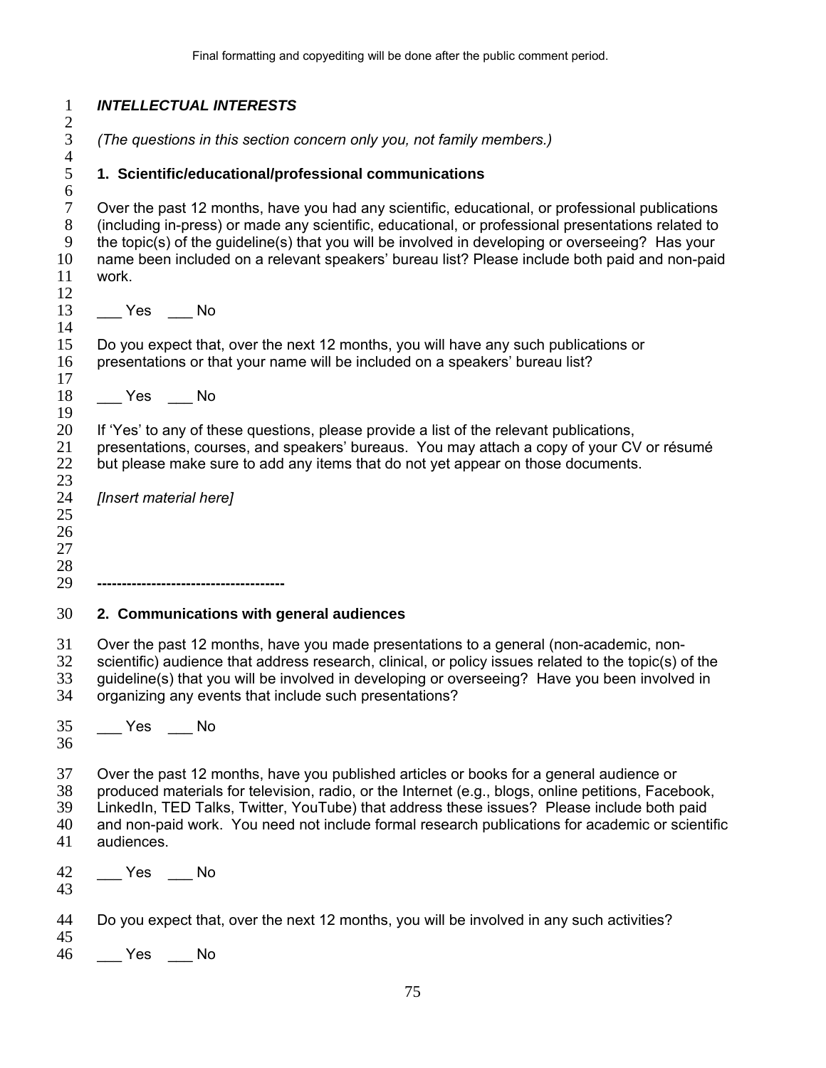***INTELLECTUAL INTERESTS***

*(The questions in this section concern only you, not family members.)*

**1. Scientific/educational/professional communications**

Over the past 12 months, have you had any scientific, educational, or professional publications (including in-press) or made any scientific, educational, or professional presentations related to the topic(s) of the guideline(s) that you will be involved in developing or overseeing? Has your name been included on a relevant speakers' bureau list? Please include both paid and non-paid work.

___ Yes ___ No

Do you expect that, over the next 12 months, you will have any such publications or presentations or that your name will be included on a speakers' bureau list?

___ Yes ___ No

If 'Yes' to any of these questions, please provide a list of the relevant publications, presentations, courses, and speakers' bureaus. You may attach a copy of your CV or résumé but please make sure to add any items that do not yet appear on those documents.

*[Insert material here]*

**-------------------------------------**

**2. Communications with general audiences**

Over the past 12 months, have you made presentations to a general (non-academic, non-scientific) audience that address research, clinical, or policy issues related to the topic(s) of the guideline(s) that you will be involved in developing or overseeing? Have you been involved in organizing any events that include such presentations?

___ Yes ___ No

Over the past 12 months, have you published articles or books for a general audience or produced materials for television, radio, or the Internet (e.g., blogs, online petitions, Facebook, LinkedIn, TED Talks, Twitter, YouTube) that address these issues? Please include both paid and non-paid work. You need not include formal research publications for academic or scientific audiences.

___ Yes ___ No

Do you expect that, over the next 12 months, you will be involved in any such activities?

___ Yes ___ No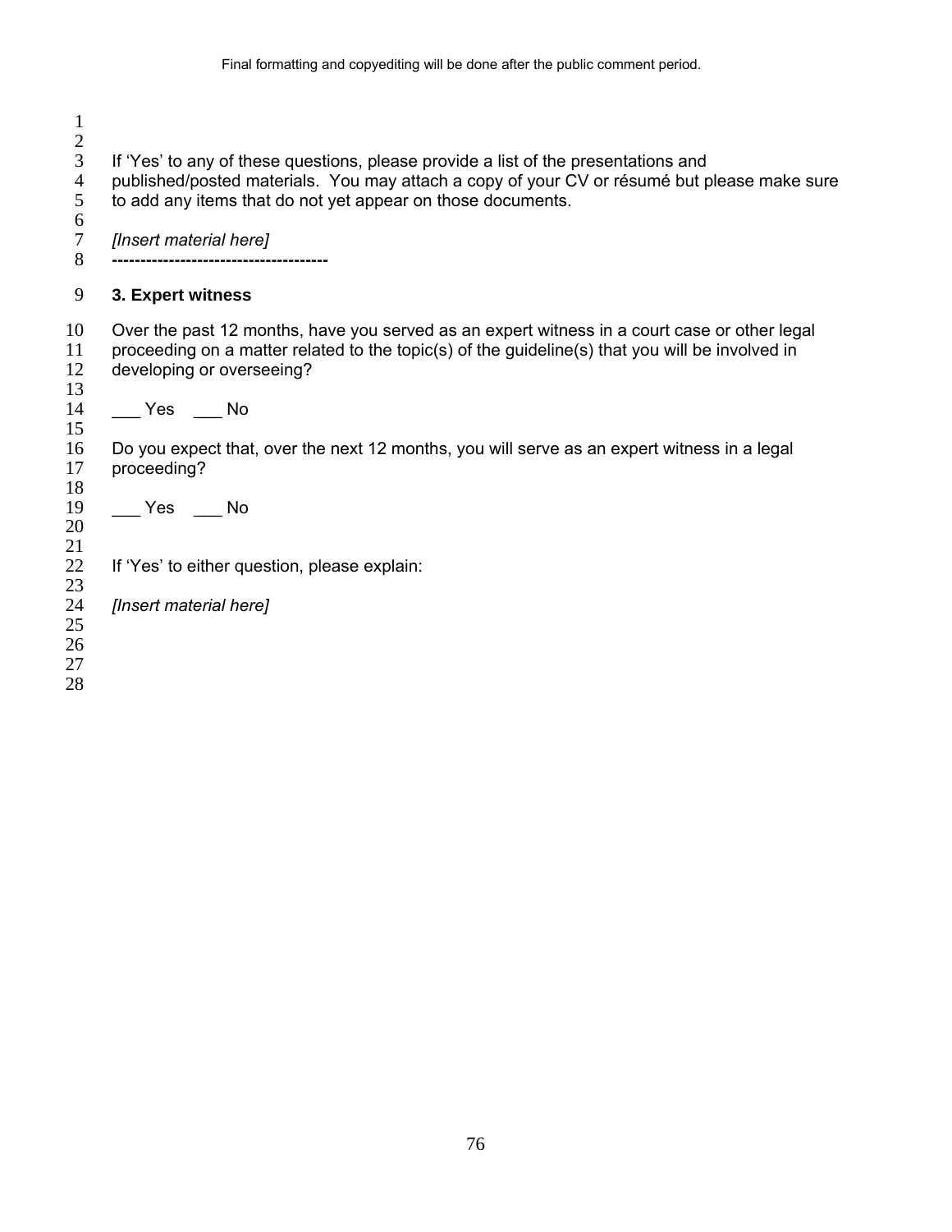If 'Yes' to any of these questions, please provide a list of the presentations and published/posted materials. You may attach a copy of your CV or résumé but please make sure to add any items that do not yet appear on those documents.

*[Insert material here]*

**-------------------------------------**

### 3. Expert witness

Over the past 12 months, have you served as an expert witness in a court case or other legal proceeding on a matter related to the topic(s) of the guideline(s) that you will be involved in developing or overseeing?

___ Yes ___ No

Do you expect that, over the next 12 months, you will serve as an expert witness in a legal proceeding?

___ Yes ___ No

If 'Yes' to either question, please explain:

*[Insert material here]*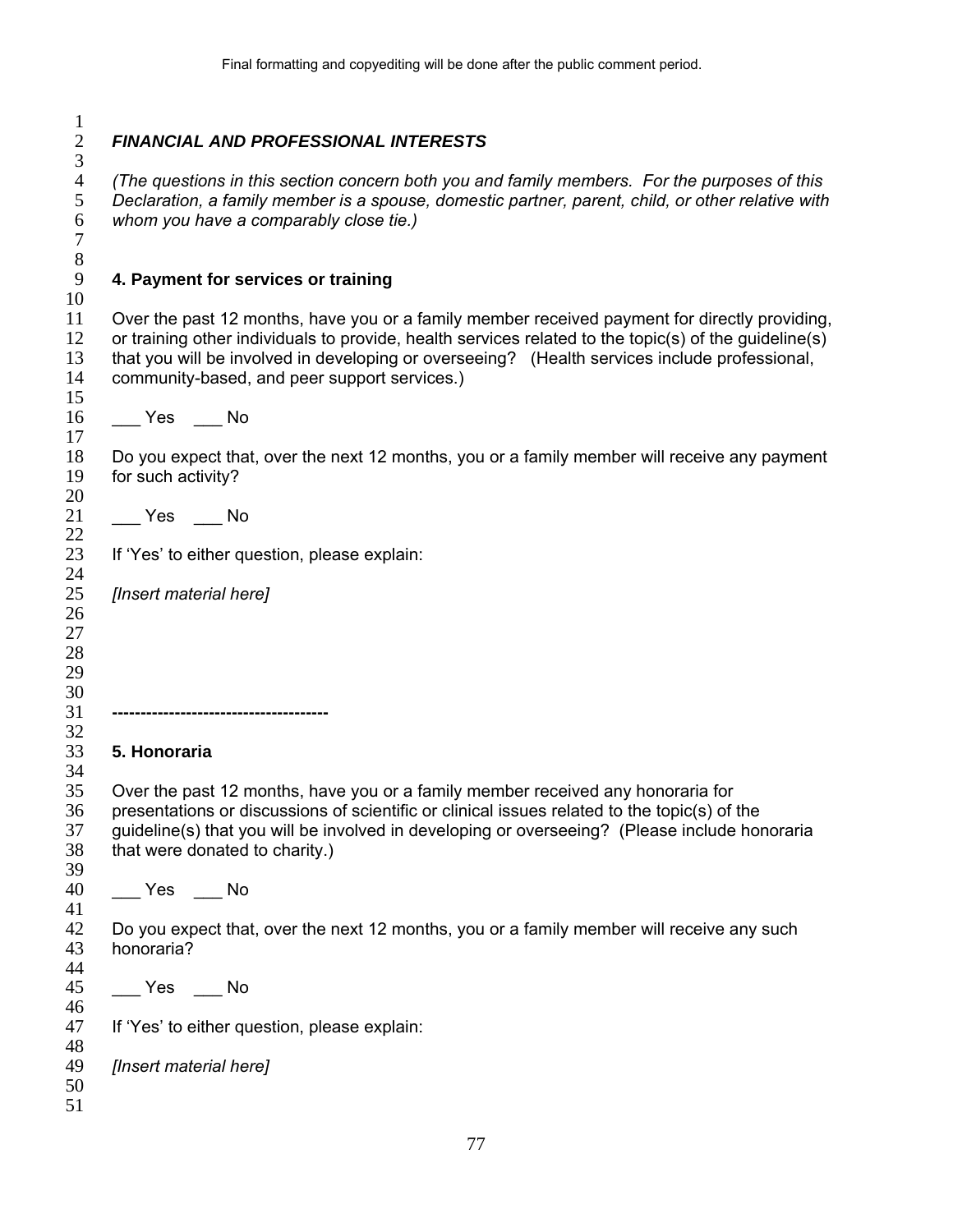## *FINANCIAL AND PROFESSIONAL INTERESTS*

*(The questions in this section concern both you and family members. For the purposes of this Declaration, a family member is a spouse, domestic partner, parent, child, or other relative with whom you have a comparably close tie.)*

### 4. Payment for services or training

Over the past 12 months, have you or a family member received payment for directly providing, or training other individuals to provide, health services related to the topic(s) of the guideline(s) that you will be involved in developing or overseeing? (Health services include professional, community-based, and peer support services.)

___ Yes ___ No

Do you expect that, over the next 12 months, you or a family member will receive any payment for such activity?

___ Yes ___ No

If 'Yes' to either question, please explain:

*[Insert material here]*

**-------------------------------------**

### 5. Honoraria

Over the past 12 months, have you or a family member received any honoraria for presentations or discussions of scientific or clinical issues related to the topic(s) of the guideline(s) that you will be involved in developing or overseeing? (Please include honoraria that were donated to charity.)

___ Yes ___ No

Do you expect that, over the next 12 months, you or a family member will receive any such honoraria?

___ Yes ___ No

If 'Yes' to either question, please explain:

*[Insert material here]*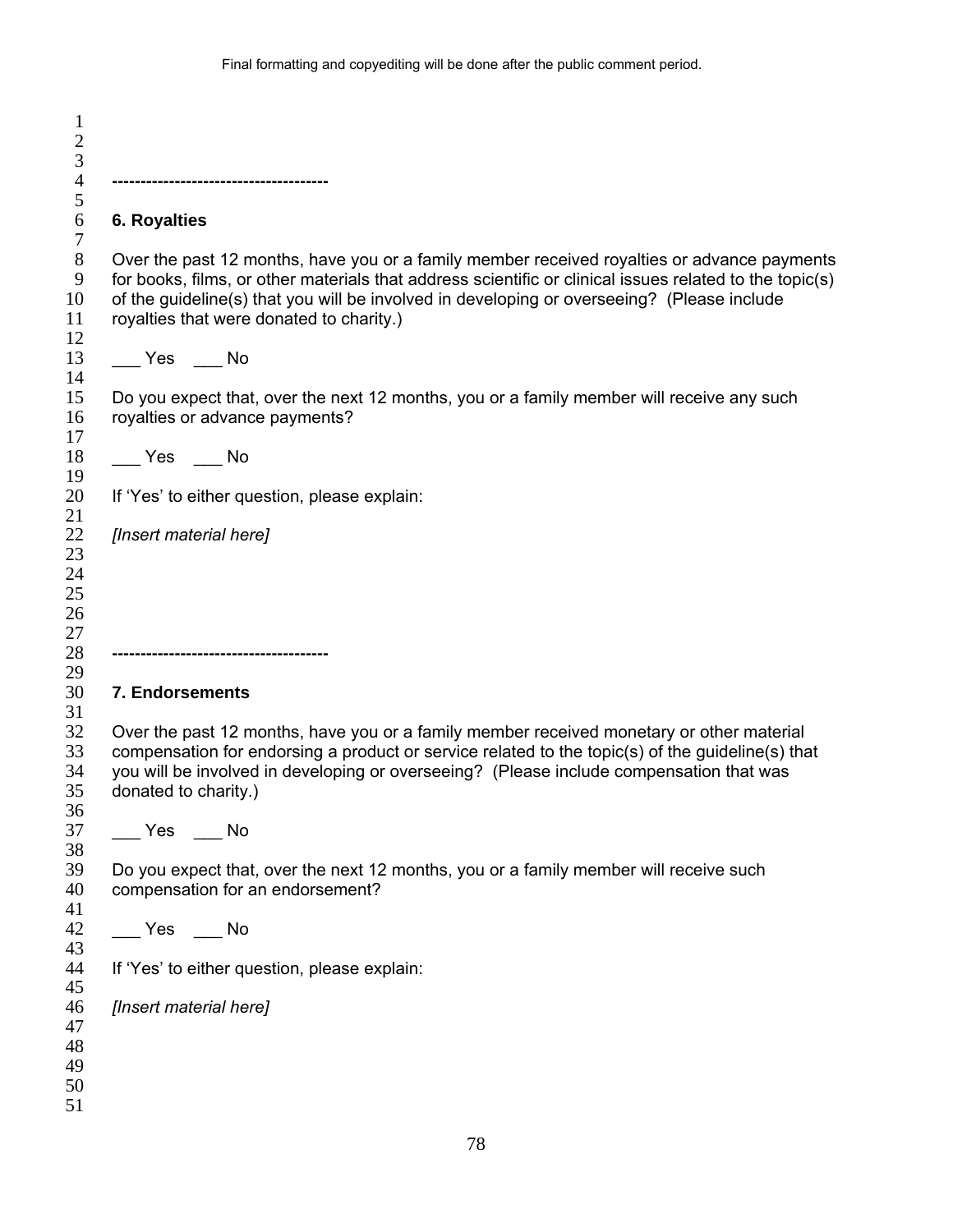-------------------------------------

**6. Royalties**

Over the past 12 months, have you or a family member received royalties or advance payments for books, films, or other materials that address scientific or clinical issues related to the topic(s) of the guideline(s) that you will be involved in developing or overseeing? (Please include royalties that were donated to charity.)

___ Yes ___ No

Do you expect that, over the next 12 months, you or a family member will receive any such royalties or advance payments?

___ Yes ___ No

If 'Yes' to either question, please explain:

*[Insert material here]*

-------------------------------------

**7. Endorsements**

Over the past 12 months, have you or a family member received monetary or other material compensation for endorsing a product or service related to the topic(s) of the guideline(s) that you will be involved in developing or overseeing? (Please include compensation that was donated to charity.)

___ Yes ___ No

Do you expect that, over the next 12 months, you or a family member will receive such compensation for an endorsement?

___ Yes ___ No

If 'Yes' to either question, please explain:

*[Insert material here]*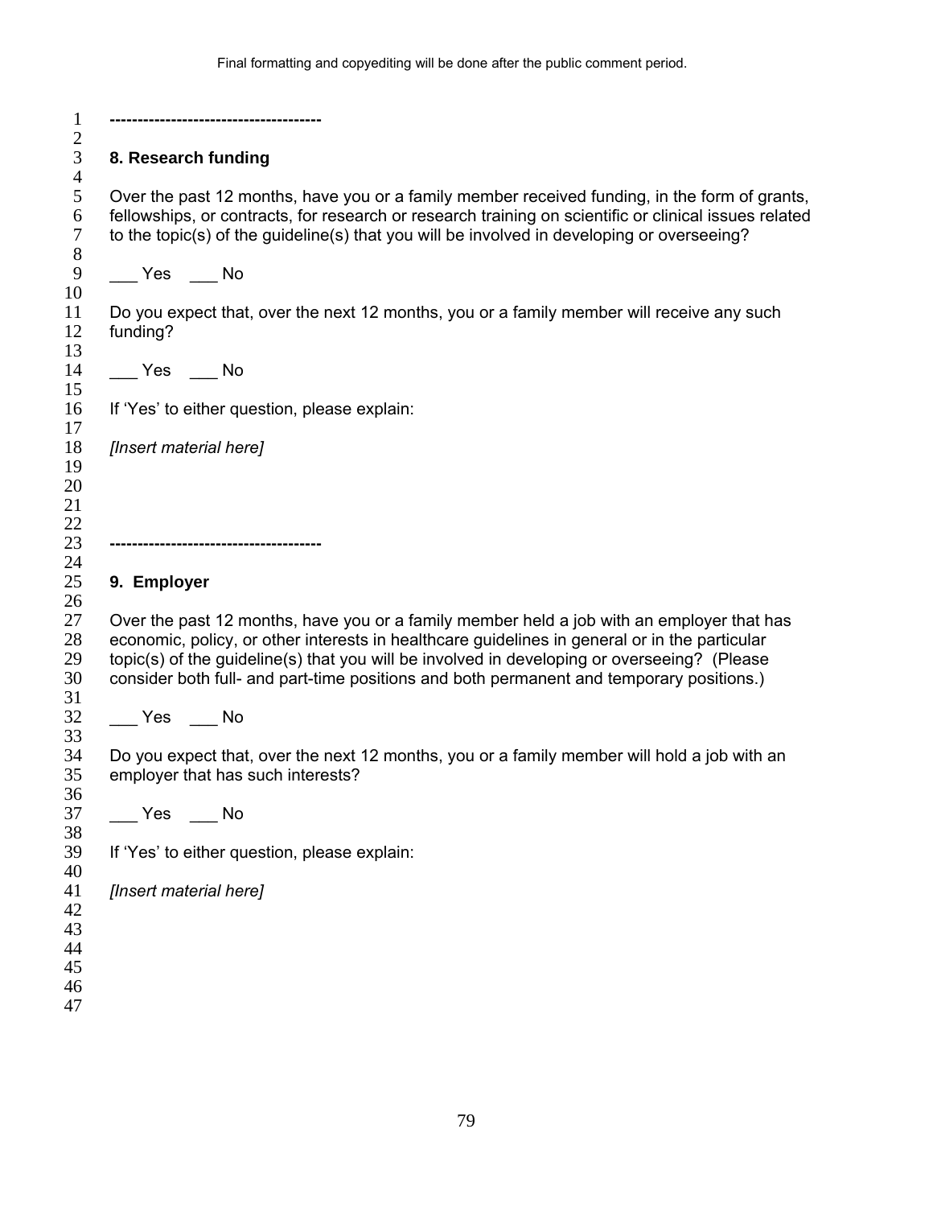-------------------------------------

**8. Research funding**

Over the past 12 months, have you or a family member received funding, in the form of grants, fellowships, or contracts, for research or research training on scientific or clinical issues related to the topic(s) of the guideline(s) that you will be involved in developing or overseeing?

___ Yes ___ No

Do you expect that, over the next 12 months, you or a family member will receive any such funding?

___ Yes ___ No

If 'Yes' to either question, please explain:

*[Insert material here]*

-------------------------------------

**9. Employer**

Over the past 12 months, have you or a family member held a job with an employer that has economic, policy, or other interests in healthcare guidelines in general or in the particular topic(s) of the guideline(s) that you will be involved in developing or overseeing? (Please consider both full- and part-time positions and both permanent and temporary positions.)

___ Yes ___ No

Do you expect that, over the next 12 months, you or a family member will hold a job with an employer that has such interests?

___ Yes ___ No

If 'Yes' to either question, please explain:

*[Insert material here]*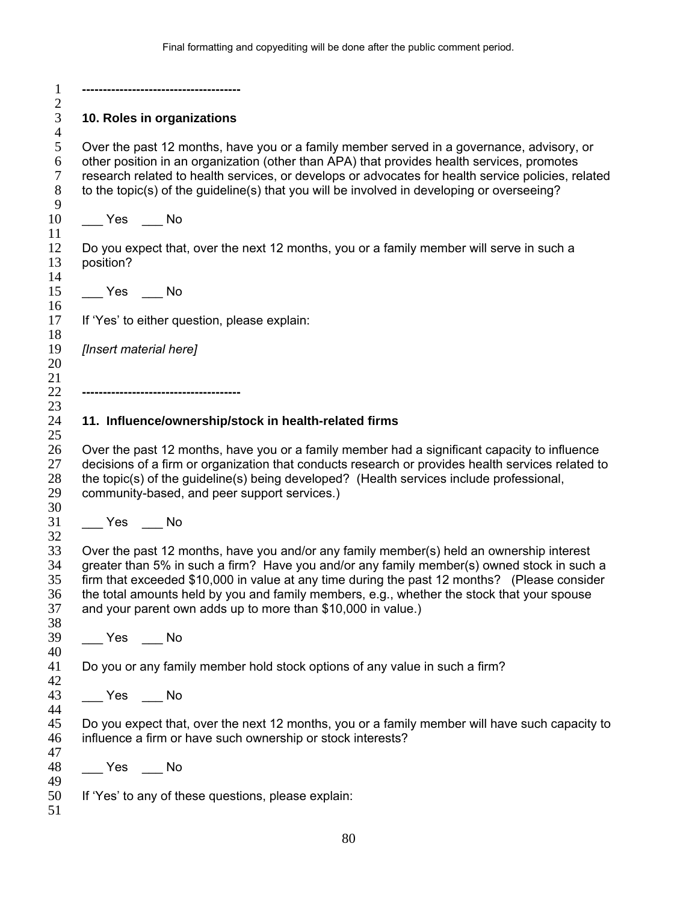-------------------------------------

**10. Roles in organizations**

Over the past 12 months, have you or a family member served in a governance, advisory, or other position in an organization (other than APA) that provides health services, promotes research related to health services, or develops or advocates for health service policies, related to the topic(s) of the guideline(s) that you will be involved in developing or overseeing?

___ Yes ___ No

Do you expect that, over the next 12 months, you or a family member will serve in such a position?

___ Yes ___ No

If 'Yes' to either question, please explain:

*[Insert material here]*

-------------------------------------

**11. Influence/ownership/stock in health-related firms**

Over the past 12 months, have you or a family member had a significant capacity to influence decisions of a firm or organization that conducts research or provides health services related to the topic(s) of the guideline(s) being developed? (Health services include professional, community-based, and peer support services.)

___ Yes ___ No

Over the past 12 months, have you and/or any family member(s) held an ownership interest greater than 5% in such a firm? Have you and/or any family member(s) owned stock in such a firm that exceeded $10,000 in value at any time during the past 12 months? (Please consider the total amounts held by you and family members, e.g., whether the stock that your spouse and your parent own adds up to more than $10,000 in value.)

___ Yes ___ No

Do you or any family member hold stock options of any value in such a firm?

___ Yes ___ No

Do you expect that, over the next 12 months, you or a family member will have such capacity to influence a firm or have such ownership or stock interests?

___ Yes ___ No

If 'Yes' to any of these questions, please explain: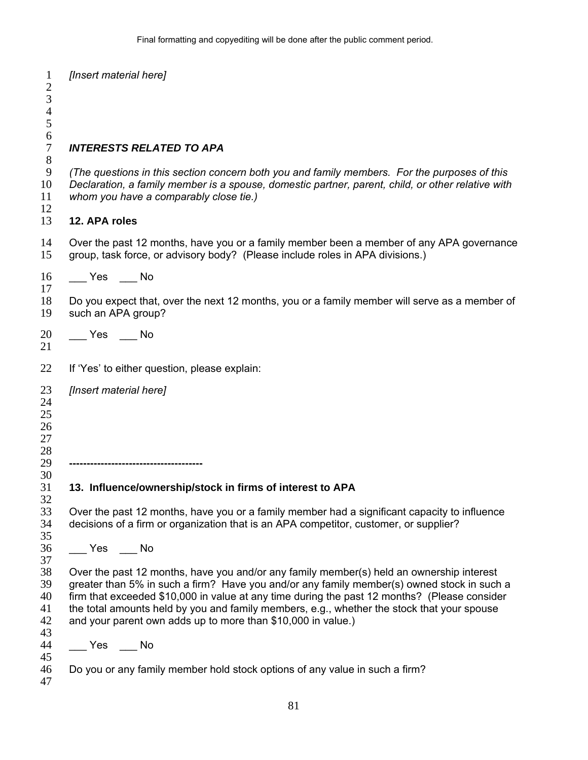*[Insert material here]*

***INTERESTS RELATED TO APA***

*(The questions in this section concern both you and family members. For the purposes of this Declaration, a family member is a spouse, domestic partner, parent, child, or other relative with whom you have a comparably close tie.)*

**12. APA roles**

Over the past 12 months, have you or a family member been a member of any APA governance group, task force, or advisory body? (Please include roles in APA divisions.)

___ Yes ___ No

Do you expect that, over the next 12 months, you or a family member will serve as a member of such an APA group?

___ Yes ___ No

If 'Yes' to either question, please explain:

*[Insert material here]*

**-------------------------------------**

**13. Influence/ownership/stock in firms of interest to APA**

Over the past 12 months, have you or a family member had a significant capacity to influence decisions of a firm or organization that is an APA competitor, customer, or supplier?

___ Yes ___ No

Over the past 12 months, have you and/or any family member(s) held an ownership interest greater than 5% in such a firm? Have you and/or any family member(s) owned stock in such a firm that exceeded $10,000 in value at any time during the past 12 months? (Please consider the total amounts held by you and family members, e.g., whether the stock that your spouse and your parent own adds up to more than $10,000 in value.)

___ Yes ___ No

Do you or any family member hold stock options of any value in such a firm?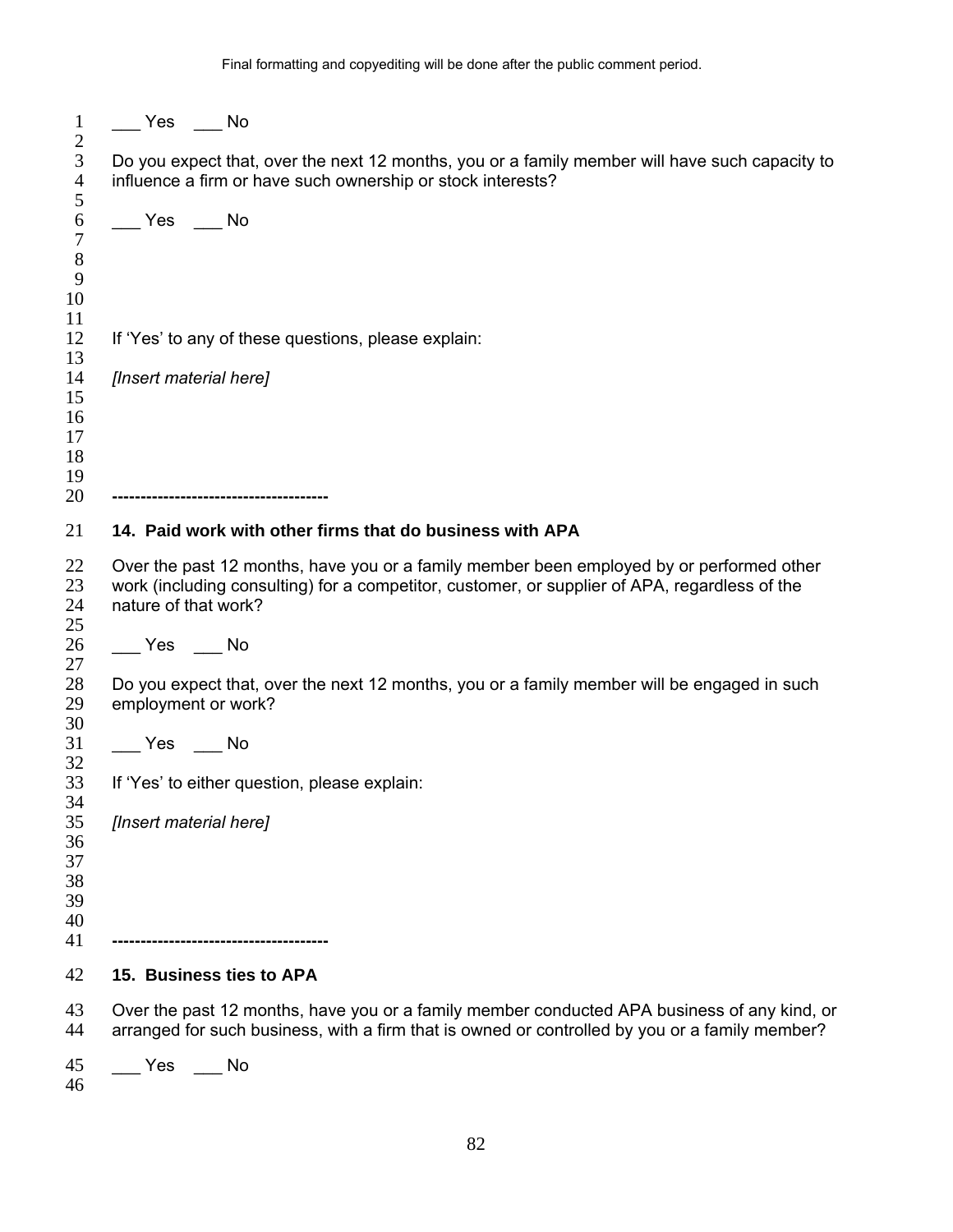___ Yes ___ No

Do you expect that, over the next 12 months, you or a family member will have such capacity to influence a firm or have such ownership or stock interests?

___ Yes ___ No

If 'Yes' to any of these questions, please explain:

*[Insert material here]*

**-------------------------------------**

**14. Paid work with other firms that do business with APA**

Over the past 12 months, have you or a family member been employed by or performed other work (including consulting) for a competitor, customer, or supplier of APA, regardless of the nature of that work?

___ Yes ___ No

Do you expect that, over the next 12 months, you or a family member will be engaged in such employment or work?

___ Yes ___ No

If 'Yes' to either question, please explain:

*[Insert material here]*

**-------------------------------------**

**15. Business ties to APA**

Over the past 12 months, have you or a family member conducted APA business of any kind, or arranged for such business, with a firm that is owned or controlled by you or a family member?

___ Yes ___ No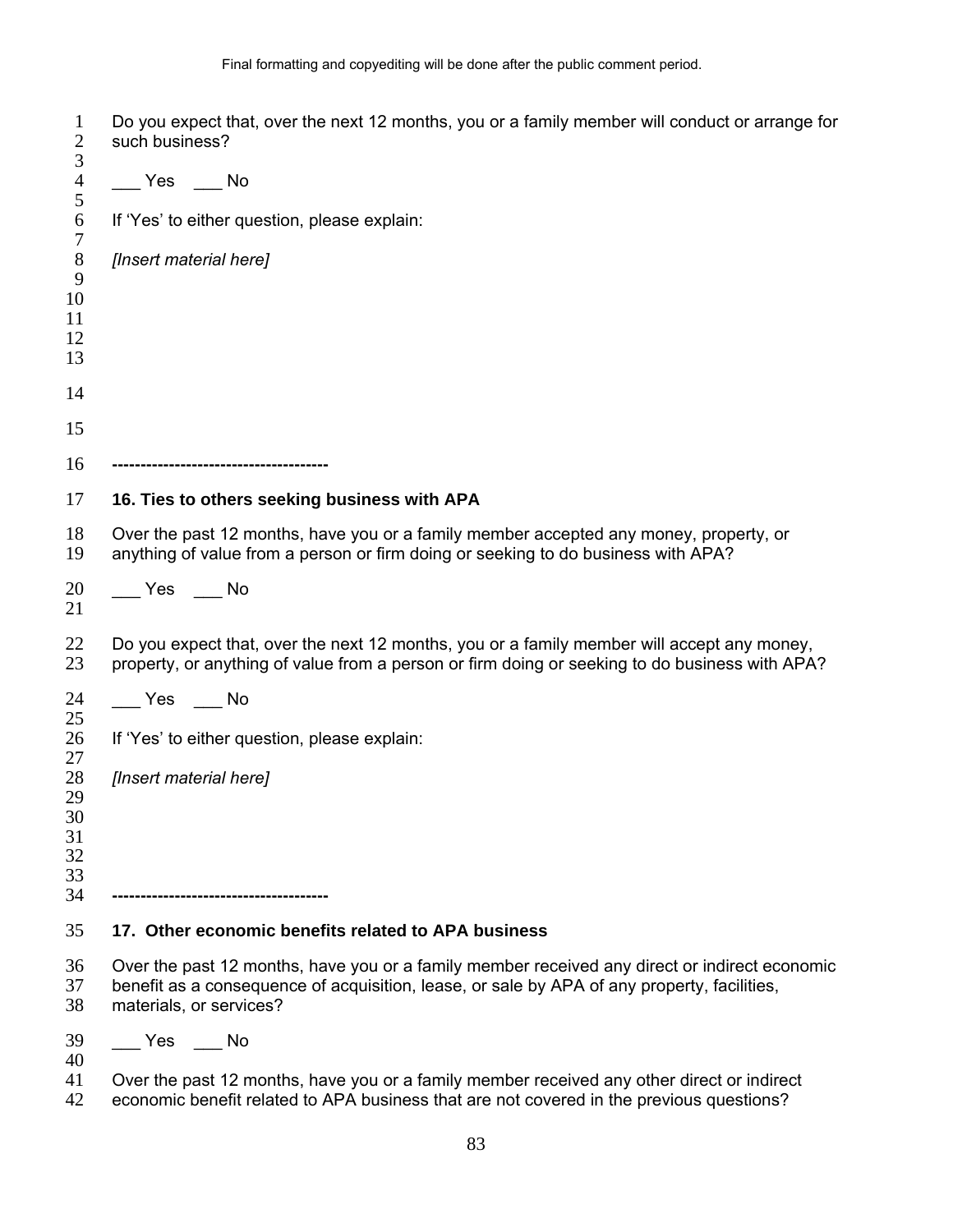Do you expect that, over the next 12 months, you or a family member will conduct or arrange for such business?

___ Yes ___ No

If 'Yes' to either question, please explain:

*[Insert material here]*

--------------------------------------

**16. Ties to others seeking business with APA**

Over the past 12 months, have you or a family member accepted any money, property, or anything of value from a person or firm doing or seeking to do business with APA?

___ Yes ___ No

Do you expect that, over the next 12 months, you or a family member will accept any money, property, or anything of value from a person or firm doing or seeking to do business with APA?

___ Yes ___ No

If 'Yes' to either question, please explain:

*[Insert material here]*

--------------------------------------

**17. Other economic benefits related to APA business**

Over the past 12 months, have you or a family member received any direct or indirect economic benefit as a consequence of acquisition, lease, or sale by APA of any property, facilities, materials, or services?

___ Yes ___ No

Over the past 12 months, have you or a family member received any other direct or indirect economic benefit related to APA business that are not covered in the previous questions?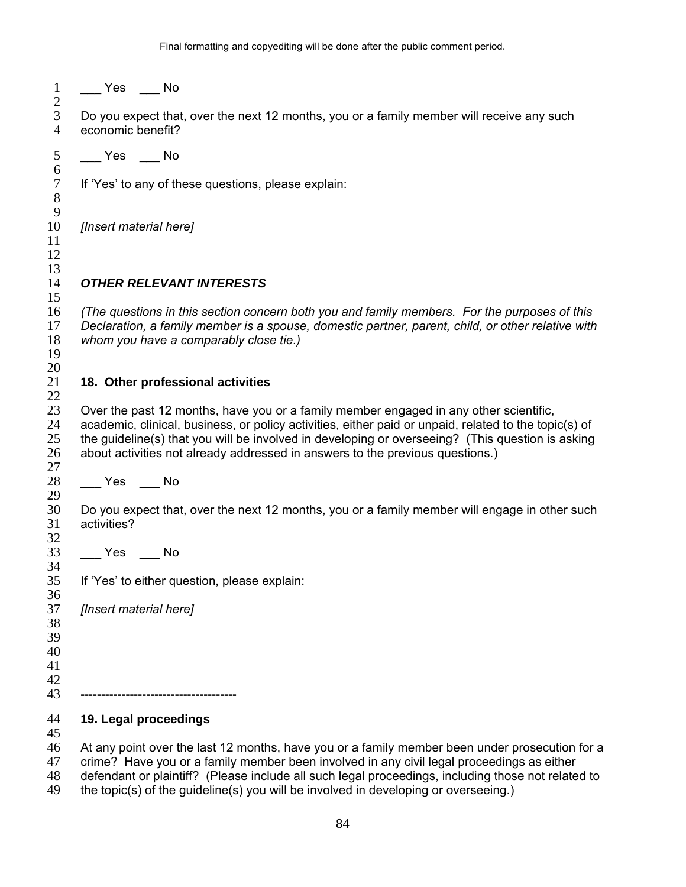___ Yes ___ No

Do you expect that, over the next 12 months, you or a family member will receive any such economic benefit?

___ Yes ___ No

If 'Yes' to any of these questions, please explain:

*[Insert material here]*

***OTHER RELEVANT INTERESTS***

*(The questions in this section concern both you and family members. For the purposes of this Declaration, a family member is a spouse, domestic partner, parent, child, or other relative with whom you have a comparably close tie.)*

**18. Other professional activities**

Over the past 12 months, have you or a family member engaged in any other scientific, academic, clinical, business, or policy activities, either paid or unpaid, related to the topic(s) of the guideline(s) that you will be involved in developing or overseeing? (This question is asking about activities not already addressed in answers to the previous questions.)

___ Yes ___ No

Do you expect that, over the next 12 months, you or a family member will engage in other such activities?

___ Yes ___ No

If 'Yes' to either question, please explain:

*[Insert material here]*

**-------------------------------------**

**19. Legal proceedings**

At any point over the last 12 months, have you or a family member been under prosecution for a crime? Have you or a family member been involved in any civil legal proceedings as either defendant or plaintiff? (Please include all such legal proceedings, including those not related to the topic(s) of the guideline(s) you will be involved in developing or overseeing.)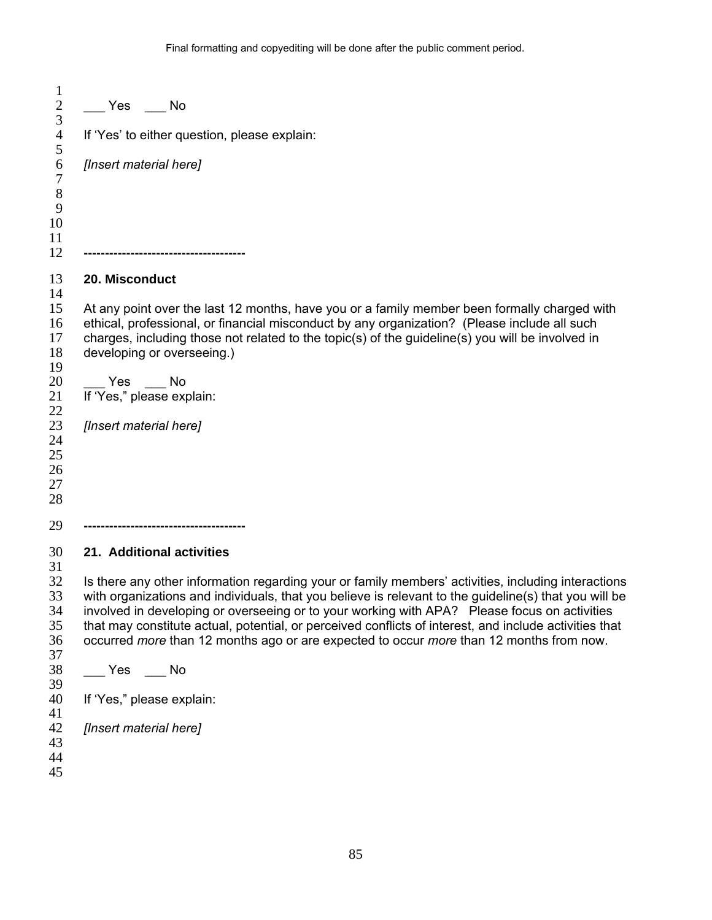___ Yes ___ No

If 'Yes' to either question, please explain:

*[Insert material here]*

**-------------------------------------**

**20. Misconduct**

At any point over the last 12 months, have you or a family member been formally charged with ethical, professional, or financial misconduct by any organization? (Please include all such charges, including those not related to the topic(s) of the guideline(s) you will be involved in developing or overseeing.)

___ Yes ___ No

If 'Yes," please explain:

*[Insert material here]*

**-------------------------------------**

**21. Additional activities**

Is there any other information regarding your or family members' activities, including interactions with organizations and individuals, that you believe is relevant to the guideline(s) that you will be involved in developing or overseeing or to your working with APA? Please focus on activities that may constitute actual, potential, or perceived conflicts of interest, and include activities that occurred *more* than 12 months ago or are expected to occur *more* than 12 months from now.

___ Yes ___ No

If 'Yes," please explain:

*[Insert material here]*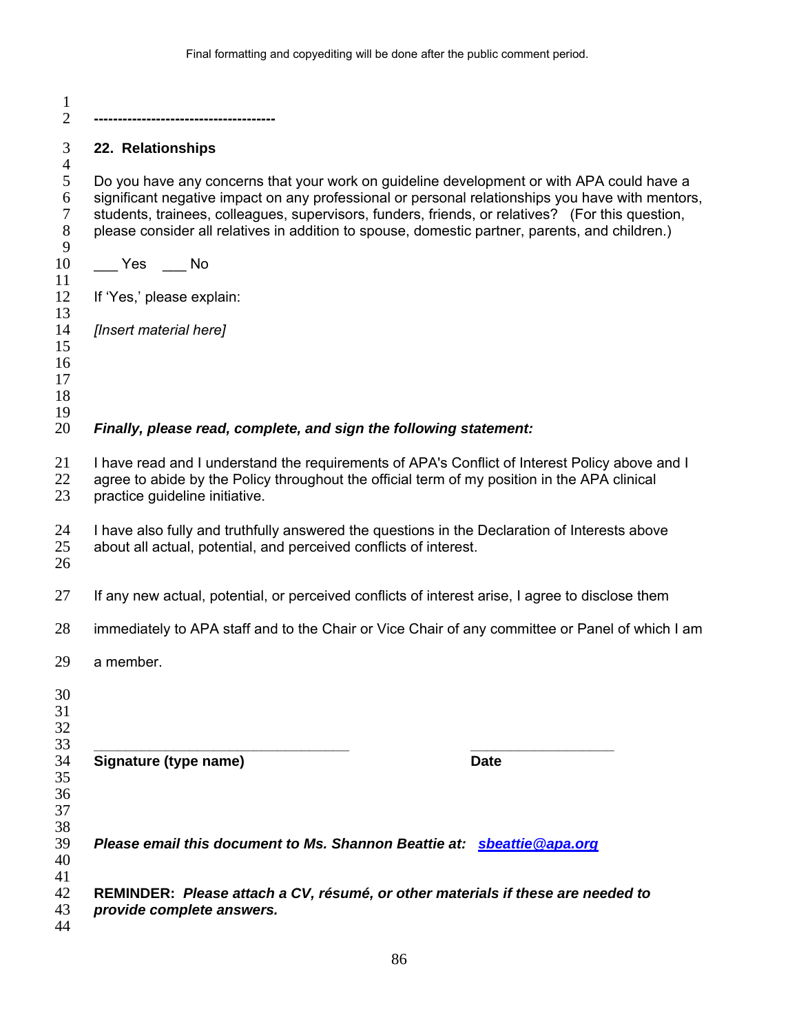-------------------------------------

### 22. Relationships

Do you have any concerns that your work on guideline development or with APA could have a significant negative impact on any professional or personal relationships you have with mentors, students, trainees, colleagues, supervisors, funders, friends, or relatives? (For this question, please consider all relatives in addition to spouse, domestic partner, parents, and children.)

___ Yes ___ No

If 'Yes,' please explain:

*[Insert material here]*

***Finally, please read, complete, and sign the following statement:***

I have read and I understand the requirements of APA's Conflict of Interest Policy above and I agree to abide by the Policy throughout the official term of my position in the APA clinical practice guideline initiative.

I have also fully and truthfully answered the questions in the Declaration of Interests above about all actual, potential, and perceived conflicts of interest.

If any new actual, potential, or perceived conflicts of interest arise, I agree to disclose them immediately to APA staff and to the Chair or Vice Chair of any committee or Panel of which I am a member.

_________________________________ __________________

**Signature (type name)** **Date**

***Please email this document to Ms. Shannon Beattie at: sbeattie@apa.org***

**REMINDER:** ***Please attach a CV, résumé, or other materials if these are needed to provide complete answers.***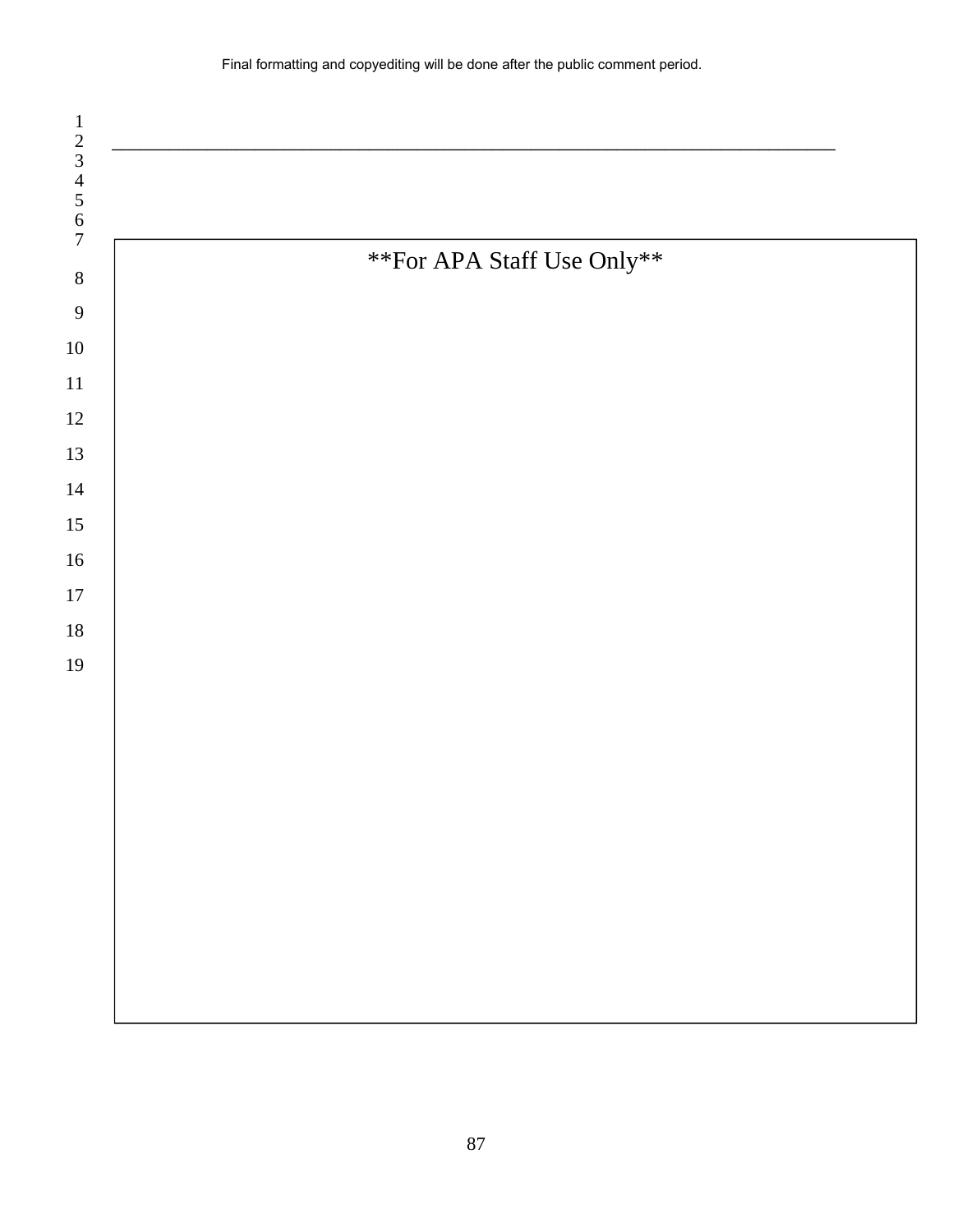---

**For APA Staff Use Only**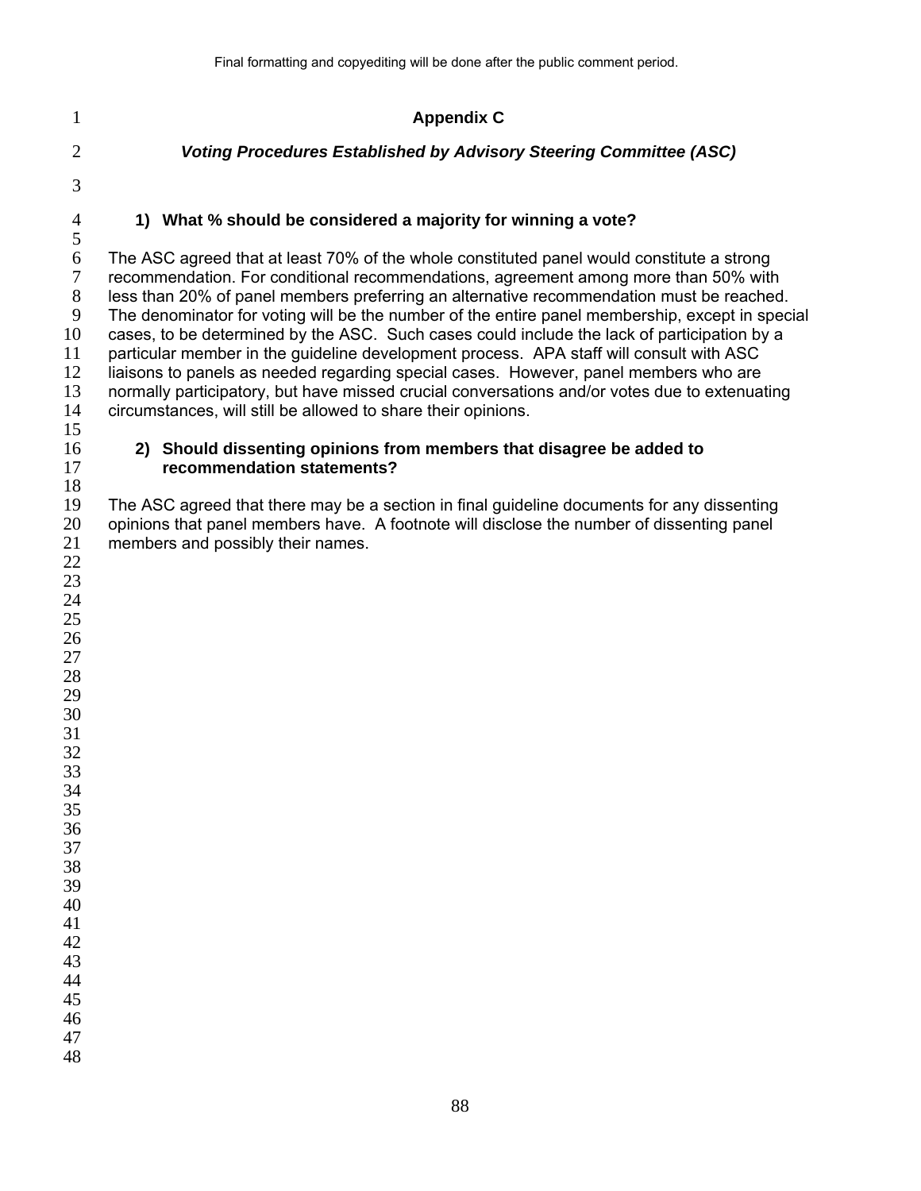# Appendix C

## *Voting Procedures Established by Advisory Steering Committee (ASC)*

### 1) What % should be considered a majority for winning a vote?

The ASC agreed that at least 70% of the whole constituted panel would constitute a strong recommendation. For conditional recommendations, agreement among more than 50% with less than 20% of panel members preferring an alternative recommendation must be reached. The denominator for voting will be the number of the entire panel membership, except in special cases, to be determined by the ASC. Such cases could include the lack of participation by a particular member in the guideline development process. APA staff will consult with ASC liaisons to panels as needed regarding special cases. However, panel members who are normally participatory, but have missed crucial conversations and/or votes due to extenuating circumstances, will still be allowed to share their opinions.

### 2) Should dissenting opinions from members that disagree be added to recommendation statements?

The ASC agreed that there may be a section in final guideline documents for any dissenting opinions that panel members have. A footnote will disclose the number of dissenting panel members and possibly their names.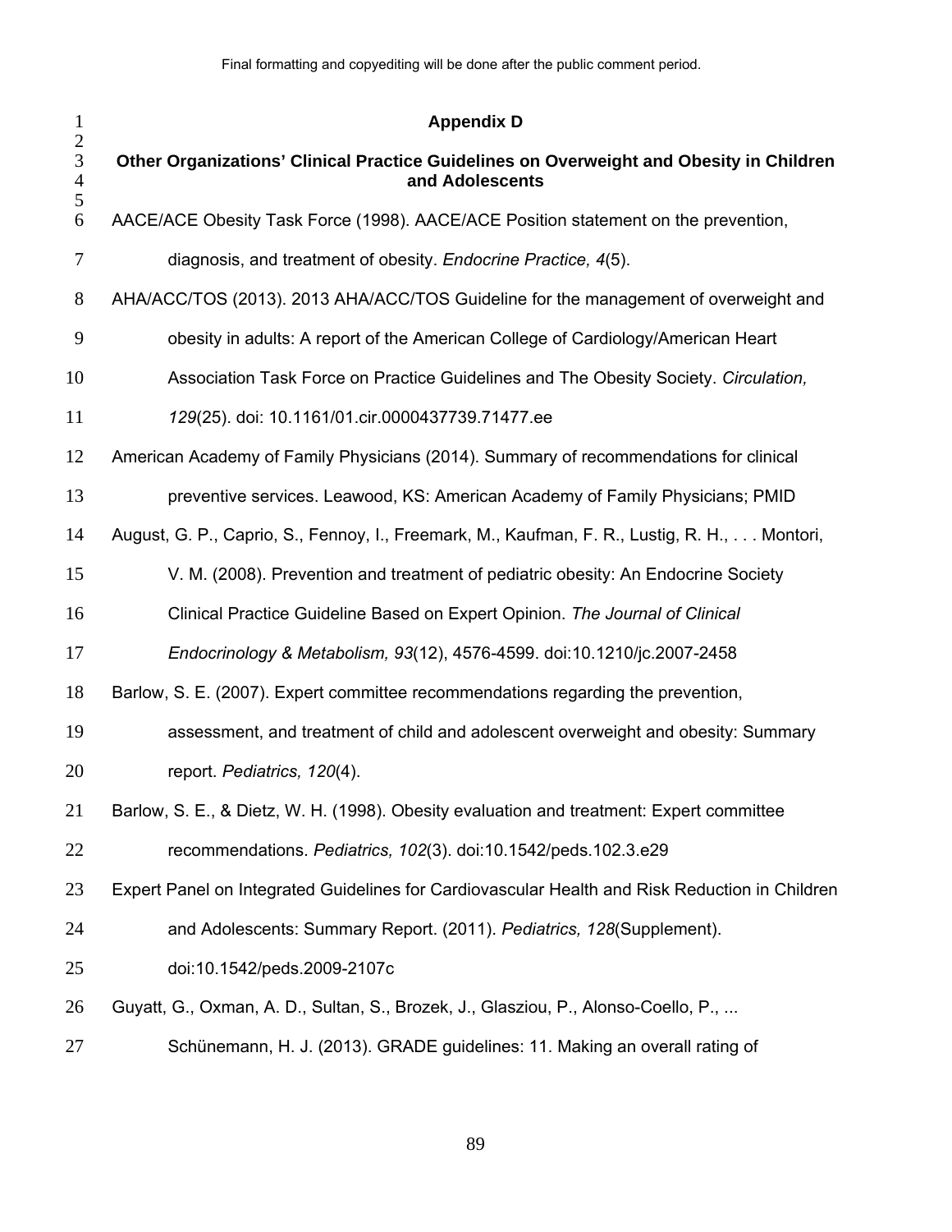# Appendix D

## Other Organizations' Clinical Practice Guidelines on Overweight and Obesity in Children and Adolescents

AACE/ACE Obesity Task Force (1998). AACE/ACE Position statement on the prevention, diagnosis, and treatment of obesity. *Endocrine Practice, 4*(5).

AHA/ACC/TOS (2013). 2013 AHA/ACC/TOS Guideline for the management of overweight and obesity in adults: A report of the American College of Cardiology/American Heart Association Task Force on Practice Guidelines and The Obesity Society. *Circulation, 129*(25). doi: 10.1161/01.cir.0000437739.71477.ee

American Academy of Family Physicians (2014). Summary of recommendations for clinical preventive services. Leawood, KS: American Academy of Family Physicians; PMID

August, G. P., Caprio, S., Fennoy, I., Freemark, M., Kaufman, F. R., Lustig, R. H., . . . Montori, V. M. (2008). Prevention and treatment of pediatric obesity: An Endocrine Society Clinical Practice Guideline Based on Expert Opinion. *The Journal of Clinical Endocrinology & Metabolism, 93*(12), 4576-4599. doi:10.1210/jc.2007-2458

Barlow, S. E. (2007). Expert committee recommendations regarding the prevention, assessment, and treatment of child and adolescent overweight and obesity: Summary report. *Pediatrics, 120*(4).

Barlow, S. E., & Dietz, W. H. (1998). Obesity evaluation and treatment: Expert committee recommendations. *Pediatrics, 102*(3). doi:10.1542/peds.102.3.e29

Expert Panel on Integrated Guidelines for Cardiovascular Health and Risk Reduction in Children and Adolescents: Summary Report. (2011). *Pediatrics, 128*(Supplement). doi:10.1542/peds.2009-2107c

Guyatt, G., Oxman, A. D., Sultan, S., Brozek, J., Glasziou, P., Alonso-Coello, P., ... Schünemann, H. J. (2013). GRADE guidelines: 11. Making an overall rating of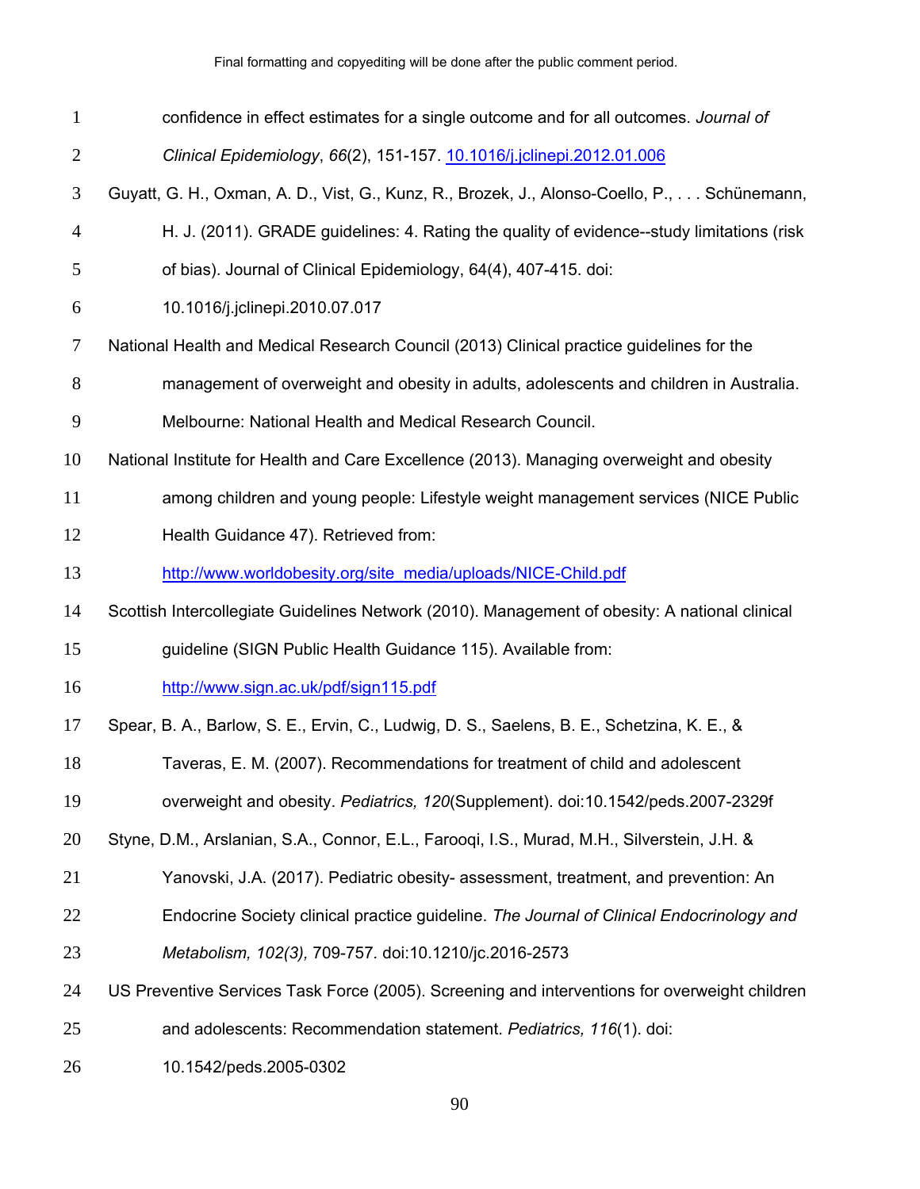confidence in effect estimates for a single outcome and for all outcomes. *Journal of Clinical Epidemiology*, *66*(2), 151-157. 10.1016/j.jclinepi.2012.01.006

Guyatt, G. H., Oxman, A. D., Vist, G., Kunz, R., Brozek, J., Alonso-Coello, P., . . . Schünemann, H. J. (2011). GRADE guidelines: 4. Rating the quality of evidence--study limitations (risk of bias). Journal of Clinical Epidemiology, 64(4), 407-415. doi: 10.1016/j.jclinepi.2010.07.017

National Health and Medical Research Council (2013) Clinical practice guidelines for the management of overweight and obesity in adults, adolescents and children in Australia. Melbourne: National Health and Medical Research Council.

National Institute for Health and Care Excellence (2013). Managing overweight and obesity among children and young people: Lifestyle weight management services (NICE Public Health Guidance 47). Retrieved from: http://www.worldobesity.org/site_media/uploads/NICE-Child.pdf

Scottish Intercollegiate Guidelines Network (2010). Management of obesity: A national clinical guideline (SIGN Public Health Guidance 115). Available from: http://www.sign.ac.uk/pdf/sign115.pdf

Spear, B. A., Barlow, S. E., Ervin, C., Ludwig, D. S., Saelens, B. E., Schetzina, K. E., & Taveras, E. M. (2007). Recommendations for treatment of child and adolescent overweight and obesity. *Pediatrics, 120*(Supplement). doi:10.1542/peds.2007-2329f

Styne, D.M., Arslanian, S.A., Connor, E.L., Farooqi, I.S., Murad, M.H., Silverstein, J.H. & Yanovski, J.A. (2017). Pediatric obesity- assessment, treatment, and prevention: An Endocrine Society clinical practice guideline. *The Journal of Clinical Endocrinology and Metabolism, 102(3),* 709-757. doi:10.1210/jc.2016-2573

US Preventive Services Task Force (2005). Screening and interventions for overweight children and adolescents: Recommendation statement. *Pediatrics, 116*(1). doi: 10.1542/peds.2005-0302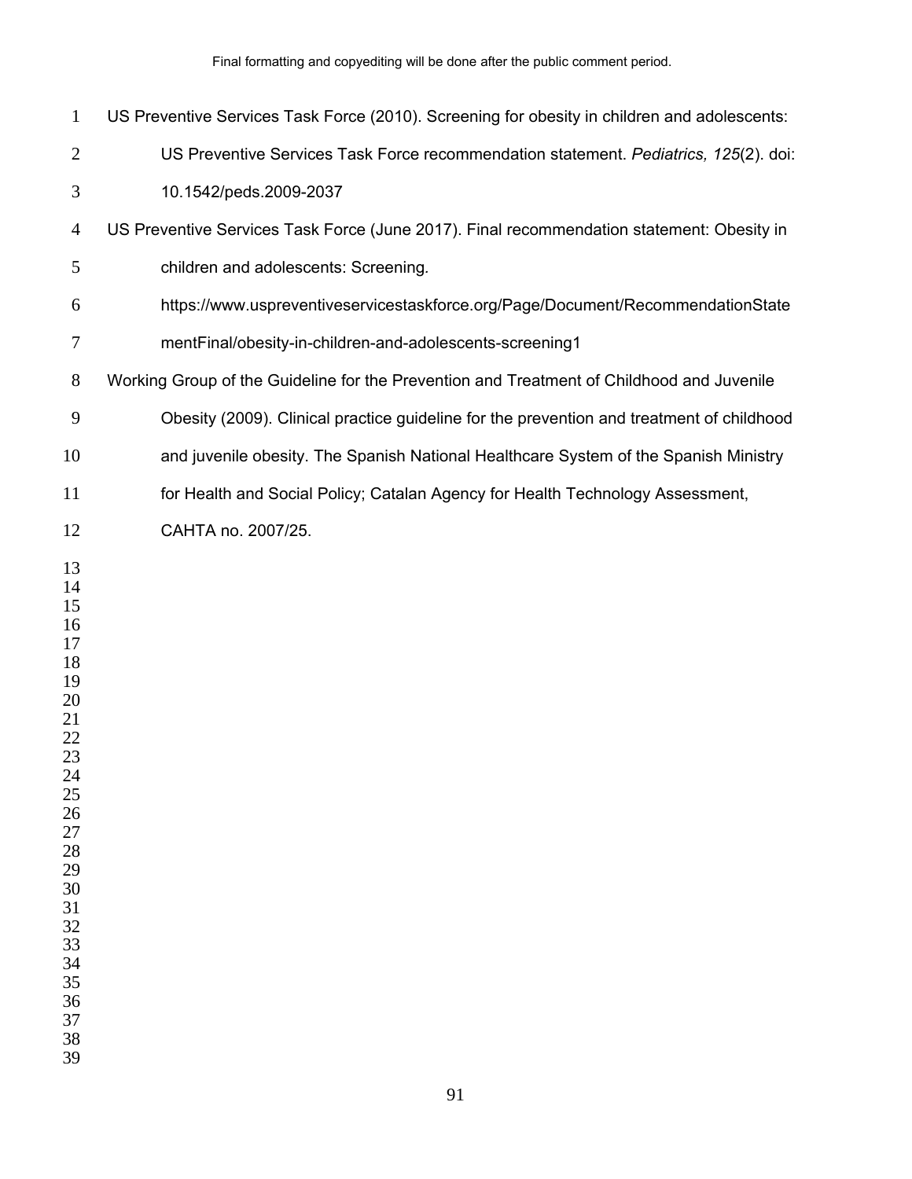US Preventive Services Task Force (2010). Screening for obesity in children and adolescents: US Preventive Services Task Force recommendation statement. *Pediatrics, 125*(2). doi: 10.1542/peds.2009-2037

US Preventive Services Task Force (June 2017). Final recommendation statement: Obesity in children and adolescents: Screening. https://www.uspreventiveservicestaskforce.org/Page/Document/RecommendationStatementFinal/obesity-in-children-and-adolescents-screening1

Working Group of the Guideline for the Prevention and Treatment of Childhood and Juvenile Obesity (2009). Clinical practice guideline for the prevention and treatment of childhood and juvenile obesity. The Spanish National Healthcare System of the Spanish Ministry for Health and Social Policy; Catalan Agency for Health Technology Assessment, CAHTA no. 2007/25.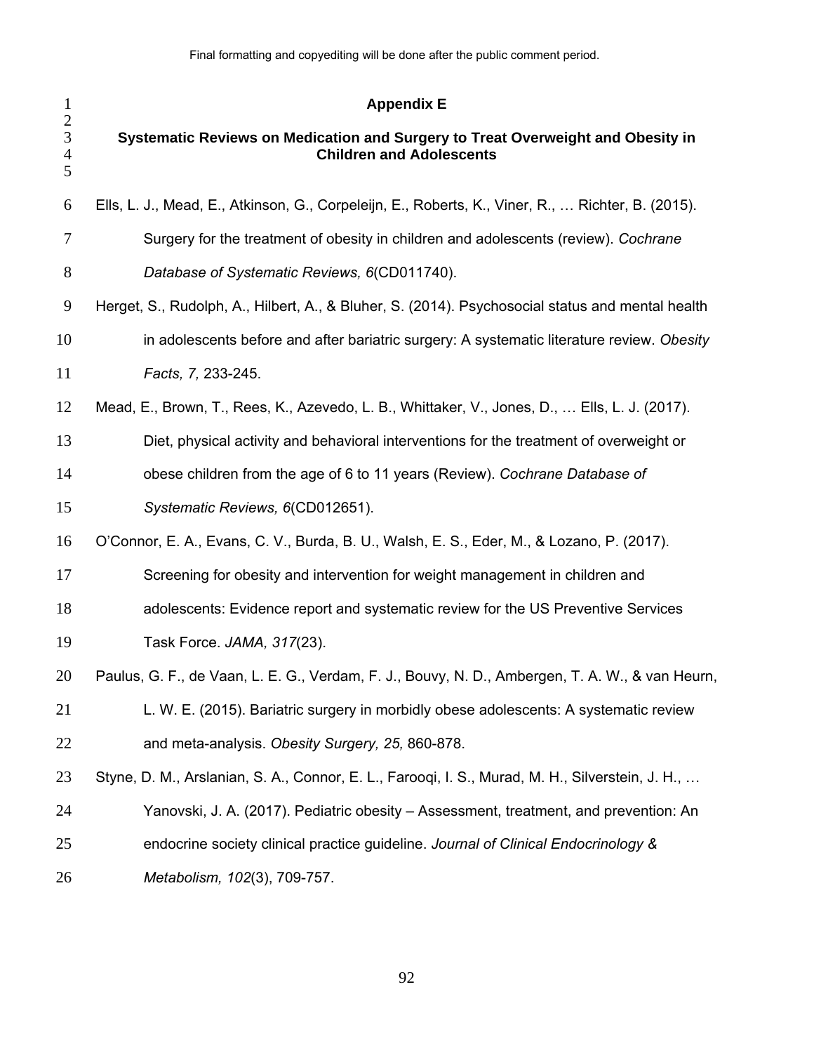# Appendix E

## Systematic Reviews on Medication and Surgery to Treat Overweight and Obesity in Children and Adolescents

Ells, L. J., Mead, E., Atkinson, G., Corpeleijn, E., Roberts, K., Viner, R., … Richter, B. (2015). Surgery for the treatment of obesity in children and adolescents (review). *Cochrane Database of Systematic Reviews, 6*(CD011740).

Herget, S., Rudolph, A., Hilbert, A., & Bluher, S. (2014). Psychosocial status and mental health in adolescents before and after bariatric surgery: A systematic literature review. *Obesity Facts, 7,* 233-245.

Mead, E., Brown, T., Rees, K., Azevedo, L. B., Whittaker, V., Jones, D., … Ells, L. J. (2017). Diet, physical activity and behavioral interventions for the treatment of overweight or obese children from the age of 6 to 11 years (Review). *Cochrane Database of Systematic Reviews, 6*(CD012651).

O'Connor, E. A., Evans, C. V., Burda, B. U., Walsh, E. S., Eder, M., & Lozano, P. (2017). Screening for obesity and intervention for weight management in children and adolescents: Evidence report and systematic review for the US Preventive Services Task Force. *JAMA, 317*(23).

Paulus, G. F., de Vaan, L. E. G., Verdam, F. J., Bouvy, N. D., Ambergen, T. A. W., & van Heurn, L. W. E. (2015). Bariatric surgery in morbidly obese adolescents: A systematic review and meta-analysis. *Obesity Surgery, 25,* 860-878.

Styne, D. M., Arslanian, S. A., Connor, E. L., Farooqi, I. S., Murad, M. H., Silverstein, J. H., … Yanovski, J. A. (2017). Pediatric obesity – Assessment, treatment, and prevention: An endocrine society clinical practice guideline. *Journal of Clinical Endocrinology & Metabolism, 102*(3), 709-757.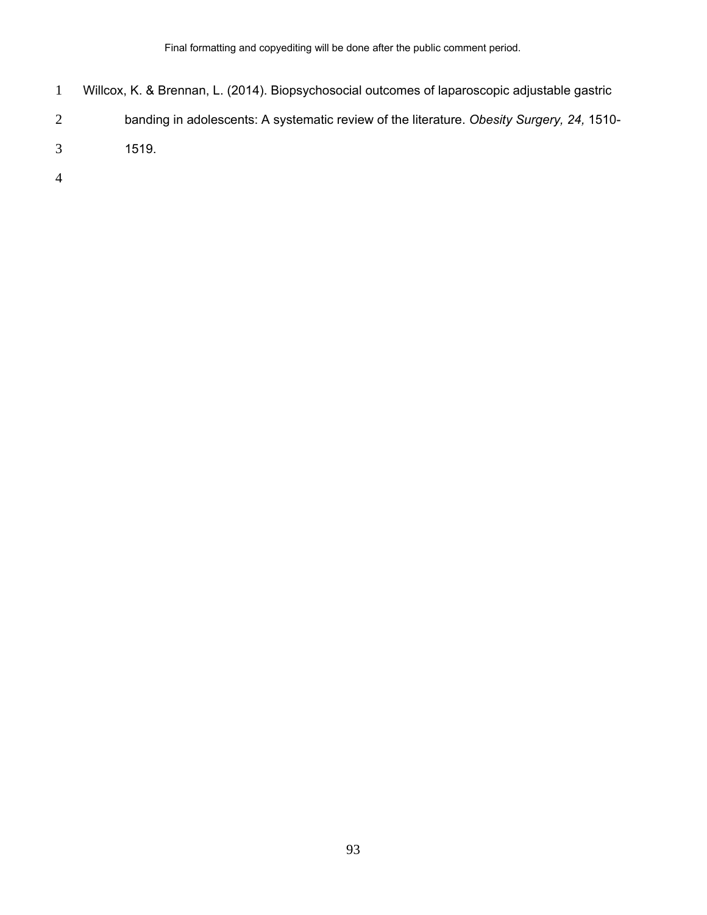Willcox, K. & Brennan, L. (2014). Biopsychosocial outcomes of laparoscopic adjustable gastric banding in adolescents: A systematic review of the literature. *Obesity Surgery, 24,* 1510-1519.